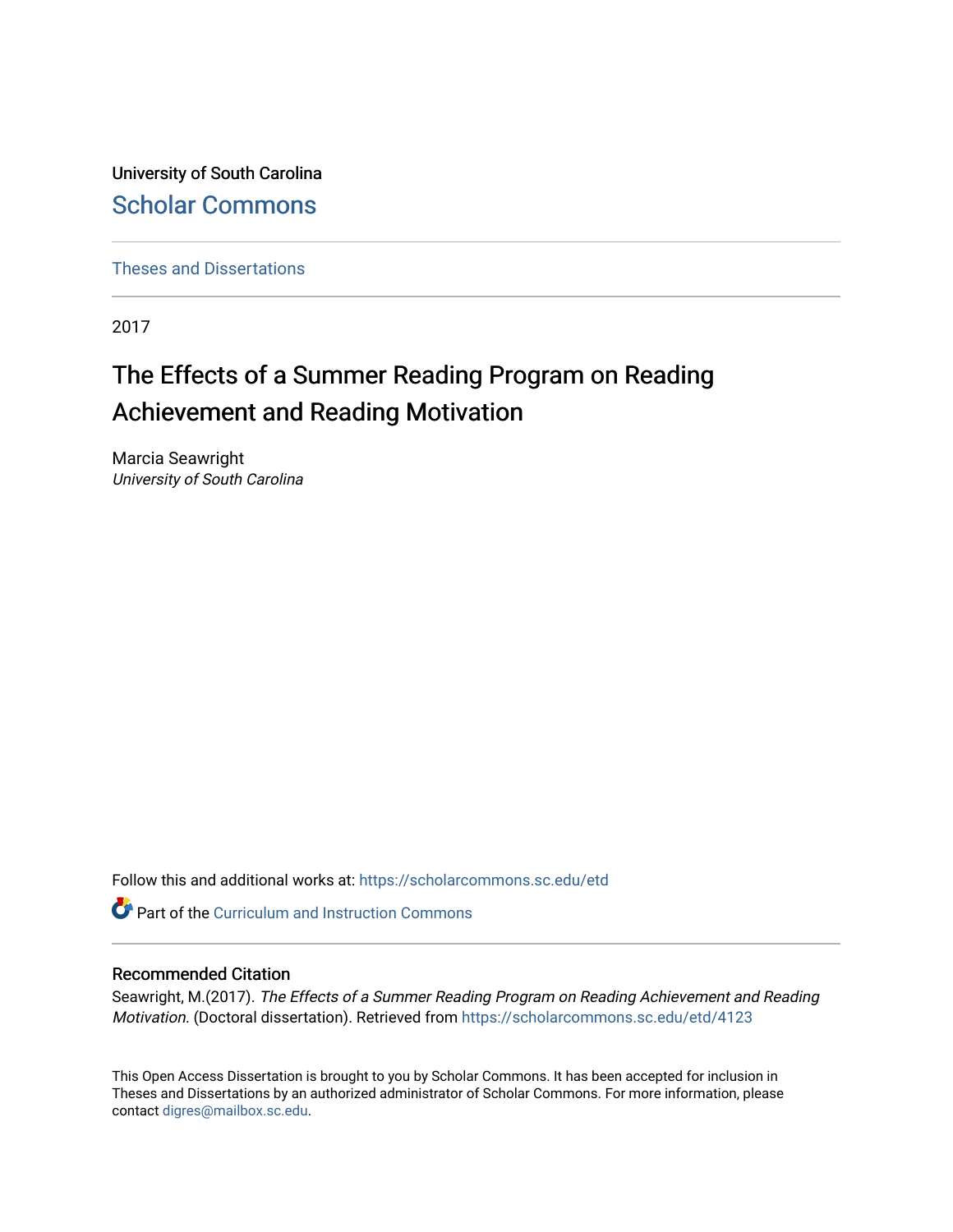University of South Carolina

## Scholar Commons

Theses and Dissertations

2017

# The Effects of a Summer Reading Program on Reading Achievement and Reading Motivation

Marcia Seawright
*University of South Carolina*

Follow this and additional works at: https://scholarcommons.sc.edu/etd

Part of the Curriculum and Instruction Commons

### Recommended Citation

Seawright, M.(2017). *The Effects of a Summer Reading Program on Reading Achievement and Reading Motivation.* (Doctoral dissertation). Retrieved from https://scholarcommons.sc.edu/etd/4123

This Open Access Dissertation is brought to you by Scholar Commons. It has been accepted for inclusion in Theses and Dissertations by an authorized administrator of Scholar Commons. For more information, please contact digres@mailbox.sc.edu.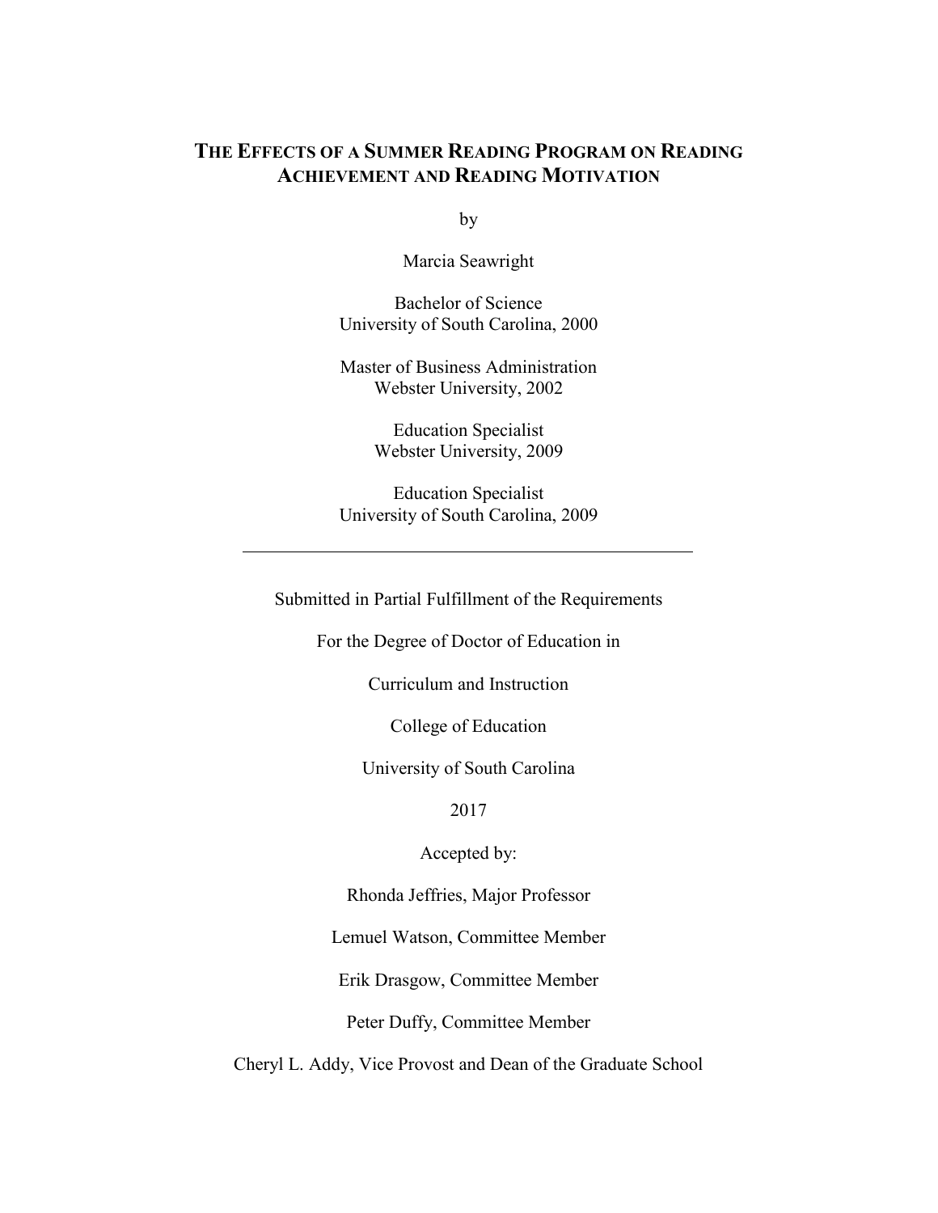# THE EFFECTS OF A SUMMER READING PROGRAM ON READING ACHIEVEMENT AND READING MOTIVATION

by

Marcia Seawright

Bachelor of Science
University of South Carolina, 2000

Master of Business Administration
Webster University, 2002

Education Specialist
Webster University, 2009

Education Specialist
University of South Carolina, 2009

---

Submitted in Partial Fulfillment of the Requirements

For the Degree of Doctor of Education in

Curriculum and Instruction

College of Education

University of South Carolina

2017

Accepted by:

Rhonda Jeffries, Major Professor

Lemuel Watson, Committee Member

Erik Drasgow, Committee Member

Peter Duffy, Committee Member

Cheryl L. Addy, Vice Provost and Dean of the Graduate School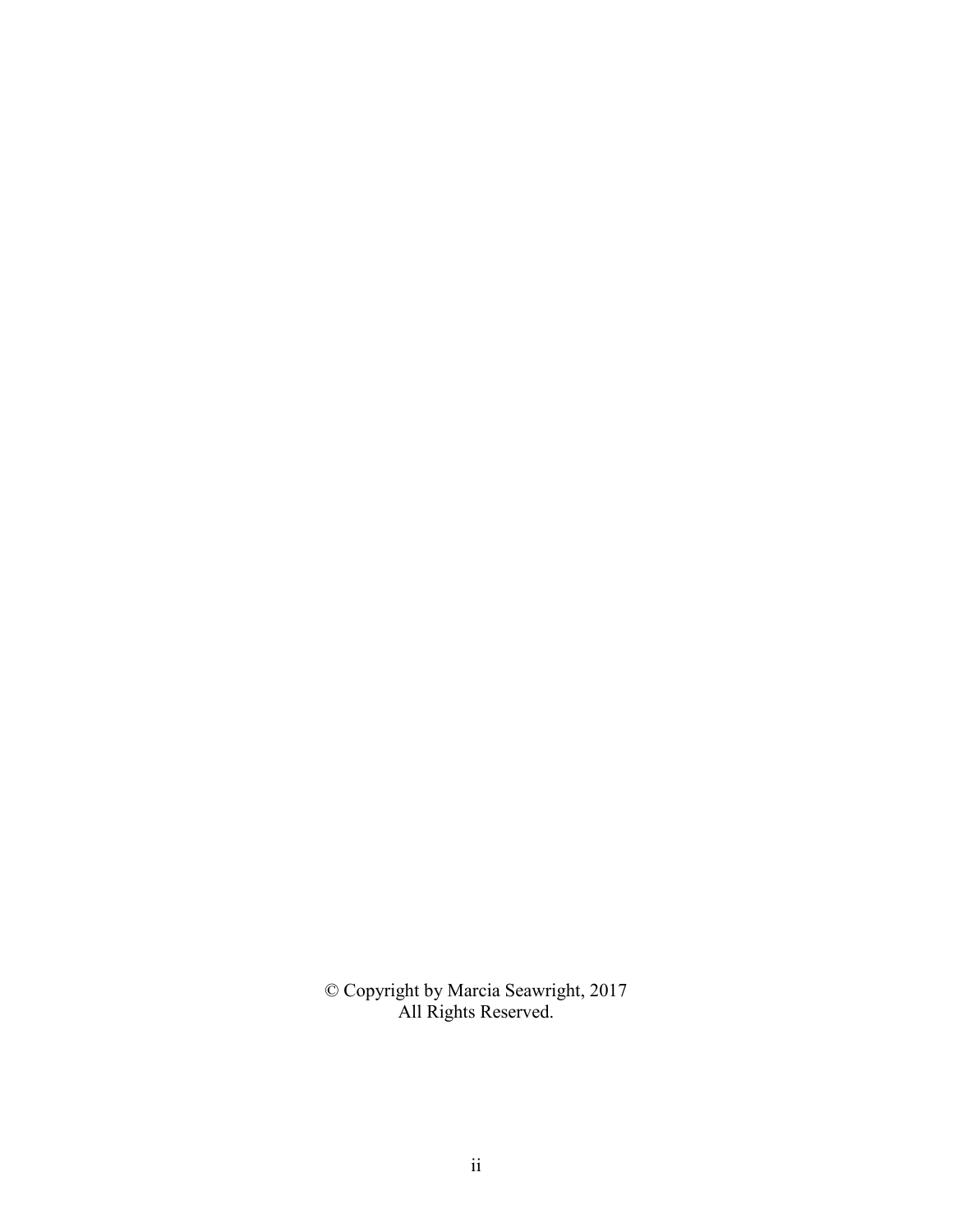© Copyright by Marcia Seawright, 2017
All Rights Reserved.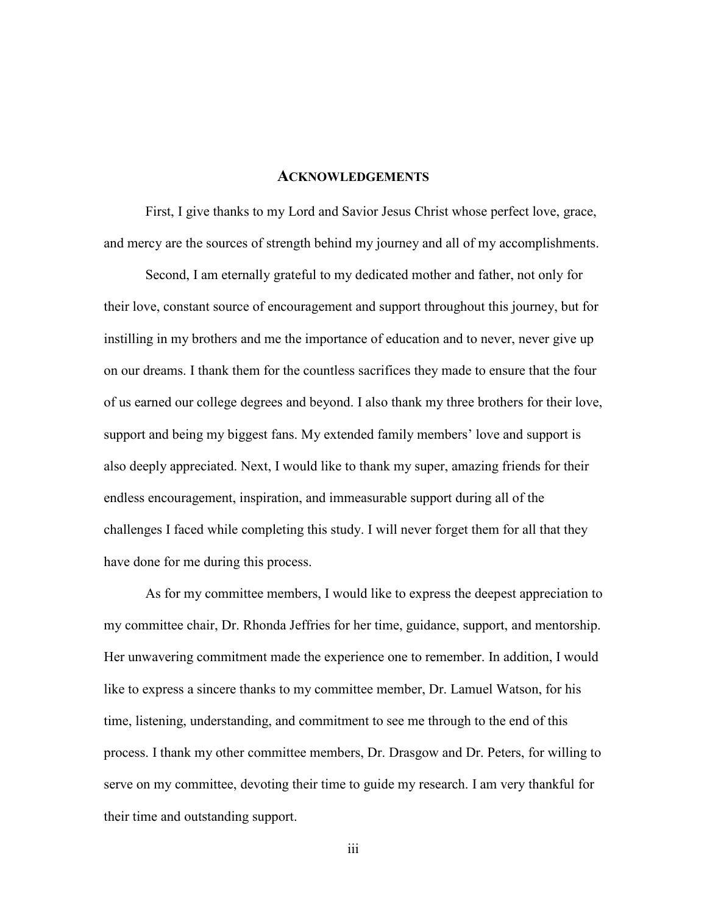# ACKNOWLEDGEMENTS

First, I give thanks to my Lord and Savior Jesus Christ whose perfect love, grace, and mercy are the sources of strength behind my journey and all of my accomplishments.

Second, I am eternally grateful to my dedicated mother and father, not only for their love, constant source of encouragement and support throughout this journey, but for instilling in my brothers and me the importance of education and to never, never give up on our dreams. I thank them for the countless sacrifices they made to ensure that the four of us earned our college degrees and beyond. I also thank my three brothers for their love, support and being my biggest fans. My extended family members' love and support is also deeply appreciated. Next, I would like to thank my super, amazing friends for their endless encouragement, inspiration, and immeasurable support during all of the challenges I faced while completing this study. I will never forget them for all that they have done for me during this process.

As for my committee members, I would like to express the deepest appreciation to my committee chair, Dr. Rhonda Jeffries for her time, guidance, support, and mentorship. Her unwavering commitment made the experience one to remember. In addition, I would like to express a sincere thanks to my committee member, Dr. Lamuel Watson, for his time, listening, understanding, and commitment to see me through to the end of this process. I thank my other committee members, Dr. Drasgow and Dr. Peters, for willing to serve on my committee, devoting their time to guide my research. I am very thankful for their time and outstanding support.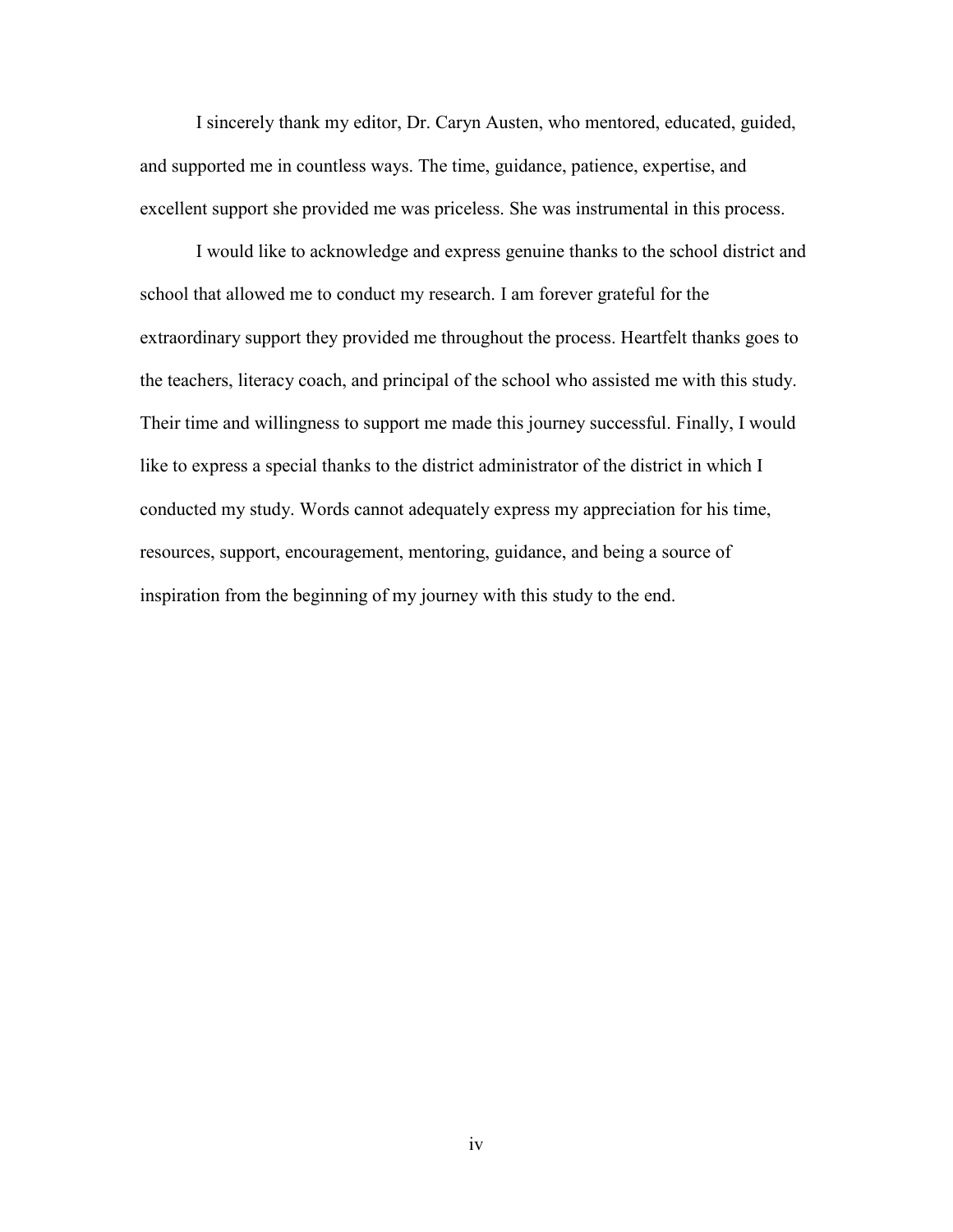I sincerely thank my editor, Dr. Caryn Austen, who mentored, educated, guided, and supported me in countless ways. The time, guidance, patience, expertise, and excellent support she provided me was priceless. She was instrumental in this process.

I would like to acknowledge and express genuine thanks to the school district and school that allowed me to conduct my research. I am forever grateful for the extraordinary support they provided me throughout the process. Heartfelt thanks goes to the teachers, literacy coach, and principal of the school who assisted me with this study. Their time and willingness to support me made this journey successful. Finally, I would like to express a special thanks to the district administrator of the district in which I conducted my study. Words cannot adequately express my appreciation for his time, resources, support, encouragement, mentoring, guidance, and being a source of inspiration from the beginning of my journey with this study to the end.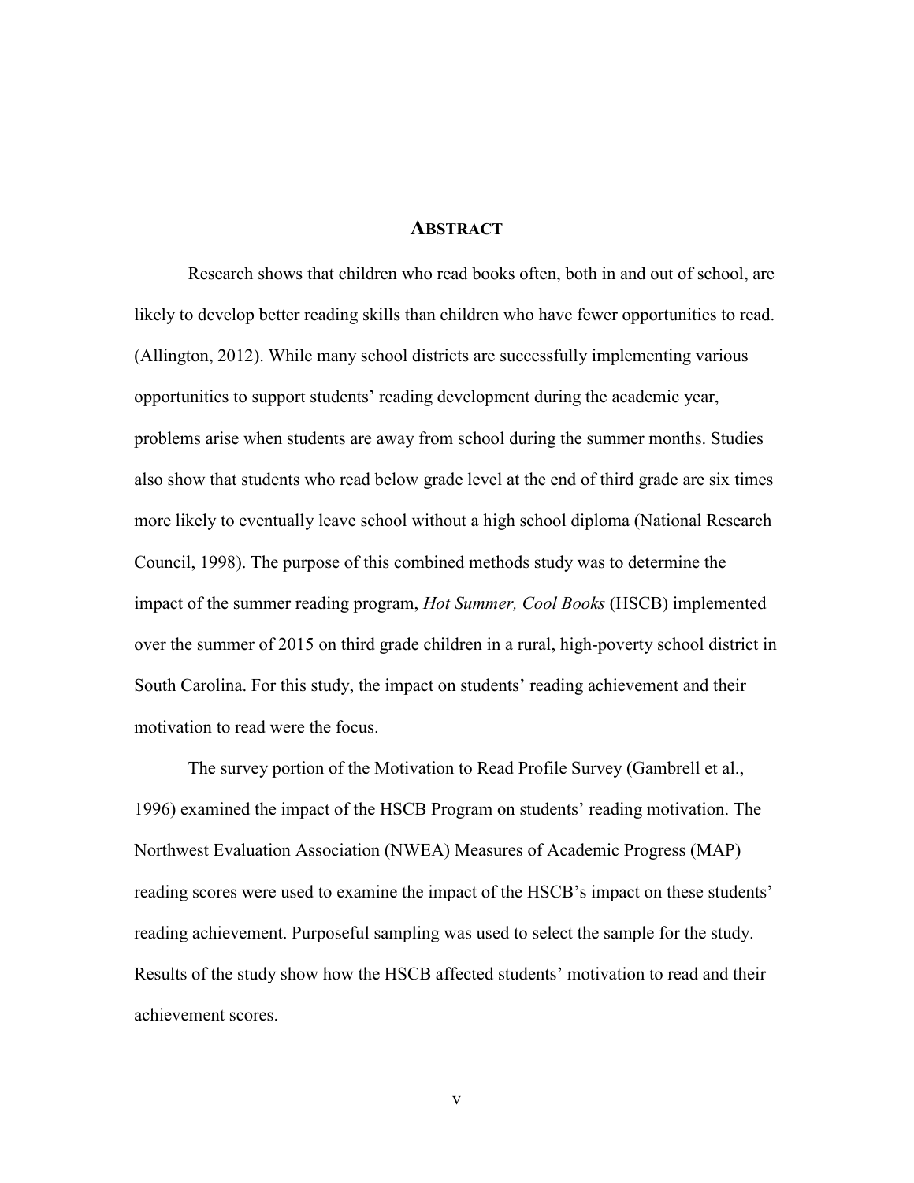# ABSTRACT

Research shows that children who read books often, both in and out of school, are likely to develop better reading skills than children who have fewer opportunities to read. (Allington, 2012). While many school districts are successfully implementing various opportunities to support students' reading development during the academic year, problems arise when students are away from school during the summer months. Studies also show that students who read below grade level at the end of third grade are six times more likely to eventually leave school without a high school diploma (National Research Council, 1998). The purpose of this combined methods study was to determine the impact of the summer reading program, *Hot Summer, Cool Books* (HSCB) implemented over the summer of 2015 on third grade children in a rural, high-poverty school district in South Carolina. For this study, the impact on students' reading achievement and their motivation to read were the focus.

The survey portion of the Motivation to Read Profile Survey (Gambrell et al., 1996) examined the impact of the HSCB Program on students' reading motivation. The Northwest Evaluation Association (NWEA) Measures of Academic Progress (MAP) reading scores were used to examine the impact of the HSCB's impact on these students' reading achievement. Purposeful sampling was used to select the sample for the study. Results of the study show how the HSCB affected students' motivation to read and their achievement scores.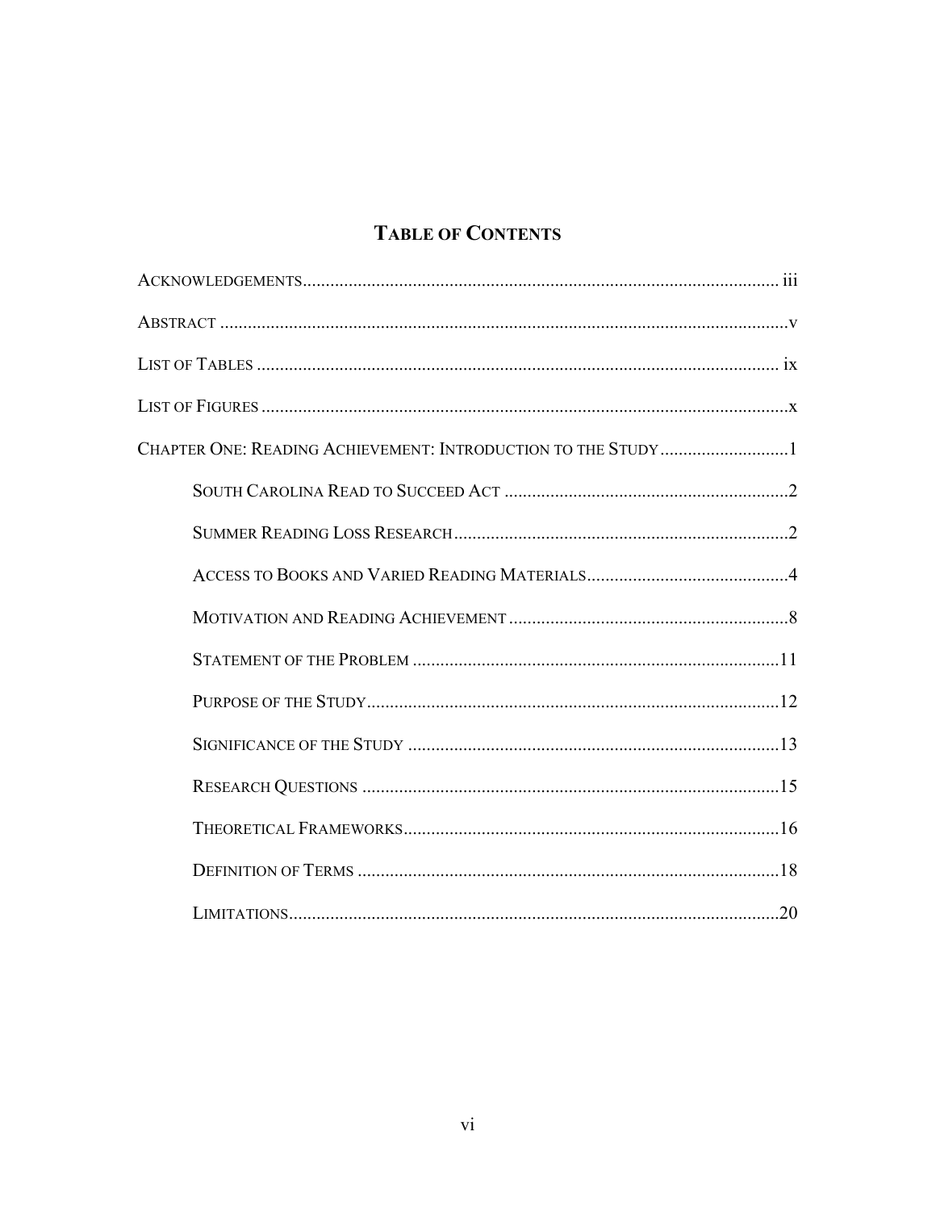# TABLE OF CONTENTS

ACKNOWLEDGEMENTS ....................................................................................................... iii

ABSTRACT ............................................................................................................................v

LIST OF TABLES ................................................................................................................. ix

LIST OF FIGURES ..................................................................................................................x

CHAPTER ONE: READING ACHIEVEMENT: INTRODUCTION TO THE STUDY ............................1

SOUTH CAROLINA READ TO SUCCEED ACT ..............................................................2

SUMMER READING LOSS RESEARCH .........................................................................2

ACCESS TO BOOKS AND VARIED READING MATERIALS............................................4

MOTIVATION AND READING ACHIEVEMENT .............................................................8

STATEMENT OF THE PROBLEM .................................................................................11

PURPOSE OF THE STUDY...........................................................................................12

SIGNIFICANCE OF THE STUDY ..................................................................................13

RESEARCH QUESTIONS ............................................................................................15

THEORETICAL FRAMEWORKS...................................................................................16

DEFINITION OF TERMS .............................................................................................18

LIMITATIONS............................................................................................................20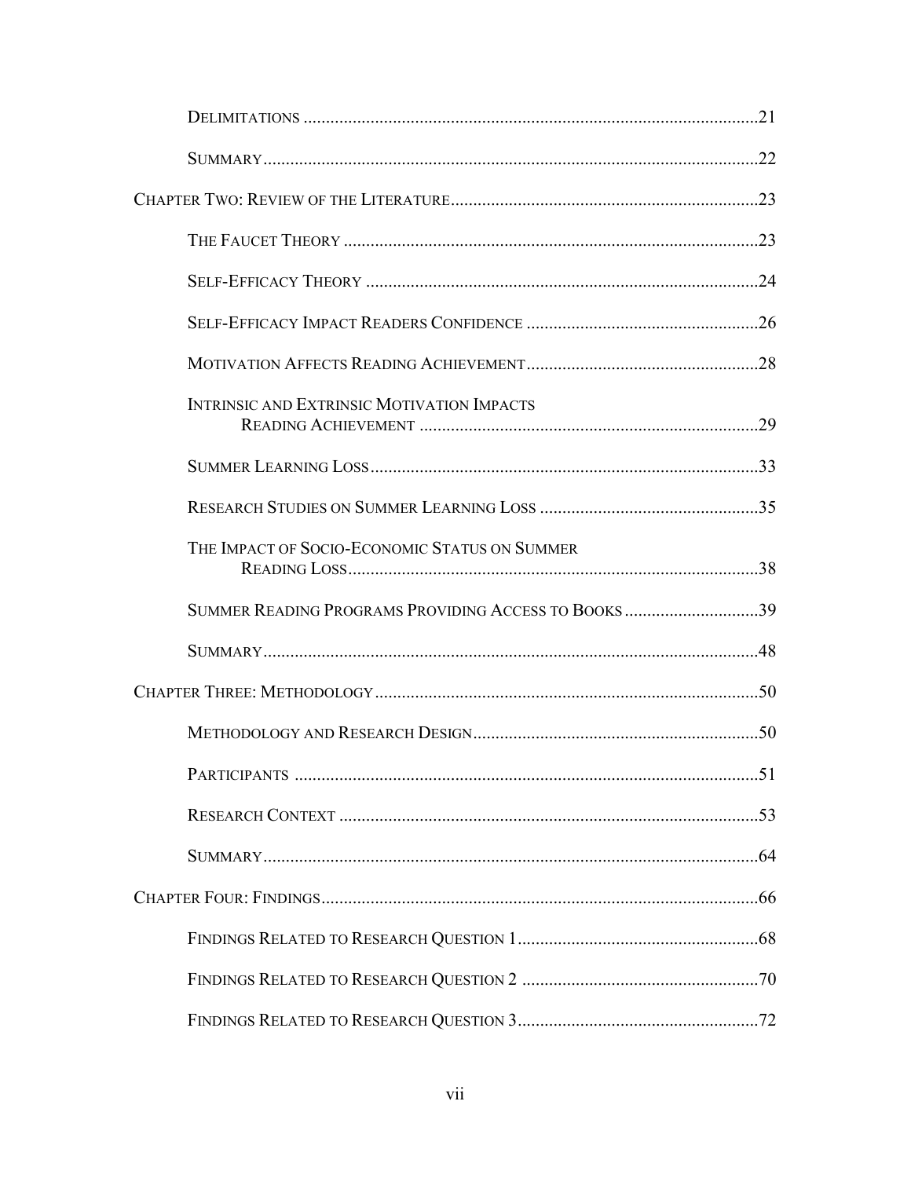Delimitations .....................................................................................................21

Summary...............................................................................................................22

Chapter Two: Review of the Literature.....................................................................23

The Faucet Theory .............................................................................................23

Self-Efficacy Theory ........................................................................................24

Self-Efficacy Impact Readers Confidence ....................................................26

Motivation Affects Reading Achievement....................................................28

Intrinsic and Extrinsic Motivation Impacts Reading Achievement ............................................................................29

Summer Learning Loss.......................................................................................33

Research Studies on Summer Learning Loss .................................................35

The Impact of Socio-Economic Status on Summer Reading Loss............................................................................................38

Summer Reading Programs Providing Access to Books ..............................39

Summary...............................................................................................................48

Chapter Three: Methodology......................................................................................50

Methodology and Research Design................................................................50

Participants ........................................................................................................51

Research Context ..............................................................................................53

Summary...............................................................................................................64

Chapter Four: Findings...................................................................................................66

Findings Related to Research Question 1......................................................68

Findings Related to Research Question 2 .....................................................70

Findings Related to Research Question 3......................................................72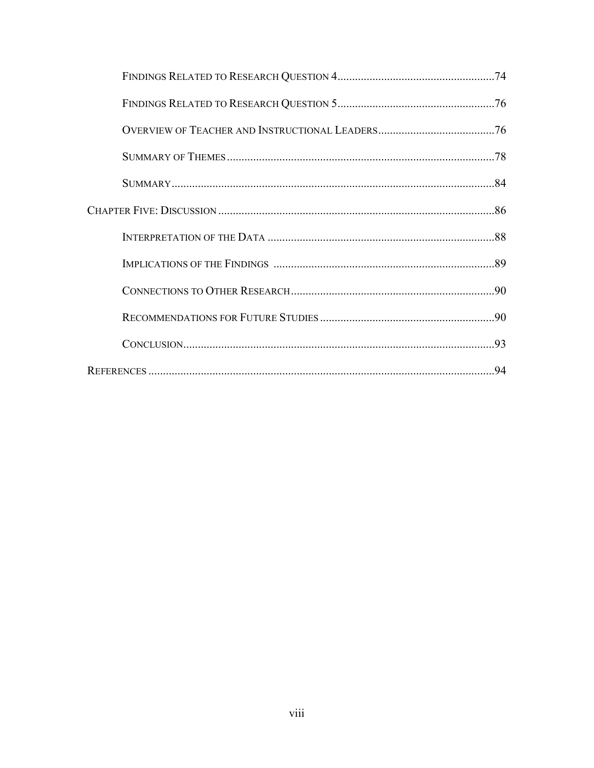Findings Related to Research Question 4 ..................................................... 74

Findings Related to Research Question 5 ..................................................... 76

Overview of Teacher and Instructional Leaders ........................................ 76

Summary of Themes ........................................................................................ 78

Summary ........................................................................................................... 84

Chapter Five: Discussion ..................................................................................... 86

Interpretation of the Data ................................................................................ 88

Implications of the Findings ............................................................................ 89

Connections to Other Research ...................................................................... 90

Recommendations for Future Studies ............................................................ 90

Conclusion ........................................................................................................ 93

References .............................................................................................................. 94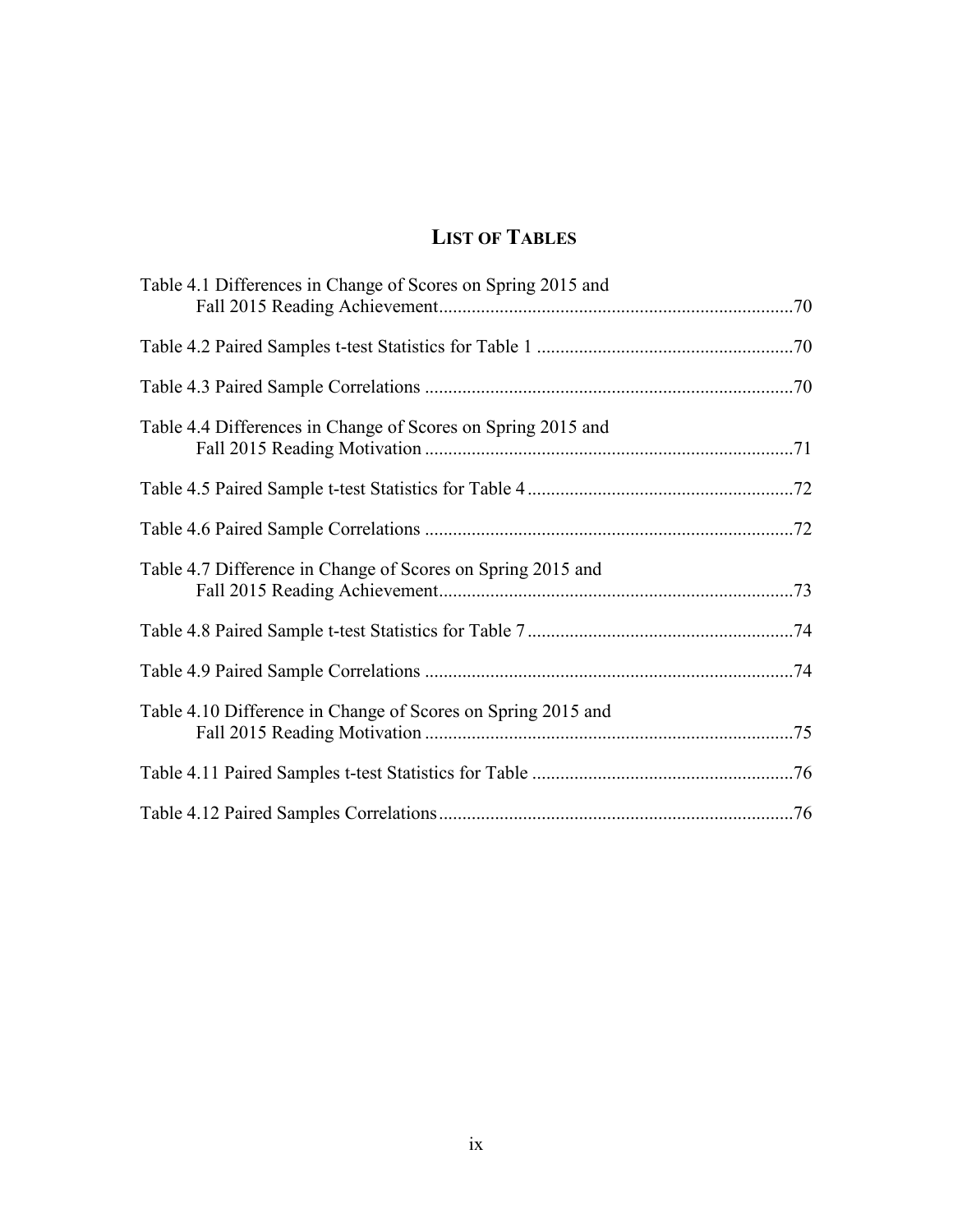# LIST OF TABLES

Table 4.1 Differences in Change of Scores on Spring 2015 and Fall 2015 Reading Achievement ........................................................................... 70

Table 4.2 Paired Samples t-test Statistics for Table 1 ....................................................... 70

Table 4.3 Paired Sample Correlations ............................................................................... 70

Table 4.4 Differences in Change of Scores on Spring 2015 and Fall 2015 Reading Motivation .............................................................................. 71

Table 4.5 Paired Sample t-test Statistics for Table 4 ......................................................... 72

Table 4.6 Paired Sample Correlations ............................................................................... 72

Table 4.7 Difference in Change of Scores on Spring 2015 and Fall 2015 Reading Achievement ........................................................................... 73

Table 4.8 Paired Sample t-test Statistics for Table 7 ......................................................... 74

Table 4.9 Paired Sample Correlations ............................................................................... 74

Table 4.10 Difference in Change of Scores on Spring 2015 and Fall 2015 Reading Motivation .............................................................................. 75

Table 4.11 Paired Samples t-test Statistics for Table ........................................................ 76

Table 4.12 Paired Samples Correlations ............................................................................ 76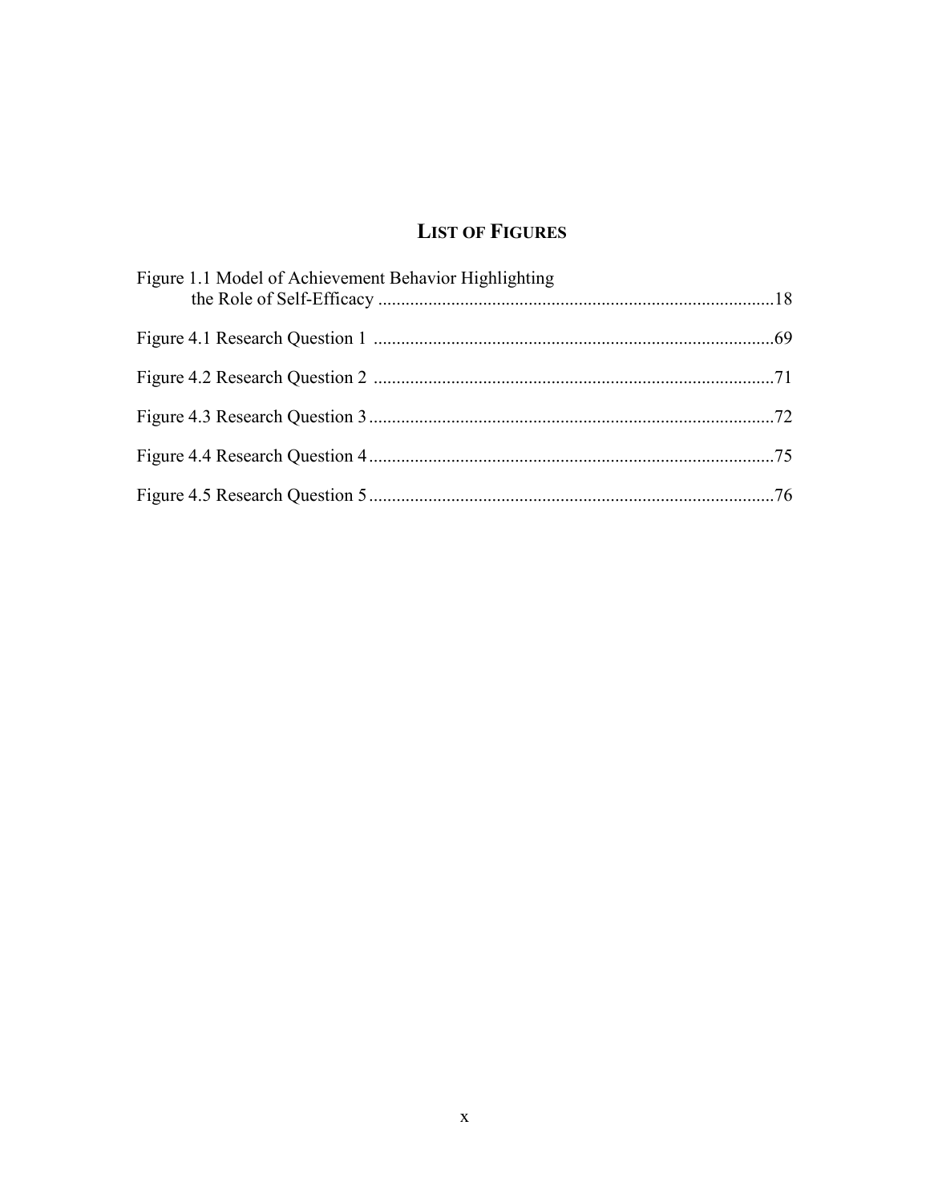# LIST OF FIGURES

Figure 1.1 Model of Achievement Behavior Highlighting the Role of Self-Efficacy ....................................................................................18

Figure 4.1 Research Question 1 ........................................................................................69

Figure 4.2 Research Question 2 ........................................................................................71

Figure 4.3 Research Question 3 ........................................................................................72

Figure 4.4 Research Question 4 ........................................................................................75

Figure 4.5 Research Question 5 ........................................................................................76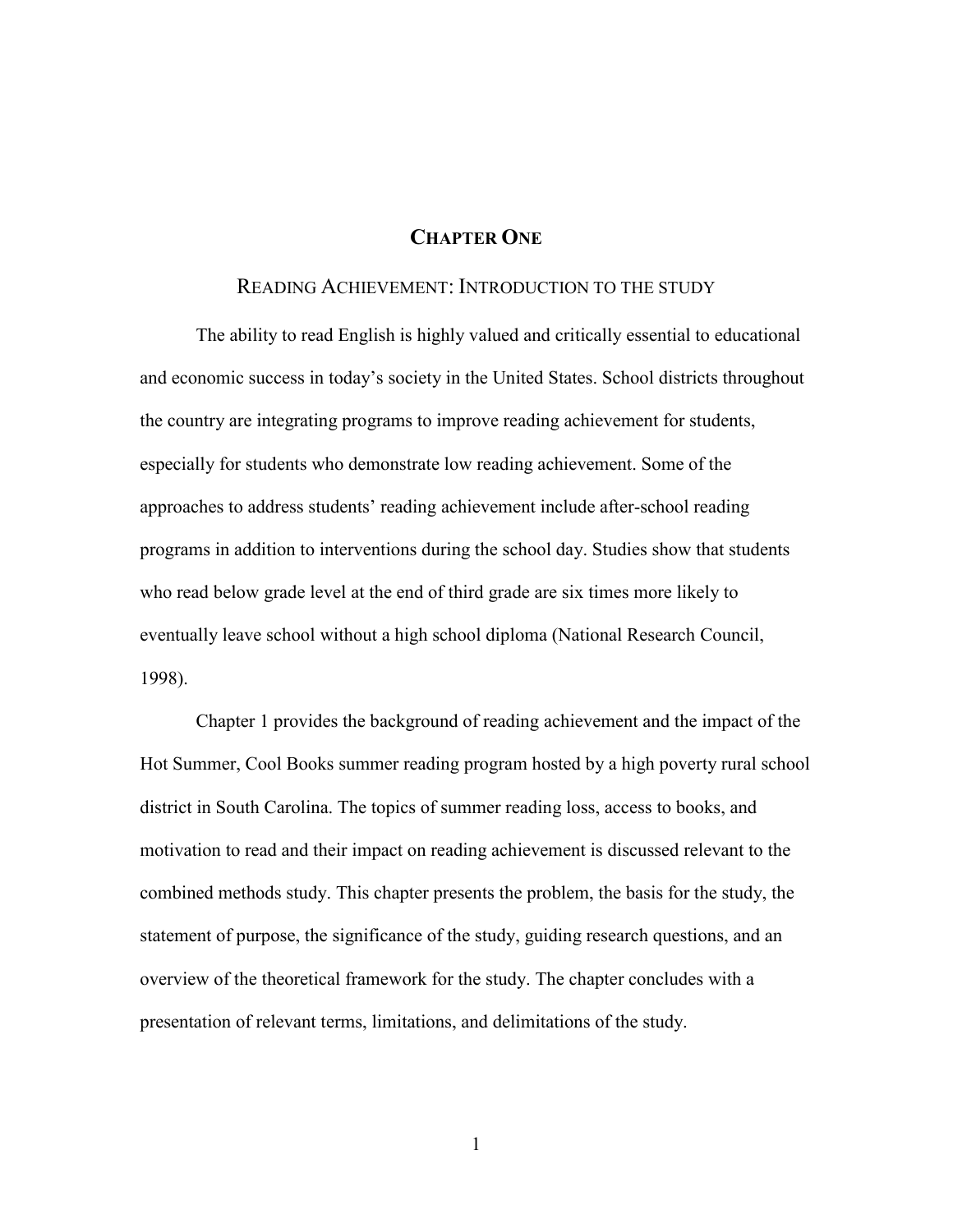# CHAPTER ONE

## READING ACHIEVEMENT: INTRODUCTION TO THE STUDY

The ability to read English is highly valued and critically essential to educational and economic success in today's society in the United States. School districts throughout the country are integrating programs to improve reading achievement for students, especially for students who demonstrate low reading achievement. Some of the approaches to address students' reading achievement include after-school reading programs in addition to interventions during the school day. Studies show that students who read below grade level at the end of third grade are six times more likely to eventually leave school without a high school diploma (National Research Council, 1998).

Chapter 1 provides the background of reading achievement and the impact of the Hot Summer, Cool Books summer reading program hosted by a high poverty rural school district in South Carolina. The topics of summer reading loss, access to books, and motivation to read and their impact on reading achievement is discussed relevant to the combined methods study. This chapter presents the problem, the basis for the study, the statement of purpose, the significance of the study, guiding research questions, and an overview of the theoretical framework for the study. The chapter concludes with a presentation of relevant terms, limitations, and delimitations of the study.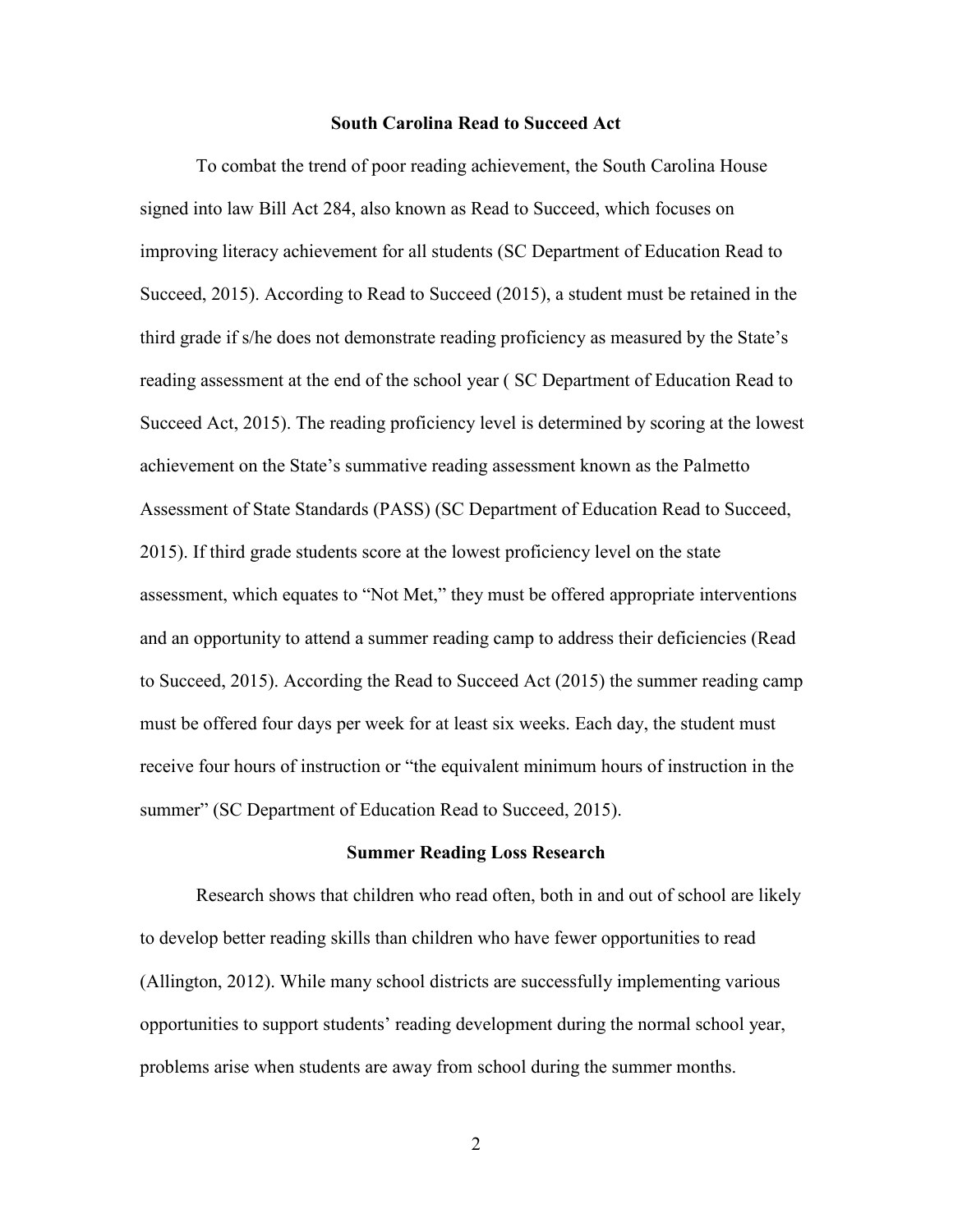## South Carolina Read to Succeed Act

To combat the trend of poor reading achievement, the South Carolina House signed into law Bill Act 284, also known as Read to Succeed, which focuses on improving literacy achievement for all students (SC Department of Education Read to Succeed, 2015). According to Read to Succeed (2015), a student must be retained in the third grade if s/he does not demonstrate reading proficiency as measured by the State's reading assessment at the end of the school year ( SC Department of Education Read to Succeed Act, 2015). The reading proficiency level is determined by scoring at the lowest achievement on the State's summative reading assessment known as the Palmetto Assessment of State Standards (PASS) (SC Department of Education Read to Succeed, 2015). If third grade students score at the lowest proficiency level on the state assessment, which equates to "Not Met," they must be offered appropriate interventions and an opportunity to attend a summer reading camp to address their deficiencies (Read to Succeed, 2015). According the Read to Succeed Act (2015) the summer reading camp must be offered four days per week for at least six weeks. Each day, the student must receive four hours of instruction or "the equivalent minimum hours of instruction in the summer" (SC Department of Education Read to Succeed, 2015).

## Summer Reading Loss Research

Research shows that children who read often, both in and out of school are likely to develop better reading skills than children who have fewer opportunities to read (Allington, 2012). While many school districts are successfully implementing various opportunities to support students' reading development during the normal school year, problems arise when students are away from school during the summer months.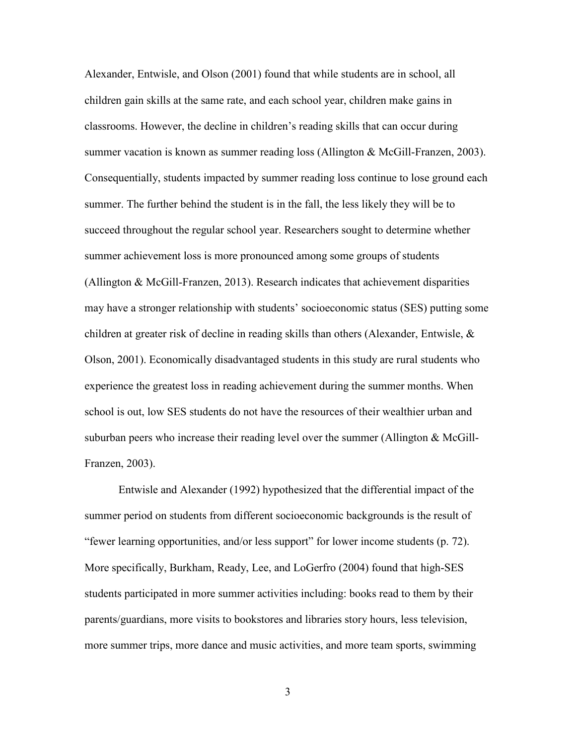Alexander, Entwisle, and Olson (2001) found that while students are in school, all children gain skills at the same rate, and each school year, children make gains in classrooms. However, the decline in children's reading skills that can occur during summer vacation is known as summer reading loss (Allington & McGill-Franzen, 2003). Consequentially, students impacted by summer reading loss continue to lose ground each summer. The further behind the student is in the fall, the less likely they will be to succeed throughout the regular school year. Researchers sought to determine whether summer achievement loss is more pronounced among some groups of students (Allington & McGill-Franzen, 2013). Research indicates that achievement disparities may have a stronger relationship with students' socioeconomic status (SES) putting some children at greater risk of decline in reading skills than others (Alexander, Entwisle, & Olson, 2001). Economically disadvantaged students in this study are rural students who experience the greatest loss in reading achievement during the summer months. When school is out, low SES students do not have the resources of their wealthier urban and suburban peers who increase their reading level over the summer (Allington & McGill-Franzen, 2003).

Entwisle and Alexander (1992) hypothesized that the differential impact of the summer period on students from different socioeconomic backgrounds is the result of "fewer learning opportunities, and/or less support" for lower income students (p. 72). More specifically, Burkham, Ready, Lee, and LoGerfro (2004) found that high-SES students participated in more summer activities including: books read to them by their parents/guardians, more visits to bookstores and libraries story hours, less television, more summer trips, more dance and music activities, and more team sports, swimming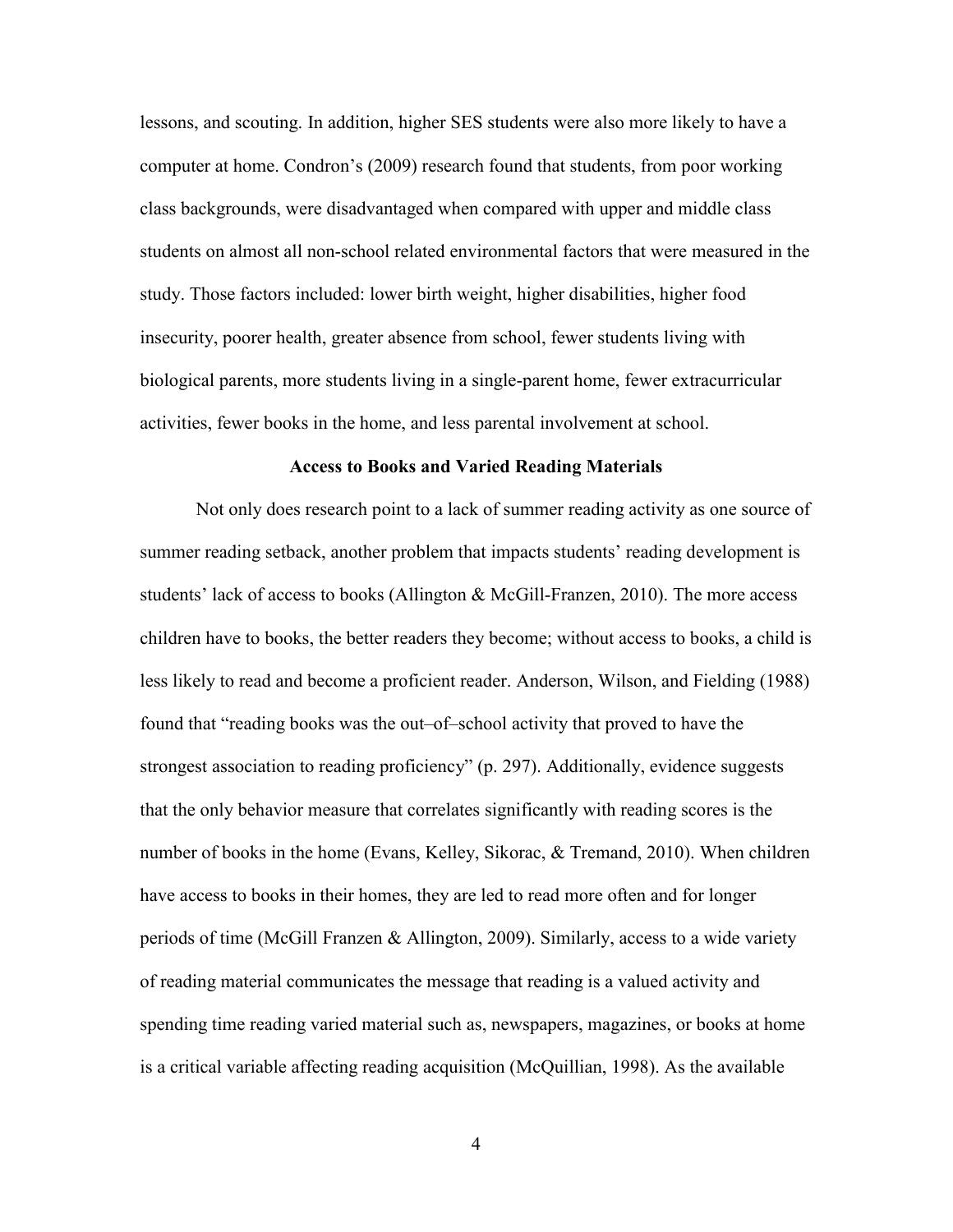lessons, and scouting. In addition, higher SES students were also more likely to have a computer at home. Condron's (2009) research found that students, from poor working class backgrounds, were disadvantaged when compared with upper and middle class students on almost all non-school related environmental factors that were measured in the study. Those factors included: lower birth weight, higher disabilities, higher food insecurity, poorer health, greater absence from school, fewer students living with biological parents, more students living in a single-parent home, fewer extracurricular activities, fewer books in the home, and less parental involvement at school.

## Access to Books and Varied Reading Materials

Not only does research point to a lack of summer reading activity as one source of summer reading setback, another problem that impacts students' reading development is students' lack of access to books (Allington & McGill-Franzen, 2010). The more access children have to books, the better readers they become; without access to books, a child is less likely to read and become a proficient reader. Anderson, Wilson, and Fielding (1988) found that "reading books was the out–of–school activity that proved to have the strongest association to reading proficiency" (p. 297). Additionally, evidence suggests that the only behavior measure that correlates significantly with reading scores is the number of books in the home (Evans, Kelley, Sikorac, & Tremand, 2010). When children have access to books in their homes, they are led to read more often and for longer periods of time (McGill Franzen & Allington, 2009). Similarly, access to a wide variety of reading material communicates the message that reading is a valued activity and spending time reading varied material such as, newspapers, magazines, or books at home is a critical variable affecting reading acquisition (McQuillian, 1998). As the available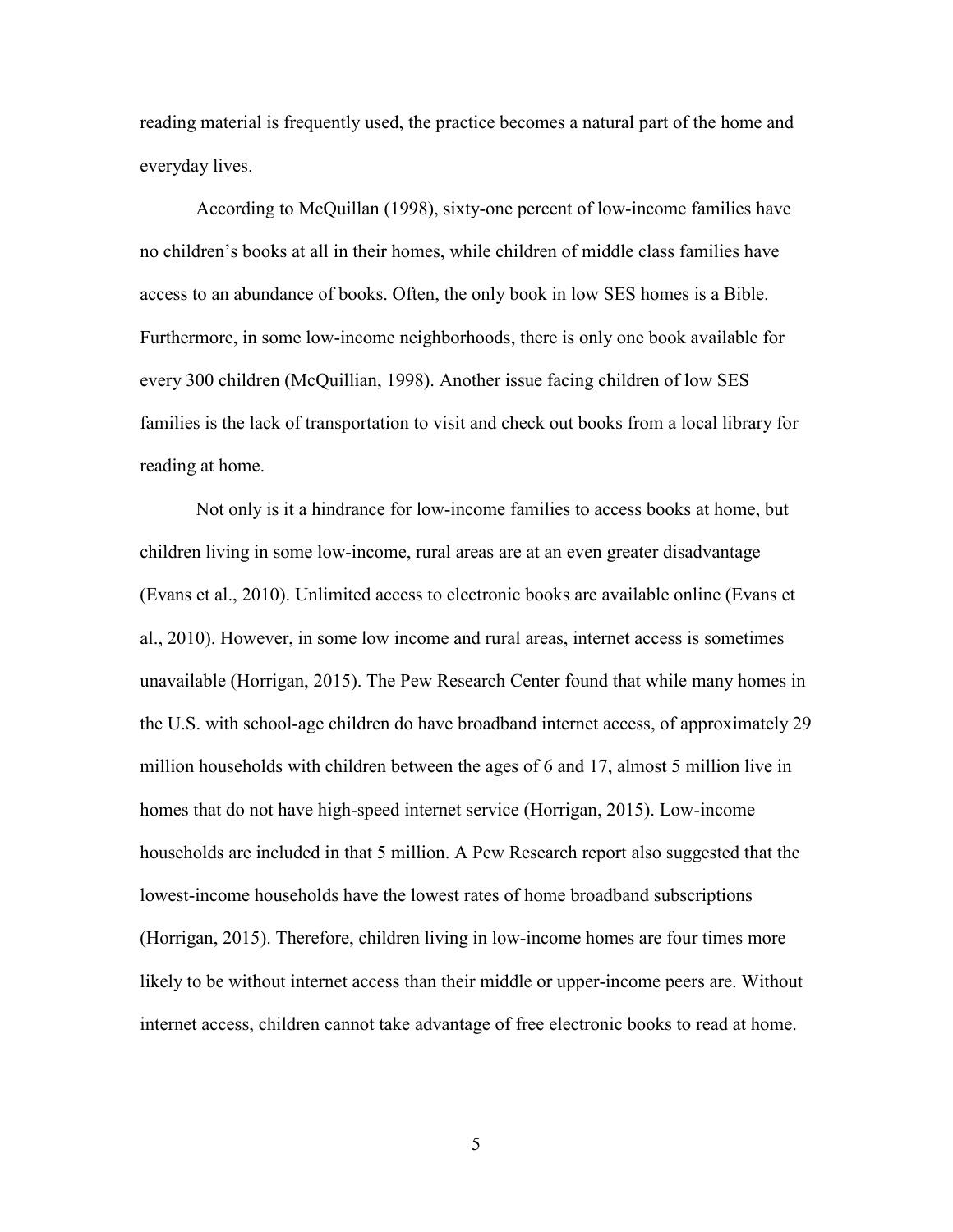reading material is frequently used, the practice becomes a natural part of the home and everyday lives.

According to McQuillan (1998), sixty-one percent of low-income families have no children's books at all in their homes, while children of middle class families have access to an abundance of books. Often, the only book in low SES homes is a Bible. Furthermore, in some low-income neighborhoods, there is only one book available for every 300 children (McQuillian, 1998). Another issue facing children of low SES families is the lack of transportation to visit and check out books from a local library for reading at home.

Not only is it a hindrance for low-income families to access books at home, but children living in some low-income, rural areas are at an even greater disadvantage (Evans et al., 2010). Unlimited access to electronic books are available online (Evans et al., 2010). However, in some low income and rural areas, internet access is sometimes unavailable (Horrigan, 2015). The Pew Research Center found that while many homes in the U.S. with school-age children do have broadband internet access, of approximately 29 million households with children between the ages of 6 and 17, almost 5 million live in homes that do not have high-speed internet service (Horrigan, 2015). Low-income households are included in that 5 million. A Pew Research report also suggested that the lowest-income households have the lowest rates of home broadband subscriptions (Horrigan, 2015). Therefore, children living in low-income homes are four times more likely to be without internet access than their middle or upper-income peers are. Without internet access, children cannot take advantage of free electronic books to read at home.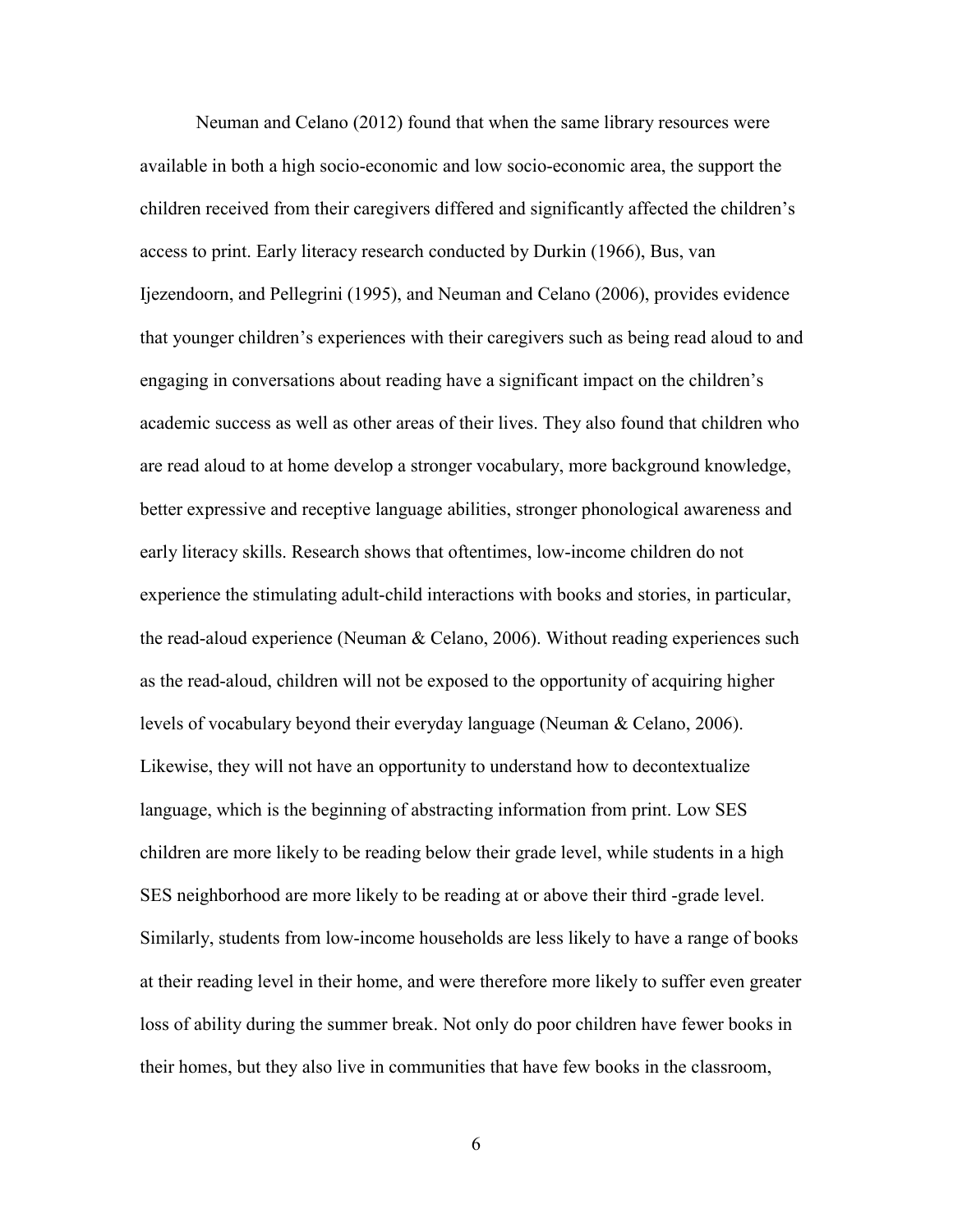Neuman and Celano (2012) found that when the same library resources were available in both a high socio-economic and low socio-economic area, the support the children received from their caregivers differed and significantly affected the children's access to print. Early literacy research conducted by Durkin (1966), Bus, van Ijezendoorn, and Pellegrini (1995), and Neuman and Celano (2006), provides evidence that younger children's experiences with their caregivers such as being read aloud to and engaging in conversations about reading have a significant impact on the children's academic success as well as other areas of their lives. They also found that children who are read aloud to at home develop a stronger vocabulary, more background knowledge, better expressive and receptive language abilities, stronger phonological awareness and early literacy skills. Research shows that oftentimes, low-income children do not experience the stimulating adult-child interactions with books and stories, in particular, the read-aloud experience (Neuman & Celano, 2006). Without reading experiences such as the read-aloud, children will not be exposed to the opportunity of acquiring higher levels of vocabulary beyond their everyday language (Neuman & Celano, 2006). Likewise, they will not have an opportunity to understand how to decontextualize language, which is the beginning of abstracting information from print. Low SES children are more likely to be reading below their grade level, while students in a high SES neighborhood are more likely to be reading at or above their third -grade level. Similarly, students from low-income households are less likely to have a range of books at their reading level in their home, and were therefore more likely to suffer even greater loss of ability during the summer break. Not only do poor children have fewer books in their homes, but they also live in communities that have few books in the classroom,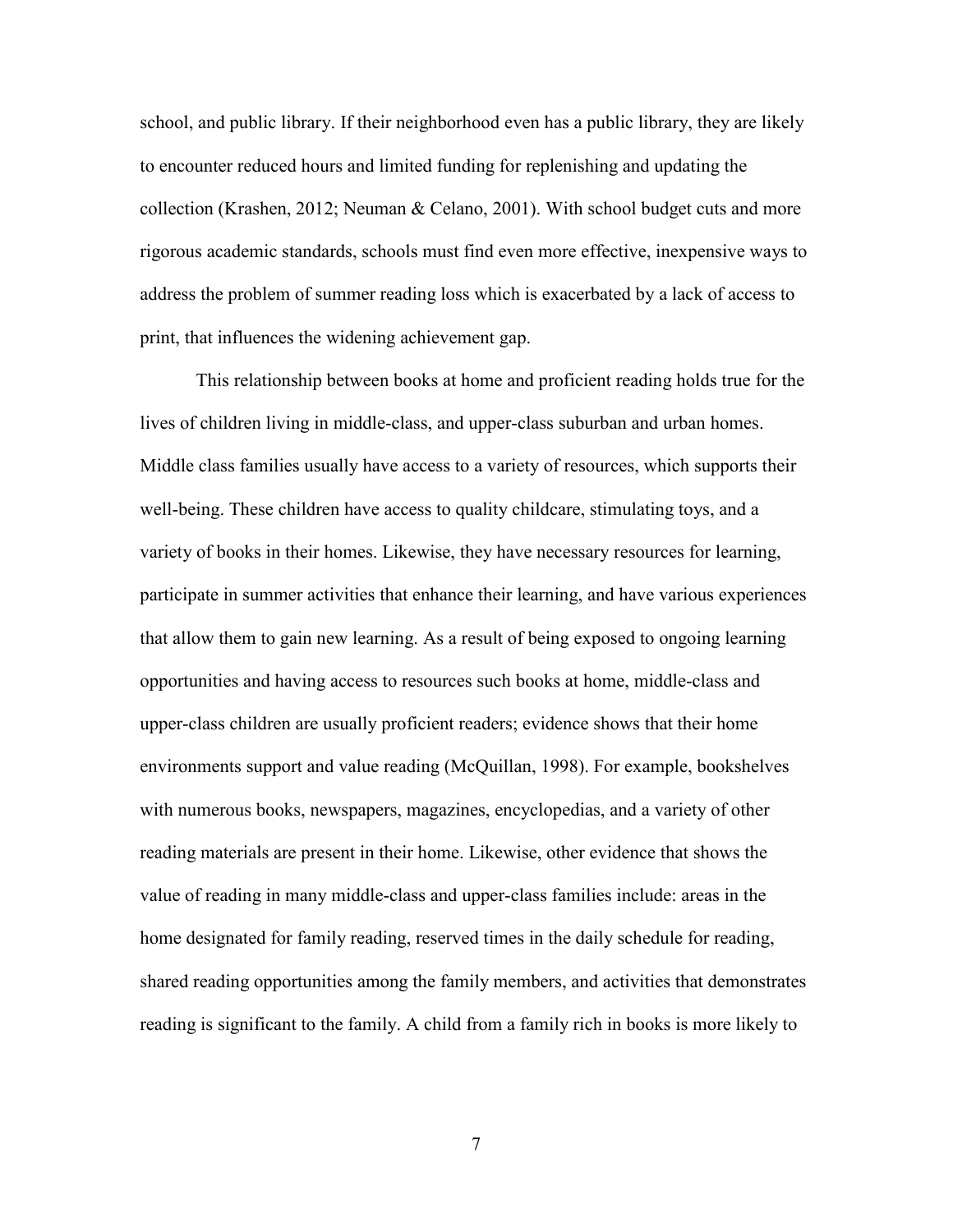school, and public library. If their neighborhood even has a public library, they are likely to encounter reduced hours and limited funding for replenishing and updating the collection (Krashen, 2012; Neuman & Celano, 2001). With school budget cuts and more rigorous academic standards, schools must find even more effective, inexpensive ways to address the problem of summer reading loss which is exacerbated by a lack of access to print, that influences the widening achievement gap.

This relationship between books at home and proficient reading holds true for the lives of children living in middle-class, and upper-class suburban and urban homes. Middle class families usually have access to a variety of resources, which supports their well-being. These children have access to quality childcare, stimulating toys, and a variety of books in their homes. Likewise, they have necessary resources for learning, participate in summer activities that enhance their learning, and have various experiences that allow them to gain new learning. As a result of being exposed to ongoing learning opportunities and having access to resources such books at home, middle-class and upper-class children are usually proficient readers; evidence shows that their home environments support and value reading (McQuillan, 1998). For example, bookshelves with numerous books, newspapers, magazines, encyclopedias, and a variety of other reading materials are present in their home. Likewise, other evidence that shows the value of reading in many middle-class and upper-class families include: areas in the home designated for family reading, reserved times in the daily schedule for reading, shared reading opportunities among the family members, and activities that demonstrates reading is significant to the family. A child from a family rich in books is more likely to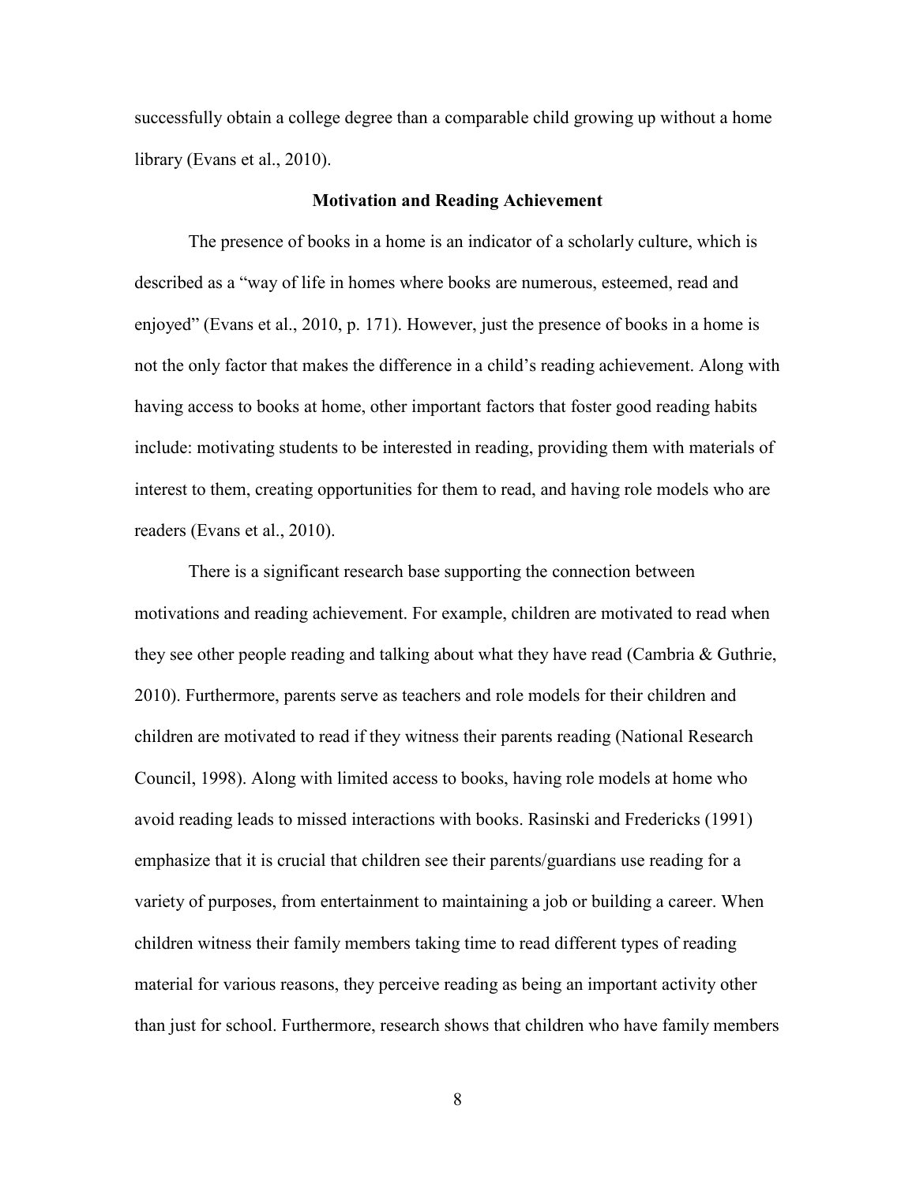successfully obtain a college degree than a comparable child growing up without a home library (Evans et al., 2010).

## Motivation and Reading Achievement

The presence of books in a home is an indicator of a scholarly culture, which is described as a "way of life in homes where books are numerous, esteemed, read and enjoyed" (Evans et al., 2010, p. 171). However, just the presence of books in a home is not the only factor that makes the difference in a child's reading achievement. Along with having access to books at home, other important factors that foster good reading habits include: motivating students to be interested in reading, providing them with materials of interest to them, creating opportunities for them to read, and having role models who are readers (Evans et al., 2010).

There is a significant research base supporting the connection between motivations and reading achievement. For example, children are motivated to read when they see other people reading and talking about what they have read (Cambria & Guthrie, 2010). Furthermore, parents serve as teachers and role models for their children and children are motivated to read if they witness their parents reading (National Research Council, 1998). Along with limited access to books, having role models at home who avoid reading leads to missed interactions with books. Rasinski and Fredericks (1991) emphasize that it is crucial that children see their parents/guardians use reading for a variety of purposes, from entertainment to maintaining a job or building a career. When children witness their family members taking time to read different types of reading material for various reasons, they perceive reading as being an important activity other than just for school. Furthermore, research shows that children who have family members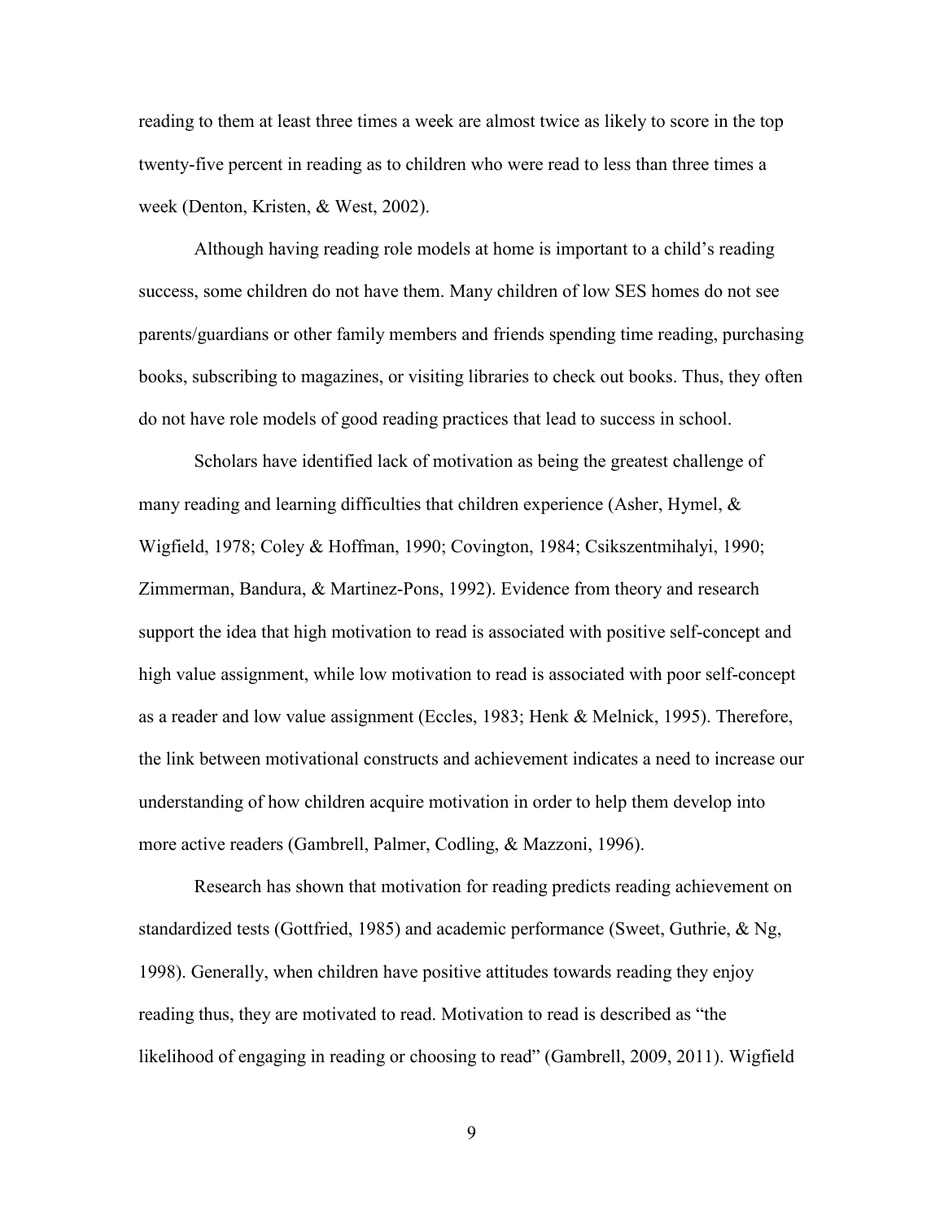reading to them at least three times a week are almost twice as likely to score in the top twenty-five percent in reading as to children who were read to less than three times a week (Denton, Kristen, & West, 2002).

Although having reading role models at home is important to a child's reading success, some children do not have them. Many children of low SES homes do not see parents/guardians or other family members and friends spending time reading, purchasing books, subscribing to magazines, or visiting libraries to check out books. Thus, they often do not have role models of good reading practices that lead to success in school.

Scholars have identified lack of motivation as being the greatest challenge of many reading and learning difficulties that children experience (Asher, Hymel, & Wigfield, 1978; Coley & Hoffman, 1990; Covington, 1984; Csikszentmihalyi, 1990; Zimmerman, Bandura, & Martinez-Pons, 1992). Evidence from theory and research support the idea that high motivation to read is associated with positive self-concept and high value assignment, while low motivation to read is associated with poor self-concept as a reader and low value assignment (Eccles, 1983; Henk & Melnick, 1995). Therefore, the link between motivational constructs and achievement indicates a need to increase our understanding of how children acquire motivation in order to help them develop into more active readers (Gambrell, Palmer, Codling, & Mazzoni, 1996).

Research has shown that motivation for reading predicts reading achievement on standardized tests (Gottfried, 1985) and academic performance (Sweet, Guthrie, & Ng, 1998). Generally, when children have positive attitudes towards reading they enjoy reading thus, they are motivated to read. Motivation to read is described as "the likelihood of engaging in reading or choosing to read" (Gambrell, 2009, 2011). Wigfield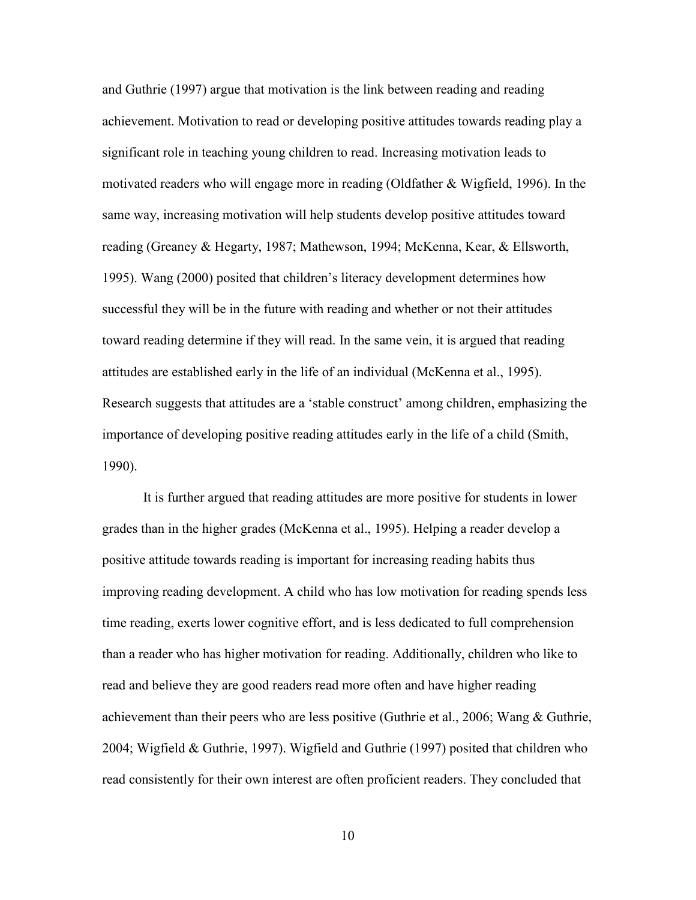and Guthrie (1997) argue that motivation is the link between reading and reading achievement. Motivation to read or developing positive attitudes towards reading play a significant role in teaching young children to read. Increasing motivation leads to motivated readers who will engage more in reading (Oldfather & Wigfield, 1996). In the same way, increasing motivation will help students develop positive attitudes toward reading (Greaney & Hegarty, 1987; Mathewson, 1994; McKenna, Kear, & Ellsworth, 1995). Wang (2000) posited that children's literacy development determines how successful they will be in the future with reading and whether or not their attitudes toward reading determine if they will read. In the same vein, it is argued that reading attitudes are established early in the life of an individual (McKenna et al., 1995). Research suggests that attitudes are a 'stable construct' among children, emphasizing the importance of developing positive reading attitudes early in the life of a child (Smith, 1990).

It is further argued that reading attitudes are more positive for students in lower grades than in the higher grades (McKenna et al., 1995). Helping a reader develop a positive attitude towards reading is important for increasing reading habits thus improving reading development. A child who has low motivation for reading spends less time reading, exerts lower cognitive effort, and is less dedicated to full comprehension than a reader who has higher motivation for reading. Additionally, children who like to read and believe they are good readers read more often and have higher reading achievement than their peers who are less positive (Guthrie et al., 2006; Wang & Guthrie, 2004; Wigfield & Guthrie, 1997). Wigfield and Guthrie (1997) posited that children who read consistently for their own interest are often proficient readers. They concluded that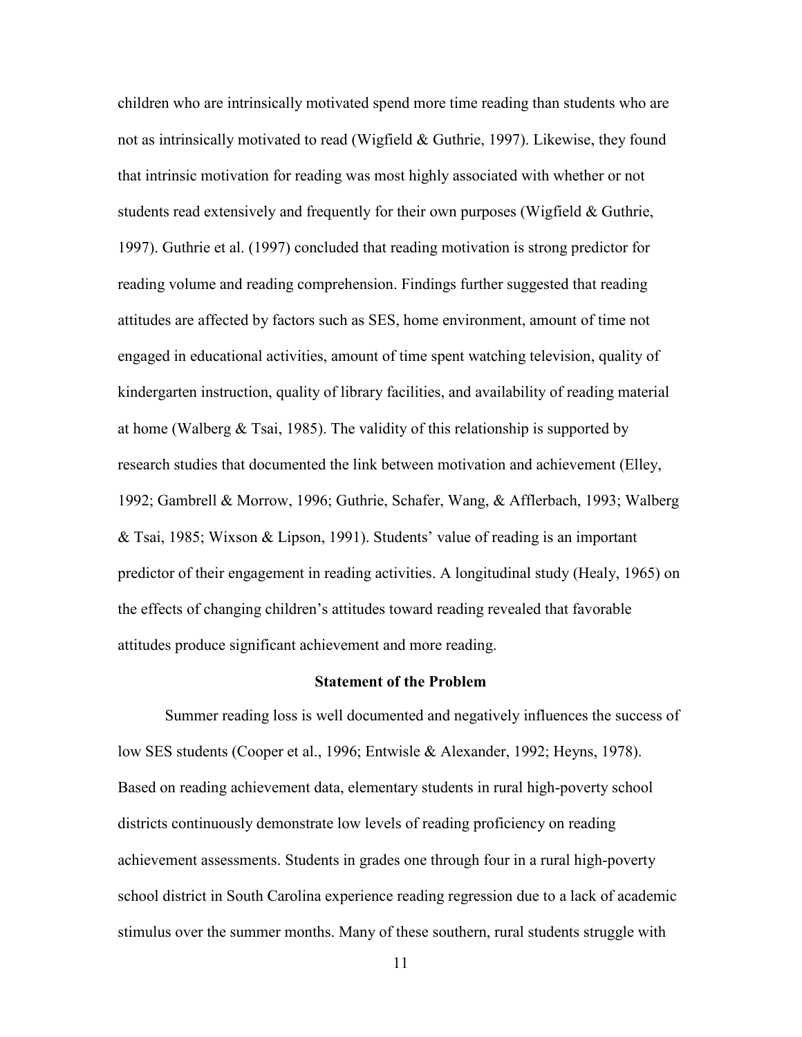children who are intrinsically motivated spend more time reading than students who are not as intrinsically motivated to read (Wigfield & Guthrie, 1997). Likewise, they found that intrinsic motivation for reading was most highly associated with whether or not students read extensively and frequently for their own purposes (Wigfield & Guthrie, 1997). Guthrie et al. (1997) concluded that reading motivation is strong predictor for reading volume and reading comprehension. Findings further suggested that reading attitudes are affected by factors such as SES, home environment, amount of time not engaged in educational activities, amount of time spent watching television, quality of kindergarten instruction, quality of library facilities, and availability of reading material at home (Walberg & Tsai, 1985). The validity of this relationship is supported by research studies that documented the link between motivation and achievement (Elley, 1992; Gambrell & Morrow, 1996; Guthrie, Schafer, Wang, & Afflerbach, 1993; Walberg & Tsai, 1985; Wixson & Lipson, 1991). Students' value of reading is an important predictor of their engagement in reading activities. A longitudinal study (Healy, 1965) on the effects of changing children's attitudes toward reading revealed that favorable attitudes produce significant achievement and more reading.

## Statement of the Problem

Summer reading loss is well documented and negatively influences the success of low SES students (Cooper et al., 1996; Entwisle & Alexander, 1992; Heyns, 1978). Based on reading achievement data, elementary students in rural high-poverty school districts continuously demonstrate low levels of reading proficiency on reading achievement assessments. Students in grades one through four in a rural high-poverty school district in South Carolina experience reading regression due to a lack of academic stimulus over the summer months. Many of these southern, rural students struggle with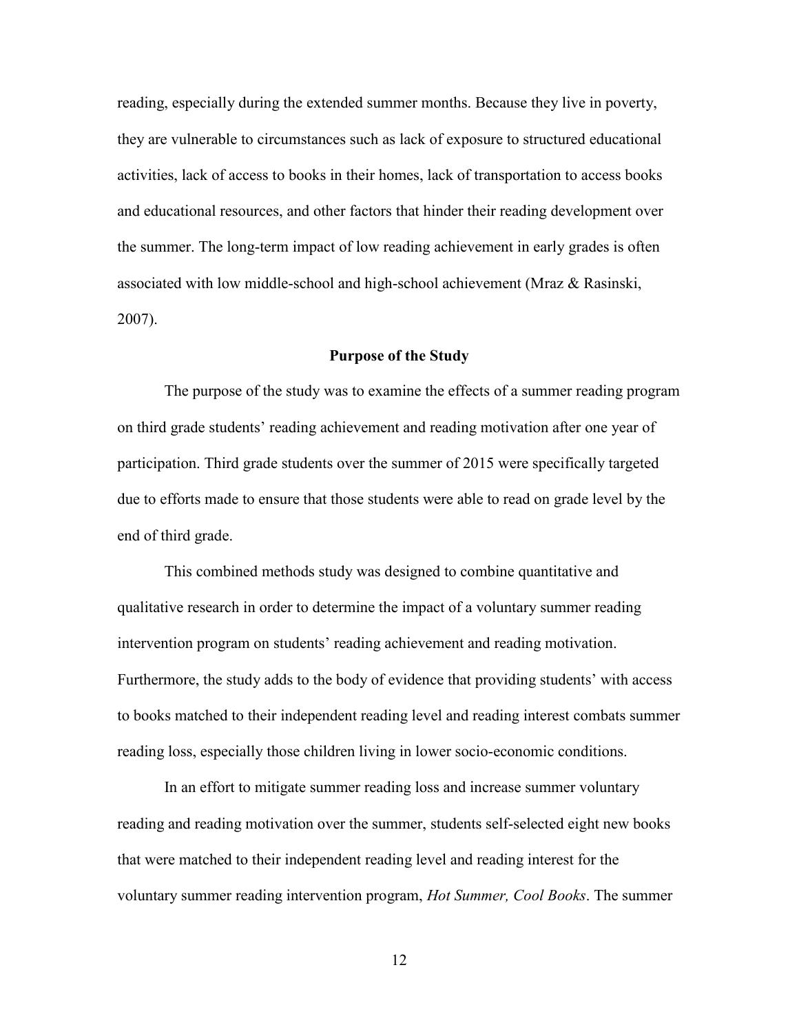reading, especially during the extended summer months. Because they live in poverty, they are vulnerable to circumstances such as lack of exposure to structured educational activities, lack of access to books in their homes, lack of transportation to access books and educational resources, and other factors that hinder their reading development over the summer. The long-term impact of low reading achievement in early grades is often associated with low middle-school and high-school achievement (Mraz & Rasinski, 2007).

## Purpose of the Study

The purpose of the study was to examine the effects of a summer reading program on third grade students' reading achievement and reading motivation after one year of participation. Third grade students over the summer of 2015 were specifically targeted due to efforts made to ensure that those students were able to read on grade level by the end of third grade.

This combined methods study was designed to combine quantitative and qualitative research in order to determine the impact of a voluntary summer reading intervention program on students' reading achievement and reading motivation. Furthermore, the study adds to the body of evidence that providing students' with access to books matched to their independent reading level and reading interest combats summer reading loss, especially those children living in lower socio-economic conditions.

In an effort to mitigate summer reading loss and increase summer voluntary reading and reading motivation over the summer, students self-selected eight new books that were matched to their independent reading level and reading interest for the voluntary summer reading intervention program, *Hot Summer, Cool Books*. The summer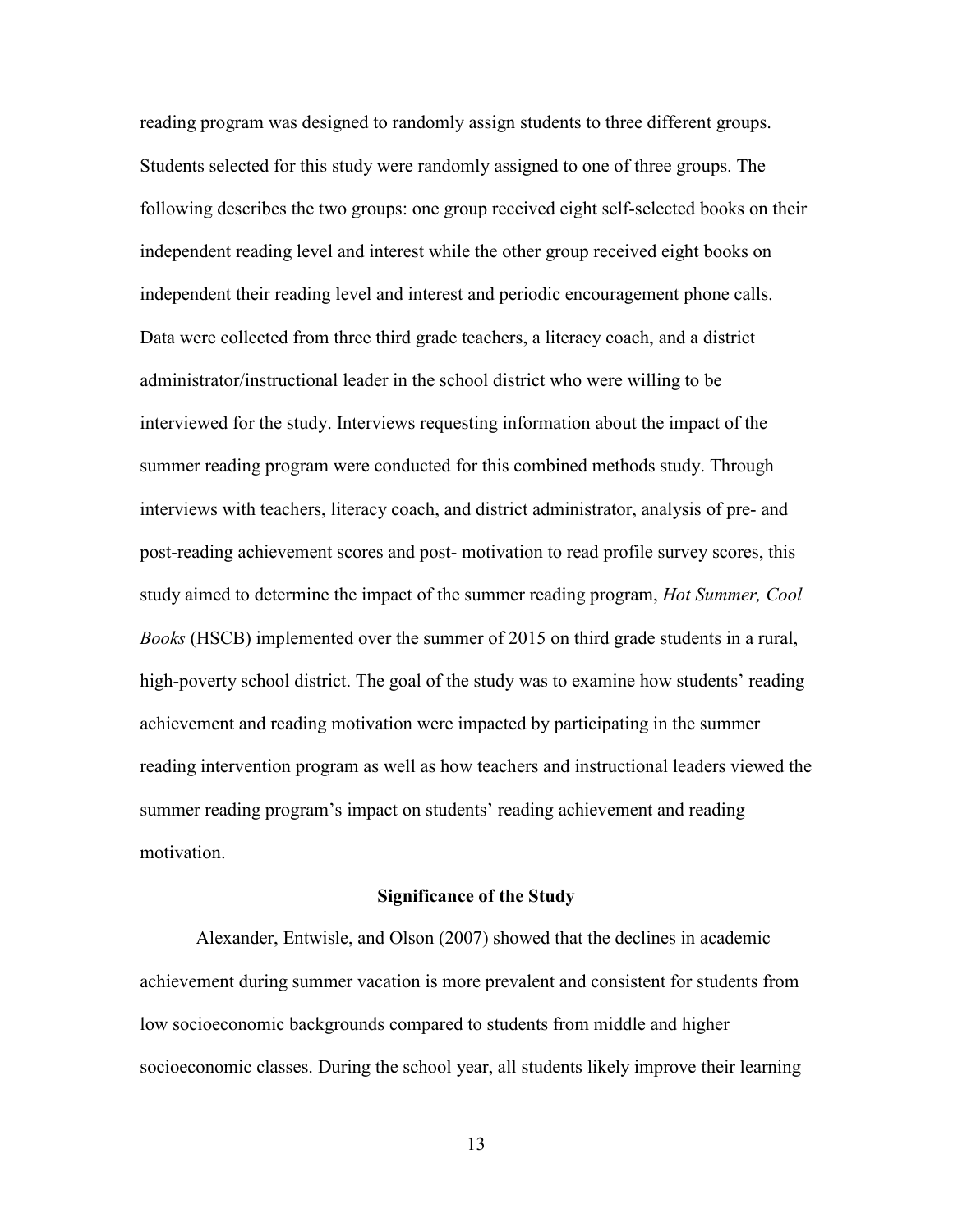reading program was designed to randomly assign students to three different groups. Students selected for this study were randomly assigned to one of three groups. The following describes the two groups: one group received eight self-selected books on their independent reading level and interest while the other group received eight books on independent their reading level and interest and periodic encouragement phone calls. Data were collected from three third grade teachers, a literacy coach, and a district administrator/instructional leader in the school district who were willing to be interviewed for the study. Interviews requesting information about the impact of the summer reading program were conducted for this combined methods study. Through interviews with teachers, literacy coach, and district administrator, analysis of pre- and post-reading achievement scores and post- motivation to read profile survey scores, this study aimed to determine the impact of the summer reading program, *Hot Summer, Cool Books* (HSCB) implemented over the summer of 2015 on third grade students in a rural, high-poverty school district. The goal of the study was to examine how students' reading achievement and reading motivation were impacted by participating in the summer reading intervention program as well as how teachers and instructional leaders viewed the summer reading program's impact on students' reading achievement and reading motivation.

## Significance of the Study

Alexander, Entwisle, and Olson (2007) showed that the declines in academic achievement during summer vacation is more prevalent and consistent for students from low socioeconomic backgrounds compared to students from middle and higher socioeconomic classes. During the school year, all students likely improve their learning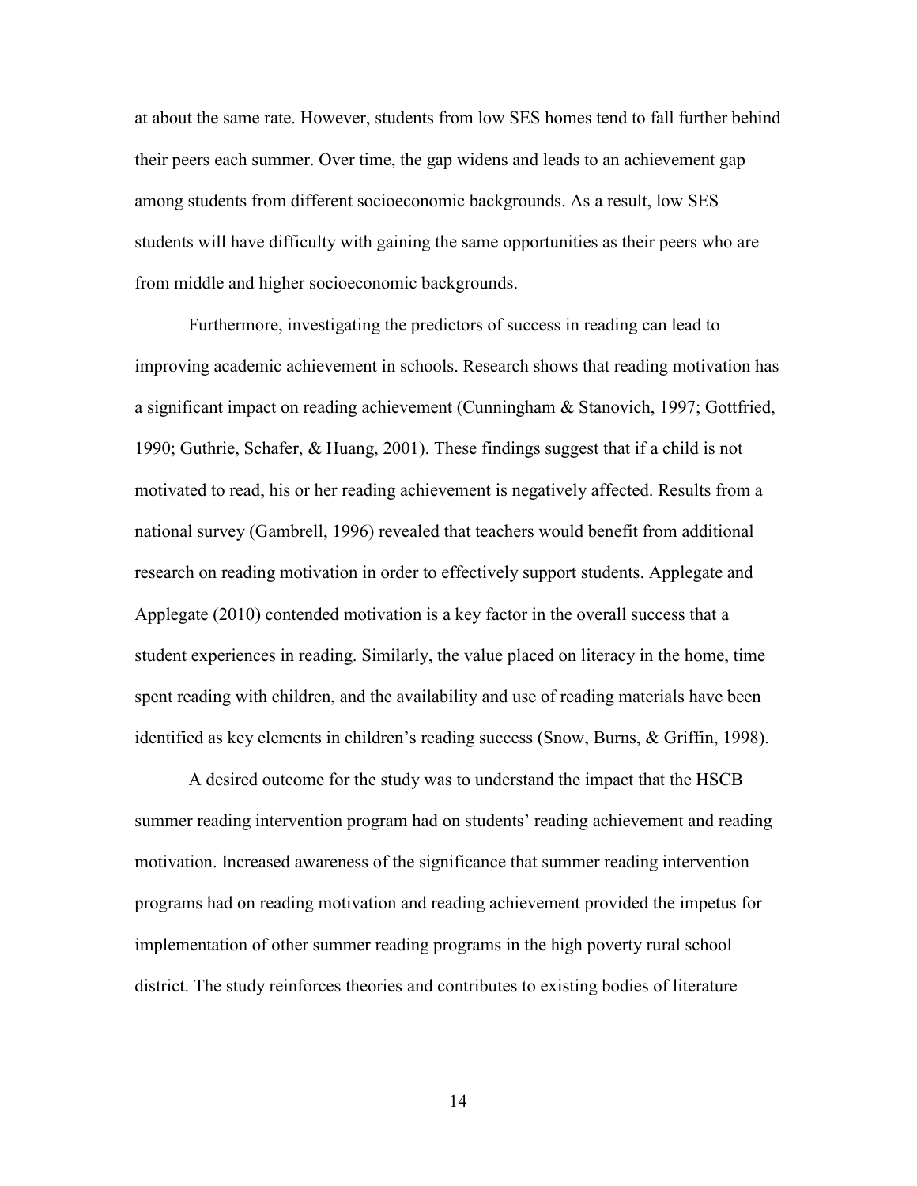at about the same rate. However, students from low SES homes tend to fall further behind their peers each summer. Over time, the gap widens and leads to an achievement gap among students from different socioeconomic backgrounds. As a result, low SES students will have difficulty with gaining the same opportunities as their peers who are from middle and higher socioeconomic backgrounds.

Furthermore, investigating the predictors of success in reading can lead to improving academic achievement in schools. Research shows that reading motivation has a significant impact on reading achievement (Cunningham & Stanovich, 1997; Gottfried, 1990; Guthrie, Schafer, & Huang, 2001). These findings suggest that if a child is not motivated to read, his or her reading achievement is negatively affected. Results from a national survey (Gambrell, 1996) revealed that teachers would benefit from additional research on reading motivation in order to effectively support students. Applegate and Applegate (2010) contended motivation is a key factor in the overall success that a student experiences in reading. Similarly, the value placed on literacy in the home, time spent reading with children, and the availability and use of reading materials have been identified as key elements in children's reading success (Snow, Burns, & Griffin, 1998).

A desired outcome for the study was to understand the impact that the HSCB summer reading intervention program had on students' reading achievement and reading motivation. Increased awareness of the significance that summer reading intervention programs had on reading motivation and reading achievement provided the impetus for implementation of other summer reading programs in the high poverty rural school district. The study reinforces theories and contributes to existing bodies of literature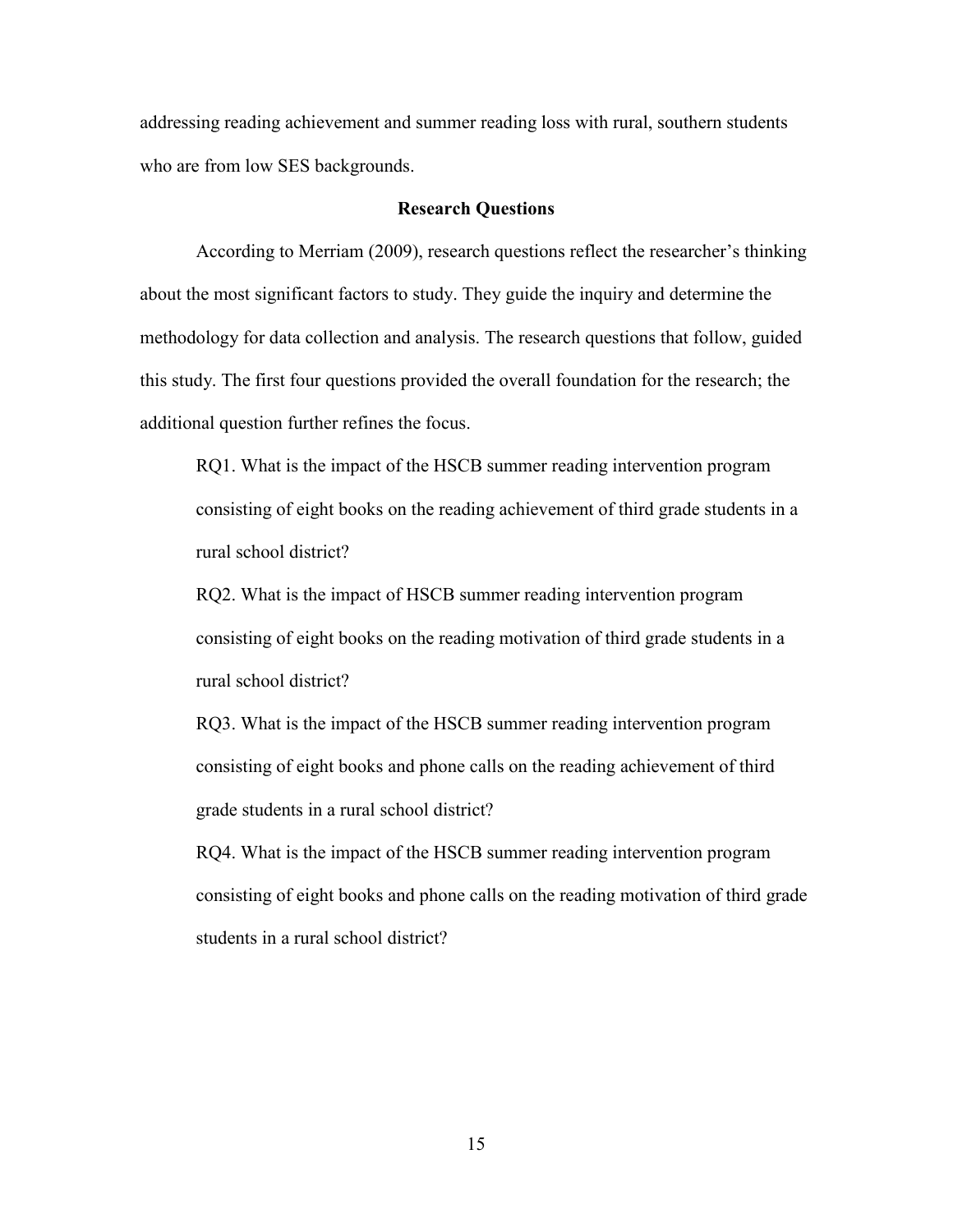addressing reading achievement and summer reading loss with rural, southern students who are from low SES backgrounds.

## Research Questions

According to Merriam (2009), research questions reflect the researcher's thinking about the most significant factors to study. They guide the inquiry and determine the methodology for data collection and analysis. The research questions that follow, guided this study. The first four questions provided the overall foundation for the research; the additional question further refines the focus.

RQ1. What is the impact of the HSCB summer reading intervention program consisting of eight books on the reading achievement of third grade students in a rural school district?

RQ2. What is the impact of HSCB summer reading intervention program consisting of eight books on the reading motivation of third grade students in a rural school district?

RQ3. What is the impact of the HSCB summer reading intervention program consisting of eight books and phone calls on the reading achievement of third grade students in a rural school district?

RQ4. What is the impact of the HSCB summer reading intervention program consisting of eight books and phone calls on the reading motivation of third grade students in a rural school district?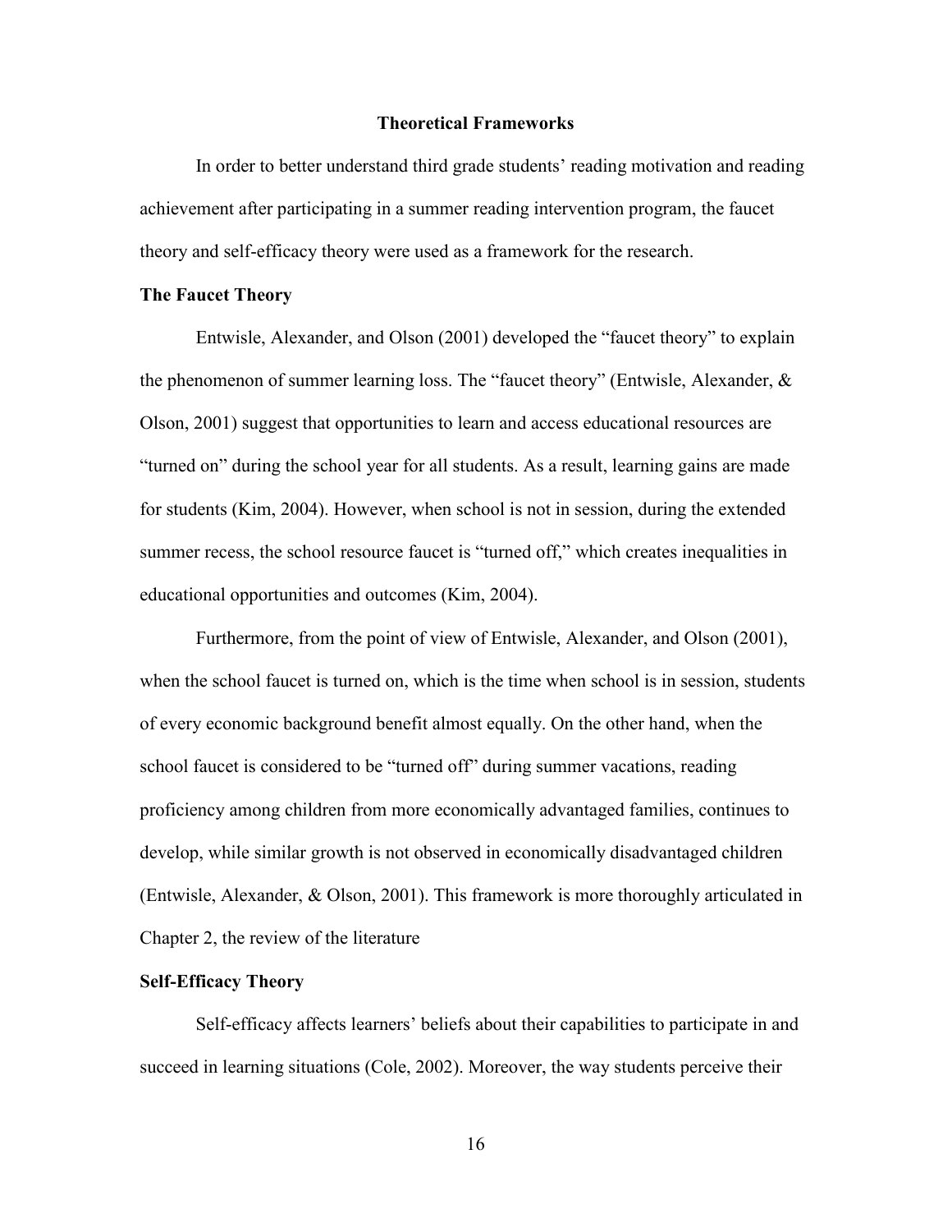## Theoretical Frameworks

In order to better understand third grade students' reading motivation and reading achievement after participating in a summer reading intervention program, the faucet theory and self-efficacy theory were used as a framework for the research.

### The Faucet Theory

Entwisle, Alexander, and Olson (2001) developed the "faucet theory" to explain the phenomenon of summer learning loss. The "faucet theory" (Entwisle, Alexander, & Olson, 2001) suggest that opportunities to learn and access educational resources are "turned on" during the school year for all students. As a result, learning gains are made for students (Kim, 2004). However, when school is not in session, during the extended summer recess, the school resource faucet is "turned off," which creates inequalities in educational opportunities and outcomes (Kim, 2004).

Furthermore, from the point of view of Entwisle, Alexander, and Olson (2001), when the school faucet is turned on, which is the time when school is in session, students of every economic background benefit almost equally. On the other hand, when the school faucet is considered to be "turned off" during summer vacations, reading proficiency among children from more economically advantaged families, continues to develop, while similar growth is not observed in economically disadvantaged children (Entwisle, Alexander, & Olson, 2001). This framework is more thoroughly articulated in Chapter 2, the review of the literature

### Self-Efficacy Theory

Self-efficacy affects learners' beliefs about their capabilities to participate in and succeed in learning situations (Cole, 2002). Moreover, the way students perceive their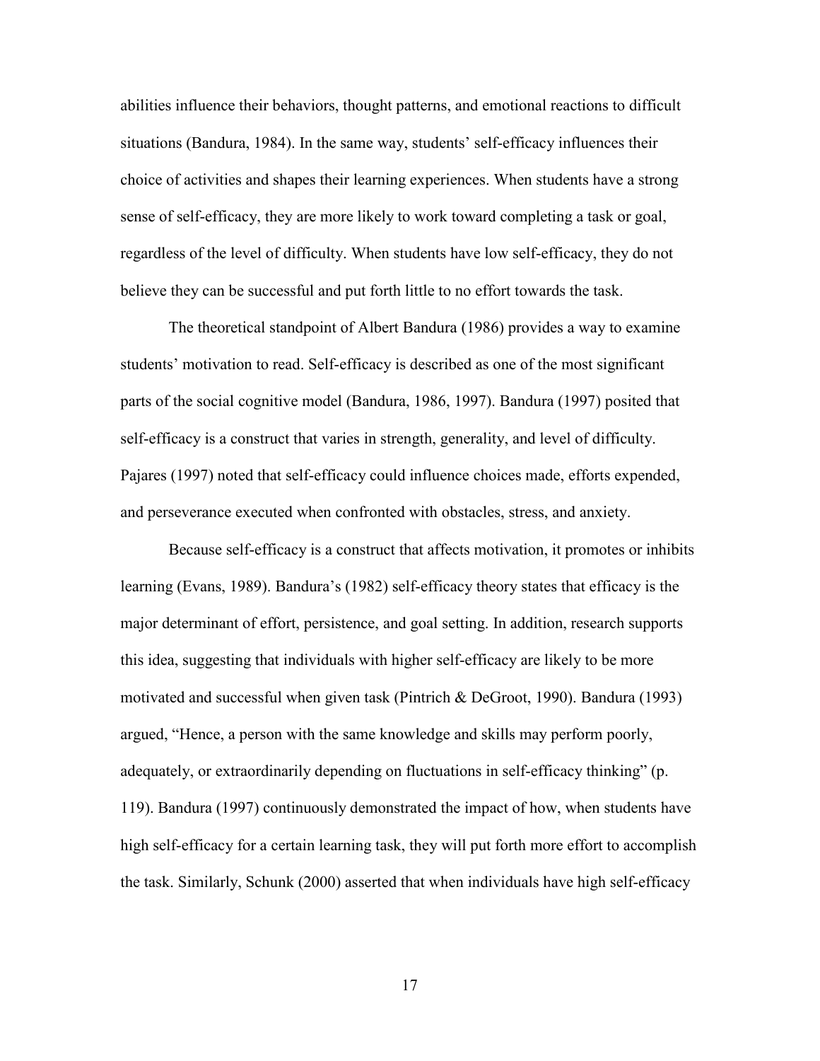abilities influence their behaviors, thought patterns, and emotional reactions to difficult situations (Bandura, 1984). In the same way, students' self-efficacy influences their choice of activities and shapes their learning experiences. When students have a strong sense of self-efficacy, they are more likely to work toward completing a task or goal, regardless of the level of difficulty. When students have low self-efficacy, they do not believe they can be successful and put forth little to no effort towards the task.

The theoretical standpoint of Albert Bandura (1986) provides a way to examine students' motivation to read. Self-efficacy is described as one of the most significant parts of the social cognitive model (Bandura, 1986, 1997). Bandura (1997) posited that self-efficacy is a construct that varies in strength, generality, and level of difficulty. Pajares (1997) noted that self-efficacy could influence choices made, efforts expended, and perseverance executed when confronted with obstacles, stress, and anxiety.

Because self-efficacy is a construct that affects motivation, it promotes or inhibits learning (Evans, 1989). Bandura's (1982) self-efficacy theory states that efficacy is the major determinant of effort, persistence, and goal setting. In addition, research supports this idea, suggesting that individuals with higher self-efficacy are likely to be more motivated and successful when given task (Pintrich & DeGroot, 1990). Bandura (1993) argued, "Hence, a person with the same knowledge and skills may perform poorly, adequately, or extraordinarily depending on fluctuations in self-efficacy thinking" (p. 119). Bandura (1997) continuously demonstrated the impact of how, when students have high self-efficacy for a certain learning task, they will put forth more effort to accomplish the task. Similarly, Schunk (2000) asserted that when individuals have high self-efficacy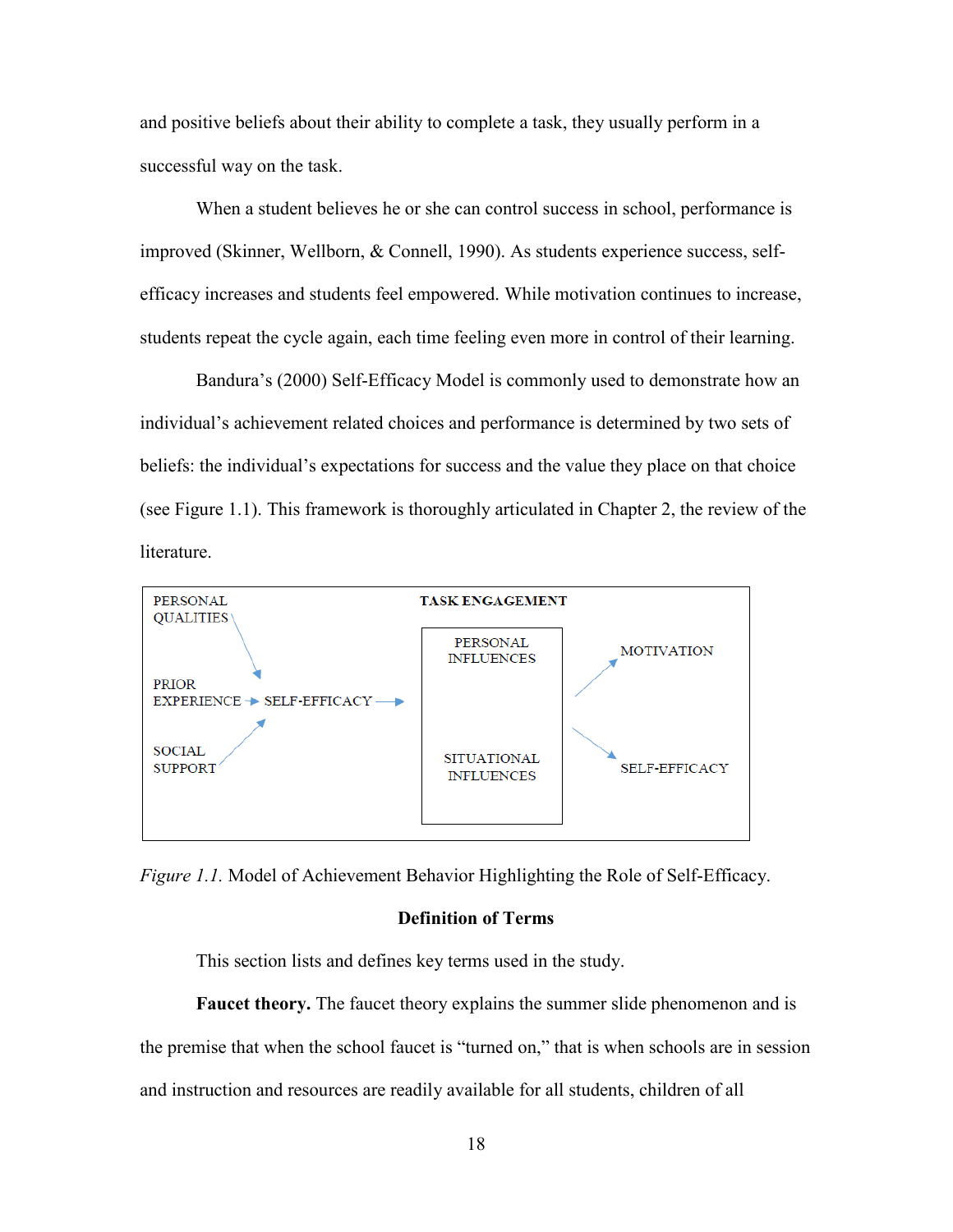and positive beliefs about their ability to complete a task, they usually perform in a successful way on the task.

When a student believes he or she can control success in school, performance is improved (Skinner, Wellborn, & Connell, 1990). As students experience success, self-efficacy increases and students feel empowered. While motivation continues to increase, students repeat the cycle again, each time feeling even more in control of their learning.

Bandura's (2000) Self-Efficacy Model is commonly used to demonstrate how an individual's achievement related choices and performance is determined by two sets of beliefs: the individual's expectations for success and the value they place on that choice (see Figure 1.1). This framework is thoroughly articulated in Chapter 2, the review of the literature.

PERSONAL QUALITIES

PRIOR EXPERIENCE → SELF-EFFICACY →

SOCIAL SUPPORT

TASK ENGAGEMENT

PERSONAL INFLUENCES

SITUATIONAL INFLUENCES

MOTIVATION

SELF-EFFICACY

*Figure 1.1.* Model of Achievement Behavior Highlighting the Role of Self-Efficacy.

## Definition of Terms

This section lists and defines key terms used in the study.

**Faucet theory.** The faucet theory explains the summer slide phenomenon and is the premise that when the school faucet is "turned on," that is when schools are in session and instruction and resources are readily available for all students, children of all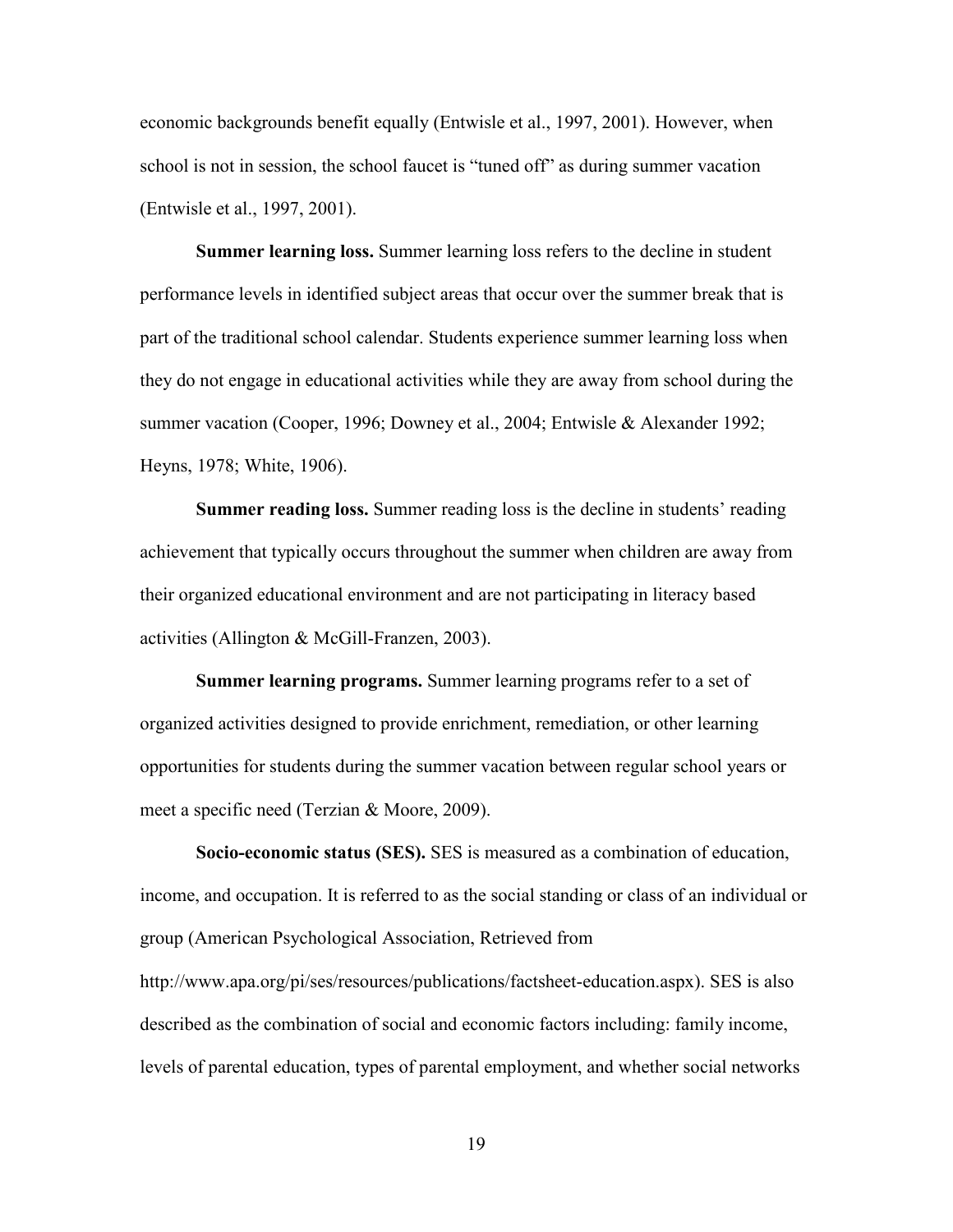economic backgrounds benefit equally (Entwisle et al., 1997, 2001). However, when school is not in session, the school faucet is "tuned off" as during summer vacation (Entwisle et al., 1997, 2001).

**Summer learning loss.** Summer learning loss refers to the decline in student performance levels in identified subject areas that occur over the summer break that is part of the traditional school calendar. Students experience summer learning loss when they do not engage in educational activities while they are away from school during the summer vacation (Cooper, 1996; Downey et al., 2004; Entwisle & Alexander 1992; Heyns, 1978; White, 1906).

**Summer reading loss.** Summer reading loss is the decline in students' reading achievement that typically occurs throughout the summer when children are away from their organized educational environment and are not participating in literacy based activities (Allington & McGill-Franzen, 2003).

**Summer learning programs.** Summer learning programs refer to a set of organized activities designed to provide enrichment, remediation, or other learning opportunities for students during the summer vacation between regular school years or meet a specific need (Terzian & Moore, 2009).

**Socio-economic status (SES).** SES is measured as a combination of education, income, and occupation. It is referred to as the social standing or class of an individual or group (American Psychological Association, Retrieved from http://www.apa.org/pi/ses/resources/publications/factsheet-education.aspx). SES is also described as the combination of social and economic factors including: family income, levels of parental education, types of parental employment, and whether social networks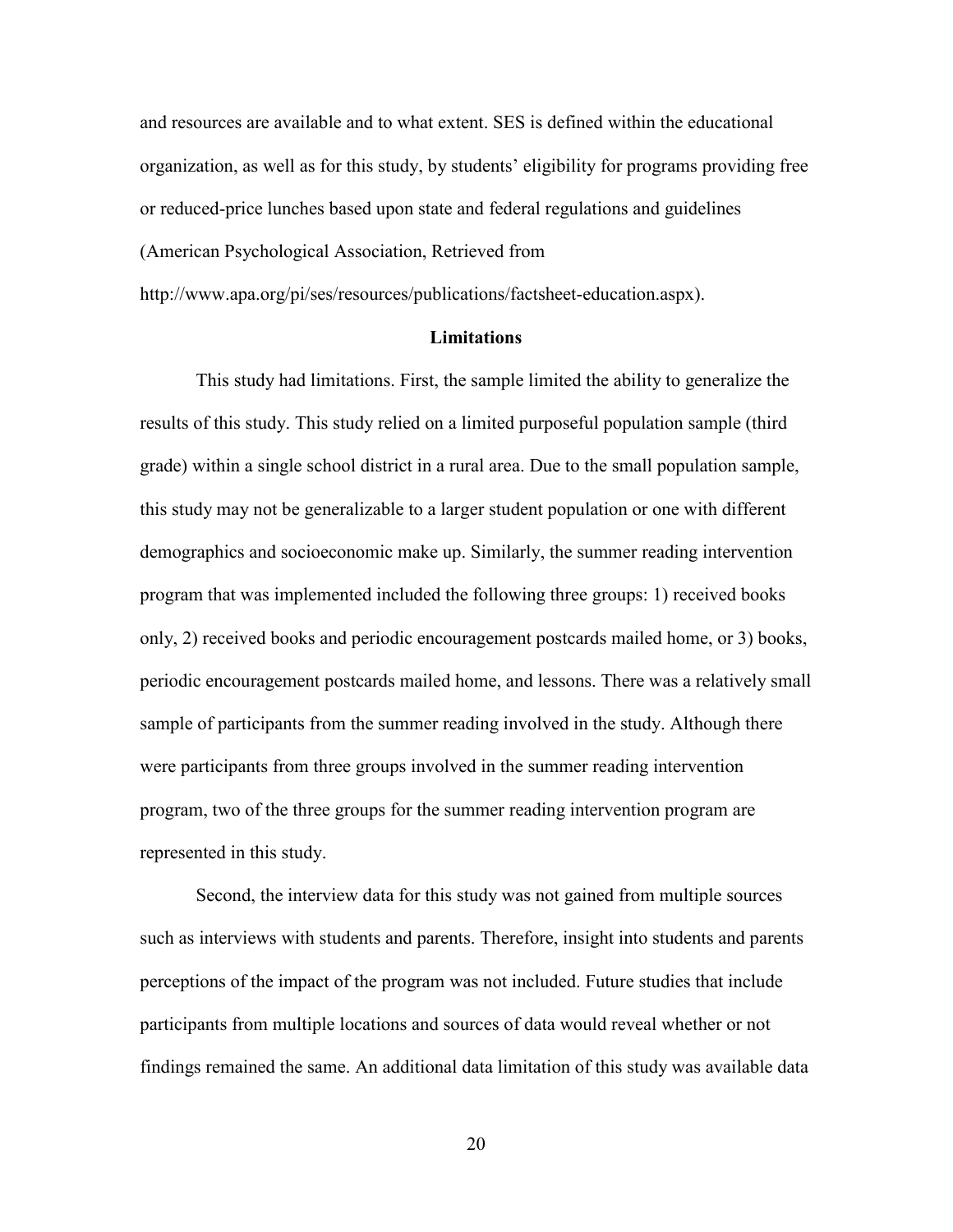and resources are available and to what extent. SES is defined within the educational organization, as well as for this study, by students' eligibility for programs providing free or reduced-price lunches based upon state and federal regulations and guidelines (American Psychological Association, Retrieved from http://www.apa.org/pi/ses/resources/publications/factsheet-education.aspx).

## Limitations

This study had limitations. First, the sample limited the ability to generalize the results of this study. This study relied on a limited purposeful population sample (third grade) within a single school district in a rural area. Due to the small population sample, this study may not be generalizable to a larger student population or one with different demographics and socioeconomic make up. Similarly, the summer reading intervention program that was implemented included the following three groups: 1) received books only, 2) received books and periodic encouragement postcards mailed home, or 3) books, periodic encouragement postcards mailed home, and lessons. There was a relatively small sample of participants from the summer reading involved in the study. Although there were participants from three groups involved in the summer reading intervention program, two of the three groups for the summer reading intervention program are represented in this study.

Second, the interview data for this study was not gained from multiple sources such as interviews with students and parents. Therefore, insight into students and parents perceptions of the impact of the program was not included. Future studies that include participants from multiple locations and sources of data would reveal whether or not findings remained the same. An additional data limitation of this study was available data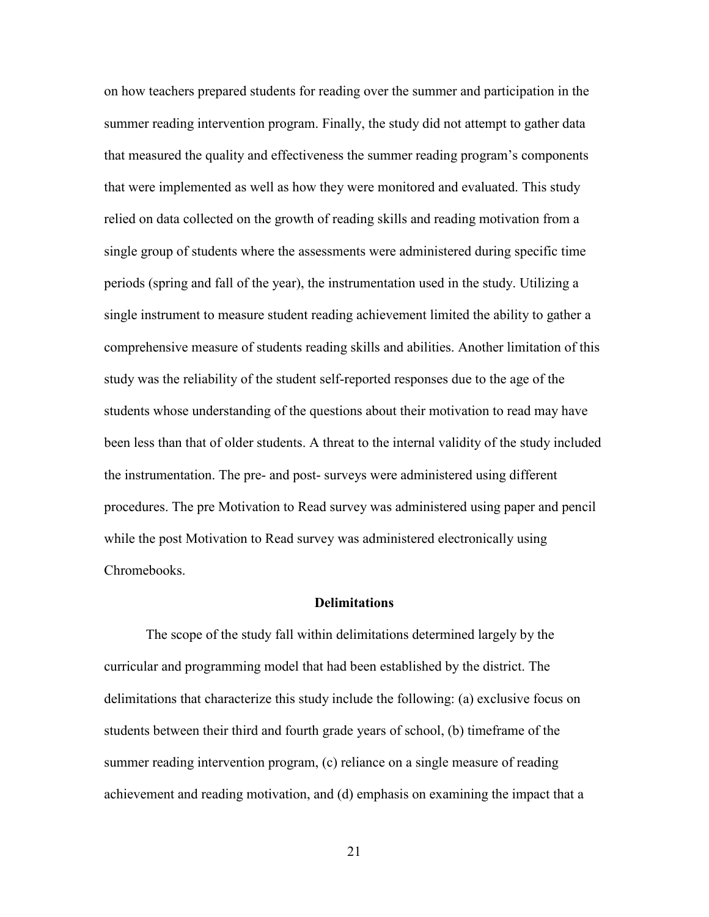on how teachers prepared students for reading over the summer and participation in the summer reading intervention program. Finally, the study did not attempt to gather data that measured the quality and effectiveness the summer reading program's components that were implemented as well as how they were monitored and evaluated. This study relied on data collected on the growth of reading skills and reading motivation from a single group of students where the assessments were administered during specific time periods (spring and fall of the year), the instrumentation used in the study. Utilizing a single instrument to measure student reading achievement limited the ability to gather a comprehensive measure of students reading skills and abilities. Another limitation of this study was the reliability of the student self-reported responses due to the age of the students whose understanding of the questions about their motivation to read may have been less than that of older students. A threat to the internal validity of the study included the instrumentation. The pre- and post- surveys were administered using different procedures. The pre Motivation to Read survey was administered using paper and pencil while the post Motivation to Read survey was administered electronically using Chromebooks.

## Delimitations

The scope of the study fall within delimitations determined largely by the curricular and programming model that had been established by the district. The delimitations that characterize this study include the following: (a) exclusive focus on students between their third and fourth grade years of school, (b) timeframe of the summer reading intervention program, (c) reliance on a single measure of reading achievement and reading motivation, and (d) emphasis on examining the impact that a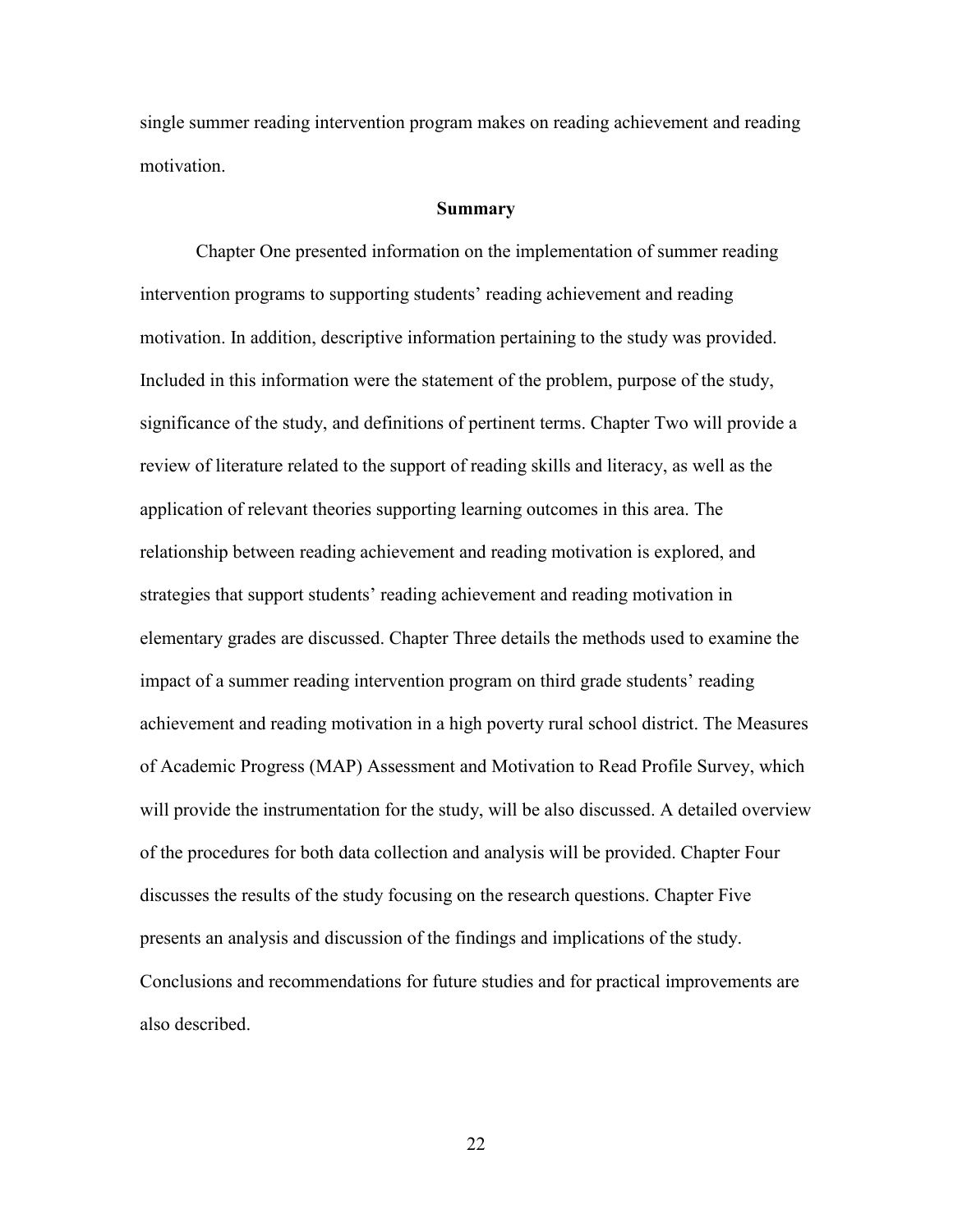single summer reading intervention program makes on reading achievement and reading motivation.

## Summary

Chapter One presented information on the implementation of summer reading intervention programs to supporting students' reading achievement and reading motivation. In addition, descriptive information pertaining to the study was provided. Included in this information were the statement of the problem, purpose of the study, significance of the study, and definitions of pertinent terms. Chapter Two will provide a review of literature related to the support of reading skills and literacy, as well as the application of relevant theories supporting learning outcomes in this area. The relationship between reading achievement and reading motivation is explored, and strategies that support students' reading achievement and reading motivation in elementary grades are discussed. Chapter Three details the methods used to examine the impact of a summer reading intervention program on third grade students' reading achievement and reading motivation in a high poverty rural school district. The Measures of Academic Progress (MAP) Assessment and Motivation to Read Profile Survey, which will provide the instrumentation for the study, will be also discussed. A detailed overview of the procedures for both data collection and analysis will be provided. Chapter Four discusses the results of the study focusing on the research questions. Chapter Five presents an analysis and discussion of the findings and implications of the study. Conclusions and recommendations for future studies and for practical improvements are also described.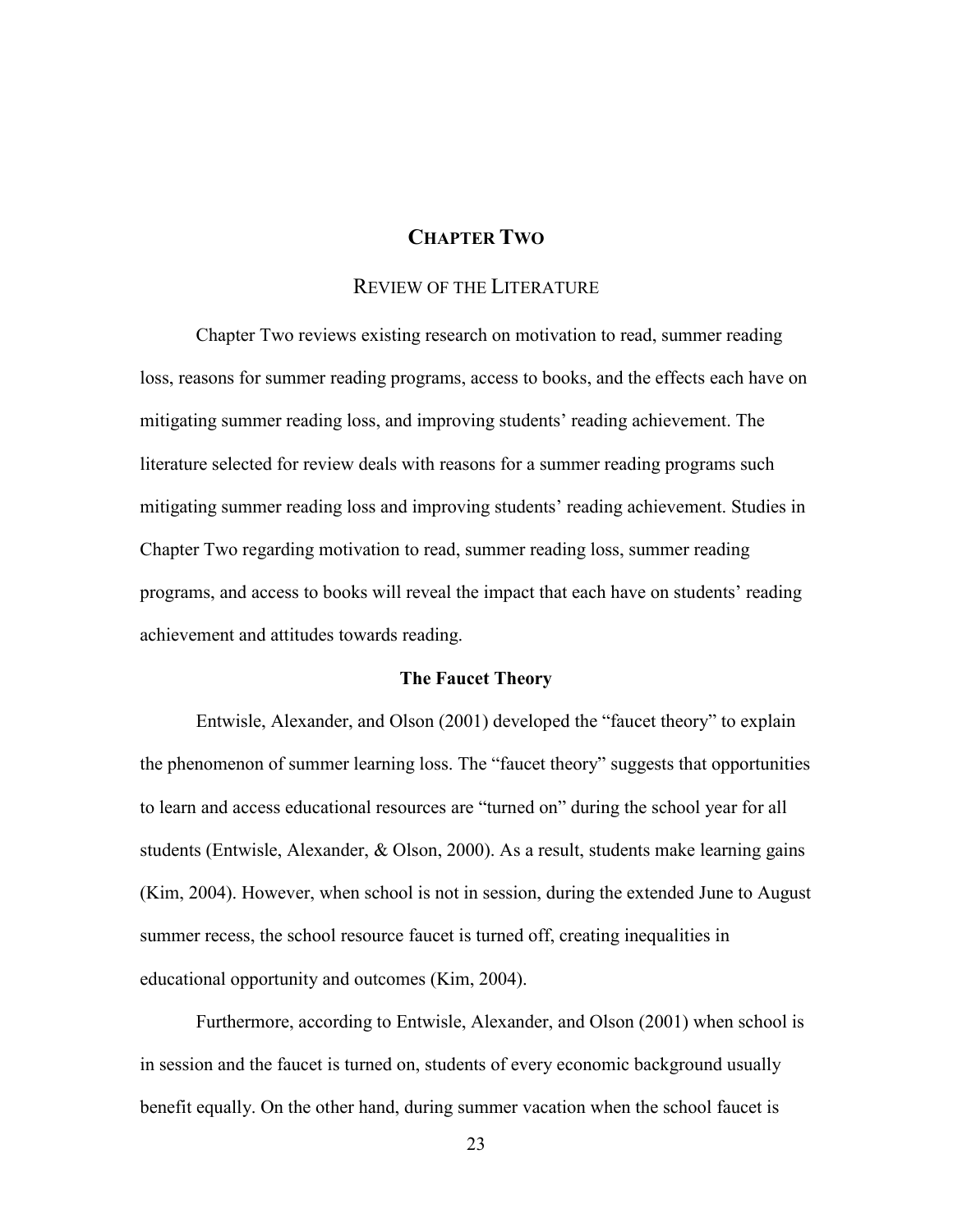# CHAPTER TWO

## REVIEW OF THE LITERATURE

Chapter Two reviews existing research on motivation to read, summer reading loss, reasons for summer reading programs, access to books, and the effects each have on mitigating summer reading loss, and improving students' reading achievement. The literature selected for review deals with reasons for a summer reading programs such mitigating summer reading loss and improving students' reading achievement. Studies in Chapter Two regarding motivation to read, summer reading loss, summer reading programs, and access to books will reveal the impact that each have on students' reading achievement and attitudes towards reading.

### The Faucet Theory

Entwisle, Alexander, and Olson (2001) developed the "faucet theory" to explain the phenomenon of summer learning loss. The "faucet theory" suggests that opportunities to learn and access educational resources are "turned on" during the school year for all students (Entwisle, Alexander, & Olson, 2000). As a result, students make learning gains (Kim, 2004). However, when school is not in session, during the extended June to August summer recess, the school resource faucet is turned off, creating inequalities in educational opportunity and outcomes (Kim, 2004).

Furthermore, according to Entwisle, Alexander, and Olson (2001) when school is in session and the faucet is turned on, students of every economic background usually benefit equally. On the other hand, during summer vacation when the school faucet is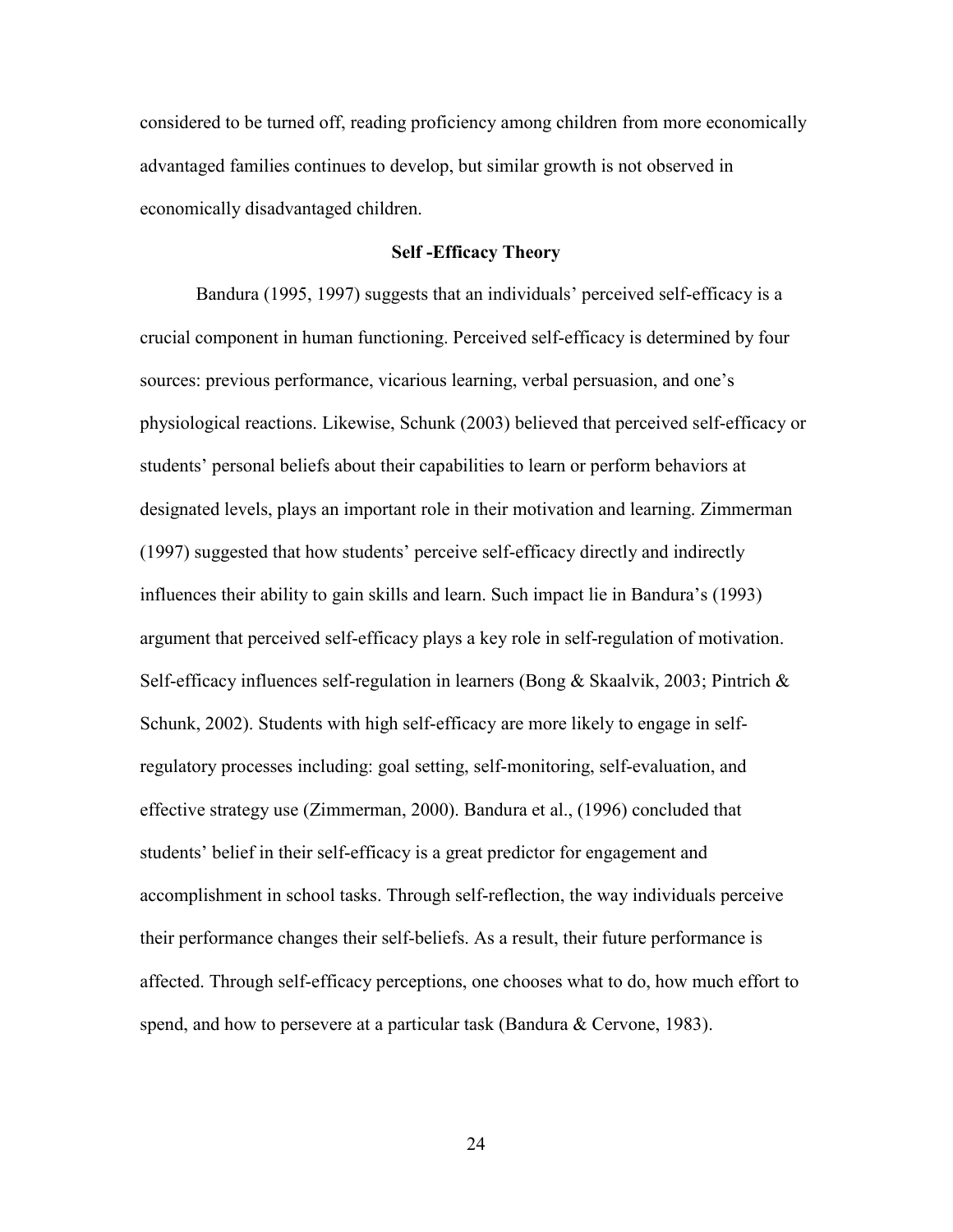considered to be turned off, reading proficiency among children from more economically advantaged families continues to develop, but similar growth is not observed in economically disadvantaged children.

## Self -Efficacy Theory

Bandura (1995, 1997) suggests that an individuals' perceived self-efficacy is a crucial component in human functioning. Perceived self-efficacy is determined by four sources: previous performance, vicarious learning, verbal persuasion, and one's physiological reactions. Likewise, Schunk (2003) believed that perceived self-efficacy or students' personal beliefs about their capabilities to learn or perform behaviors at designated levels, plays an important role in their motivation and learning. Zimmerman (1997) suggested that how students' perceive self-efficacy directly and indirectly influences their ability to gain skills and learn. Such impact lie in Bandura's (1993) argument that perceived self-efficacy plays a key role in self-regulation of motivation. Self-efficacy influences self-regulation in learners (Bong & Skaalvik, 2003; Pintrich & Schunk, 2002). Students with high self-efficacy are more likely to engage in self-regulatory processes including: goal setting, self-monitoring, self-evaluation, and effective strategy use (Zimmerman, 2000). Bandura et al., (1996) concluded that students' belief in their self-efficacy is a great predictor for engagement and accomplishment in school tasks. Through self-reflection, the way individuals perceive their performance changes their self-beliefs. As a result, their future performance is affected. Through self-efficacy perceptions, one chooses what to do, how much effort to spend, and how to persevere at a particular task (Bandura & Cervone, 1983).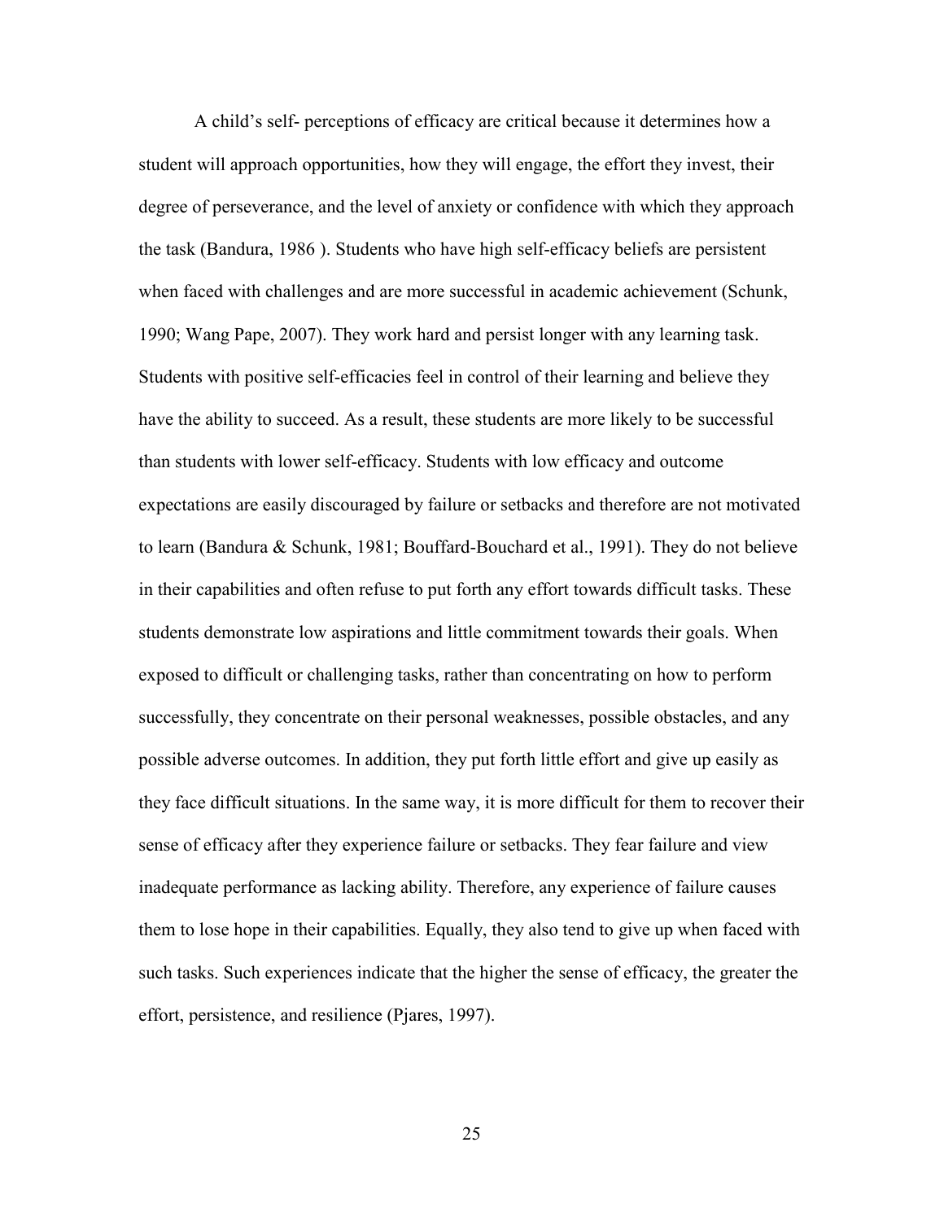A child's self- perceptions of efficacy are critical because it determines how a student will approach opportunities, how they will engage, the effort they invest, their degree of perseverance, and the level of anxiety or confidence with which they approach the task (Bandura, 1986 ). Students who have high self-efficacy beliefs are persistent when faced with challenges and are more successful in academic achievement (Schunk, 1990; Wang Pape, 2007). They work hard and persist longer with any learning task. Students with positive self-efficacies feel in control of their learning and believe they have the ability to succeed. As a result, these students are more likely to be successful than students with lower self-efficacy. Students with low efficacy and outcome expectations are easily discouraged by failure or setbacks and therefore are not motivated to learn (Bandura & Schunk, 1981; Bouffard-Bouchard et al., 1991). They do not believe in their capabilities and often refuse to put forth any effort towards difficult tasks. These students demonstrate low aspirations and little commitment towards their goals. When exposed to difficult or challenging tasks, rather than concentrating on how to perform successfully, they concentrate on their personal weaknesses, possible obstacles, and any possible adverse outcomes. In addition, they put forth little effort and give up easily as they face difficult situations. In the same way, it is more difficult for them to recover their sense of efficacy after they experience failure or setbacks. They fear failure and view inadequate performance as lacking ability. Therefore, any experience of failure causes them to lose hope in their capabilities. Equally, they also tend to give up when faced with such tasks. Such experiences indicate that the higher the sense of efficacy, the greater the effort, persistence, and resilience (Pjares, 1997).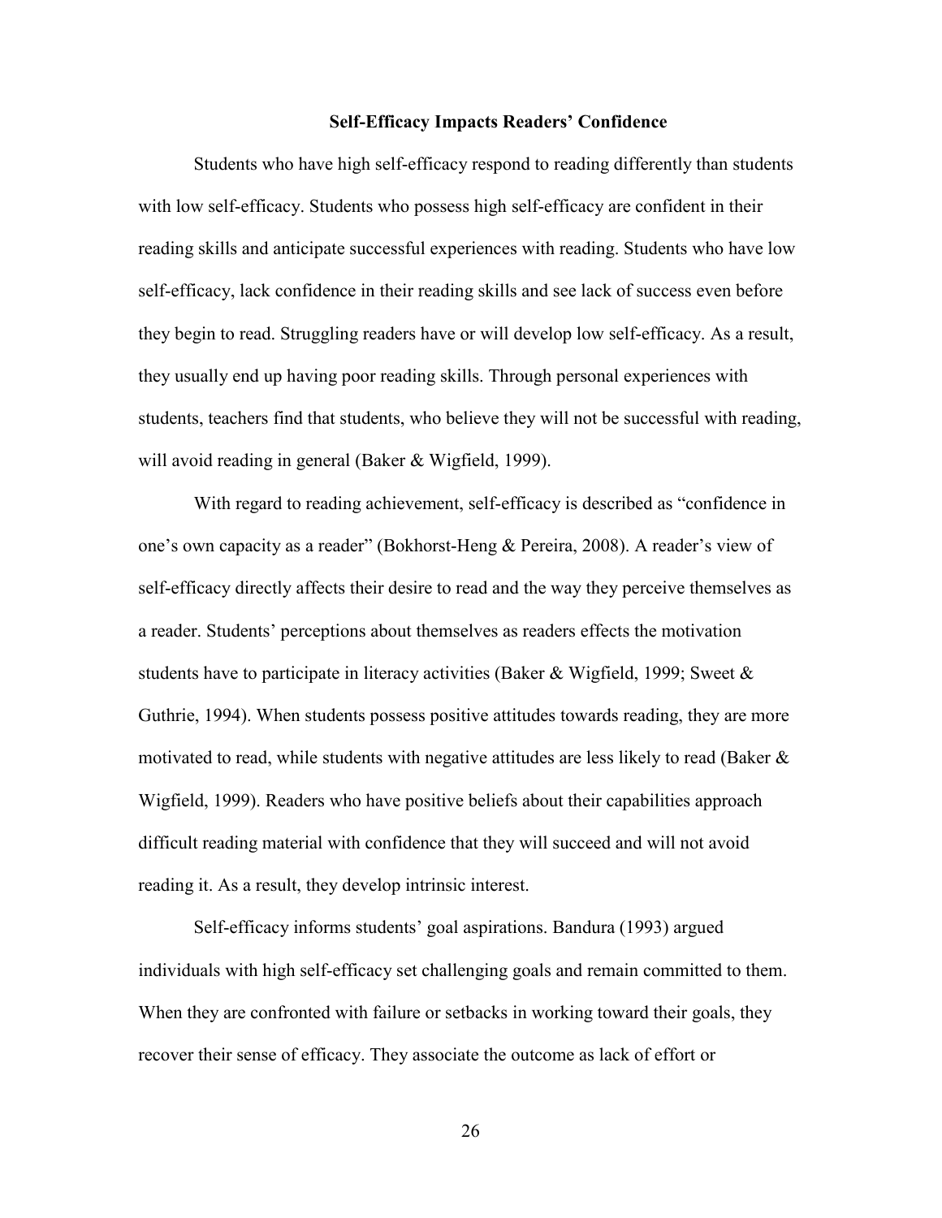## Self-Efficacy Impacts Readers' Confidence

Students who have high self-efficacy respond to reading differently than students with low self-efficacy. Students who possess high self-efficacy are confident in their reading skills and anticipate successful experiences with reading. Students who have low self-efficacy, lack confidence in their reading skills and see lack of success even before they begin to read. Struggling readers have or will develop low self-efficacy. As a result, they usually end up having poor reading skills. Through personal experiences with students, teachers find that students, who believe they will not be successful with reading, will avoid reading in general (Baker & Wigfield, 1999).

With regard to reading achievement, self-efficacy is described as "confidence in one's own capacity as a reader" (Bokhorst-Heng & Pereira, 2008). A reader's view of self-efficacy directly affects their desire to read and the way they perceive themselves as a reader. Students' perceptions about themselves as readers effects the motivation students have to participate in literacy activities (Baker & Wigfield, 1999; Sweet & Guthrie, 1994). When students possess positive attitudes towards reading, they are more motivated to read, while students with negative attitudes are less likely to read (Baker & Wigfield, 1999). Readers who have positive beliefs about their capabilities approach difficult reading material with confidence that they will succeed and will not avoid reading it. As a result, they develop intrinsic interest.

Self-efficacy informs students' goal aspirations. Bandura (1993) argued individuals with high self-efficacy set challenging goals and remain committed to them. When they are confronted with failure or setbacks in working toward their goals, they recover their sense of efficacy. They associate the outcome as lack of effort or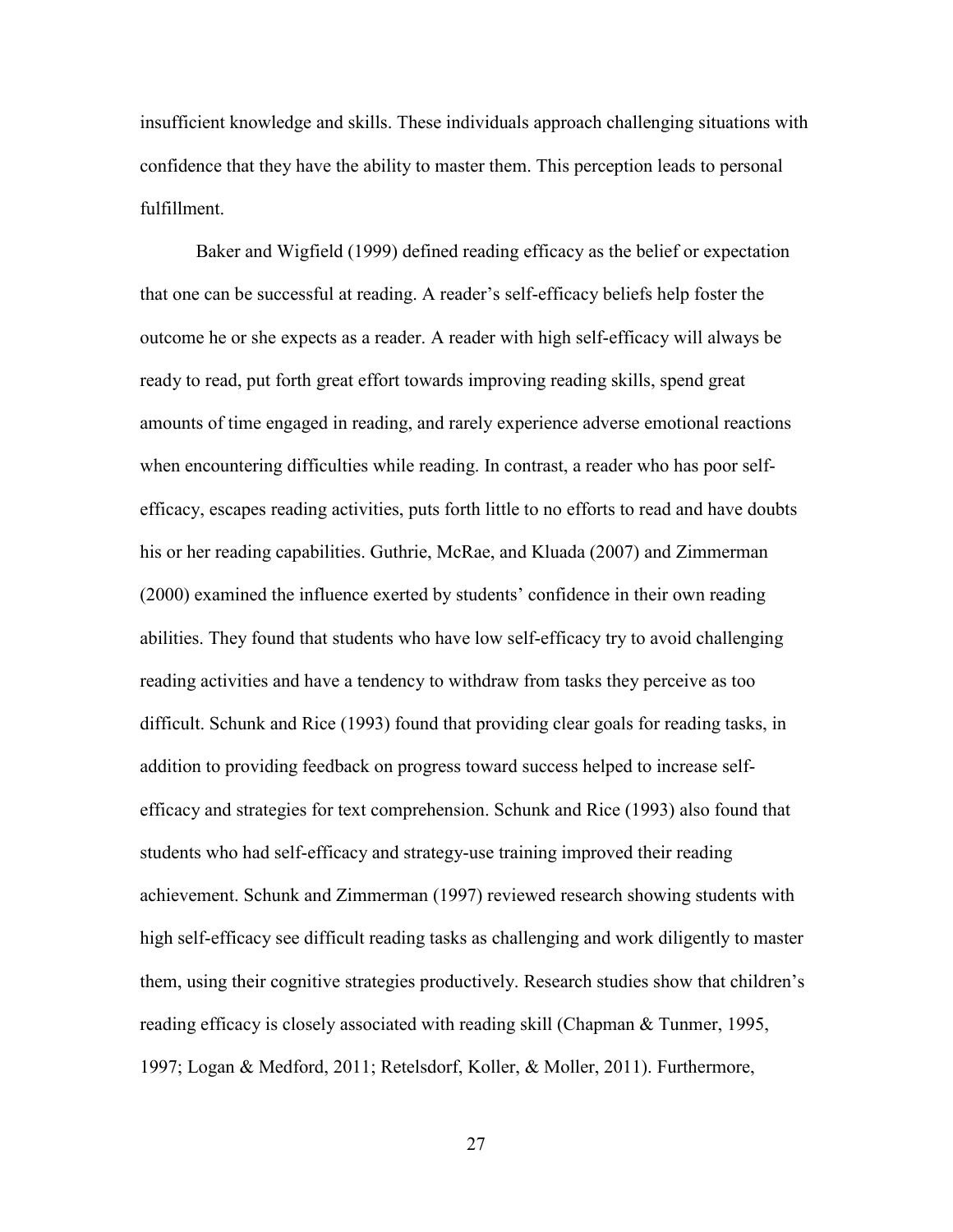insufficient knowledge and skills. These individuals approach challenging situations with confidence that they have the ability to master them. This perception leads to personal fulfillment.

Baker and Wigfield (1999) defined reading efficacy as the belief or expectation that one can be successful at reading. A reader's self-efficacy beliefs help foster the outcome he or she expects as a reader. A reader with high self-efficacy will always be ready to read, put forth great effort towards improving reading skills, spend great amounts of time engaged in reading, and rarely experience adverse emotional reactions when encountering difficulties while reading. In contrast, a reader who has poor self-efficacy, escapes reading activities, puts forth little to no efforts to read and have doubts his or her reading capabilities. Guthrie, McRae, and Kluada (2007) and Zimmerman (2000) examined the influence exerted by students' confidence in their own reading abilities. They found that students who have low self-efficacy try to avoid challenging reading activities and have a tendency to withdraw from tasks they perceive as too difficult. Schunk and Rice (1993) found that providing clear goals for reading tasks, in addition to providing feedback on progress toward success helped to increase self-efficacy and strategies for text comprehension. Schunk and Rice (1993) also found that students who had self-efficacy and strategy-use training improved their reading achievement. Schunk and Zimmerman (1997) reviewed research showing students with high self-efficacy see difficult reading tasks as challenging and work diligently to master them, using their cognitive strategies productively. Research studies show that children's reading efficacy is closely associated with reading skill (Chapman & Tunmer, 1995, 1997; Logan & Medford, 2011; Retelsdorf, Koller, & Moller, 2011). Furthermore,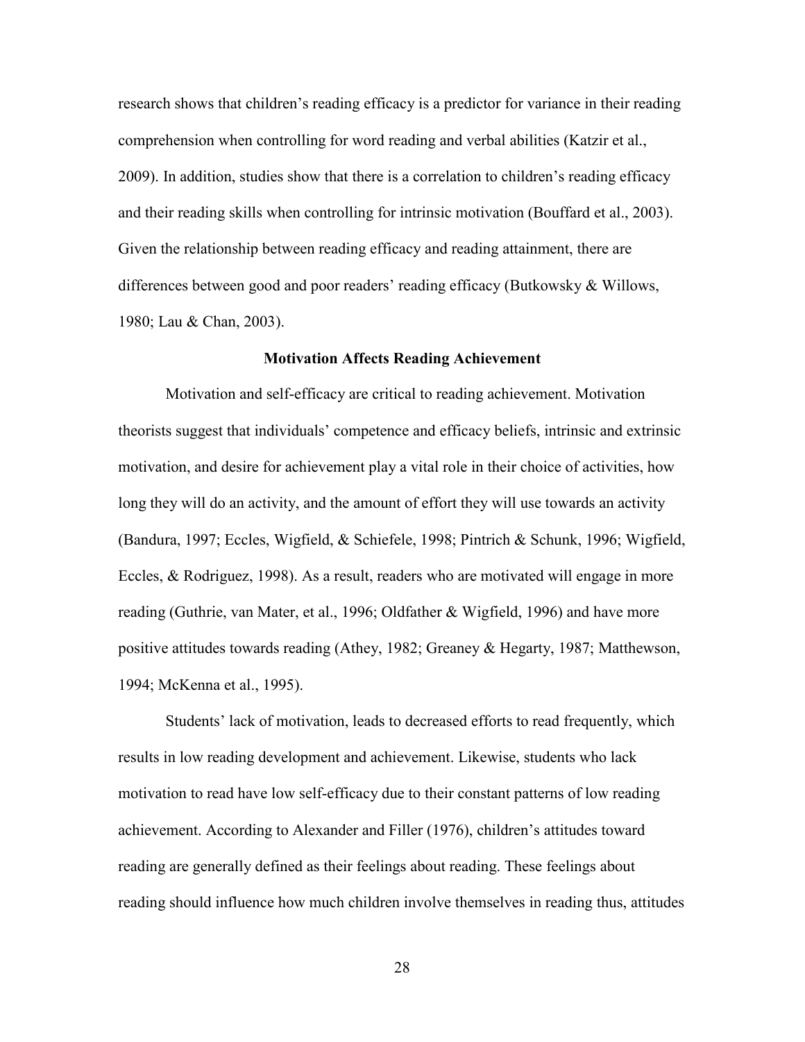research shows that children's reading efficacy is a predictor for variance in their reading comprehension when controlling for word reading and verbal abilities (Katzir et al., 2009). In addition, studies show that there is a correlation to children's reading efficacy and their reading skills when controlling for intrinsic motivation (Bouffard et al., 2003). Given the relationship between reading efficacy and reading attainment, there are differences between good and poor readers' reading efficacy (Butkowsky & Willows, 1980; Lau & Chan, 2003).

## Motivation Affects Reading Achievement

Motivation and self-efficacy are critical to reading achievement. Motivation theorists suggest that individuals' competence and efficacy beliefs, intrinsic and extrinsic motivation, and desire for achievement play a vital role in their choice of activities, how long they will do an activity, and the amount of effort they will use towards an activity (Bandura, 1997; Eccles, Wigfield, & Schiefele, 1998; Pintrich & Schunk, 1996; Wigfield, Eccles, & Rodriguez, 1998). As a result, readers who are motivated will engage in more reading (Guthrie, van Mater, et al., 1996; Oldfather & Wigfield, 1996) and have more positive attitudes towards reading (Athey, 1982; Greaney & Hegarty, 1987; Matthewson, 1994; McKenna et al., 1995).

Students' lack of motivation, leads to decreased efforts to read frequently, which results in low reading development and achievement. Likewise, students who lack motivation to read have low self-efficacy due to their constant patterns of low reading achievement. According to Alexander and Filler (1976), children's attitudes toward reading are generally defined as their feelings about reading. These feelings about reading should influence how much children involve themselves in reading thus, attitudes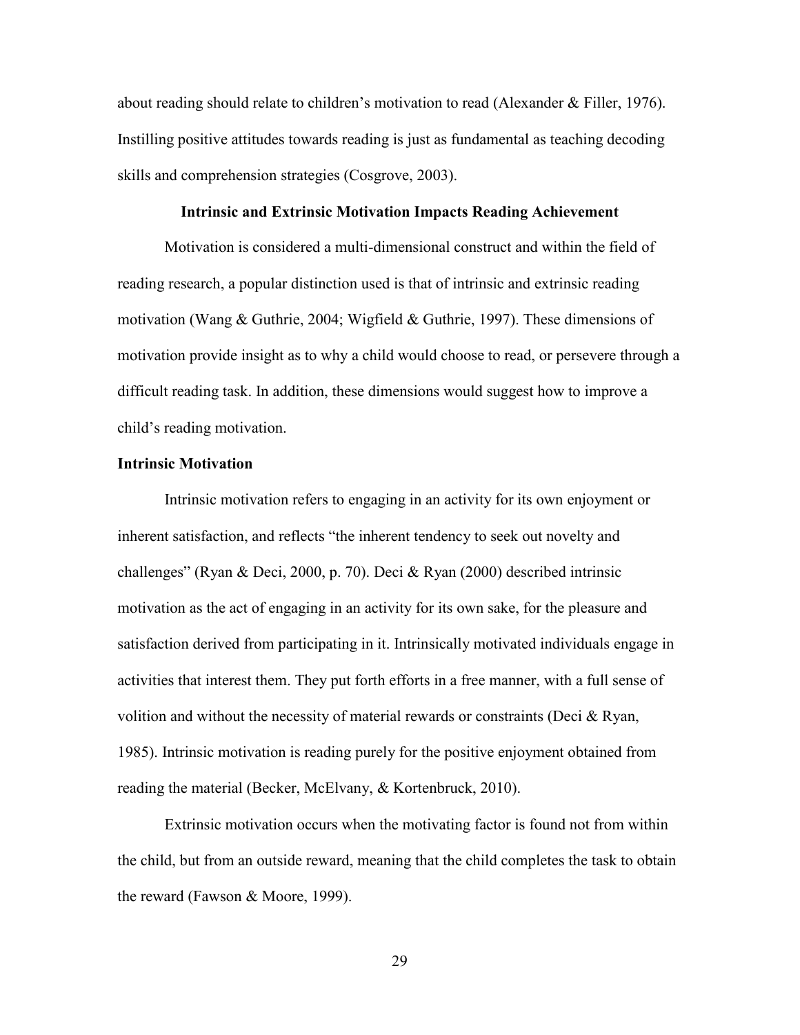about reading should relate to children's motivation to read (Alexander & Filler, 1976). Instilling positive attitudes towards reading is just as fundamental as teaching decoding skills and comprehension strategies (Cosgrove, 2003).

## Intrinsic and Extrinsic Motivation Impacts Reading Achievement

Motivation is considered a multi-dimensional construct and within the field of reading research, a popular distinction used is that of intrinsic and extrinsic reading motivation (Wang & Guthrie, 2004; Wigfield & Guthrie, 1997). These dimensions of motivation provide insight as to why a child would choose to read, or persevere through a difficult reading task. In addition, these dimensions would suggest how to improve a child's reading motivation.

### Intrinsic Motivation

Intrinsic motivation refers to engaging in an activity for its own enjoyment or inherent satisfaction, and reflects "the inherent tendency to seek out novelty and challenges" (Ryan & Deci, 2000, p. 70). Deci & Ryan (2000) described intrinsic motivation as the act of engaging in an activity for its own sake, for the pleasure and satisfaction derived from participating in it. Intrinsically motivated individuals engage in activities that interest them. They put forth efforts in a free manner, with a full sense of volition and without the necessity of material rewards or constraints (Deci & Ryan, 1985). Intrinsic motivation is reading purely for the positive enjoyment obtained from reading the material (Becker, McElvany, & Kortenbruck, 2010).

Extrinsic motivation occurs when the motivating factor is found not from within the child, but from an outside reward, meaning that the child completes the task to obtain the reward (Fawson & Moore, 1999).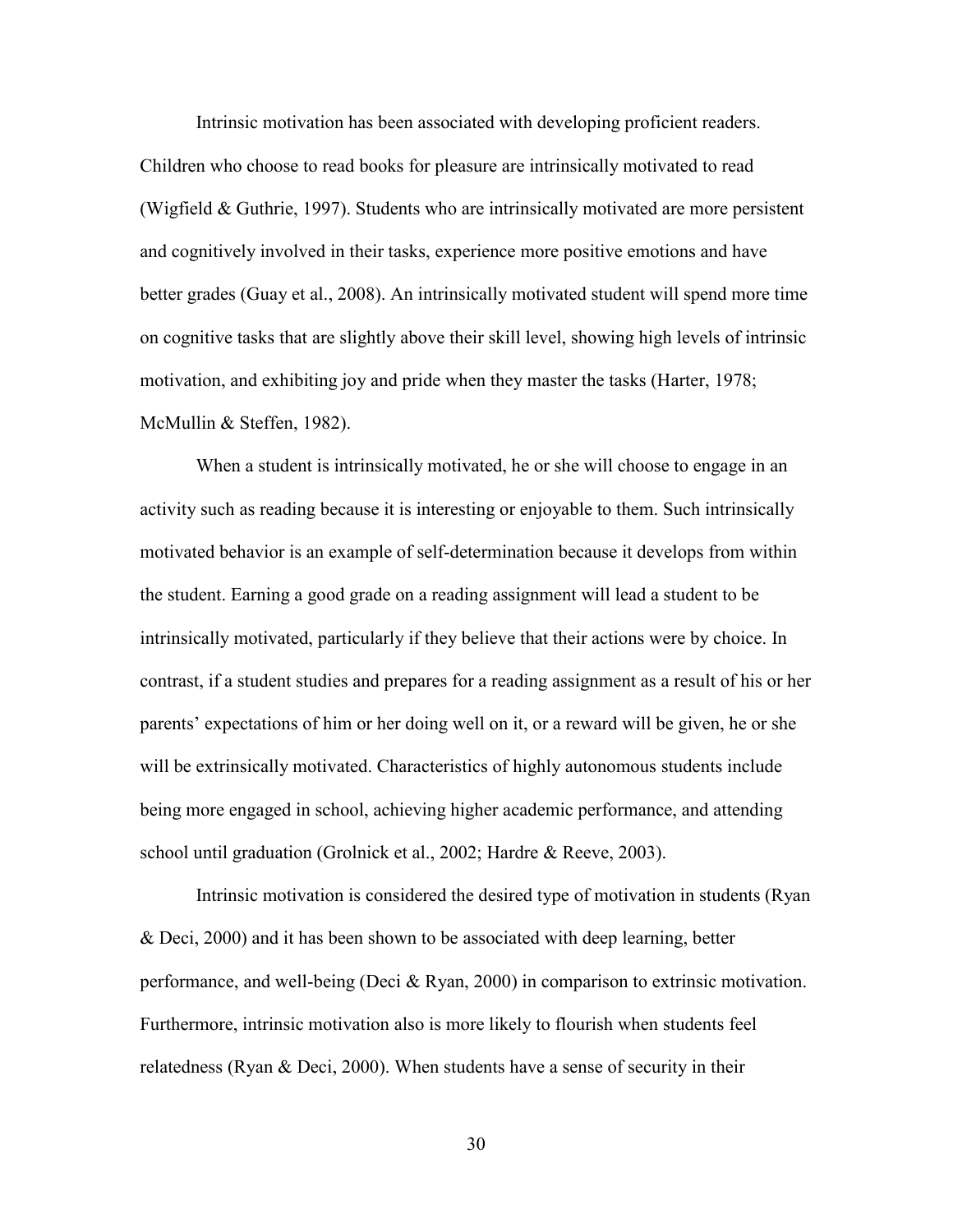Intrinsic motivation has been associated with developing proficient readers. Children who choose to read books for pleasure are intrinsically motivated to read (Wigfield & Guthrie, 1997). Students who are intrinsically motivated are more persistent and cognitively involved in their tasks, experience more positive emotions and have better grades (Guay et al., 2008). An intrinsically motivated student will spend more time on cognitive tasks that are slightly above their skill level, showing high levels of intrinsic motivation, and exhibiting joy and pride when they master the tasks (Harter, 1978; McMullin & Steffen, 1982).

When a student is intrinsically motivated, he or she will choose to engage in an activity such as reading because it is interesting or enjoyable to them. Such intrinsically motivated behavior is an example of self-determination because it develops from within the student. Earning a good grade on a reading assignment will lead a student to be intrinsically motivated, particularly if they believe that their actions were by choice. In contrast, if a student studies and prepares for a reading assignment as a result of his or her parents' expectations of him or her doing well on it, or a reward will be given, he or she will be extrinsically motivated. Characteristics of highly autonomous students include being more engaged in school, achieving higher academic performance, and attending school until graduation (Grolnick et al., 2002; Hardre & Reeve, 2003).

Intrinsic motivation is considered the desired type of motivation in students (Ryan & Deci, 2000) and it has been shown to be associated with deep learning, better performance, and well-being (Deci & Ryan, 2000) in comparison to extrinsic motivation. Furthermore, intrinsic motivation also is more likely to flourish when students feel relatedness (Ryan & Deci, 2000). When students have a sense of security in their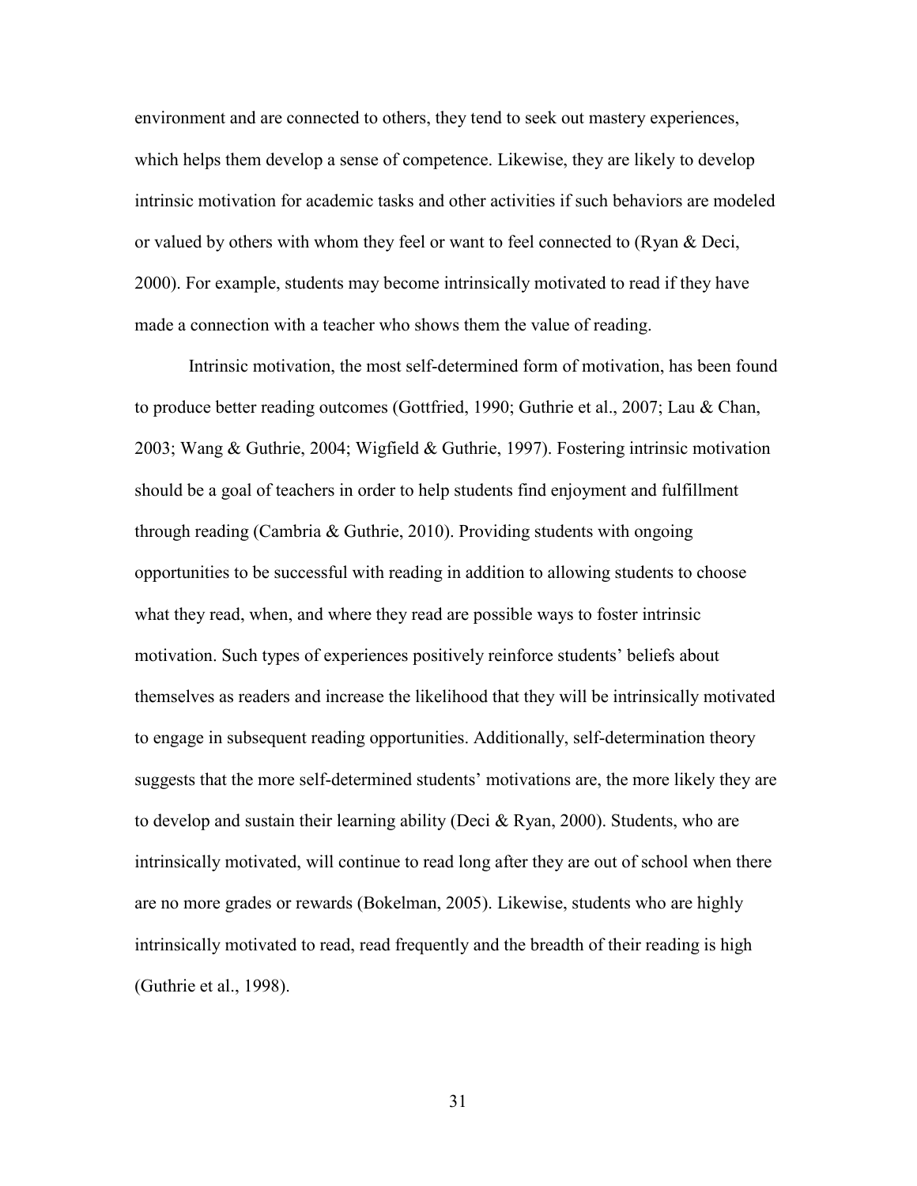environment and are connected to others, they tend to seek out mastery experiences, which helps them develop a sense of competence. Likewise, they are likely to develop intrinsic motivation for academic tasks and other activities if such behaviors are modeled or valued by others with whom they feel or want to feel connected to (Ryan & Deci, 2000). For example, students may become intrinsically motivated to read if they have made a connection with a teacher who shows them the value of reading.

Intrinsic motivation, the most self-determined form of motivation, has been found to produce better reading outcomes (Gottfried, 1990; Guthrie et al., 2007; Lau & Chan, 2003; Wang & Guthrie, 2004; Wigfield & Guthrie, 1997). Fostering intrinsic motivation should be a goal of teachers in order to help students find enjoyment and fulfillment through reading (Cambria & Guthrie, 2010). Providing students with ongoing opportunities to be successful with reading in addition to allowing students to choose what they read, when, and where they read are possible ways to foster intrinsic motivation. Such types of experiences positively reinforce students' beliefs about themselves as readers and increase the likelihood that they will be intrinsically motivated to engage in subsequent reading opportunities. Additionally, self-determination theory suggests that the more self-determined students' motivations are, the more likely they are to develop and sustain their learning ability (Deci & Ryan, 2000). Students, who are intrinsically motivated, will continue to read long after they are out of school when there are no more grades or rewards (Bokelman, 2005). Likewise, students who are highly intrinsically motivated to read, read frequently and the breadth of their reading is high (Guthrie et al., 1998).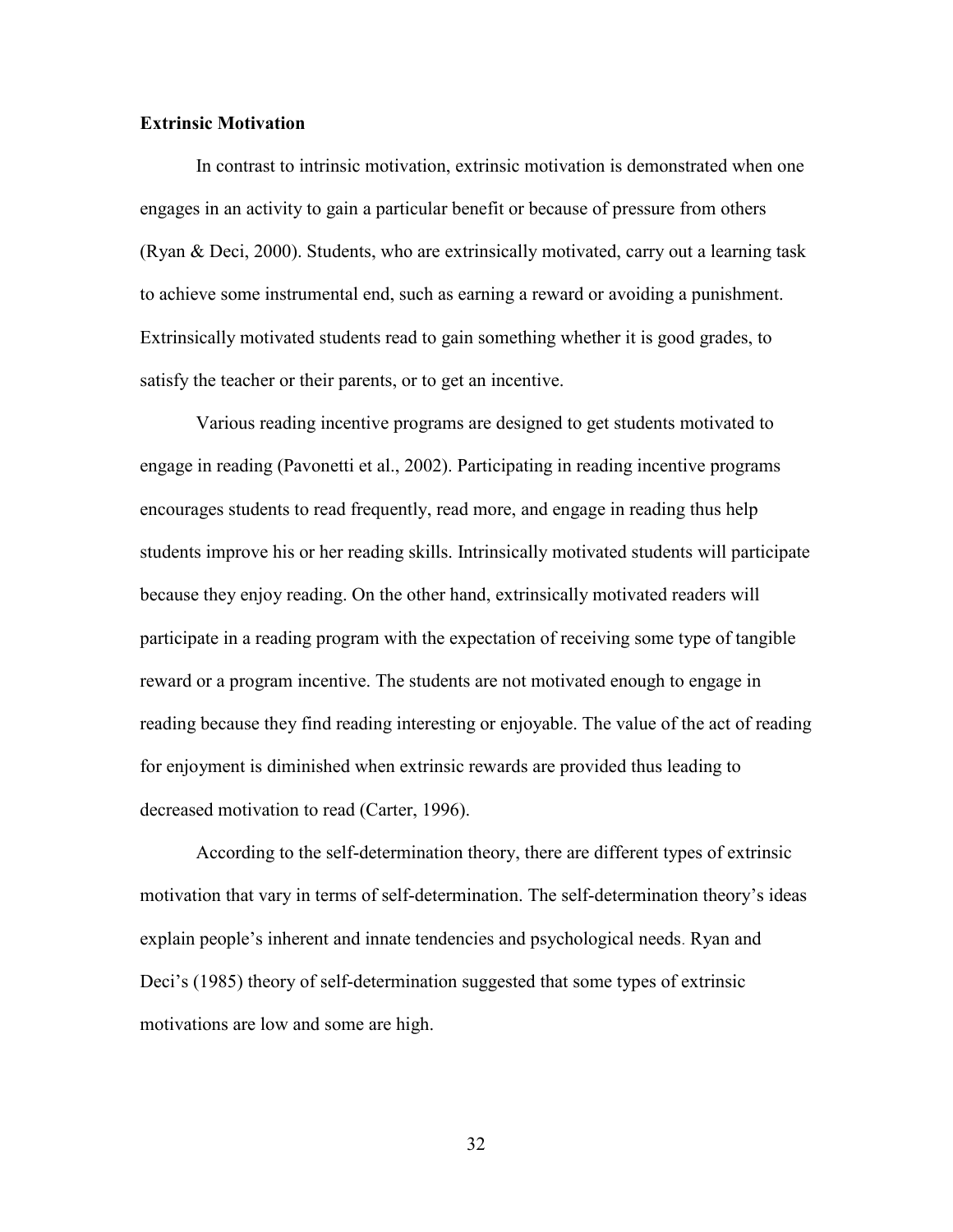### Extrinsic Motivation

In contrast to intrinsic motivation, extrinsic motivation is demonstrated when one engages in an activity to gain a particular benefit or because of pressure from others (Ryan & Deci, 2000). Students, who are extrinsically motivated, carry out a learning task to achieve some instrumental end, such as earning a reward or avoiding a punishment. Extrinsically motivated students read to gain something whether it is good grades, to satisfy the teacher or their parents, or to get an incentive.

Various reading incentive programs are designed to get students motivated to engage in reading (Pavonetti et al., 2002). Participating in reading incentive programs encourages students to read frequently, read more, and engage in reading thus help students improve his or her reading skills. Intrinsically motivated students will participate because they enjoy reading. On the other hand, extrinsically motivated readers will participate in a reading program with the expectation of receiving some type of tangible reward or a program incentive. The students are not motivated enough to engage in reading because they find reading interesting or enjoyable. The value of the act of reading for enjoyment is diminished when extrinsic rewards are provided thus leading to decreased motivation to read (Carter, 1996).

According to the self-determination theory, there are different types of extrinsic motivation that vary in terms of self-determination. The self-determination theory's ideas explain people's inherent and innate tendencies and psychological needs. Ryan and Deci's (1985) theory of self-determination suggested that some types of extrinsic motivations are low and some are high.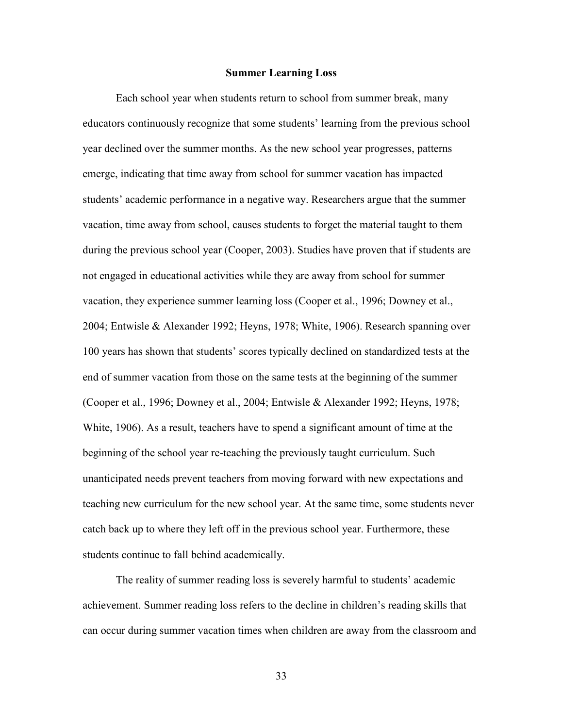## Summer Learning Loss

Each school year when students return to school from summer break, many educators continuously recognize that some students' learning from the previous school year declined over the summer months. As the new school year progresses, patterns emerge, indicating that time away from school for summer vacation has impacted students' academic performance in a negative way. Researchers argue that the summer vacation, time away from school, causes students to forget the material taught to them during the previous school year (Cooper, 2003). Studies have proven that if students are not engaged in educational activities while they are away from school for summer vacation, they experience summer learning loss (Cooper et al., 1996; Downey et al., 2004; Entwisle & Alexander 1992; Heyns, 1978; White, 1906). Research spanning over 100 years has shown that students' scores typically declined on standardized tests at the end of summer vacation from those on the same tests at the beginning of the summer (Cooper et al., 1996; Downey et al., 2004; Entwisle & Alexander 1992; Heyns, 1978; White, 1906). As a result, teachers have to spend a significant amount of time at the beginning of the school year re-teaching the previously taught curriculum. Such unanticipated needs prevent teachers from moving forward with new expectations and teaching new curriculum for the new school year. At the same time, some students never catch back up to where they left off in the previous school year. Furthermore, these students continue to fall behind academically.

The reality of summer reading loss is severely harmful to students' academic achievement. Summer reading loss refers to the decline in children's reading skills that can occur during summer vacation times when children are away from the classroom and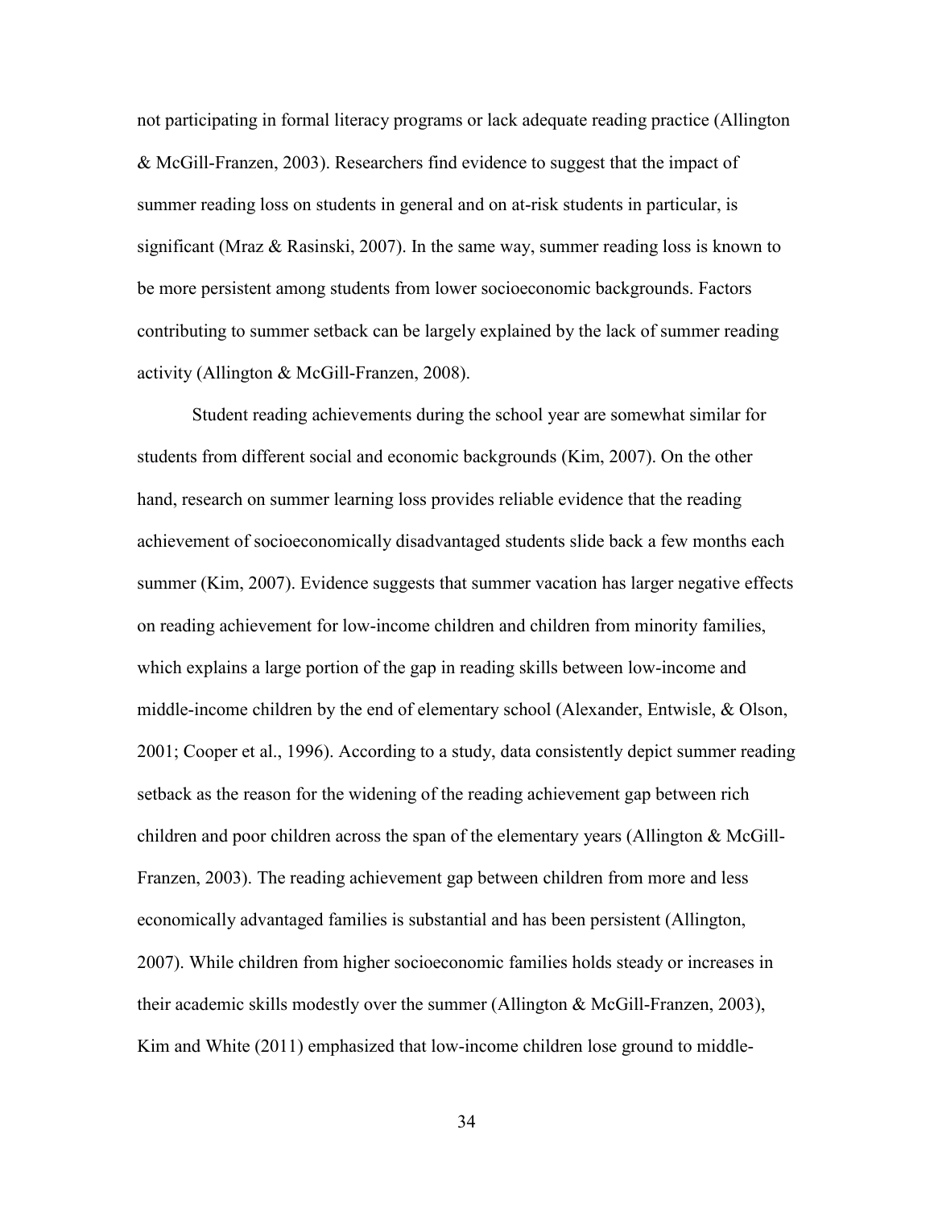not participating in formal literacy programs or lack adequate reading practice (Allington & McGill-Franzen, 2003). Researchers find evidence to suggest that the impact of summer reading loss on students in general and on at-risk students in particular, is significant (Mraz & Rasinski, 2007). In the same way, summer reading loss is known to be more persistent among students from lower socioeconomic backgrounds. Factors contributing to summer setback can be largely explained by the lack of summer reading activity (Allington & McGill-Franzen, 2008).

Student reading achievements during the school year are somewhat similar for students from different social and economic backgrounds (Kim, 2007). On the other hand, research on summer learning loss provides reliable evidence that the reading achievement of socioeconomically disadvantaged students slide back a few months each summer (Kim, 2007). Evidence suggests that summer vacation has larger negative effects on reading achievement for low-income children and children from minority families, which explains a large portion of the gap in reading skills between low-income and middle-income children by the end of elementary school (Alexander, Entwisle, & Olson, 2001; Cooper et al., 1996). According to a study, data consistently depict summer reading setback as the reason for the widening of the reading achievement gap between rich children and poor children across the span of the elementary years (Allington & McGill-Franzen, 2003). The reading achievement gap between children from more and less economically advantaged families is substantial and has been persistent (Allington, 2007). While children from higher socioeconomic families holds steady or increases in their academic skills modestly over the summer (Allington & McGill-Franzen, 2003), Kim and White (2011) emphasized that low-income children lose ground to middle-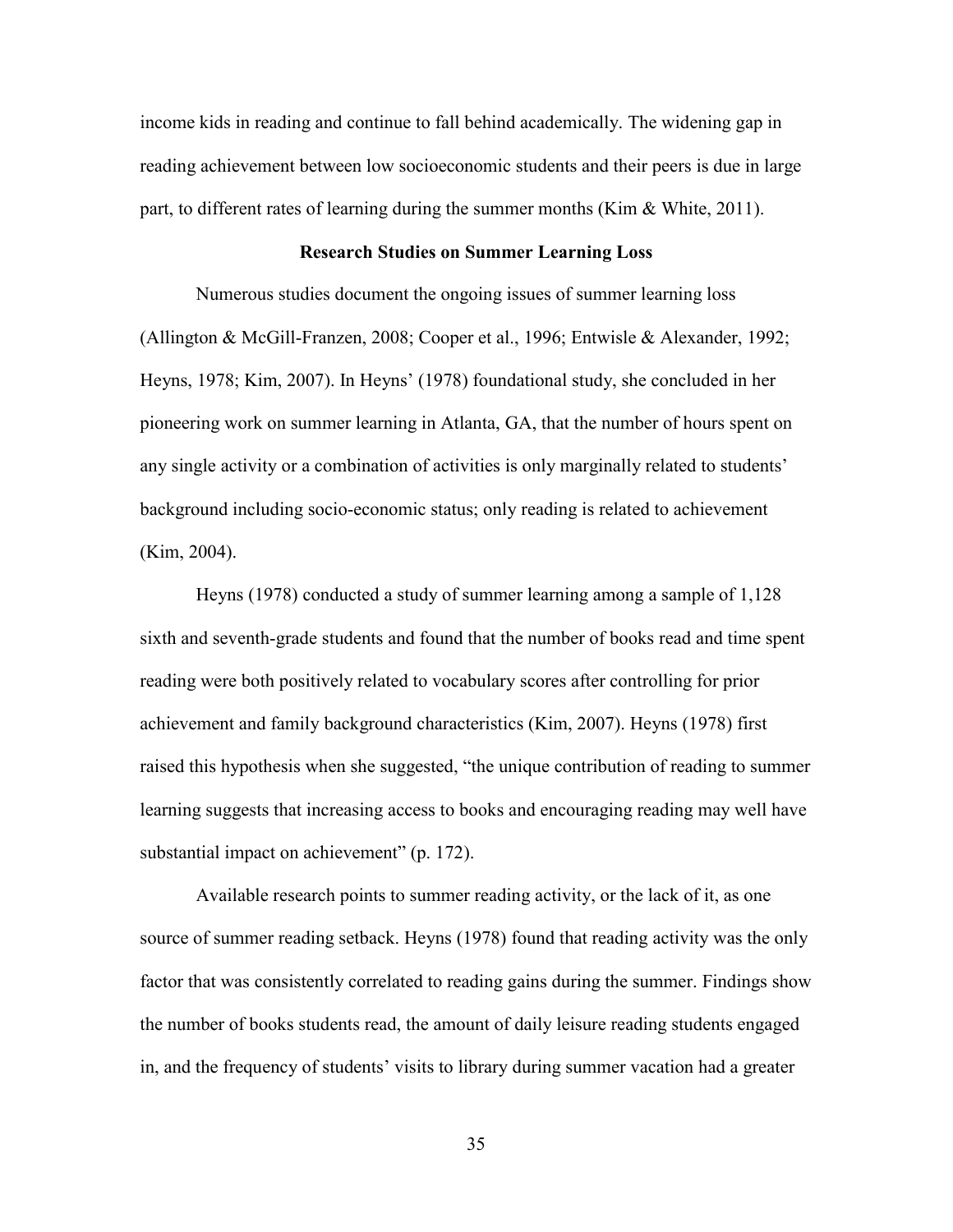income kids in reading and continue to fall behind academically. The widening gap in reading achievement between low socioeconomic students and their peers is due in large part, to different rates of learning during the summer months (Kim & White, 2011).

## Research Studies on Summer Learning Loss

Numerous studies document the ongoing issues of summer learning loss (Allington & McGill-Franzen, 2008; Cooper et al., 1996; Entwisle & Alexander, 1992; Heyns, 1978; Kim, 2007). In Heyns' (1978) foundational study, she concluded in her pioneering work on summer learning in Atlanta, GA, that the number of hours spent on any single activity or a combination of activities is only marginally related to students' background including socio-economic status; only reading is related to achievement (Kim, 2004).

Heyns (1978) conducted a study of summer learning among a sample of 1,128 sixth and seventh-grade students and found that the number of books read and time spent reading were both positively related to vocabulary scores after controlling for prior achievement and family background characteristics (Kim, 2007). Heyns (1978) first raised this hypothesis when she suggested, "the unique contribution of reading to summer learning suggests that increasing access to books and encouraging reading may well have substantial impact on achievement" (p. 172).

Available research points to summer reading activity, or the lack of it, as one source of summer reading setback. Heyns (1978) found that reading activity was the only factor that was consistently correlated to reading gains during the summer. Findings show the number of books students read, the amount of daily leisure reading students engaged in, and the frequency of students' visits to library during summer vacation had a greater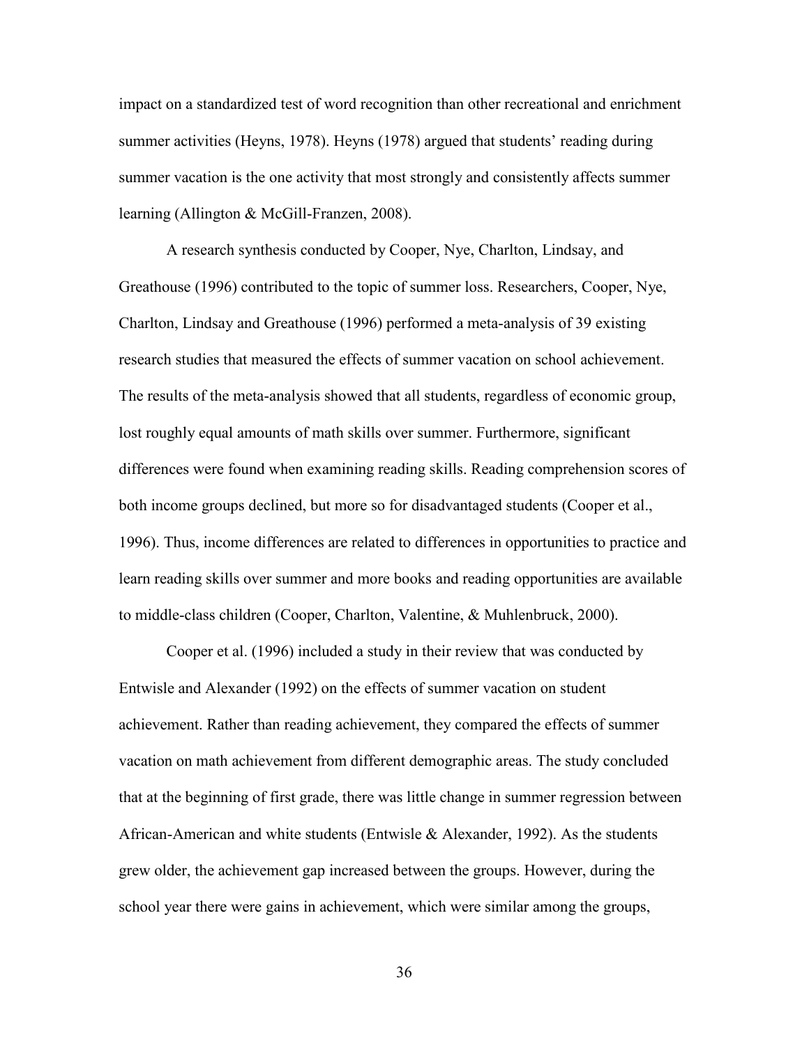impact on a standardized test of word recognition than other recreational and enrichment summer activities (Heyns, 1978). Heyns (1978) argued that students' reading during summer vacation is the one activity that most strongly and consistently affects summer learning (Allington & McGill-Franzen, 2008).

A research synthesis conducted by Cooper, Nye, Charlton, Lindsay, and Greathouse (1996) contributed to the topic of summer loss. Researchers, Cooper, Nye, Charlton, Lindsay and Greathouse (1996) performed a meta-analysis of 39 existing research studies that measured the effects of summer vacation on school achievement. The results of the meta-analysis showed that all students, regardless of economic group, lost roughly equal amounts of math skills over summer. Furthermore, significant differences were found when examining reading skills. Reading comprehension scores of both income groups declined, but more so for disadvantaged students (Cooper et al., 1996). Thus, income differences are related to differences in opportunities to practice and learn reading skills over summer and more books and reading opportunities are available to middle-class children (Cooper, Charlton, Valentine, & Muhlenbruck, 2000).

Cooper et al. (1996) included a study in their review that was conducted by Entwisle and Alexander (1992) on the effects of summer vacation on student achievement. Rather than reading achievement, they compared the effects of summer vacation on math achievement from different demographic areas. The study concluded that at the beginning of first grade, there was little change in summer regression between African-American and white students (Entwisle & Alexander, 1992). As the students grew older, the achievement gap increased between the groups. However, during the school year there were gains in achievement, which were similar among the groups,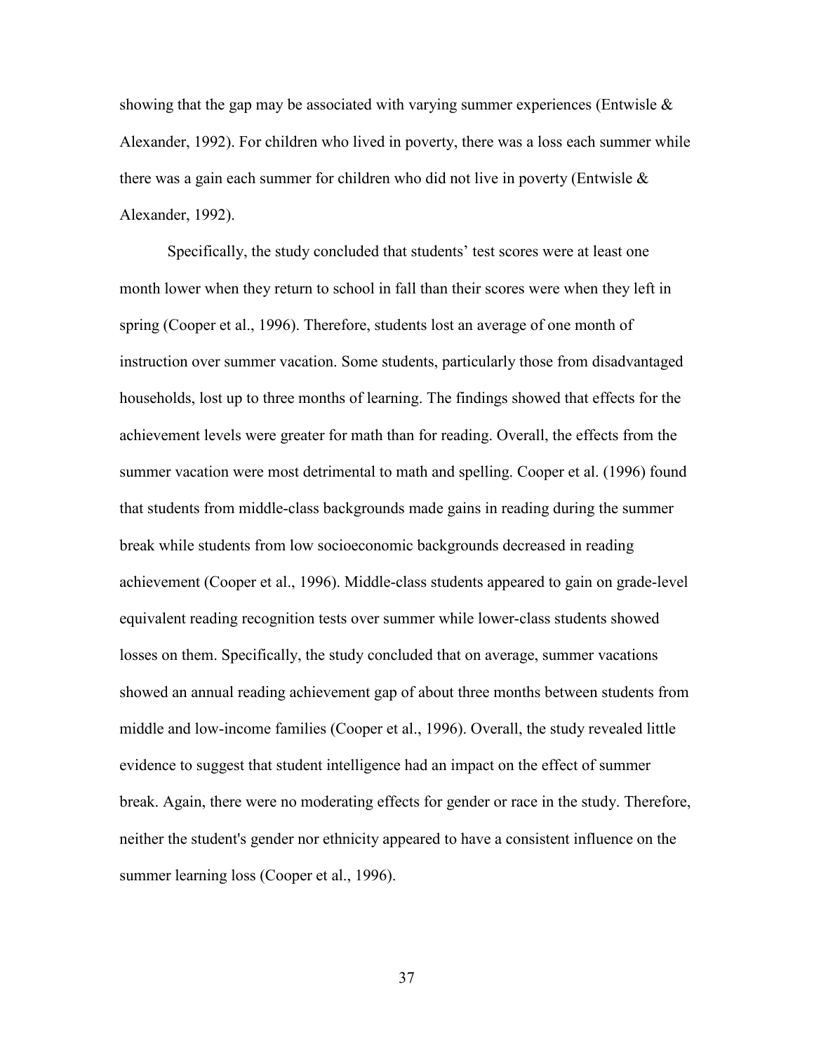showing that the gap may be associated with varying summer experiences (Entwisle & Alexander, 1992). For children who lived in poverty, there was a loss each summer while there was a gain each summer for children who did not live in poverty (Entwisle & Alexander, 1992).

Specifically, the study concluded that students' test scores were at least one month lower when they return to school in fall than their scores were when they left in spring (Cooper et al., 1996). Therefore, students lost an average of one month of instruction over summer vacation. Some students, particularly those from disadvantaged households, lost up to three months of learning. The findings showed that effects for the achievement levels were greater for math than for reading. Overall, the effects from the summer vacation were most detrimental to math and spelling. Cooper et al. (1996) found that students from middle-class backgrounds made gains in reading during the summer break while students from low socioeconomic backgrounds decreased in reading achievement (Cooper et al., 1996). Middle-class students appeared to gain on grade-level equivalent reading recognition tests over summer while lower-class students showed losses on them. Specifically, the study concluded that on average, summer vacations showed an annual reading achievement gap of about three months between students from middle and low-income families (Cooper et al., 1996). Overall, the study revealed little evidence to suggest that student intelligence had an impact on the effect of summer break. Again, there were no moderating effects for gender or race in the study. Therefore, neither the student's gender nor ethnicity appeared to have a consistent influence on the summer learning loss (Cooper et al., 1996).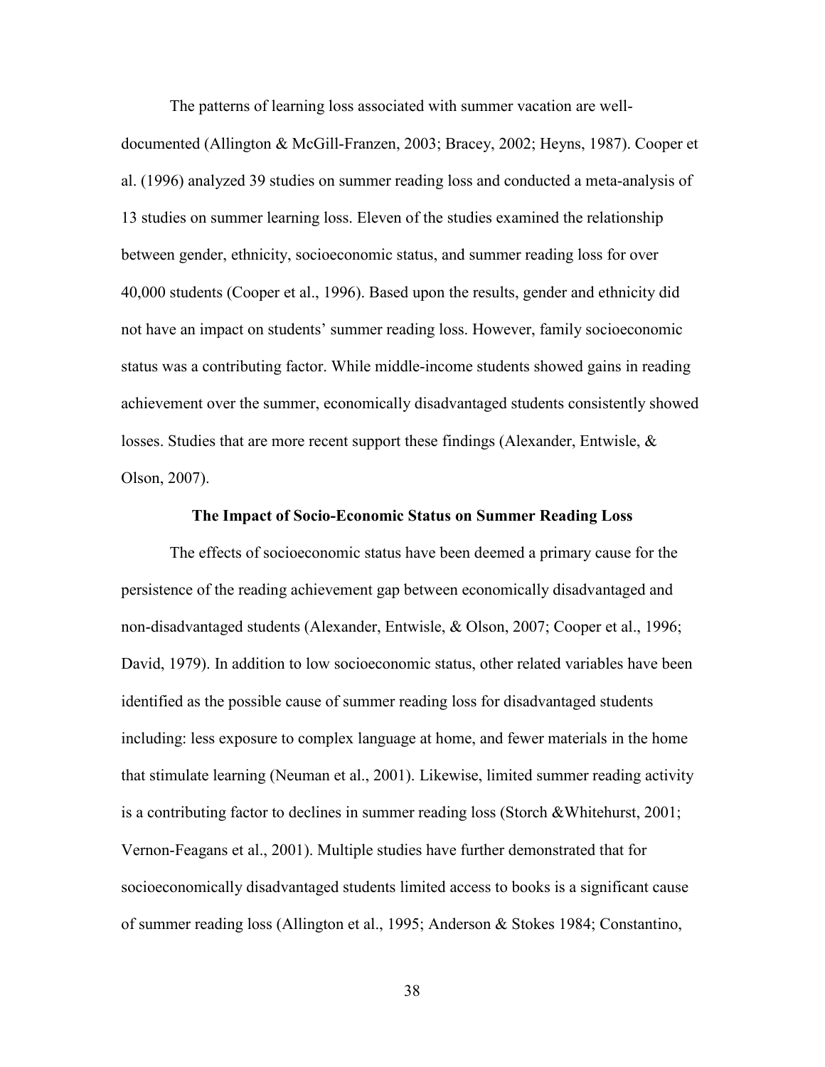The patterns of learning loss associated with summer vacation are well-documented (Allington & McGill-Franzen, 2003; Bracey, 2002; Heyns, 1987). Cooper et al. (1996) analyzed 39 studies on summer reading loss and conducted a meta-analysis of 13 studies on summer learning loss. Eleven of the studies examined the relationship between gender, ethnicity, socioeconomic status, and summer reading loss for over 40,000 students (Cooper et al., 1996). Based upon the results, gender and ethnicity did not have an impact on students' summer reading loss. However, family socioeconomic status was a contributing factor. While middle-income students showed gains in reading achievement over the summer, economically disadvantaged students consistently showed losses. Studies that are more recent support these findings (Alexander, Entwisle, & Olson, 2007).

## The Impact of Socio-Economic Status on Summer Reading Loss

The effects of socioeconomic status have been deemed a primary cause for the persistence of the reading achievement gap between economically disadvantaged and non-disadvantaged students (Alexander, Entwisle, & Olson, 2007; Cooper et al., 1996; David, 1979). In addition to low socioeconomic status, other related variables have been identified as the possible cause of summer reading loss for disadvantaged students including: less exposure to complex language at home, and fewer materials in the home that stimulate learning (Neuman et al., 2001). Likewise, limited summer reading activity is a contributing factor to declines in summer reading loss (Storch &Whitehurst, 2001; Vernon-Feagans et al., 2001). Multiple studies have further demonstrated that for socioeconomically disadvantaged students limited access to books is a significant cause of summer reading loss (Allington et al., 1995; Anderson & Stokes 1984; Constantino,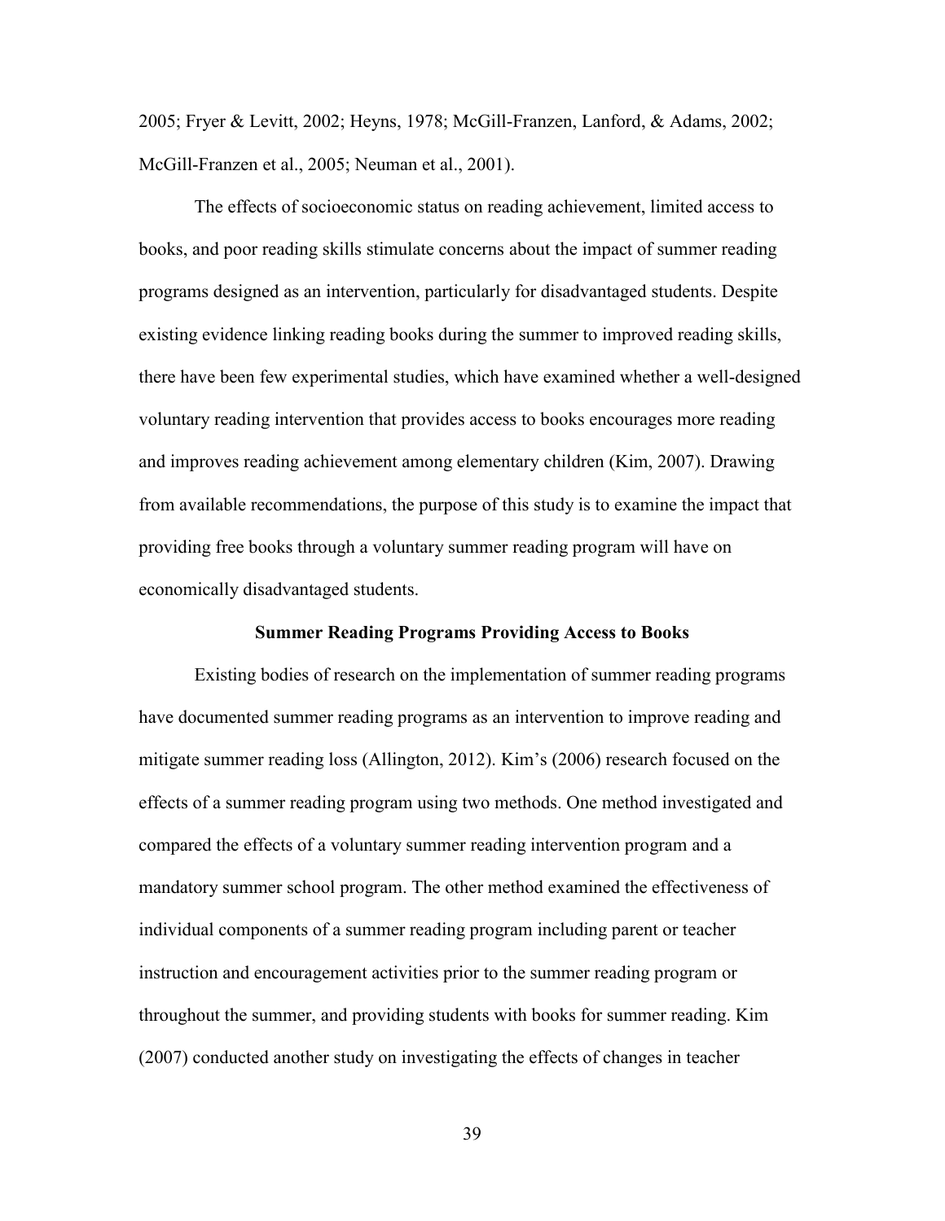2005; Fryer & Levitt, 2002; Heyns, 1978; McGill-Franzen, Lanford, & Adams, 2002; McGill-Franzen et al., 2005; Neuman et al., 2001).

The effects of socioeconomic status on reading achievement, limited access to books, and poor reading skills stimulate concerns about the impact of summer reading programs designed as an intervention, particularly for disadvantaged students. Despite existing evidence linking reading books during the summer to improved reading skills, there have been few experimental studies, which have examined whether a well-designed voluntary reading intervention that provides access to books encourages more reading and improves reading achievement among elementary children (Kim, 2007). Drawing from available recommendations, the purpose of this study is to examine the impact that providing free books through a voluntary summer reading program will have on economically disadvantaged students.

## Summer Reading Programs Providing Access to Books

Existing bodies of research on the implementation of summer reading programs have documented summer reading programs as an intervention to improve reading and mitigate summer reading loss (Allington, 2012). Kim's (2006) research focused on the effects of a summer reading program using two methods. One method investigated and compared the effects of a voluntary summer reading intervention program and a mandatory summer school program. The other method examined the effectiveness of individual components of a summer reading program including parent or teacher instruction and encouragement activities prior to the summer reading program or throughout the summer, and providing students with books for summer reading. Kim (2007) conducted another study on investigating the effects of changes in teacher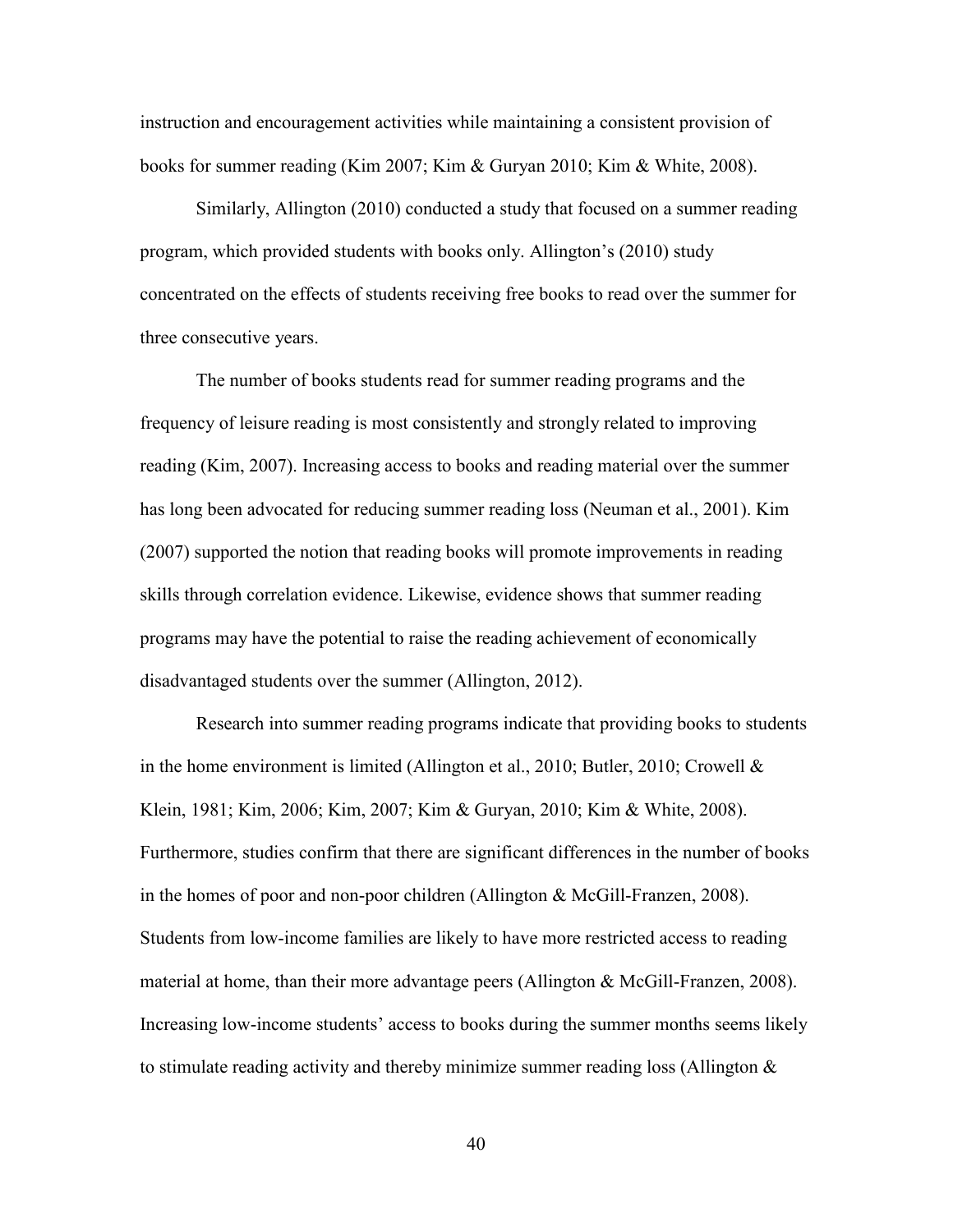instruction and encouragement activities while maintaining a consistent provision of books for summer reading (Kim 2007; Kim & Guryan 2010; Kim & White, 2008).

Similarly, Allington (2010) conducted a study that focused on a summer reading program, which provided students with books only. Allington's (2010) study concentrated on the effects of students receiving free books to read over the summer for three consecutive years.

The number of books students read for summer reading programs and the frequency of leisure reading is most consistently and strongly related to improving reading (Kim, 2007). Increasing access to books and reading material over the summer has long been advocated for reducing summer reading loss (Neuman et al., 2001). Kim (2007) supported the notion that reading books will promote improvements in reading skills through correlation evidence. Likewise, evidence shows that summer reading programs may have the potential to raise the reading achievement of economically disadvantaged students over the summer (Allington, 2012).

Research into summer reading programs indicate that providing books to students in the home environment is limited (Allington et al., 2010; Butler, 2010; Crowell & Klein, 1981; Kim, 2006; Kim, 2007; Kim & Guryan, 2010; Kim & White, 2008). Furthermore, studies confirm that there are significant differences in the number of books in the homes of poor and non-poor children (Allington & McGill-Franzen, 2008). Students from low-income families are likely to have more restricted access to reading material at home, than their more advantage peers (Allington & McGill-Franzen, 2008). Increasing low-income students' access to books during the summer months seems likely to stimulate reading activity and thereby minimize summer reading loss (Allington &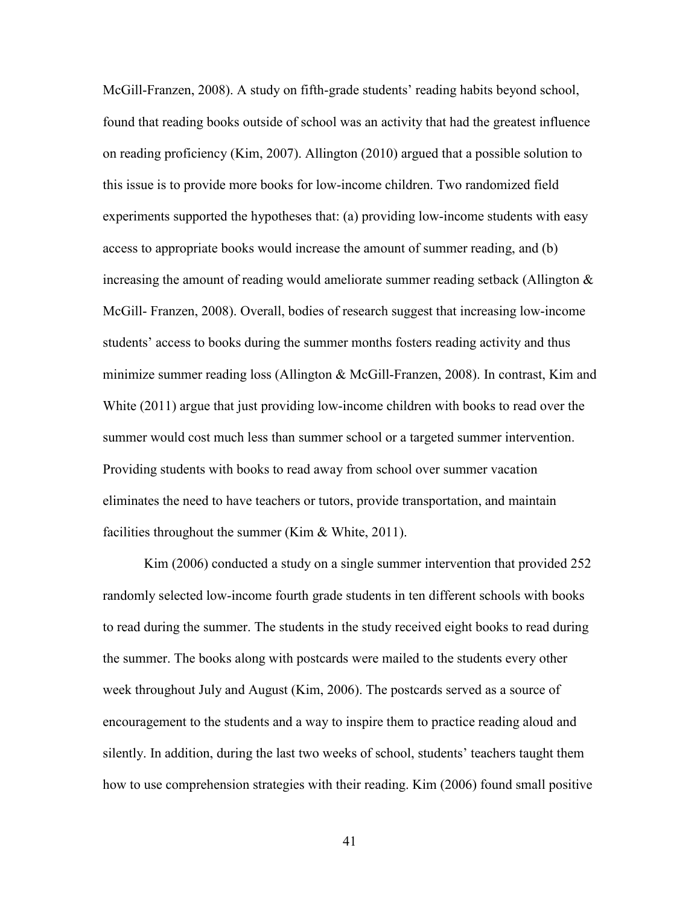McGill-Franzen, 2008). A study on fifth-grade students' reading habits beyond school, found that reading books outside of school was an activity that had the greatest influence on reading proficiency (Kim, 2007). Allington (2010) argued that a possible solution to this issue is to provide more books for low-income children. Two randomized field experiments supported the hypotheses that: (a) providing low-income students with easy access to appropriate books would increase the amount of summer reading, and (b) increasing the amount of reading would ameliorate summer reading setback (Allington & McGill- Franzen, 2008). Overall, bodies of research suggest that increasing low-income students' access to books during the summer months fosters reading activity and thus minimize summer reading loss (Allington & McGill-Franzen, 2008). In contrast, Kim and White (2011) argue that just providing low-income children with books to read over the summer would cost much less than summer school or a targeted summer intervention. Providing students with books to read away from school over summer vacation eliminates the need to have teachers or tutors, provide transportation, and maintain facilities throughout the summer (Kim & White, 2011).

Kim (2006) conducted a study on a single summer intervention that provided 252 randomly selected low-income fourth grade students in ten different schools with books to read during the summer. The students in the study received eight books to read during the summer. The books along with postcards were mailed to the students every other week throughout July and August (Kim, 2006). The postcards served as a source of encouragement to the students and a way to inspire them to practice reading aloud and silently. In addition, during the last two weeks of school, students' teachers taught them how to use comprehension strategies with their reading. Kim (2006) found small positive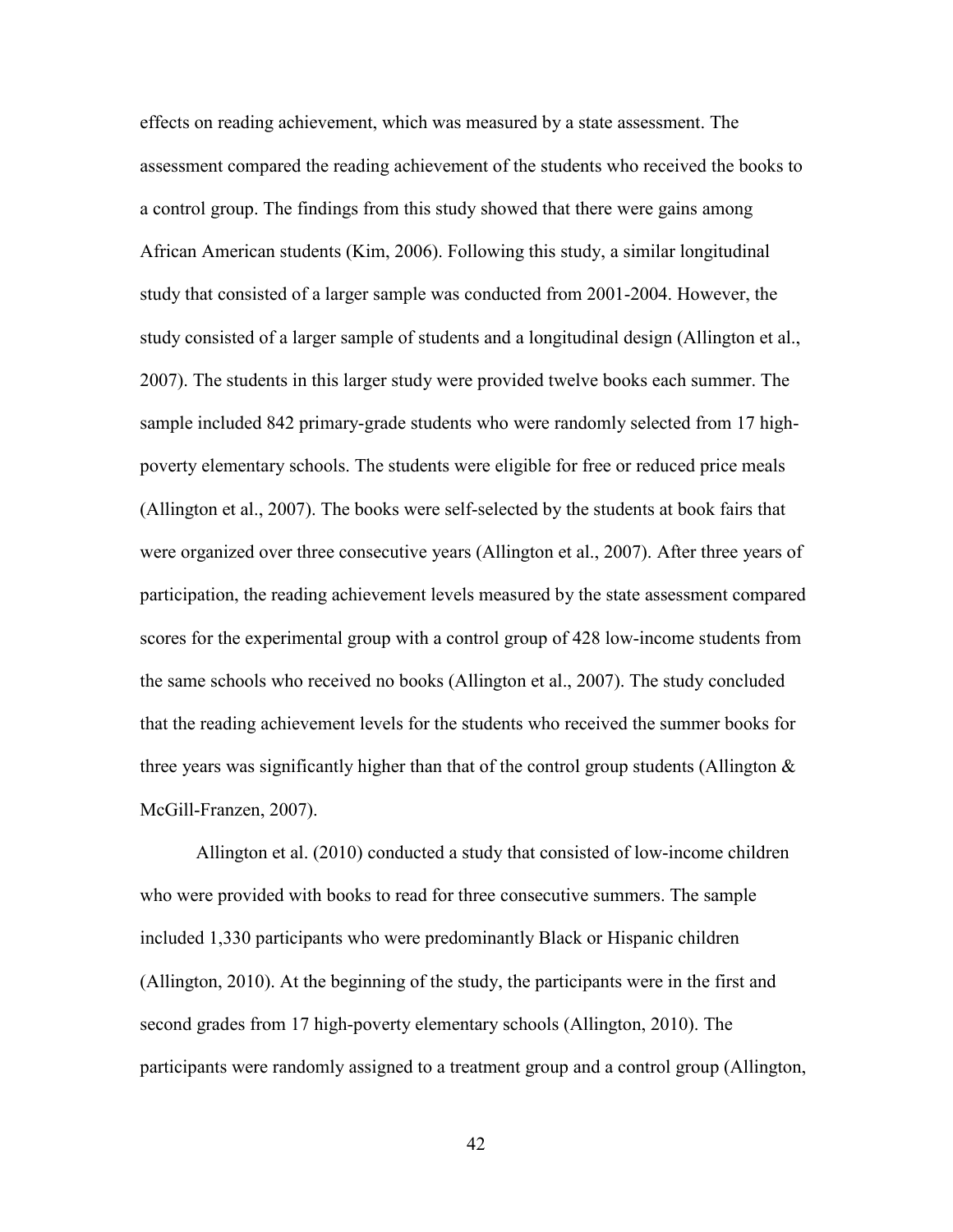effects on reading achievement, which was measured by a state assessment. The assessment compared the reading achievement of the students who received the books to a control group. The findings from this study showed that there were gains among African American students (Kim, 2006). Following this study, a similar longitudinal study that consisted of a larger sample was conducted from 2001-2004. However, the study consisted of a larger sample of students and a longitudinal design (Allington et al., 2007). The students in this larger study were provided twelve books each summer. The sample included 842 primary-grade students who were randomly selected from 17 high-poverty elementary schools. The students were eligible for free or reduced price meals (Allington et al., 2007). The books were self-selected by the students at book fairs that were organized over three consecutive years (Allington et al., 2007). After three years of participation, the reading achievement levels measured by the state assessment compared scores for the experimental group with a control group of 428 low-income students from the same schools who received no books (Allington et al., 2007). The study concluded that the reading achievement levels for the students who received the summer books for three years was significantly higher than that of the control group students (Allington & McGill-Franzen, 2007).

Allington et al. (2010) conducted a study that consisted of low-income children who were provided with books to read for three consecutive summers. The sample included 1,330 participants who were predominantly Black or Hispanic children (Allington, 2010). At the beginning of the study, the participants were in the first and second grades from 17 high-poverty elementary schools (Allington, 2010). The participants were randomly assigned to a treatment group and a control group (Allington,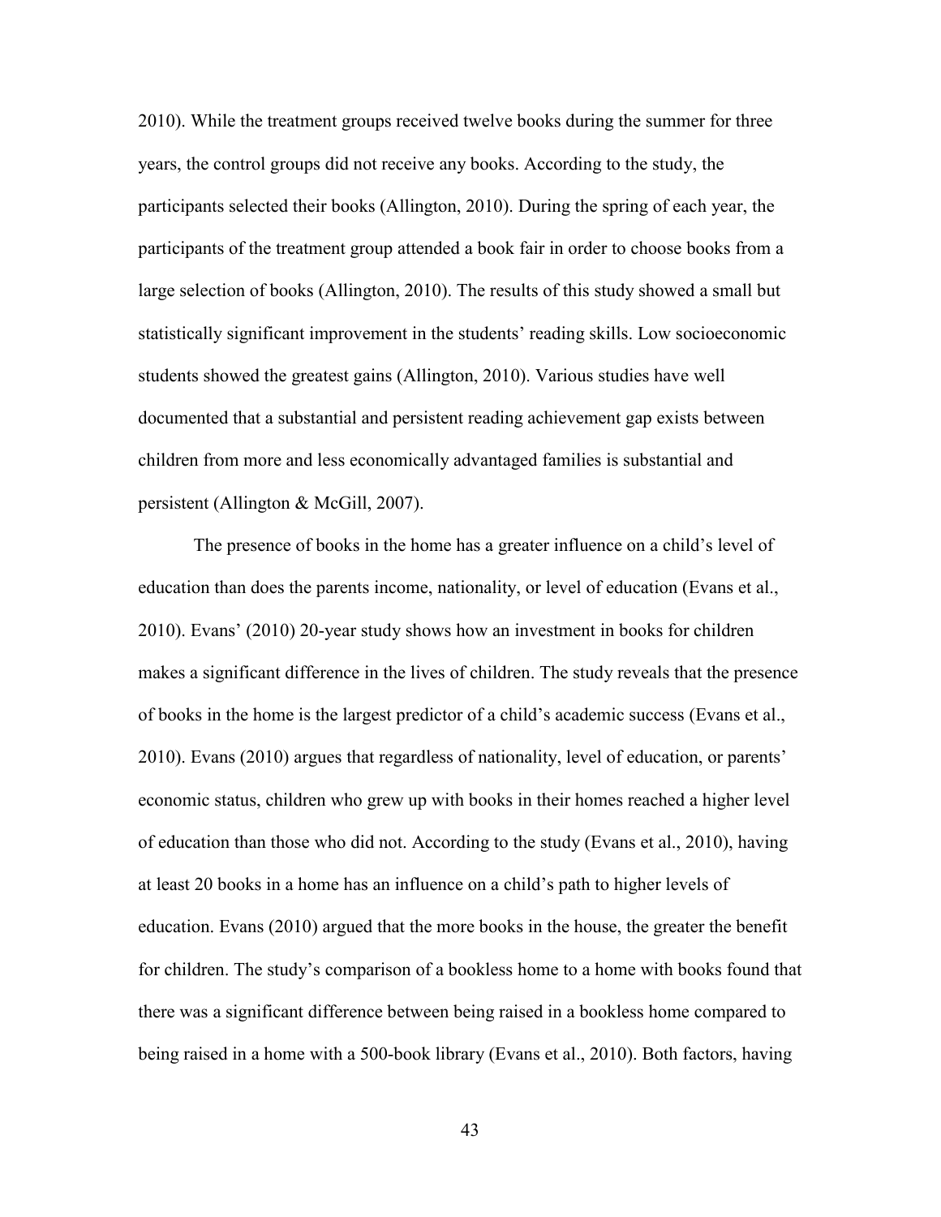2010). While the treatment groups received twelve books during the summer for three years, the control groups did not receive any books. According to the study, the participants selected their books (Allington, 2010). During the spring of each year, the participants of the treatment group attended a book fair in order to choose books from a large selection of books (Allington, 2010). The results of this study showed a small but statistically significant improvement in the students' reading skills. Low socioeconomic students showed the greatest gains (Allington, 2010). Various studies have well documented that a substantial and persistent reading achievement gap exists between children from more and less economically advantaged families is substantial and persistent (Allington & McGill, 2007).

The presence of books in the home has a greater influence on a child's level of education than does the parents income, nationality, or level of education (Evans et al., 2010). Evans' (2010) 20-year study shows how an investment in books for children makes a significant difference in the lives of children. The study reveals that the presence of books in the home is the largest predictor of a child's academic success (Evans et al., 2010). Evans (2010) argues that regardless of nationality, level of education, or parents' economic status, children who grew up with books in their homes reached a higher level of education than those who did not. According to the study (Evans et al., 2010), having at least 20 books in a home has an influence on a child's path to higher levels of education. Evans (2010) argued that the more books in the house, the greater the benefit for children. The study's comparison of a bookless home to a home with books found that there was a significant difference between being raised in a bookless home compared to being raised in a home with a 500-book library (Evans et al., 2010). Both factors, having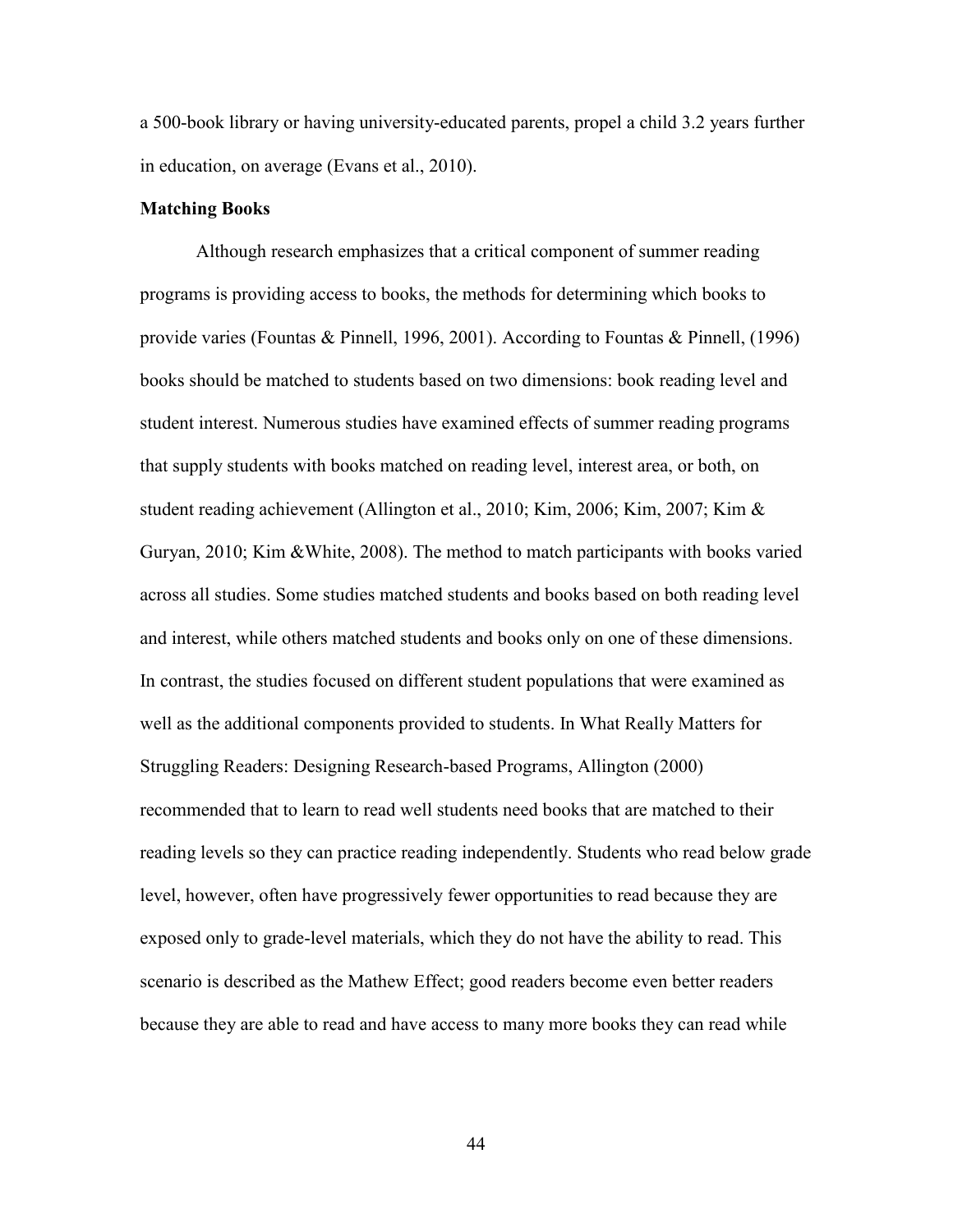a 500-book library or having university-educated parents, propel a child 3.2 years further in education, on average (Evans et al., 2010).

**Matching Books**

Although research emphasizes that a critical component of summer reading programs is providing access to books, the methods for determining which books to provide varies (Fountas & Pinnell, 1996, 2001). According to Fountas & Pinnell, (1996) books should be matched to students based on two dimensions: book reading level and student interest. Numerous studies have examined effects of summer reading programs that supply students with books matched on reading level, interest area, or both, on student reading achievement (Allington et al., 2010; Kim, 2006; Kim, 2007; Kim & Guryan, 2010; Kim &White, 2008). The method to match participants with books varied across all studies. Some studies matched students and books based on both reading level and interest, while others matched students and books only on one of these dimensions. In contrast, the studies focused on different student populations that were examined as well as the additional components provided to students. In What Really Matters for Struggling Readers: Designing Research-based Programs, Allington (2000) recommended that to learn to read well students need books that are matched to their reading levels so they can practice reading independently. Students who read below grade level, however, often have progressively fewer opportunities to read because they are exposed only to grade-level materials, which they do not have the ability to read. This scenario is described as the Mathew Effect; good readers become even better readers because they are able to read and have access to many more books they can read while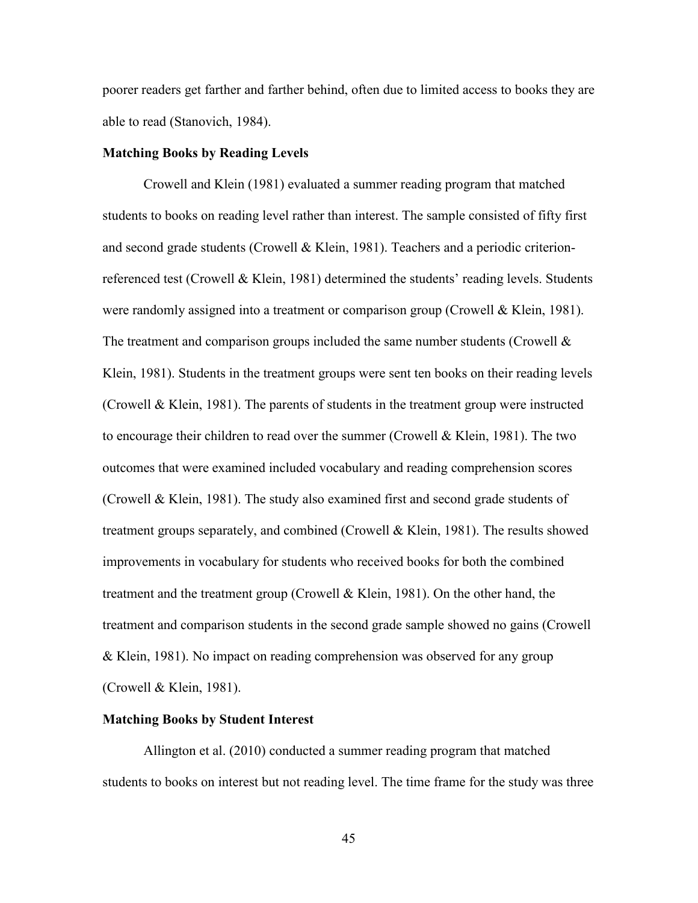poorer readers get farther and farther behind, often due to limited access to books they are able to read (Stanovich, 1984).

### Matching Books by Reading Levels

Crowell and Klein (1981) evaluated a summer reading program that matched students to books on reading level rather than interest. The sample consisted of fifty first and second grade students (Crowell & Klein, 1981). Teachers and a periodic criterion-referenced test (Crowell & Klein, 1981) determined the students' reading levels. Students were randomly assigned into a treatment or comparison group (Crowell & Klein, 1981). The treatment and comparison groups included the same number students (Crowell & Klein, 1981). Students in the treatment groups were sent ten books on their reading levels (Crowell & Klein, 1981). The parents of students in the treatment group were instructed to encourage their children to read over the summer (Crowell & Klein, 1981). The two outcomes that were examined included vocabulary and reading comprehension scores (Crowell & Klein, 1981). The study also examined first and second grade students of treatment groups separately, and combined (Crowell & Klein, 1981). The results showed improvements in vocabulary for students who received books for both the combined treatment and the treatment group (Crowell & Klein, 1981). On the other hand, the treatment and comparison students in the second grade sample showed no gains (Crowell & Klein, 1981). No impact on reading comprehension was observed for any group (Crowell & Klein, 1981).

### Matching Books by Student Interest

Allington et al. (2010) conducted a summer reading program that matched students to books on interest but not reading level. The time frame for the study was three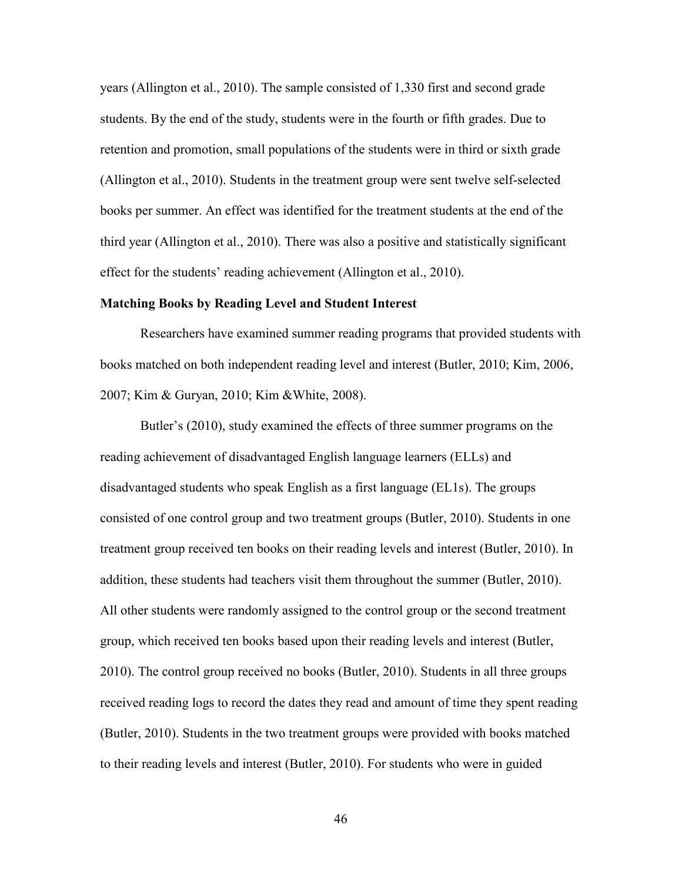years (Allington et al., 2010). The sample consisted of 1,330 first and second grade students. By the end of the study, students were in the fourth or fifth grades. Due to retention and promotion, small populations of the students were in third or sixth grade (Allington et al., 2010). Students in the treatment group were sent twelve self-selected books per summer. An effect was identified for the treatment students at the end of the third year (Allington et al., 2010). There was also a positive and statistically significant effect for the students' reading achievement (Allington et al., 2010).

**Matching Books by Reading Level and Student Interest**

Researchers have examined summer reading programs that provided students with books matched on both independent reading level and interest (Butler, 2010; Kim, 2006, 2007; Kim & Guryan, 2010; Kim &White, 2008).

Butler's (2010), study examined the effects of three summer programs on the reading achievement of disadvantaged English language learners (ELLs) and disadvantaged students who speak English as a first language (EL1s). The groups consisted of one control group and two treatment groups (Butler, 2010). Students in one treatment group received ten books on their reading levels and interest (Butler, 2010). In addition, these students had teachers visit them throughout the summer (Butler, 2010). All other students were randomly assigned to the control group or the second treatment group, which received ten books based upon their reading levels and interest (Butler, 2010). The control group received no books (Butler, 2010). Students in all three groups received reading logs to record the dates they read and amount of time they spent reading (Butler, 2010). Students in the two treatment groups were provided with books matched to their reading levels and interest (Butler, 2010). For students who were in guided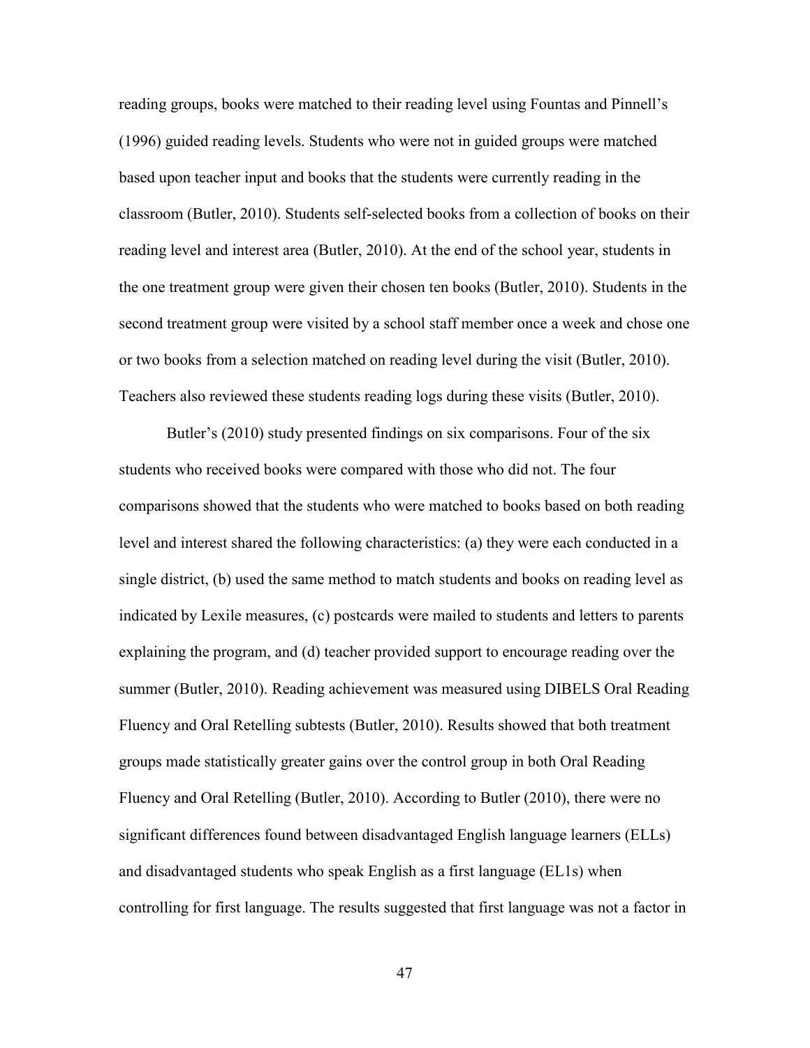reading groups, books were matched to their reading level using Fountas and Pinnell's (1996) guided reading levels. Students who were not in guided groups were matched based upon teacher input and books that the students were currently reading in the classroom (Butler, 2010). Students self-selected books from a collection of books on their reading level and interest area (Butler, 2010). At the end of the school year, students in the one treatment group were given their chosen ten books (Butler, 2010). Students in the second treatment group were visited by a school staff member once a week and chose one or two books from a selection matched on reading level during the visit (Butler, 2010). Teachers also reviewed these students reading logs during these visits (Butler, 2010).

Butler's (2010) study presented findings on six comparisons. Four of the six students who received books were compared with those who did not. The four comparisons showed that the students who were matched to books based on both reading level and interest shared the following characteristics: (a) they were each conducted in a single district, (b) used the same method to match students and books on reading level as indicated by Lexile measures, (c) postcards were mailed to students and letters to parents explaining the program, and (d) teacher provided support to encourage reading over the summer (Butler, 2010). Reading achievement was measured using DIBELS Oral Reading Fluency and Oral Retelling subtests (Butler, 2010). Results showed that both treatment groups made statistically greater gains over the control group in both Oral Reading Fluency and Oral Retelling (Butler, 2010). According to Butler (2010), there were no significant differences found between disadvantaged English language learners (ELLs) and disadvantaged students who speak English as a first language (EL1s) when controlling for first language. The results suggested that first language was not a factor in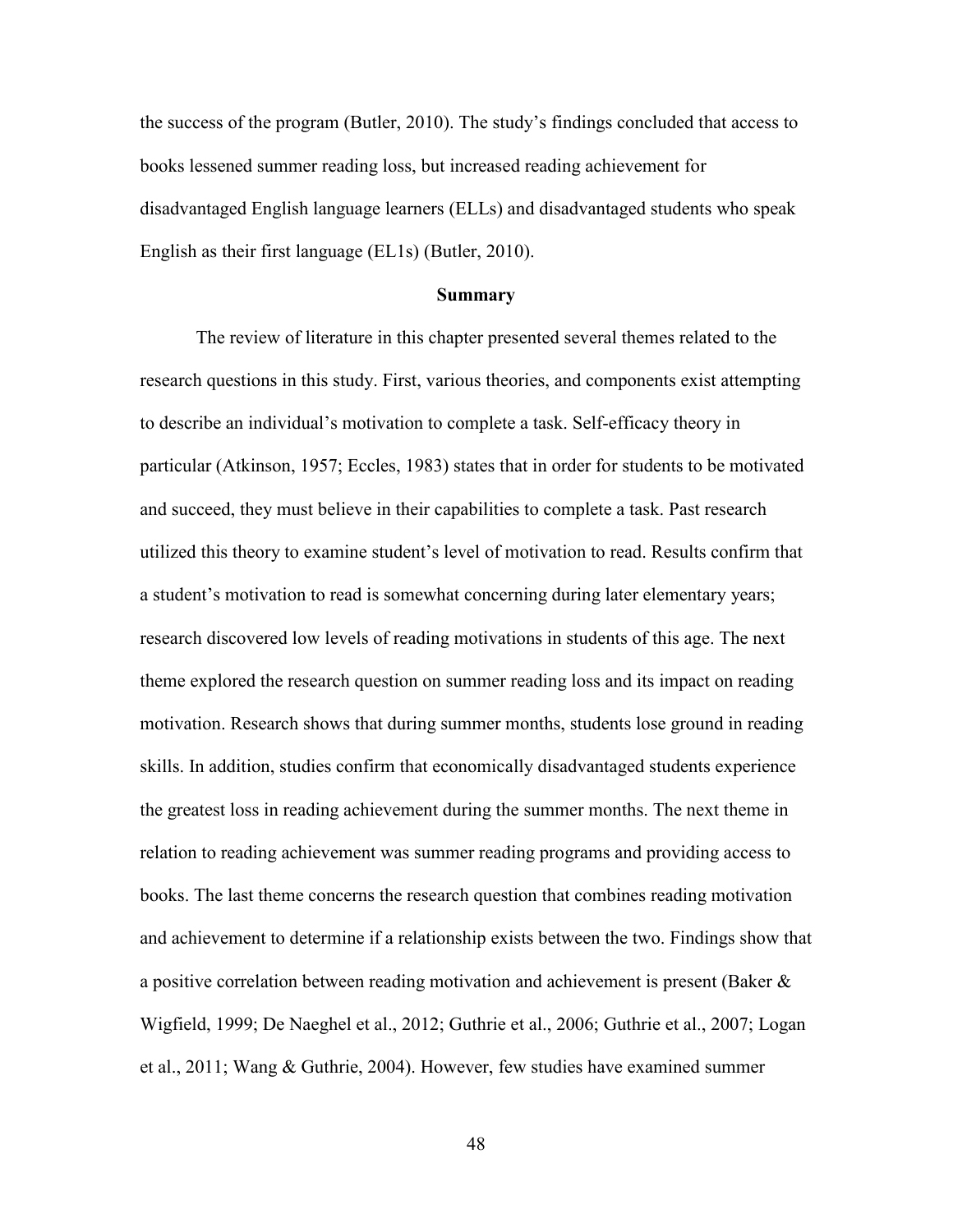the success of the program (Butler, 2010). The study's findings concluded that access to books lessened summer reading loss, but increased reading achievement for disadvantaged English language learners (ELLs) and disadvantaged students who speak English as their first language (EL1s) (Butler, 2010).

## Summary

The review of literature in this chapter presented several themes related to the research questions in this study. First, various theories, and components exist attempting to describe an individual's motivation to complete a task. Self-efficacy theory in particular (Atkinson, 1957; Eccles, 1983) states that in order for students to be motivated and succeed, they must believe in their capabilities to complete a task. Past research utilized this theory to examine student's level of motivation to read. Results confirm that a student's motivation to read is somewhat concerning during later elementary years; research discovered low levels of reading motivations in students of this age. The next theme explored the research question on summer reading loss and its impact on reading motivation. Research shows that during summer months, students lose ground in reading skills. In addition, studies confirm that economically disadvantaged students experience the greatest loss in reading achievement during the summer months. The next theme in relation to reading achievement was summer reading programs and providing access to books. The last theme concerns the research question that combines reading motivation and achievement to determine if a relationship exists between the two. Findings show that a positive correlation between reading motivation and achievement is present (Baker & Wigfield, 1999; De Naeghel et al., 2012; Guthrie et al., 2006; Guthrie et al., 2007; Logan et al., 2011; Wang & Guthrie, 2004). However, few studies have examined summer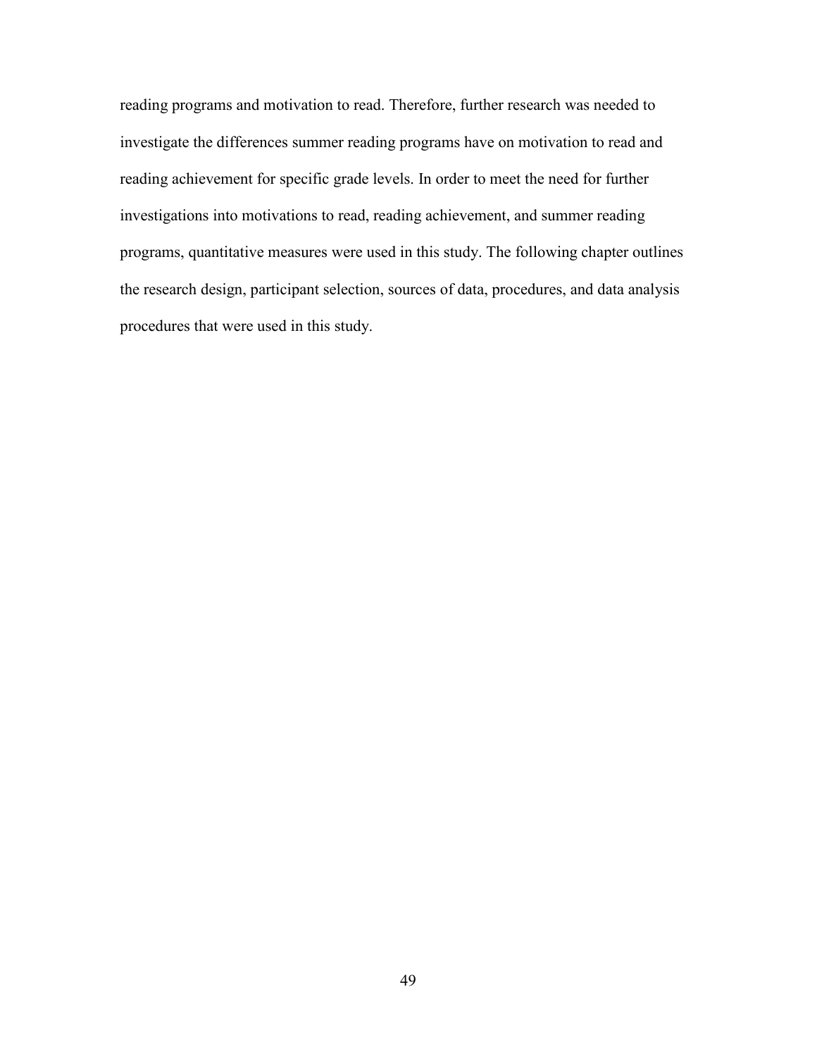reading programs and motivation to read. Therefore, further research was needed to investigate the differences summer reading programs have on motivation to read and reading achievement for specific grade levels. In order to meet the need for further investigations into motivations to read, reading achievement, and summer reading programs, quantitative measures were used in this study. The following chapter outlines the research design, participant selection, sources of data, procedures, and data analysis procedures that were used in this study.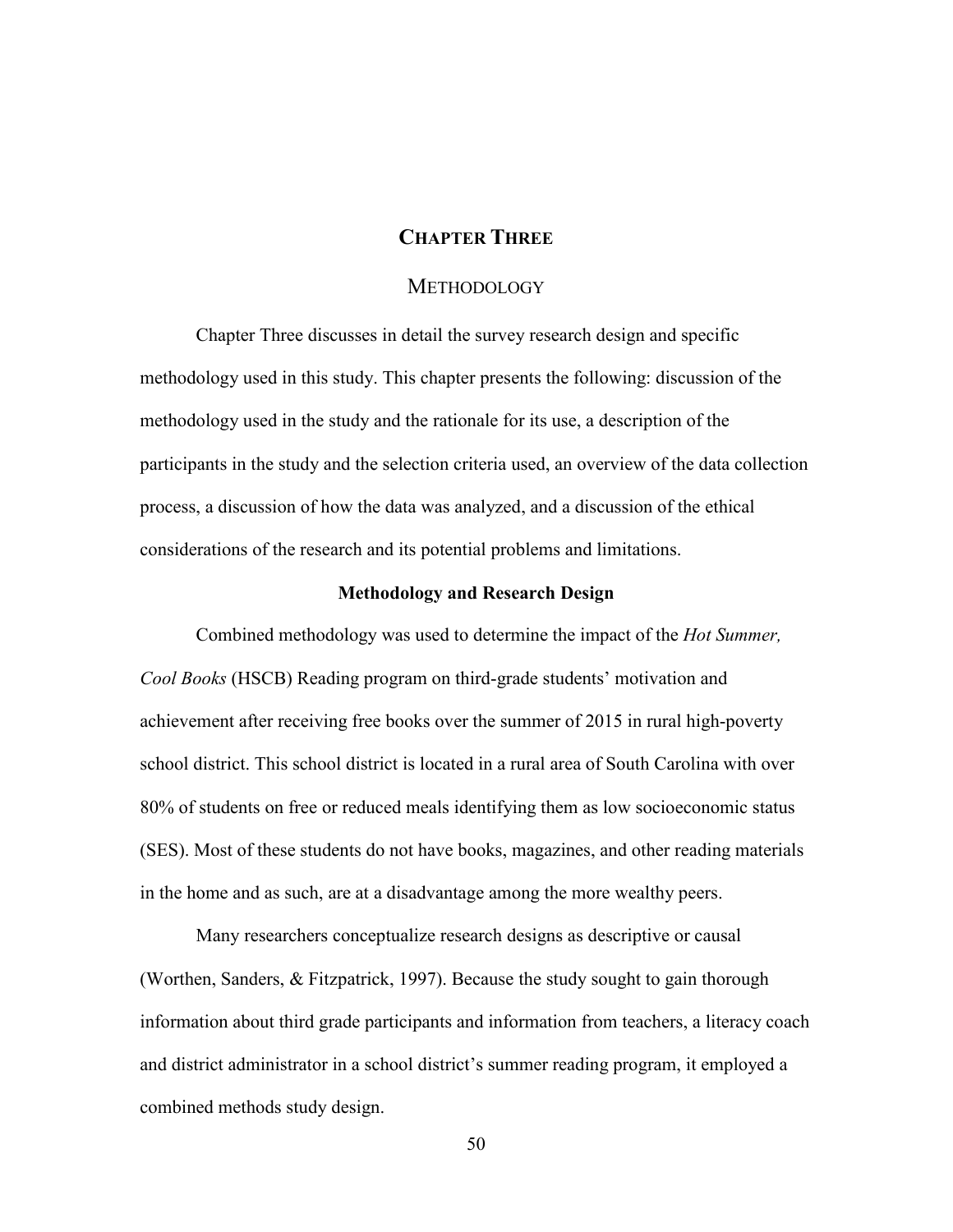# CHAPTER THREE

## METHODOLOGY

Chapter Three discusses in detail the survey research design and specific methodology used in this study. This chapter presents the following: discussion of the methodology used in the study and the rationale for its use, a description of the participants in the study and the selection criteria used, an overview of the data collection process, a discussion of how the data was analyzed, and a discussion of the ethical considerations of the research and its potential problems and limitations.

### Methodology and Research Design

Combined methodology was used to determine the impact of the *Hot Summer, Cool Books* (HSCB) Reading program on third-grade students' motivation and achievement after receiving free books over the summer of 2015 in rural high-poverty school district. This school district is located in a rural area of South Carolina with over 80% of students on free or reduced meals identifying them as low socioeconomic status (SES). Most of these students do not have books, magazines, and other reading materials in the home and as such, are at a disadvantage among the more wealthy peers.

Many researchers conceptualize research designs as descriptive or causal (Worthen, Sanders, & Fitzpatrick, 1997). Because the study sought to gain thorough information about third grade participants and information from teachers, a literacy coach and district administrator in a school district's summer reading program, it employed a combined methods study design.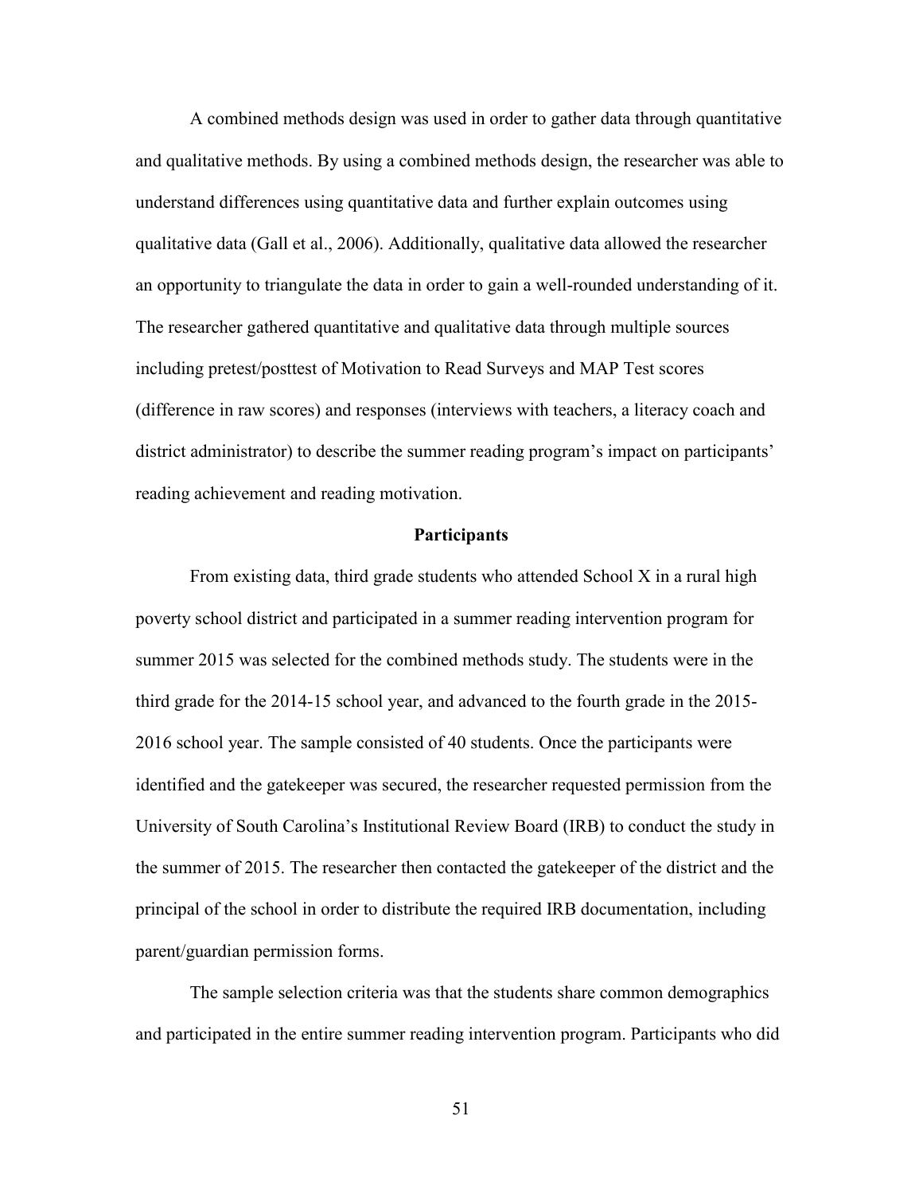A combined methods design was used in order to gather data through quantitative and qualitative methods. By using a combined methods design, the researcher was able to understand differences using quantitative data and further explain outcomes using qualitative data (Gall et al., 2006). Additionally, qualitative data allowed the researcher an opportunity to triangulate the data in order to gain a well-rounded understanding of it. The researcher gathered quantitative and qualitative data through multiple sources including pretest/posttest of Motivation to Read Surveys and MAP Test scores (difference in raw scores) and responses (interviews with teachers, a literacy coach and district administrator) to describe the summer reading program's impact on participants' reading achievement and reading motivation.

## Participants

From existing data, third grade students who attended School X in a rural high poverty school district and participated in a summer reading intervention program for summer 2015 was selected for the combined methods study. The students were in the third grade for the 2014-15 school year, and advanced to the fourth grade in the 2015-2016 school year. The sample consisted of 40 students. Once the participants were identified and the gatekeeper was secured, the researcher requested permission from the University of South Carolina's Institutional Review Board (IRB) to conduct the study in the summer of 2015. The researcher then contacted the gatekeeper of the district and the principal of the school in order to distribute the required IRB documentation, including parent/guardian permission forms.

The sample selection criteria was that the students share common demographics and participated in the entire summer reading intervention program. Participants who did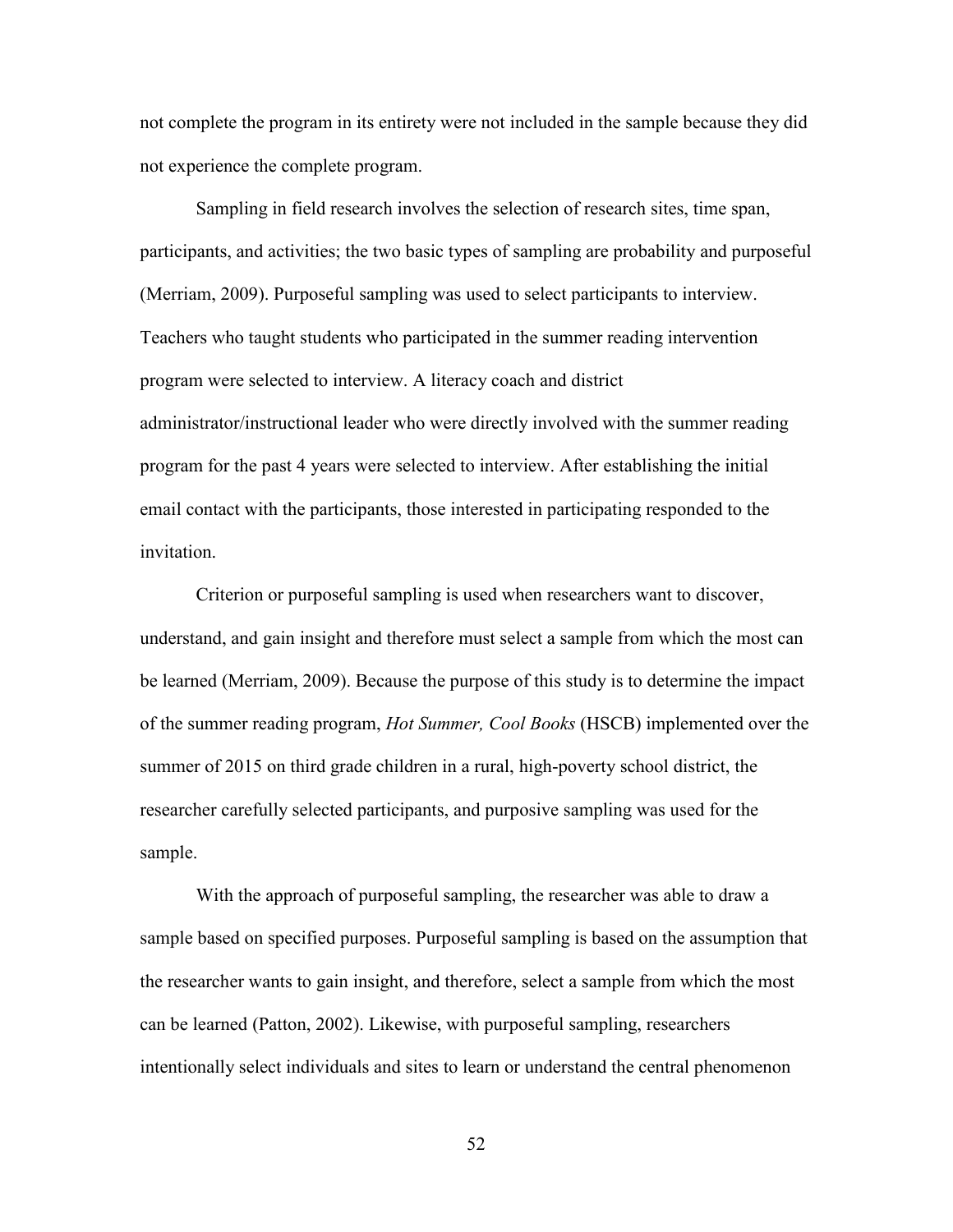not complete the program in its entirety were not included in the sample because they did not experience the complete program.

Sampling in field research involves the selection of research sites, time span, participants, and activities; the two basic types of sampling are probability and purposeful (Merriam, 2009). Purposeful sampling was used to select participants to interview. Teachers who taught students who participated in the summer reading intervention program were selected to interview. A literacy coach and district administrator/instructional leader who were directly involved with the summer reading program for the past 4 years were selected to interview. After establishing the initial email contact with the participants, those interested in participating responded to the invitation.

Criterion or purposeful sampling is used when researchers want to discover, understand, and gain insight and therefore must select a sample from which the most can be learned (Merriam, 2009). Because the purpose of this study is to determine the impact of the summer reading program, *Hot Summer, Cool Books* (HSCB) implemented over the summer of 2015 on third grade children in a rural, high-poverty school district, the researcher carefully selected participants, and purposive sampling was used for the sample.

With the approach of purposeful sampling, the researcher was able to draw a sample based on specified purposes. Purposeful sampling is based on the assumption that the researcher wants to gain insight, and therefore, select a sample from which the most can be learned (Patton, 2002). Likewise, with purposeful sampling, researchers intentionally select individuals and sites to learn or understand the central phenomenon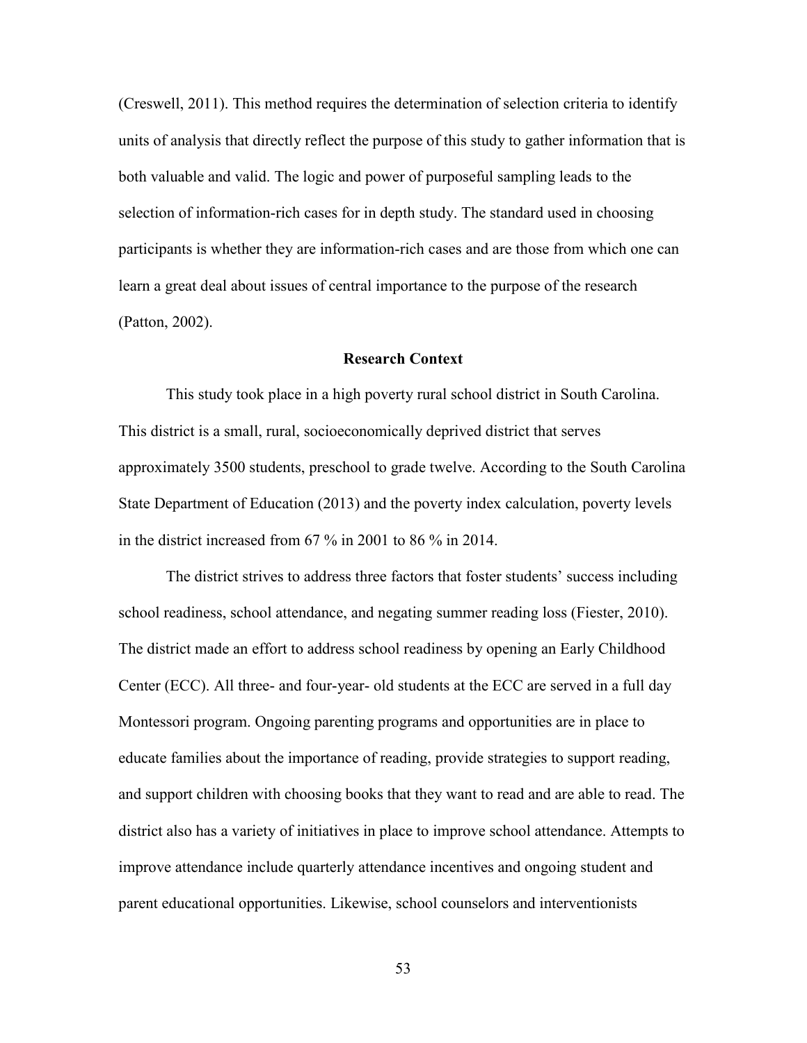(Creswell, 2011). This method requires the determination of selection criteria to identify units of analysis that directly reflect the purpose of this study to gather information that is both valuable and valid. The logic and power of purposeful sampling leads to the selection of information-rich cases for in depth study. The standard used in choosing participants is whether they are information-rich cases and are those from which one can learn a great deal about issues of central importance to the purpose of the research (Patton, 2002).

## Research Context

This study took place in a high poverty rural school district in South Carolina. This district is a small, rural, socioeconomically deprived district that serves approximately 3500 students, preschool to grade twelve. According to the South Carolina State Department of Education (2013) and the poverty index calculation, poverty levels in the district increased from 67 % in 2001 to 86 % in 2014.

The district strives to address three factors that foster students' success including school readiness, school attendance, and negating summer reading loss (Fiester, 2010). The district made an effort to address school readiness by opening an Early Childhood Center (ECC). All three- and four-year- old students at the ECC are served in a full day Montessori program. Ongoing parenting programs and opportunities are in place to educate families about the importance of reading, provide strategies to support reading, and support children with choosing books that they want to read and are able to read. The district also has a variety of initiatives in place to improve school attendance. Attempts to improve attendance include quarterly attendance incentives and ongoing student and parent educational opportunities. Likewise, school counselors and interventionists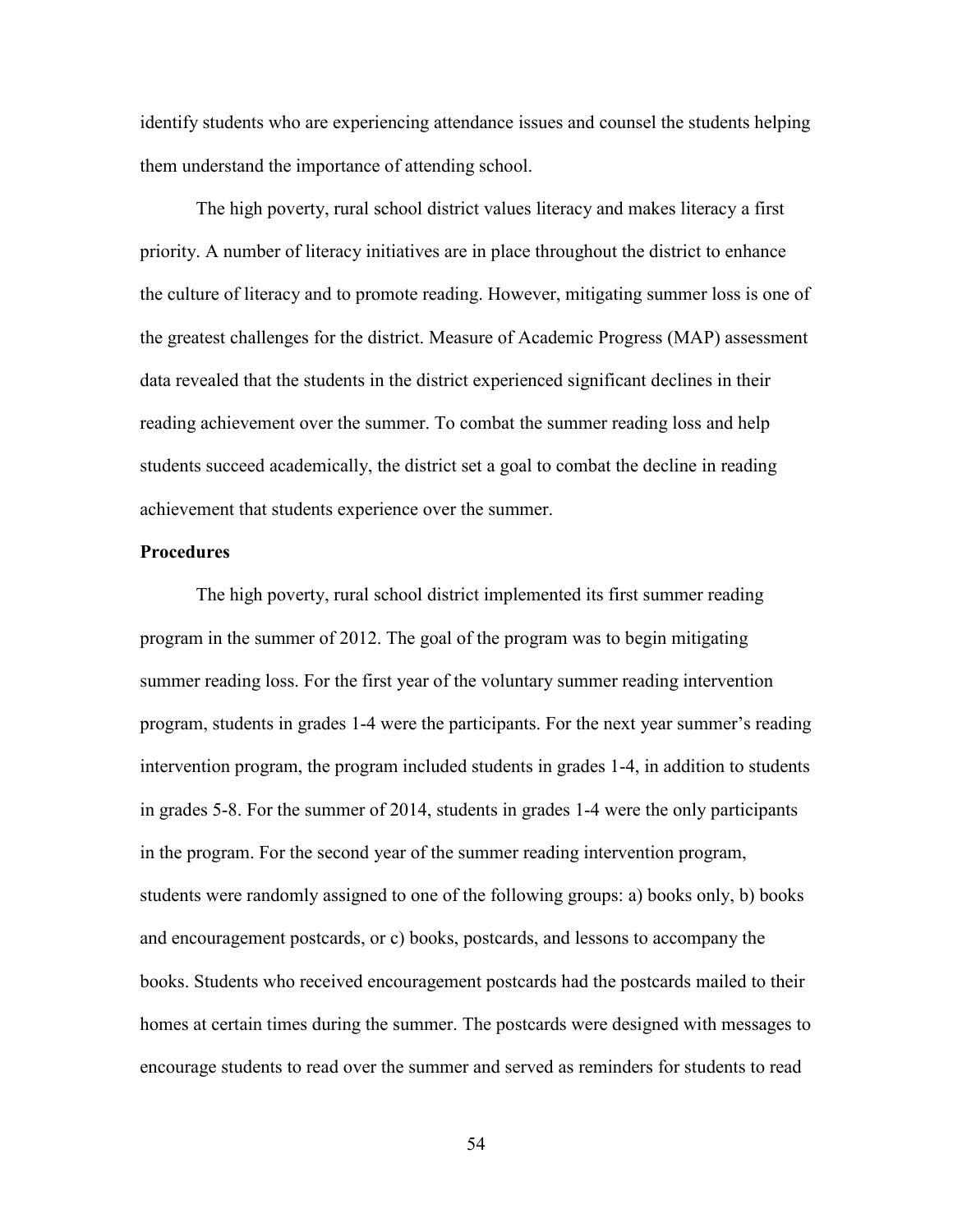identify students who are experiencing attendance issues and counsel the students helping them understand the importance of attending school.

The high poverty, rural school district values literacy and makes literacy a first priority. A number of literacy initiatives are in place throughout the district to enhance the culture of literacy and to promote reading. However, mitigating summer loss is one of the greatest challenges for the district. Measure of Academic Progress (MAP) assessment data revealed that the students in the district experienced significant declines in their reading achievement over the summer. To combat the summer reading loss and help students succeed academically, the district set a goal to combat the decline in reading achievement that students experience over the summer.

**Procedures**

The high poverty, rural school district implemented its first summer reading program in the summer of 2012. The goal of the program was to begin mitigating summer reading loss. For the first year of the voluntary summer reading intervention program, students in grades 1-4 were the participants. For the next year summer's reading intervention program, the program included students in grades 1-4, in addition to students in grades 5-8. For the summer of 2014, students in grades 1-4 were the only participants in the program. For the second year of the summer reading intervention program, students were randomly assigned to one of the following groups: a) books only, b) books and encouragement postcards, or c) books, postcards, and lessons to accompany the books. Students who received encouragement postcards had the postcards mailed to their homes at certain times during the summer. The postcards were designed with messages to encourage students to read over the summer and served as reminders for students to read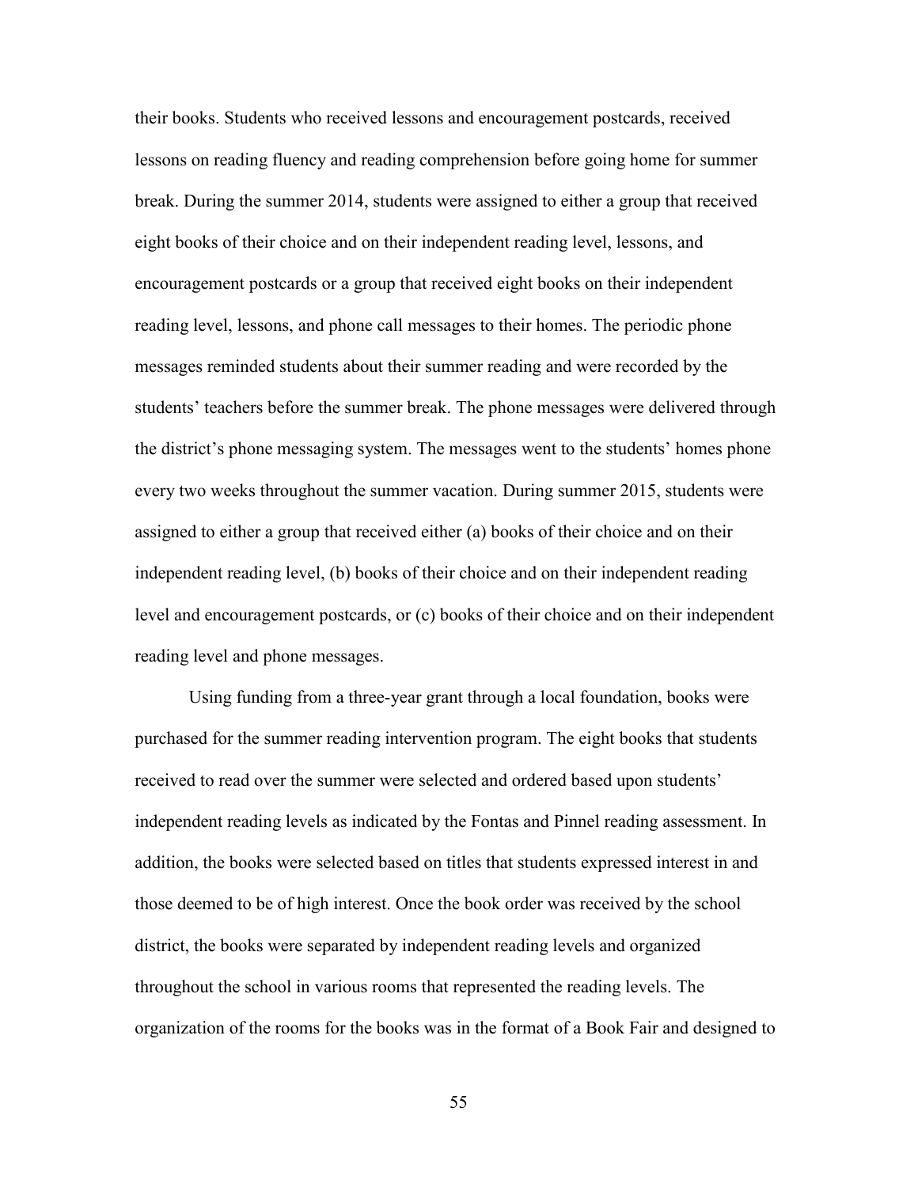their books. Students who received lessons and encouragement postcards, received lessons on reading fluency and reading comprehension before going home for summer break. During the summer 2014, students were assigned to either a group that received eight books of their choice and on their independent reading level, lessons, and encouragement postcards or a group that received eight books on their independent reading level, lessons, and phone call messages to their homes. The periodic phone messages reminded students about their summer reading and were recorded by the students' teachers before the summer break. The phone messages were delivered through the district's phone messaging system. The messages went to the students' homes phone every two weeks throughout the summer vacation. During summer 2015, students were assigned to either a group that received either (a) books of their choice and on their independent reading level, (b) books of their choice and on their independent reading level and encouragement postcards, or (c) books of their choice and on their independent reading level and phone messages.

Using funding from a three-year grant through a local foundation, books were purchased for the summer reading intervention program. The eight books that students received to read over the summer were selected and ordered based upon students' independent reading levels as indicated by the Fontas and Pinnel reading assessment. In addition, the books were selected based on titles that students expressed interest in and those deemed to be of high interest. Once the book order was received by the school district, the books were separated by independent reading levels and organized throughout the school in various rooms that represented the reading levels. The organization of the rooms for the books was in the format of a Book Fair and designed to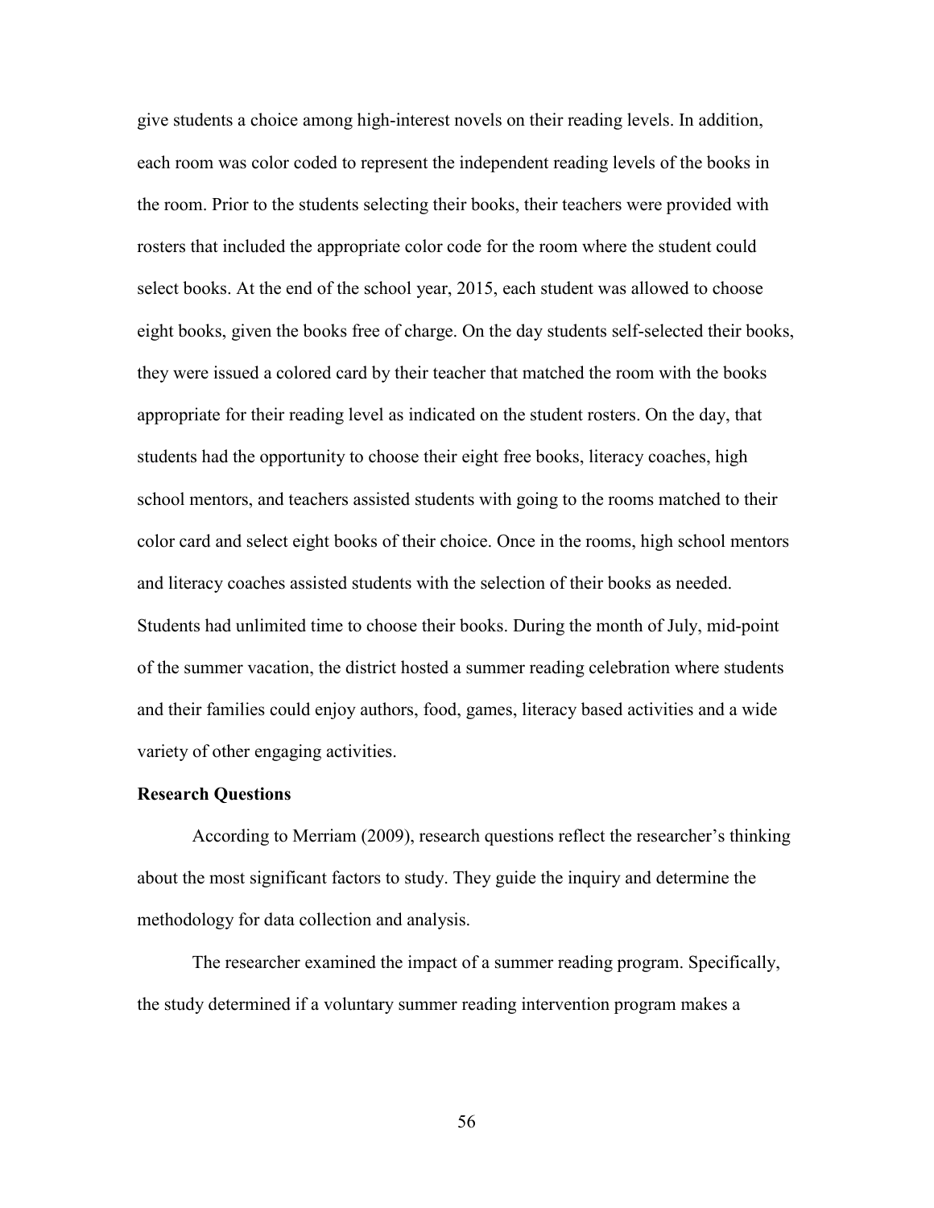give students a choice among high-interest novels on their reading levels. In addition, each room was color coded to represent the independent reading levels of the books in the room. Prior to the students selecting their books, their teachers were provided with rosters that included the appropriate color code for the room where the student could select books. At the end of the school year, 2015, each student was allowed to choose eight books, given the books free of charge. On the day students self-selected their books, they were issued a colored card by their teacher that matched the room with the books appropriate for their reading level as indicated on the student rosters. On the day, that students had the opportunity to choose their eight free books, literacy coaches, high school mentors, and teachers assisted students with going to the rooms matched to their color card and select eight books of their choice. Once in the rooms, high school mentors and literacy coaches assisted students with the selection of their books as needed. Students had unlimited time to choose their books. During the month of July, mid-point of the summer vacation, the district hosted a summer reading celebration where students and their families could enjoy authors, food, games, literacy based activities and a wide variety of other engaging activities.

**Research Questions**

According to Merriam (2009), research questions reflect the researcher's thinking about the most significant factors to study. They guide the inquiry and determine the methodology for data collection and analysis.

The researcher examined the impact of a summer reading program. Specifically, the study determined if a voluntary summer reading intervention program makes a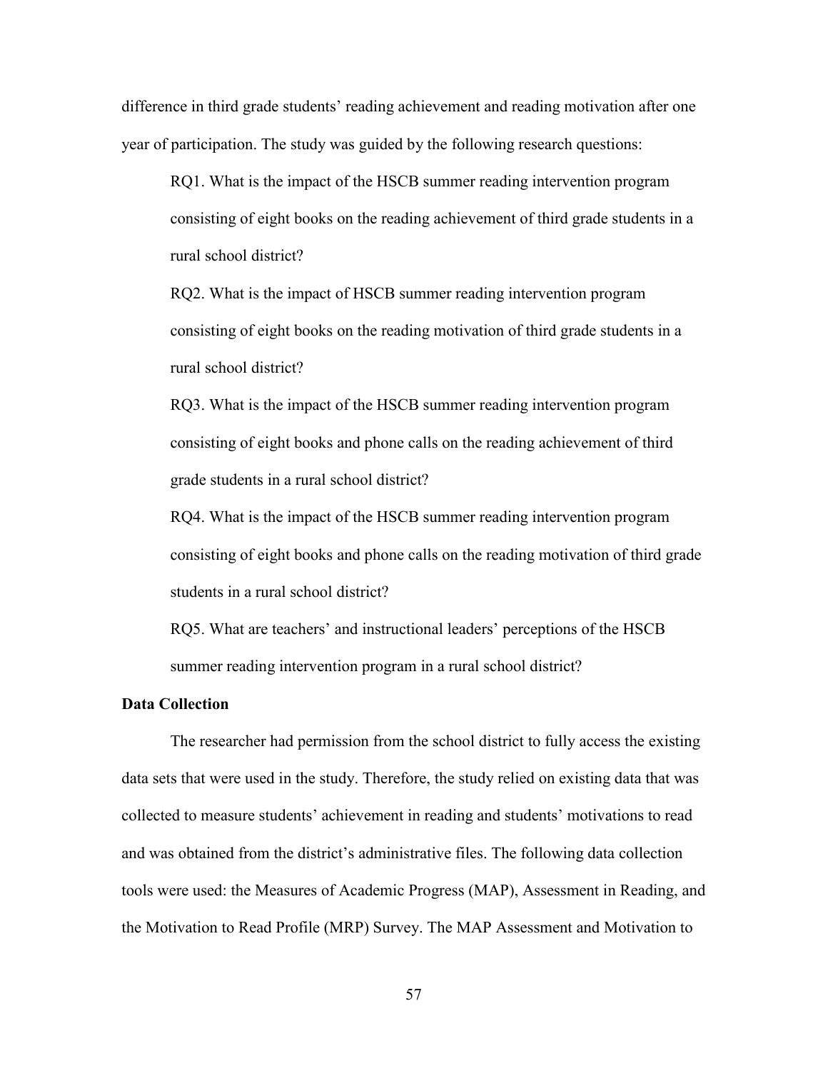difference in third grade students' reading achievement and reading motivation after one year of participation. The study was guided by the following research questions:

RQ1. What is the impact of the HSCB summer reading intervention program consisting of eight books on the reading achievement of third grade students in a rural school district?

RQ2. What is the impact of HSCB summer reading intervention program consisting of eight books on the reading motivation of third grade students in a rural school district?

RQ3. What is the impact of the HSCB summer reading intervention program consisting of eight books and phone calls on the reading achievement of third grade students in a rural school district?

RQ4. What is the impact of the HSCB summer reading intervention program consisting of eight books and phone calls on the reading motivation of third grade students in a rural school district?

RQ5. What are teachers' and instructional leaders' perceptions of the HSCB summer reading intervention program in a rural school district?

**Data Collection**

The researcher had permission from the school district to fully access the existing data sets that were used in the study. Therefore, the study relied on existing data that was collected to measure students' achievement in reading and students' motivations to read and was obtained from the district's administrative files. The following data collection tools were used: the Measures of Academic Progress (MAP), Assessment in Reading, and the Motivation to Read Profile (MRP) Survey. The MAP Assessment and Motivation to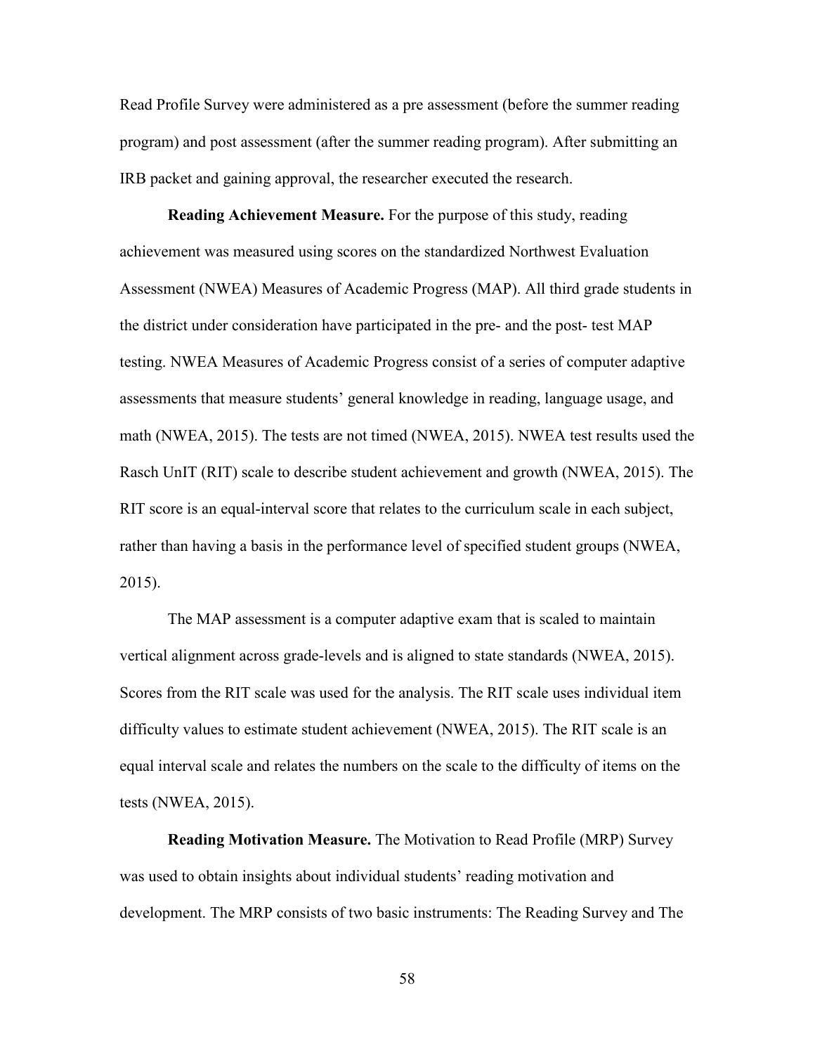Read Profile Survey were administered as a pre assessment (before the summer reading program) and post assessment (after the summer reading program). After submitting an IRB packet and gaining approval, the researcher executed the research.

**Reading Achievement Measure.** For the purpose of this study, reading achievement was measured using scores on the standardized Northwest Evaluation Assessment (NWEA) Measures of Academic Progress (MAP). All third grade students in the district under consideration have participated in the pre- and the post- test MAP testing. NWEA Measures of Academic Progress consist of a series of computer adaptive assessments that measure students' general knowledge in reading, language usage, and math (NWEA, 2015). The tests are not timed (NWEA, 2015). NWEA test results used the Rasch UnIT (RIT) scale to describe student achievement and growth (NWEA, 2015). The RIT score is an equal-interval score that relates to the curriculum scale in each subject, rather than having a basis in the performance level of specified student groups (NWEA, 2015).

The MAP assessment is a computer adaptive exam that is scaled to maintain vertical alignment across grade-levels and is aligned to state standards (NWEA, 2015). Scores from the RIT scale was used for the analysis. The RIT scale uses individual item difficulty values to estimate student achievement (NWEA, 2015). The RIT scale is an equal interval scale and relates the numbers on the scale to the difficulty of items on the tests (NWEA, 2015).

**Reading Motivation Measure.** The Motivation to Read Profile (MRP) Survey was used to obtain insights about individual students' reading motivation and development. The MRP consists of two basic instruments: The Reading Survey and The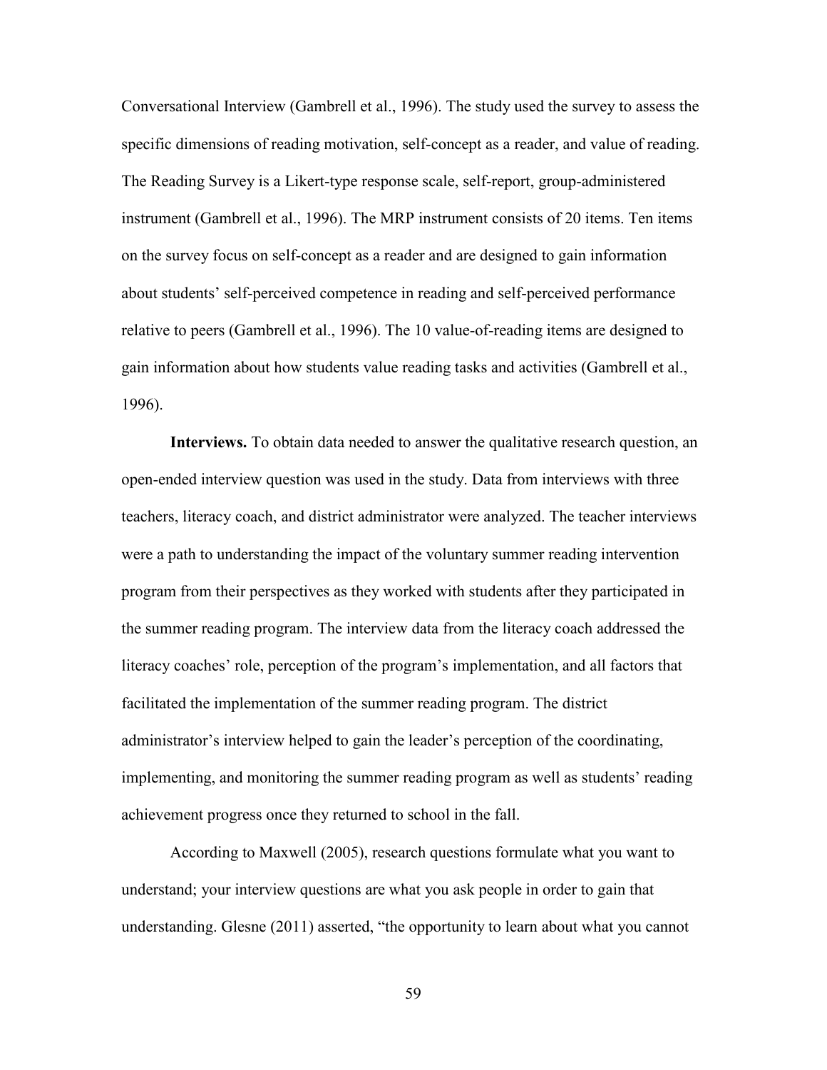Conversational Interview (Gambrell et al., 1996). The study used the survey to assess the specific dimensions of reading motivation, self-concept as a reader, and value of reading. The Reading Survey is a Likert-type response scale, self-report, group-administered instrument (Gambrell et al., 1996). The MRP instrument consists of 20 items. Ten items on the survey focus on self-concept as a reader and are designed to gain information about students' self-perceived competence in reading and self-perceived performance relative to peers (Gambrell et al., 1996). The 10 value-of-reading items are designed to gain information about how students value reading tasks and activities (Gambrell et al., 1996).

**Interviews.** To obtain data needed to answer the qualitative research question, an open-ended interview question was used in the study. Data from interviews with three teachers, literacy coach, and district administrator were analyzed. The teacher interviews were a path to understanding the impact of the voluntary summer reading intervention program from their perspectives as they worked with students after they participated in the summer reading program. The interview data from the literacy coach addressed the literacy coaches' role, perception of the program's implementation, and all factors that facilitated the implementation of the summer reading program. The district administrator's interview helped to gain the leader's perception of the coordinating, implementing, and monitoring the summer reading program as well as students' reading achievement progress once they returned to school in the fall.

According to Maxwell (2005), research questions formulate what you want to understand; your interview questions are what you ask people in order to gain that understanding. Glesne (2011) asserted, "the opportunity to learn about what you cannot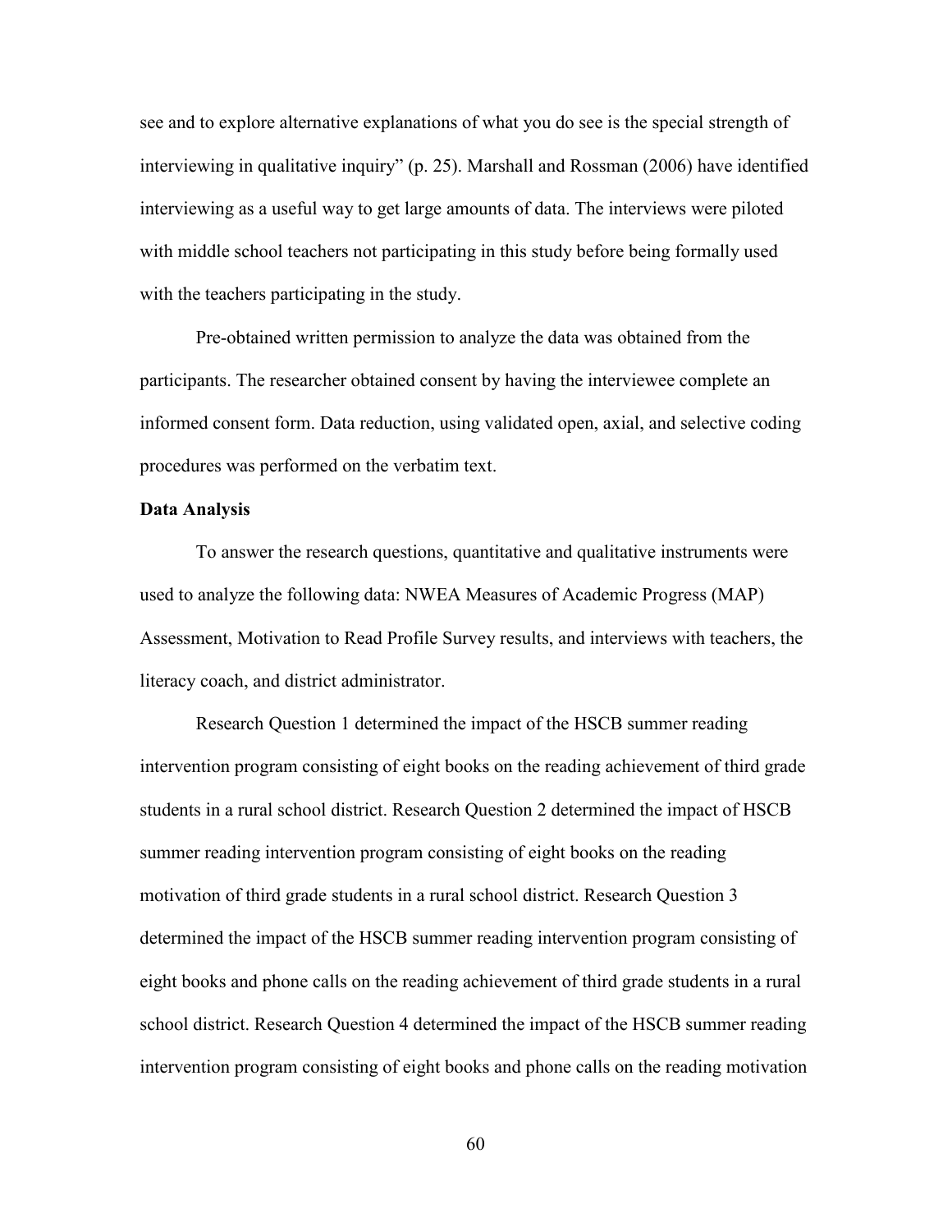see and to explore alternative explanations of what you do see is the special strength of interviewing in qualitative inquiry" (p. 25). Marshall and Rossman (2006) have identified interviewing as a useful way to get large amounts of data. The interviews were piloted with middle school teachers not participating in this study before being formally used with the teachers participating in the study.

Pre-obtained written permission to analyze the data was obtained from the participants. The researcher obtained consent by having the interviewee complete an informed consent form. Data reduction, using validated open, axial, and selective coding procedures was performed on the verbatim text.

**Data Analysis**

To answer the research questions, quantitative and qualitative instruments were used to analyze the following data: NWEA Measures of Academic Progress (MAP) Assessment, Motivation to Read Profile Survey results, and interviews with teachers, the literacy coach, and district administrator.

Research Question 1 determined the impact of the HSCB summer reading intervention program consisting of eight books on the reading achievement of third grade students in a rural school district. Research Question 2 determined the impact of HSCB summer reading intervention program consisting of eight books on the reading motivation of third grade students in a rural school district. Research Question 3 determined the impact of the HSCB summer reading intervention program consisting of eight books and phone calls on the reading achievement of third grade students in a rural school district. Research Question 4 determined the impact of the HSCB summer reading intervention program consisting of eight books and phone calls on the reading motivation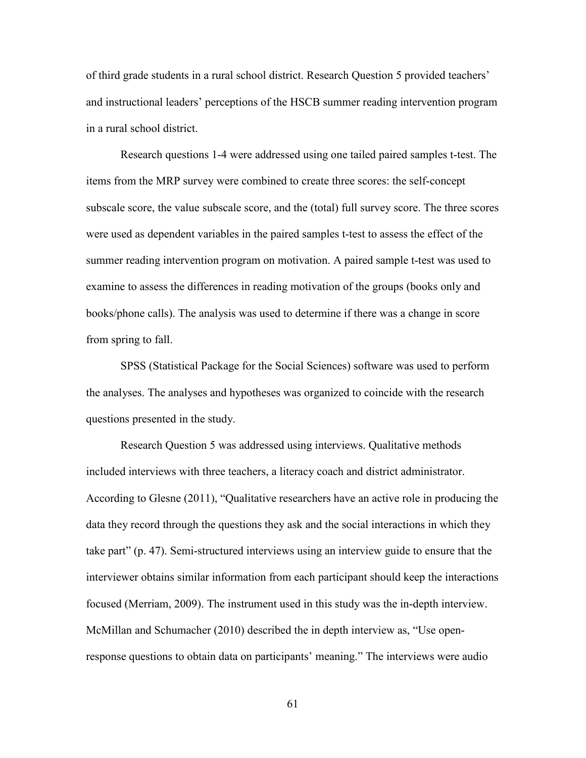of third grade students in a rural school district. Research Question 5 provided teachers' and instructional leaders' perceptions of the HSCB summer reading intervention program in a rural school district.

Research questions 1-4 were addressed using one tailed paired samples t-test. The items from the MRP survey were combined to create three scores: the self-concept subscale score, the value subscale score, and the (total) full survey score. The three scores were used as dependent variables in the paired samples t-test to assess the effect of the summer reading intervention program on motivation. A paired sample t-test was used to examine to assess the differences in reading motivation of the groups (books only and books/phone calls). The analysis was used to determine if there was a change in score from spring to fall.

SPSS (Statistical Package for the Social Sciences) software was used to perform the analyses. The analyses and hypotheses was organized to coincide with the research questions presented in the study.

Research Question 5 was addressed using interviews. Qualitative methods included interviews with three teachers, a literacy coach and district administrator. According to Glesne (2011), "Qualitative researchers have an active role in producing the data they record through the questions they ask and the social interactions in which they take part" (p. 47). Semi-structured interviews using an interview guide to ensure that the interviewer obtains similar information from each participant should keep the interactions focused (Merriam, 2009). The instrument used in this study was the in-depth interview. McMillan and Schumacher (2010) described the in depth interview as, "Use open-response questions to obtain data on participants' meaning." The interviews were audio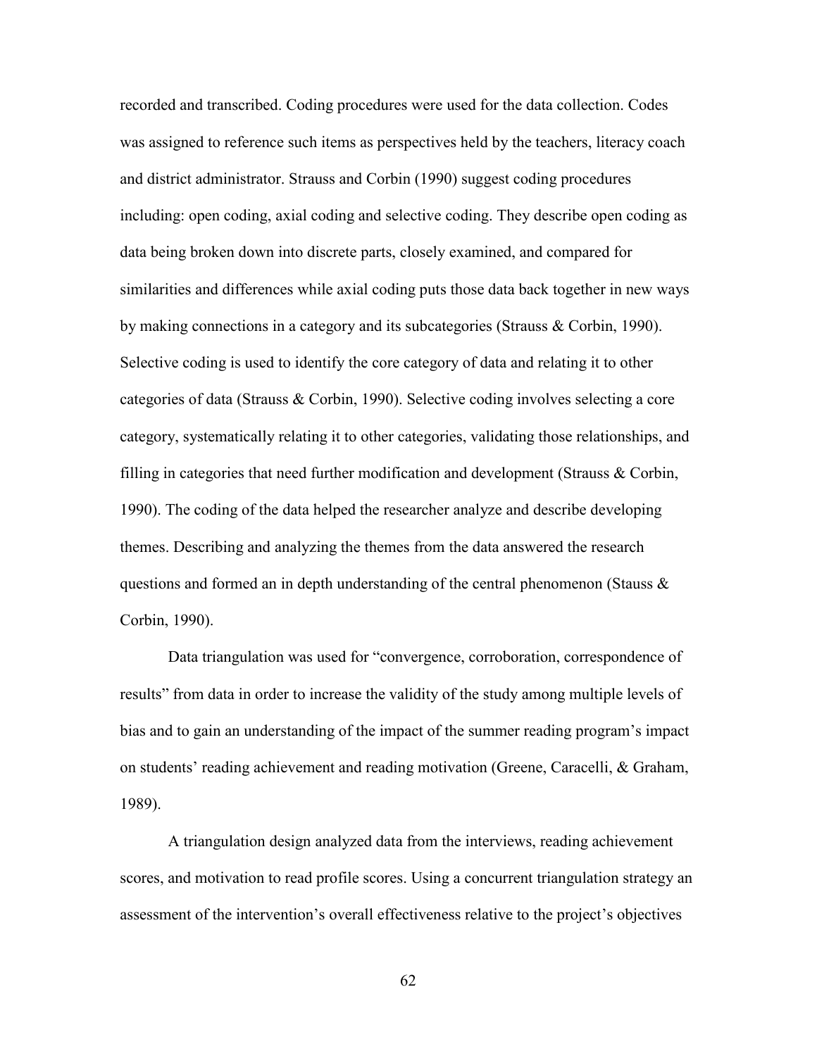recorded and transcribed. Coding procedures were used for the data collection. Codes was assigned to reference such items as perspectives held by the teachers, literacy coach and district administrator. Strauss and Corbin (1990) suggest coding procedures including: open coding, axial coding and selective coding. They describe open coding as data being broken down into discrete parts, closely examined, and compared for similarities and differences while axial coding puts those data back together in new ways by making connections in a category and its subcategories (Strauss & Corbin, 1990). Selective coding is used to identify the core category of data and relating it to other categories of data (Strauss & Corbin, 1990). Selective coding involves selecting a core category, systematically relating it to other categories, validating those relationships, and filling in categories that need further modification and development (Strauss & Corbin, 1990). The coding of the data helped the researcher analyze and describe developing themes. Describing and analyzing the themes from the data answered the research questions and formed an in depth understanding of the central phenomenon (Stauss & Corbin, 1990).

Data triangulation was used for "convergence, corroboration, correspondence of results" from data in order to increase the validity of the study among multiple levels of bias and to gain an understanding of the impact of the summer reading program's impact on students' reading achievement and reading motivation (Greene, Caracelli, & Graham, 1989).

A triangulation design analyzed data from the interviews, reading achievement scores, and motivation to read profile scores. Using a concurrent triangulation strategy an assessment of the intervention's overall effectiveness relative to the project's objectives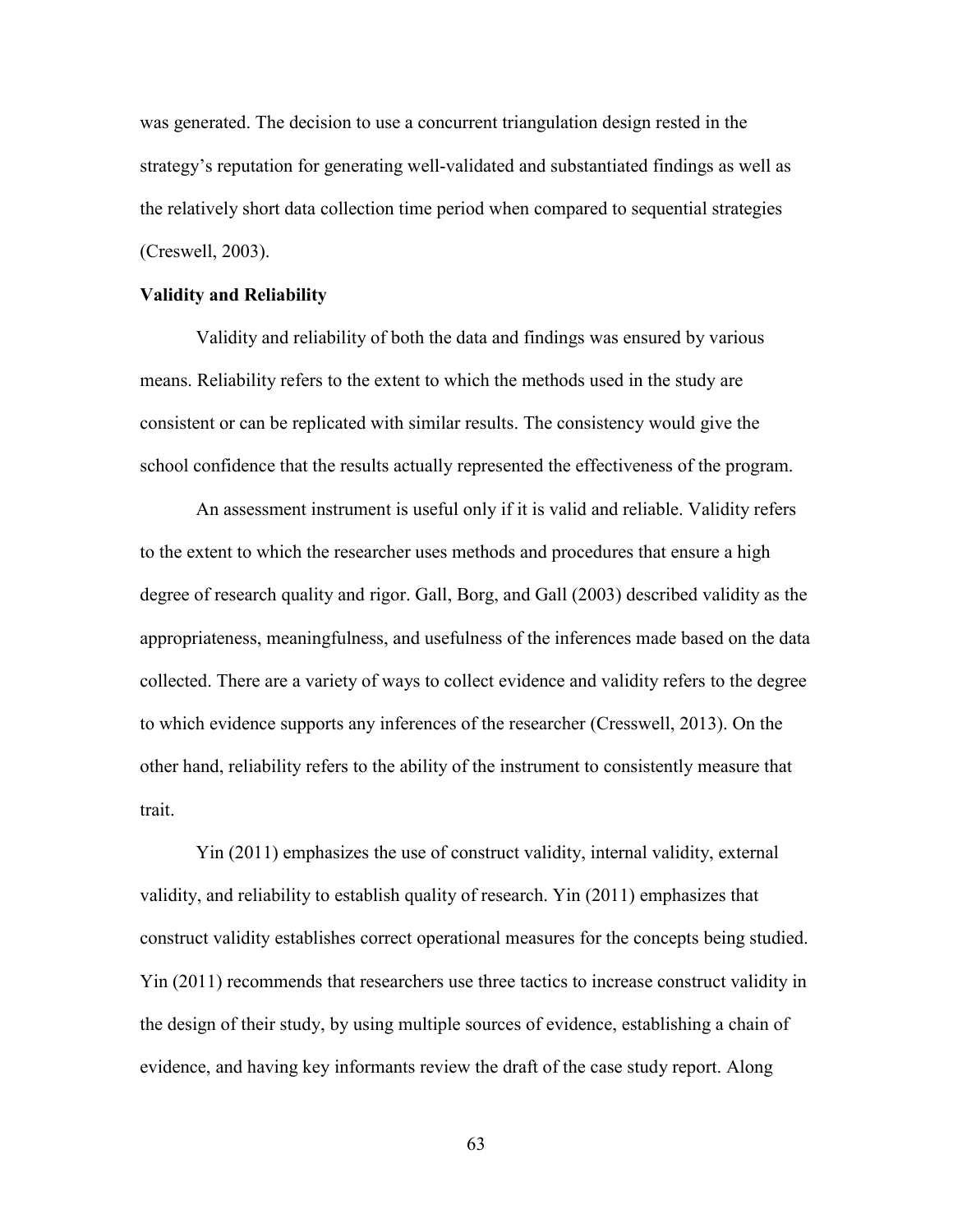was generated. The decision to use a concurrent triangulation design rested in the strategy's reputation for generating well-validated and substantiated findings as well as the relatively short data collection time period when compared to sequential strategies (Creswell, 2003).

**Validity and Reliability**

Validity and reliability of both the data and findings was ensured by various means. Reliability refers to the extent to which the methods used in the study are consistent or can be replicated with similar results. The consistency would give the school confidence that the results actually represented the effectiveness of the program.

An assessment instrument is useful only if it is valid and reliable. Validity refers to the extent to which the researcher uses methods and procedures that ensure a high degree of research quality and rigor. Gall, Borg, and Gall (2003) described validity as the appropriateness, meaningfulness, and usefulness of the inferences made based on the data collected. There are a variety of ways to collect evidence and validity refers to the degree to which evidence supports any inferences of the researcher (Cresswell, 2013). On the other hand, reliability refers to the ability of the instrument to consistently measure that trait.

Yin (2011) emphasizes the use of construct validity, internal validity, external validity, and reliability to establish quality of research. Yin (2011) emphasizes that construct validity establishes correct operational measures for the concepts being studied. Yin (2011) recommends that researchers use three tactics to increase construct validity in the design of their study, by using multiple sources of evidence, establishing a chain of evidence, and having key informants review the draft of the case study report. Along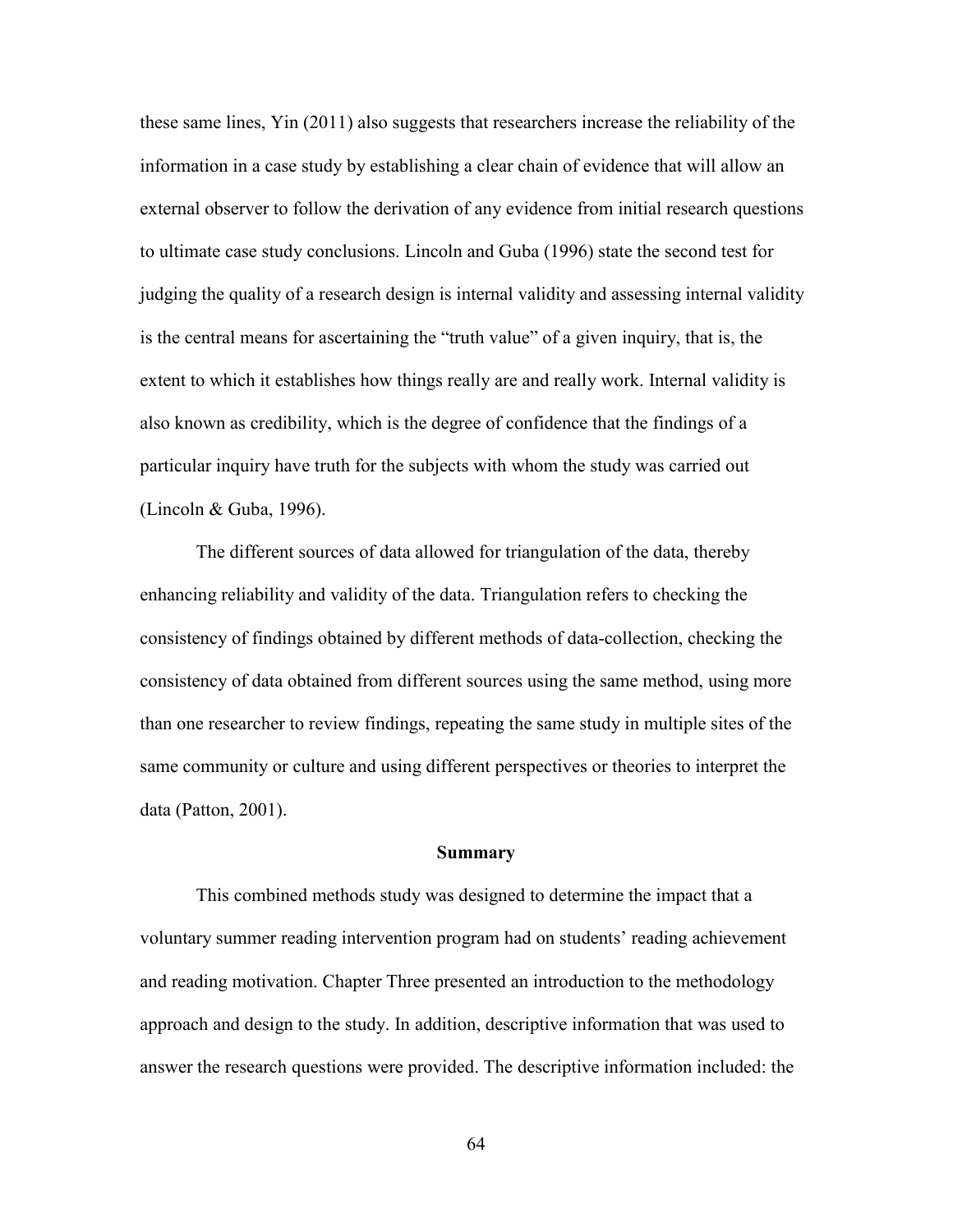these same lines, Yin (2011) also suggests that researchers increase the reliability of the information in a case study by establishing a clear chain of evidence that will allow an external observer to follow the derivation of any evidence from initial research questions to ultimate case study conclusions. Lincoln and Guba (1996) state the second test for judging the quality of a research design is internal validity and assessing internal validity is the central means for ascertaining the "truth value" of a given inquiry, that is, the extent to which it establishes how things really are and really work. Internal validity is also known as credibility, which is the degree of confidence that the findings of a particular inquiry have truth for the subjects with whom the study was carried out (Lincoln & Guba, 1996).

The different sources of data allowed for triangulation of the data, thereby enhancing reliability and validity of the data. Triangulation refers to checking the consistency of findings obtained by different methods of data-collection, checking the consistency of data obtained from different sources using the same method, using more than one researcher to review findings, repeating the same study in multiple sites of the same community or culture and using different perspectives or theories to interpret the data (Patton, 2001).

## Summary

This combined methods study was designed to determine the impact that a voluntary summer reading intervention program had on students' reading achievement and reading motivation. Chapter Three presented an introduction to the methodology approach and design to the study. In addition, descriptive information that was used to answer the research questions were provided. The descriptive information included: the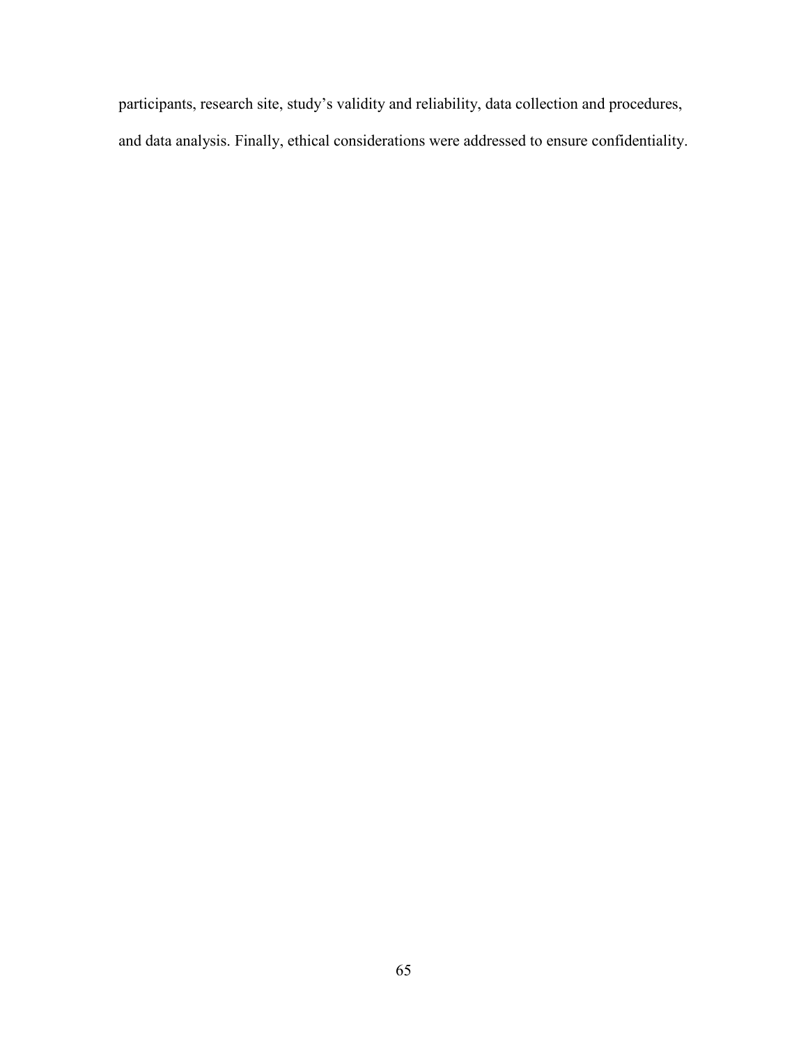participants, research site, study's validity and reliability, data collection and procedures, and data analysis. Finally, ethical considerations were addressed to ensure confidentiality.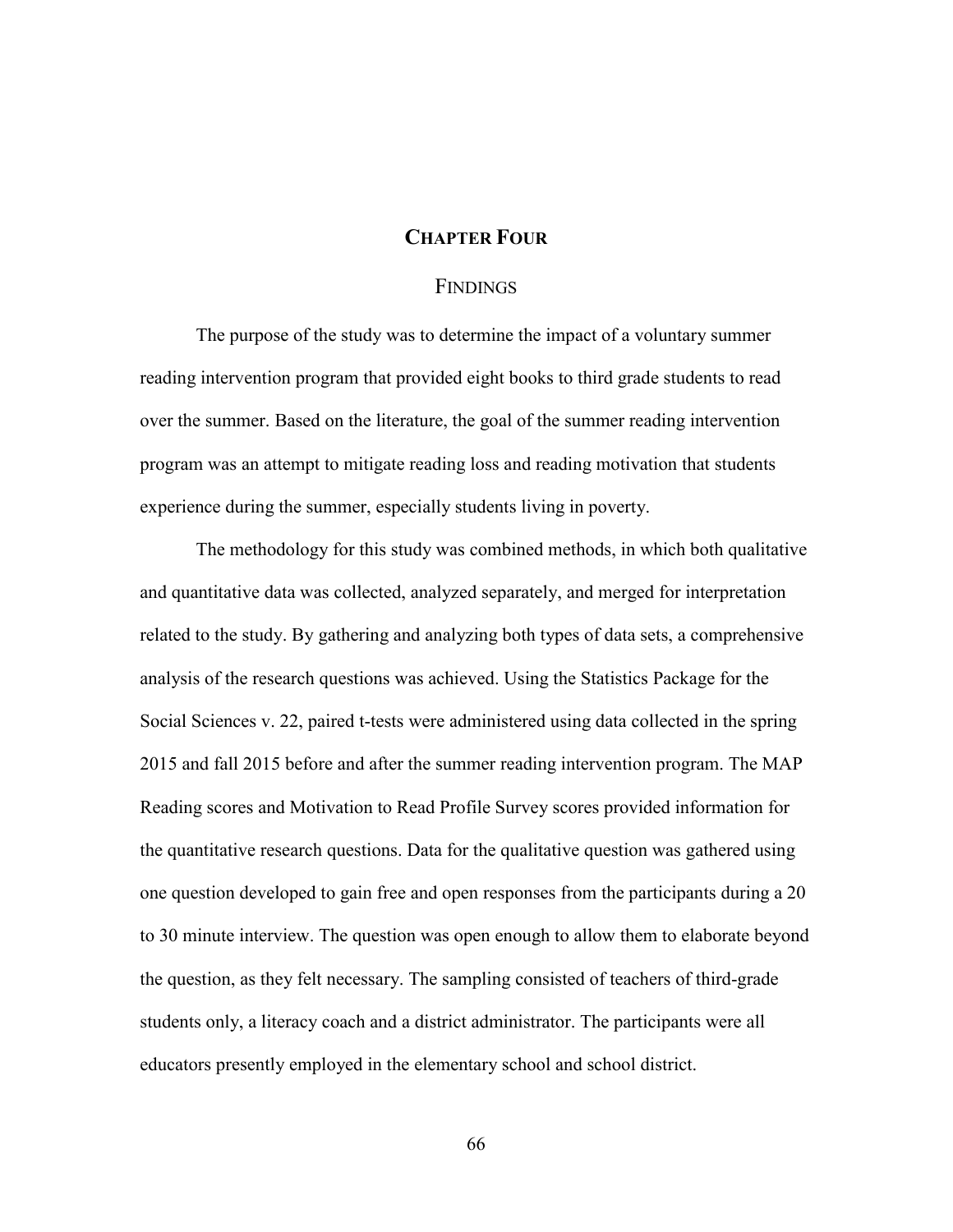# CHAPTER FOUR

## FINDINGS

The purpose of the study was to determine the impact of a voluntary summer reading intervention program that provided eight books to third grade students to read over the summer. Based on the literature, the goal of the summer reading intervention program was an attempt to mitigate reading loss and reading motivation that students experience during the summer, especially students living in poverty.

The methodology for this study was combined methods, in which both qualitative and quantitative data was collected, analyzed separately, and merged for interpretation related to the study. By gathering and analyzing both types of data sets, a comprehensive analysis of the research questions was achieved. Using the Statistics Package for the Social Sciences v. 22, paired t-tests were administered using data collected in the spring 2015 and fall 2015 before and after the summer reading intervention program. The MAP Reading scores and Motivation to Read Profile Survey scores provided information for the quantitative research questions. Data for the qualitative question was gathered using one question developed to gain free and open responses from the participants during a 20 to 30 minute interview. The question was open enough to allow them to elaborate beyond the question, as they felt necessary. The sampling consisted of teachers of third-grade students only, a literacy coach and a district administrator. The participants were all educators presently employed in the elementary school and school district.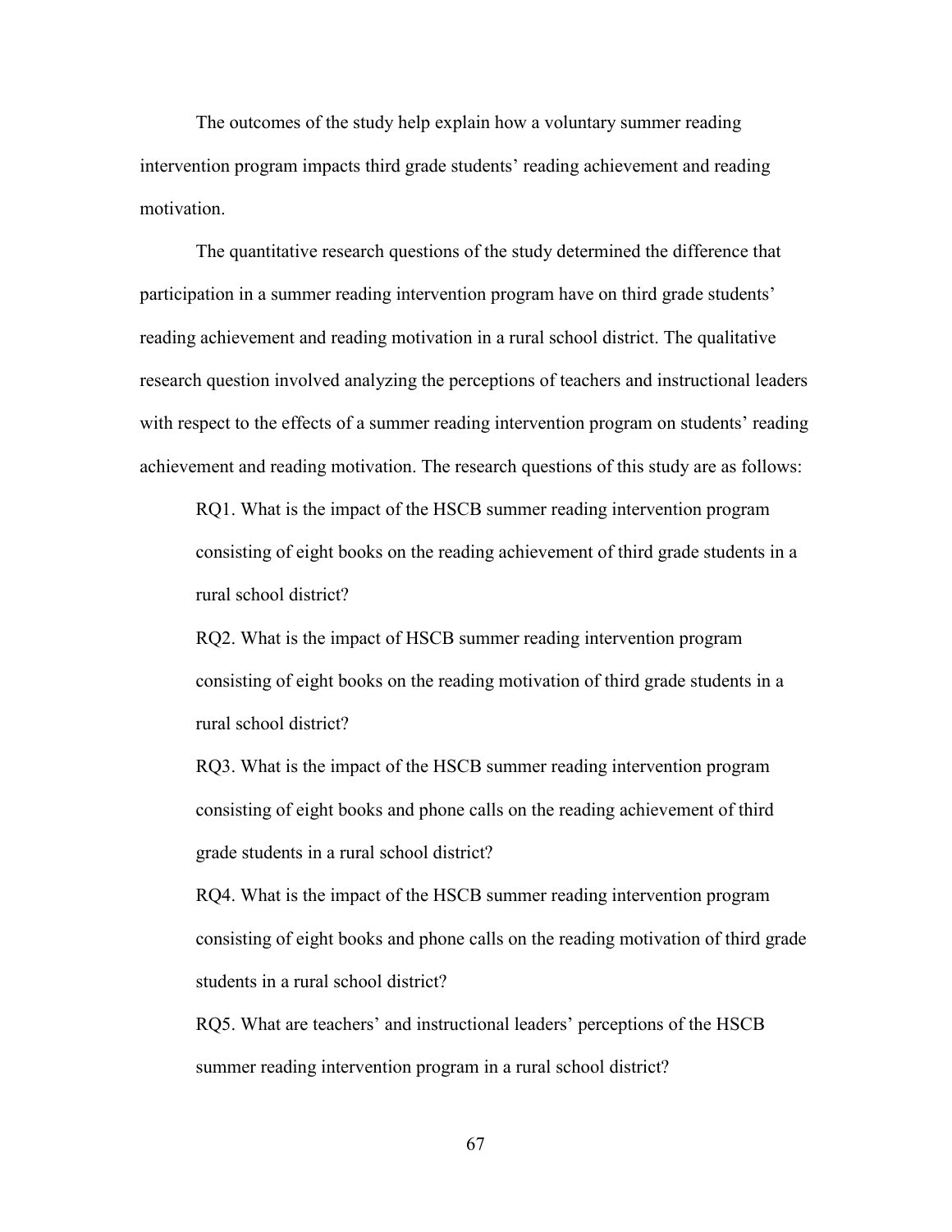The outcomes of the study help explain how a voluntary summer reading intervention program impacts third grade students' reading achievement and reading motivation.

The quantitative research questions of the study determined the difference that participation in a summer reading intervention program have on third grade students' reading achievement and reading motivation in a rural school district. The qualitative research question involved analyzing the perceptions of teachers and instructional leaders with respect to the effects of a summer reading intervention program on students' reading achievement and reading motivation. The research questions of this study are as follows:

RQ1. What is the impact of the HSCB summer reading intervention program consisting of eight books on the reading achievement of third grade students in a rural school district?

RQ2. What is the impact of HSCB summer reading intervention program consisting of eight books on the reading motivation of third grade students in a rural school district?

RQ3. What is the impact of the HSCB summer reading intervention program consisting of eight books and phone calls on the reading achievement of third grade students in a rural school district?

RQ4. What is the impact of the HSCB summer reading intervention program consisting of eight books and phone calls on the reading motivation of third grade students in a rural school district?

RQ5. What are teachers' and instructional leaders' perceptions of the HSCB summer reading intervention program in a rural school district?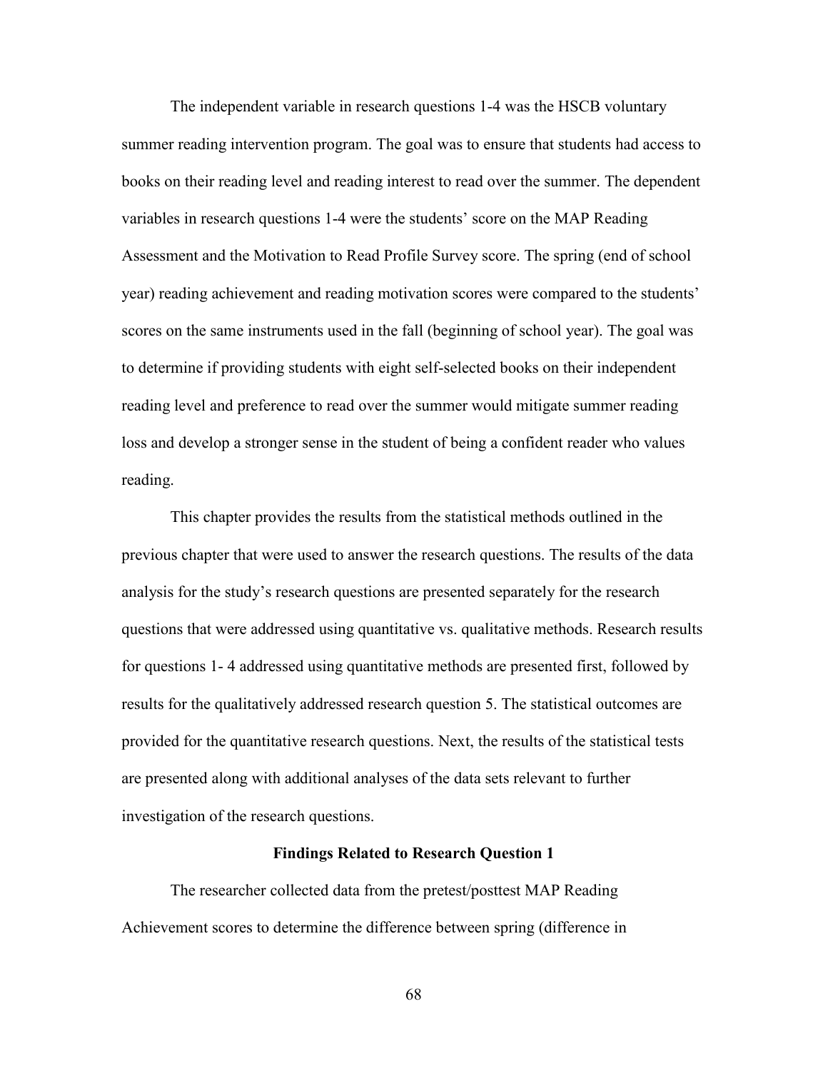The independent variable in research questions 1-4 was the HSCB voluntary summer reading intervention program. The goal was to ensure that students had access to books on their reading level and reading interest to read over the summer. The dependent variables in research questions 1-4 were the students' score on the MAP Reading Assessment and the Motivation to Read Profile Survey score. The spring (end of school year) reading achievement and reading motivation scores were compared to the students' scores on the same instruments used in the fall (beginning of school year). The goal was to determine if providing students with eight self-selected books on their independent reading level and preference to read over the summer would mitigate summer reading loss and develop a stronger sense in the student of being a confident reader who values reading.

This chapter provides the results from the statistical methods outlined in the previous chapter that were used to answer the research questions. The results of the data analysis for the study's research questions are presented separately for the research questions that were addressed using quantitative vs. qualitative methods. Research results for questions 1- 4 addressed using quantitative methods are presented first, followed by results for the qualitatively addressed research question 5. The statistical outcomes are provided for the quantitative research questions. Next, the results of the statistical tests are presented along with additional analyses of the data sets relevant to further investigation of the research questions.

**Findings Related to Research Question 1**

The researcher collected data from the pretest/posttest MAP Reading Achievement scores to determine the difference between spring (difference in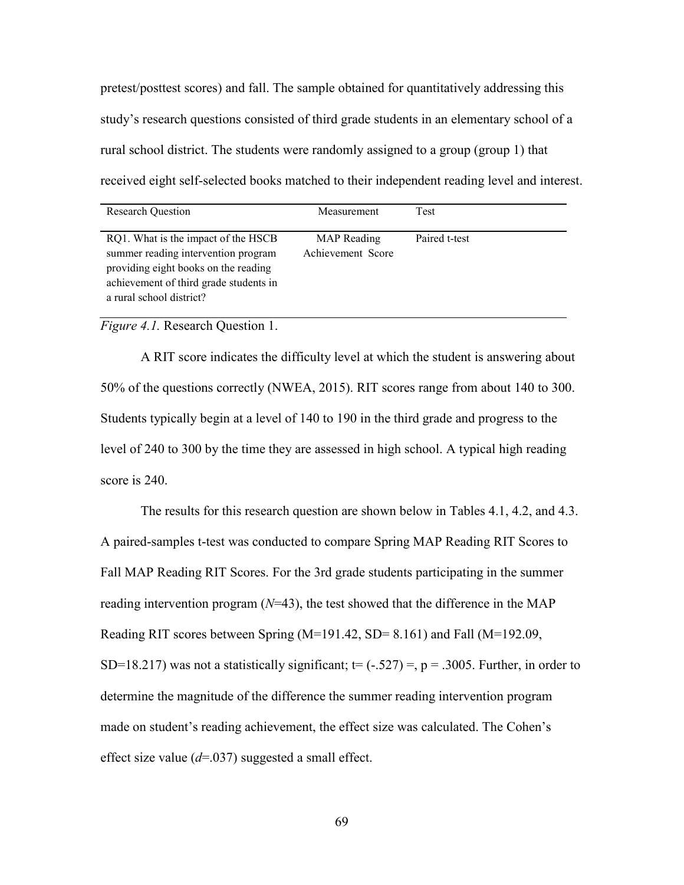pretest/posttest scores) and fall. The sample obtained for quantitatively addressing this study's research questions consisted of third grade students in an elementary school of a rural school district. The students were randomly assigned to a group (group 1) that received eight self-selected books matched to their independent reading level and interest.

| Research Question | Measurement | Test |
|---|---|---|
| RQ1. What is the impact of the HSCB summer reading intervention program providing eight books on the reading achievement of third grade students in a rural school district? | MAP Reading Achievement Score | Paired t-test |

*Figure 4.1.* Research Question 1.

A RIT score indicates the difficulty level at which the student is answering about 50% of the questions correctly (NWEA, 2015). RIT scores range from about 140 to 300. Students typically begin at a level of 140 to 190 in the third grade and progress to the level of 240 to 300 by the time they are assessed in high school. A typical high reading score is 240.

The results for this research question are shown below in Tables 4.1, 4.2, and 4.3. A paired-samples t-test was conducted to compare Spring MAP Reading RIT Scores to Fall MAP Reading RIT Scores. For the 3rd grade students participating in the summer reading intervention program ($N$=43), the test showed that the difference in the MAP Reading RIT scores between Spring (M=191.42, SD= 8.161) and Fall (M=192.09, SD=18.217) was not a statistically significant; t= (-.527) =, p = .3005. Further, in order to determine the magnitude of the difference the summer reading intervention program made on student's reading achievement, the effect size was calculated. The Cohen's effect size value ($d$=.037) suggested a small effect.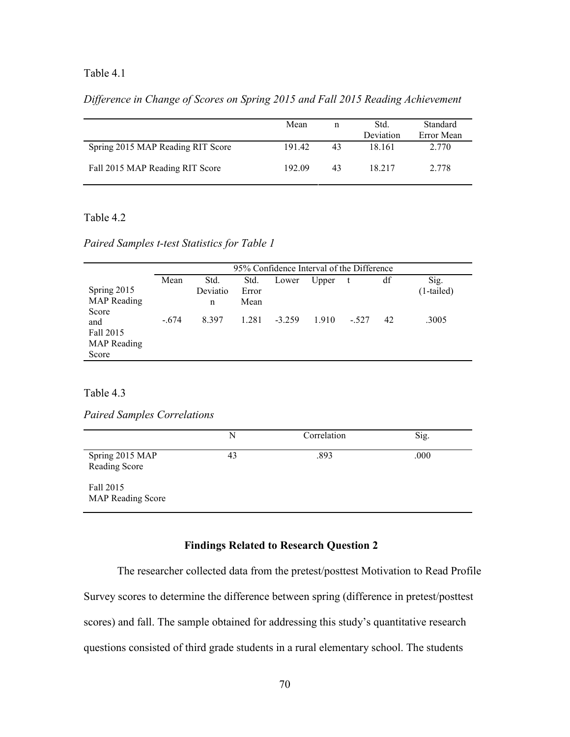Table 4.1

*Difference in Change of Scores on Spring 2015 and Fall 2015 Reading Achievement*

| | Mean | n | Std. Deviation | Standard Error Mean |
|---|---|---|---|---|
| Spring 2015 MAP Reading RIT Score | 191.42 | 43 | 18.161 | 2.770 |
| Fall 2015 MAP Reading RIT Score | 192.09 | 43 | 18.217 | 2.778 |

Table 4.2

*Paired Samples t-test Statistics for Table 1*

| | 95% Confidence Interval of the Difference | | | | | | | |
|---|---|---|---|---|---|---|---|---|
| | Mean | Std. Deviation | Std. Error Mean | Lower | Upper | t | df | Sig. (1-tailed) |
| Spring 2015 MAP Reading Score and Fall 2015 MAP Reading Score | -.674 | 8.397 | 1.281 | -3.259 | 1.910 | -.527 | 42 | .3005 |

Table 4.3

*Paired Samples Correlations*

| | N | Correlation | Sig. |
|---|---|---|---|
| Spring 2015 MAP Reading Score<br>Fall 2015 MAP Reading Score | 43 | .893 | .000 |

## Findings Related to Research Question 2

The researcher collected data from the pretest/posttest Motivation to Read Profile Survey scores to determine the difference between spring (difference in pretest/posttest scores) and fall. The sample obtained for addressing this study's quantitative research questions consisted of third grade students in a rural elementary school. The students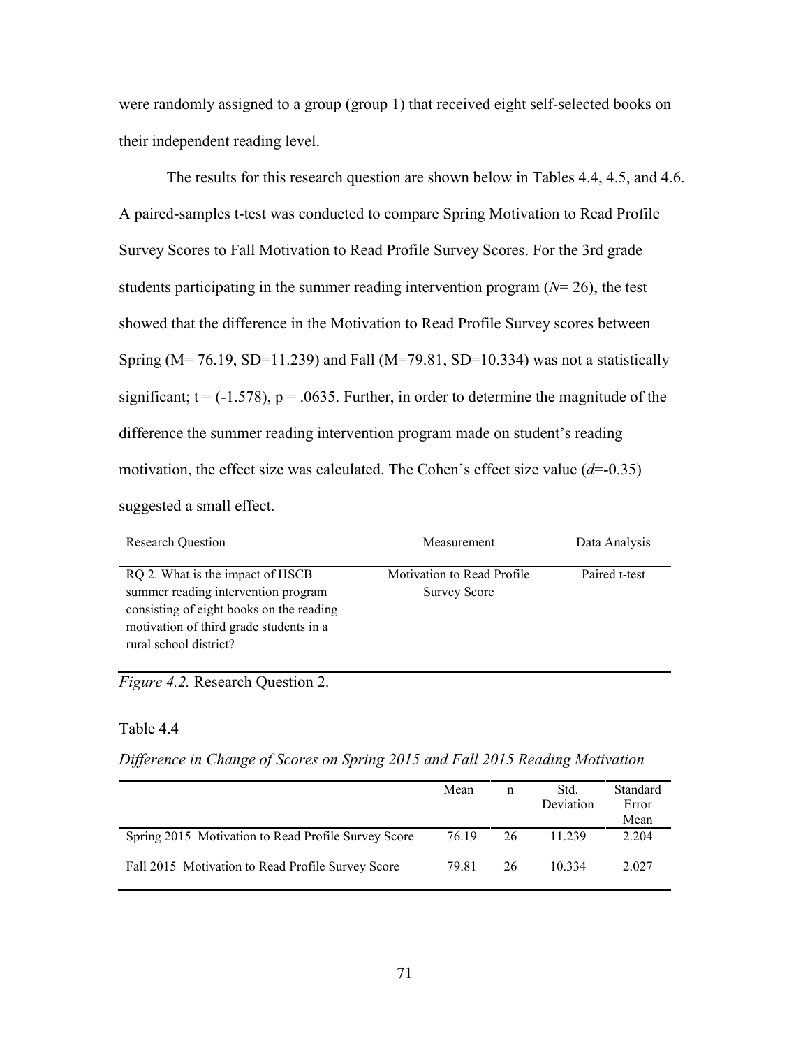were randomly assigned to a group (group 1) that received eight self-selected books on their independent reading level.

The results for this research question are shown below in Tables 4.4, 4.5, and 4.6. A paired-samples t-test was conducted to compare Spring Motivation to Read Profile Survey Scores to Fall Motivation to Read Profile Survey Scores. For the 3rd grade students participating in the summer reading intervention program ($N$= 26), the test showed that the difference in the Motivation to Read Profile Survey scores between Spring (M= 76.19, SD=11.239) and Fall (M=79.81, SD=10.334) was not a statistically significant; t = (-1.578), p = .0635. Further, in order to determine the magnitude of the difference the summer reading intervention program made on student's reading motivation, the effect size was calculated. The Cohen's effect size value ($d$=-0.35) suggested a small effect.

| Research Question | Measurement | Data Analysis |
|---|---|---|
| RQ 2. What is the impact of HSCB summer reading intervention program consisting of eight books on the reading motivation of third grade students in a rural school district? | Motivation to Read Profile Survey Score | Paired t-test |

*Figure 4.2.* Research Question 2.

Table 4.4

*Difference in Change of Scores on Spring 2015 and Fall 2015 Reading Motivation*

| | Mean | n | Std. Deviation | Standard Error Mean |
|---|---|---|---|---|
| Spring 2015 Motivation to Read Profile Survey Score | 76.19 | 26 | 11.239 | 2.204 |
| Fall 2015 Motivation to Read Profile Survey Score | 79.81 | 26 | 10.334 | 2.027 |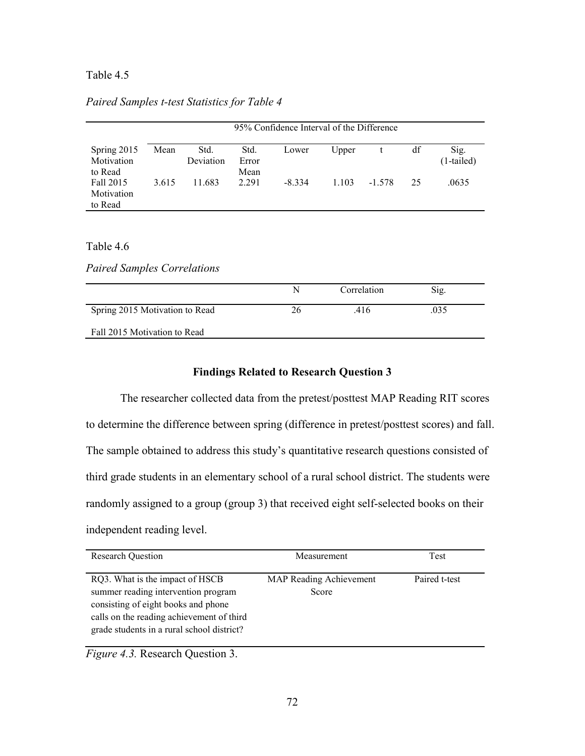Table 4.5

*Paired Samples t-test Statistics for Table 4*

| | | | | 95% Confidence Interval of the Difference | | | | |
|---|---|---|---|---|---|---|---|---|
| Spring 2015 Motivation to Read | Mean | Std. Deviation | Std. Error Mean | Lower | Upper | t | df | Sig. (1-tailed) |
| Fall 2015 Motivation to Read | 3.615 | 11.683 | 2.291 | -8.334 | 1.103 | -1.578 | 25 | .0635 |

Table 4.6

*Paired Samples Correlations*

| | N | Correlation | Sig. |
|---|---|---|---|
| Spring 2015 Motivation to Read | 26 | .416 | .035 |
| Fall 2015 Motivation to Read | | | |

## Findings Related to Research Question 3

The researcher collected data from the pretest/posttest MAP Reading RIT scores to determine the difference between spring (difference in pretest/posttest scores) and fall. The sample obtained to address this study's quantitative research questions consisted of third grade students in an elementary school of a rural school district. The students were randomly assigned to a group (group 3) that received eight self-selected books on their independent reading level.

| Research Question | Measurement | Test |
|---|---|---|
| RQ3. What is the impact of HSCB summer reading intervention program consisting of eight books and phone calls on the reading achievement of third grade students in a rural school district? | MAP Reading Achievement Score | Paired t-test |

*Figure 4.3.* Research Question 3.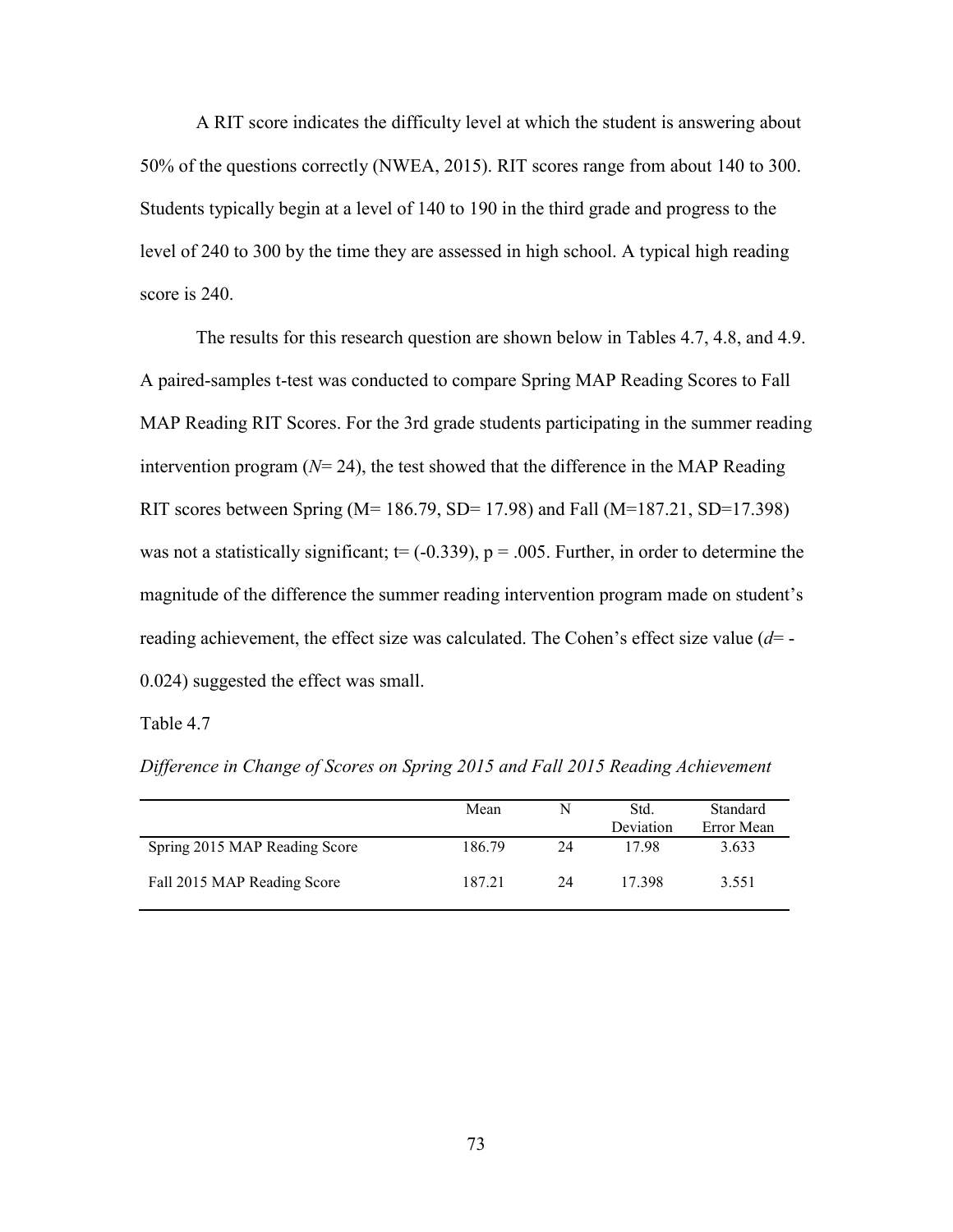A RIT score indicates the difficulty level at which the student is answering about 50% of the questions correctly (NWEA, 2015). RIT scores range from about 140 to 300. Students typically begin at a level of 140 to 190 in the third grade and progress to the level of 240 to 300 by the time they are assessed in high school. A typical high reading score is 240.

The results for this research question are shown below in Tables 4.7, 4.8, and 4.9. A paired-samples t-test was conducted to compare Spring MAP Reading Scores to Fall MAP Reading RIT Scores. For the 3rd grade students participating in the summer reading intervention program (*N*= 24), the test showed that the difference in the MAP Reading RIT scores between Spring (M= 186.79, SD= 17.98) and Fall (M=187.21, SD=17.398) was not a statistically significant; t= (-0.339), p = .005. Further, in order to determine the magnitude of the difference the summer reading intervention program made on student's reading achievement, the effect size was calculated. The Cohen's effect size value (*d*= -0.024) suggested the effect was small.

Table 4.7

*Difference in Change of Scores on Spring 2015 and Fall 2015 Reading Achievement*

| | Mean | N | Std. Deviation | Standard Error Mean |
|---|---|---|---|---|
| Spring 2015 MAP Reading Score | 186.79 | 24 | 17.98 | 3.633 |
| Fall 2015 MAP Reading Score | 187.21 | 24 | 17.398 | 3.551 |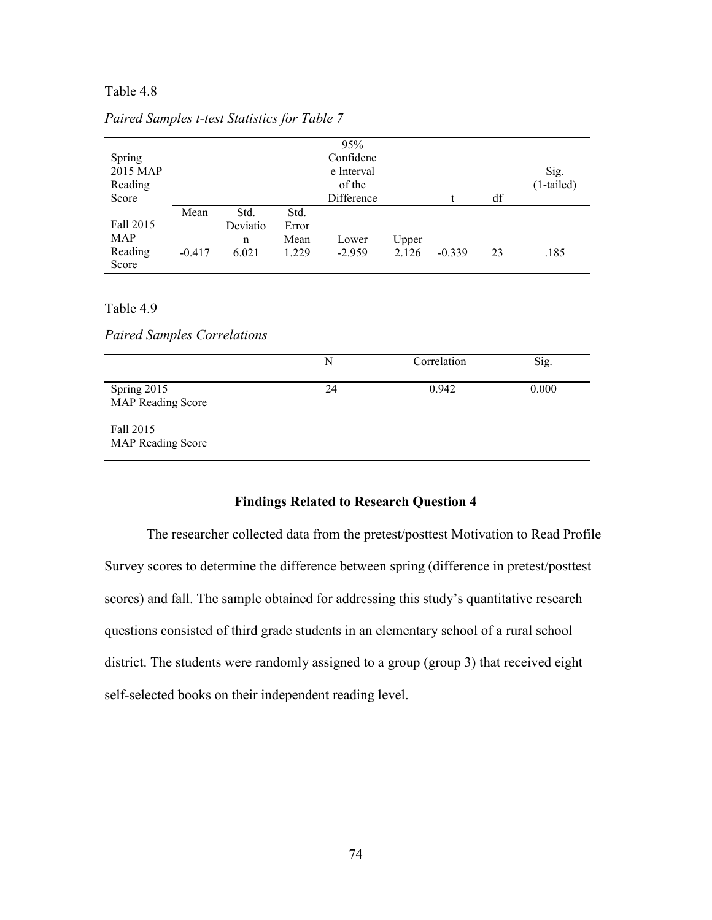Table 4.8

*Paired Samples t-test Statistics for Table 7*

| Spring 2015 MAP Reading Score | | | | 95% Confidence Interval of the Difference | | t | df | Sig. (1-tailed) |
|---|---|---|---|---|---|---|---|---|
| | Mean | Std. Deviation | Std. Error Mean | Lower | Upper | | | |
| Fall 2015 MAP Reading Score | -0.417 | 6.021 | 1.229 | -2.959 | 2.126 | -0.339 | 23 | .185 |

Table 4.9

*Paired Samples Correlations*

| | N | Correlation | Sig. |
|---|---|---|---|
| Spring 2015 MAP Reading Score | 24 | 0.942 | 0.000 |
| Fall 2015 MAP Reading Score | | | |

### Findings Related to Research Question 4

The researcher collected data from the pretest/posttest Motivation to Read Profile Survey scores to determine the difference between spring (difference in pretest/posttest scores) and fall. The sample obtained for addressing this study's quantitative research questions consisted of third grade students in an elementary school of a rural school district. The students were randomly assigned to a group (group 3) that received eight self-selected books on their independent reading level.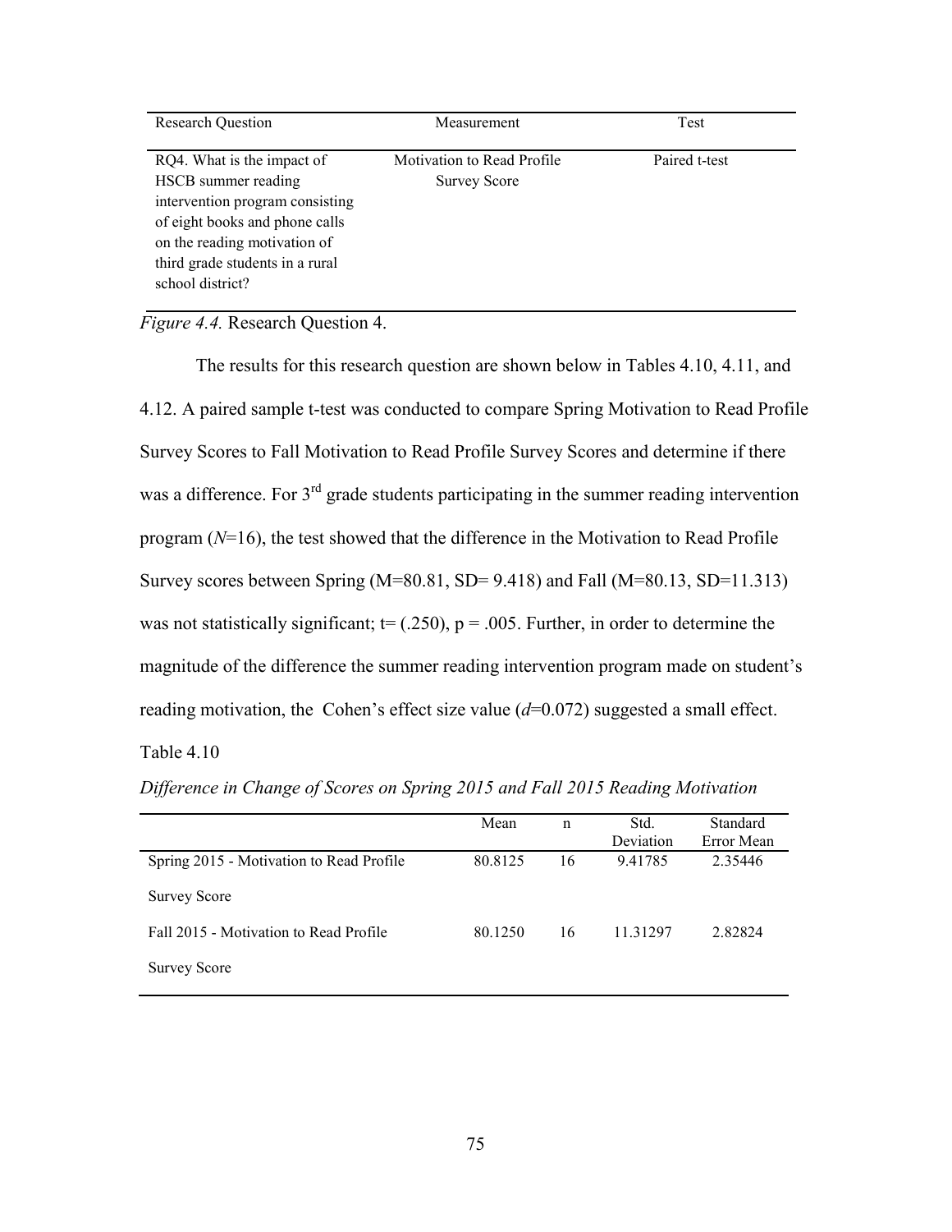| Research Question | Measurement | Test |
|---|---|---|
| RQ4. What is the impact of HSCB summer reading intervention program consisting of eight books and phone calls on the reading motivation of third grade students in a rural school district? | Motivation to Read Profile Survey Score | Paired t-test |

*Figure 4.4.* Research Question 4.

The results for this research question are shown below in Tables 4.10, 4.11, and 4.12. A paired sample t-test was conducted to compare Spring Motivation to Read Profile Survey Scores to Fall Motivation to Read Profile Survey Scores and determine if there was a difference. For 3rd grade students participating in the summer reading intervention program (*N*=16), the test showed that the difference in the Motivation to Read Profile Survey scores between Spring (M=80.81, SD= 9.418) and Fall (M=80.13, SD=11.313) was not statistically significant; t= (.250), p = .005. Further, in order to determine the magnitude of the difference the summer reading intervention program made on student's reading motivation, the Cohen's effect size value (*d*=0.072) suggested a small effect.

Table 4.10

*Difference in Change of Scores on Spring 2015 and Fall 2015 Reading Motivation*

| | Mean | n | Std. Deviation | Standard Error Mean |
|---|---|---|---|---|
| Spring 2015 - Motivation to Read Profile Survey Score | 80.8125 | 16 | 9.41785 | 2.35446 |
| Fall 2015 - Motivation to Read Profile Survey Score | 80.1250 | 16 | 11.31297 | 2.82824 |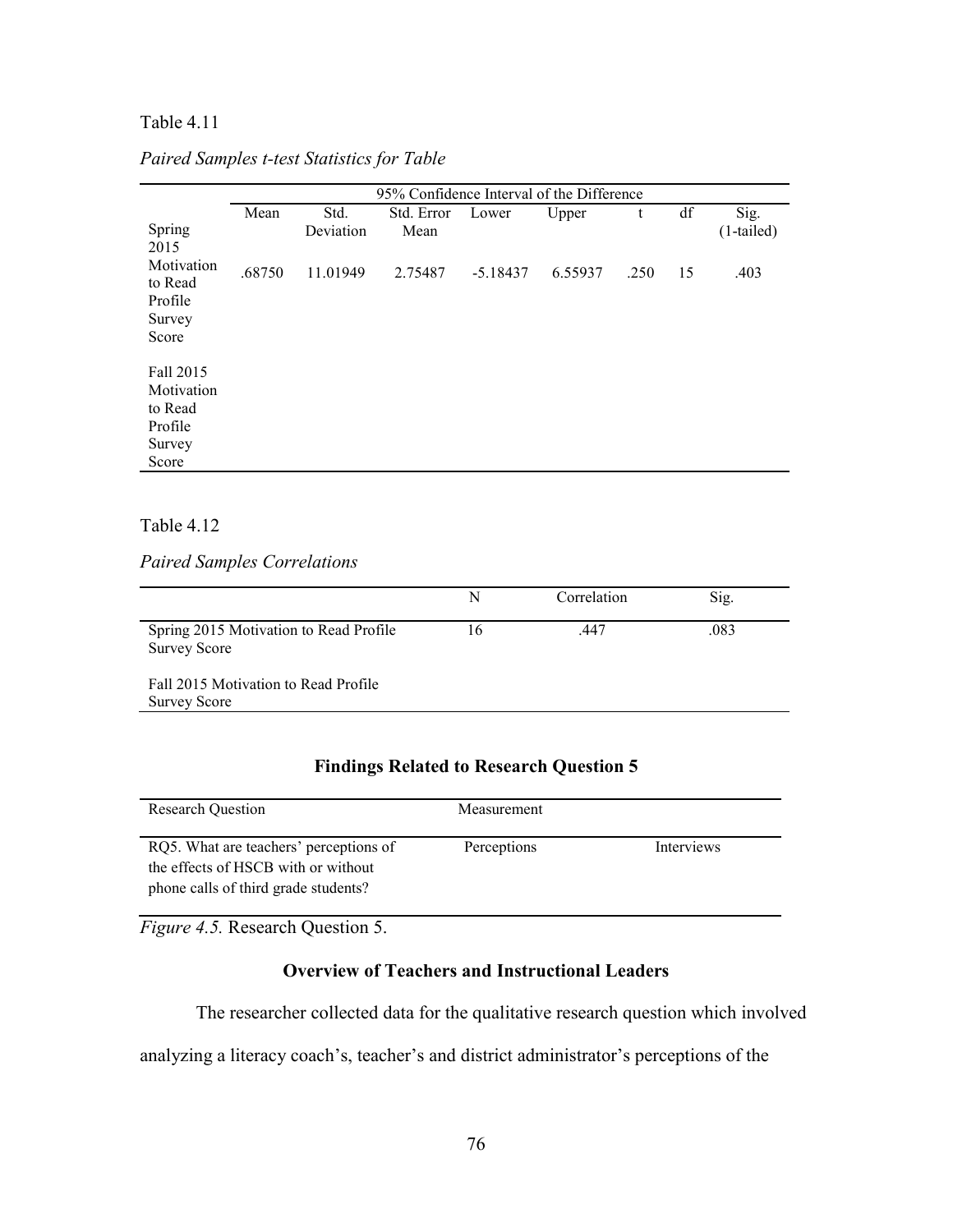Table 4.11

*Paired Samples t-test Statistics for Table*

| | 95% Confidence Interval of the Difference | | | | | | | |
|---|---|---|---|---|---|---|---|---|
| | Mean | Std. Deviation | Std. Error Mean | Lower | Upper | t | df | Sig. (1-tailed) |
| Spring 2015 Motivation to Read Profile Survey Score<br><br>Fall 2015 Motivation to Read Profile Survey Score | .68750 | 11.01949 | 2.75487 | -5.18437 | 6.55937 | .250 | 15 | .403 |

Table 4.12

*Paired Samples Correlations*

| | N | Correlation | Sig. |
|---|---|---|---|
| Spring 2015 Motivation to Read Profile Survey Score<br><br>Fall 2015 Motivation to Read Profile Survey Score | 16 | .447 | .083 |

## Findings Related to Research Question 5

| Research Question | Measurement | |
|---|---|---|
| RQ5. What are teachers' perceptions of the effects of HSCB with or without phone calls of third grade students? | Perceptions | Interviews |

*Figure 4.5.* Research Question 5.

### Overview of Teachers and Instructional Leaders

The researcher collected data for the qualitative research question which involved analyzing a literacy coach's, teacher's and district administrator's perceptions of the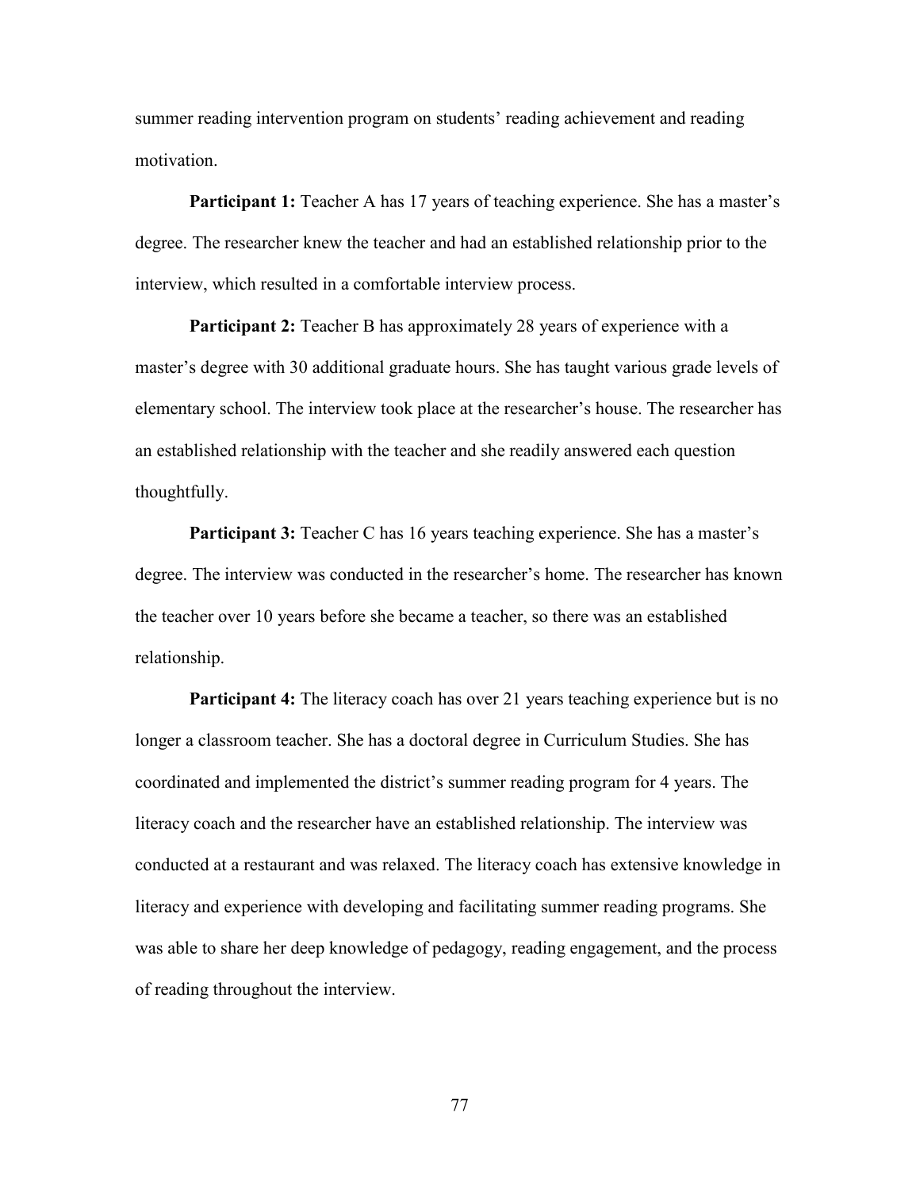summer reading intervention program on students' reading achievement and reading motivation.

**Participant 1:** Teacher A has 17 years of teaching experience. She has a master's degree. The researcher knew the teacher and had an established relationship prior to the interview, which resulted in a comfortable interview process.

**Participant 2:** Teacher B has approximately 28 years of experience with a master's degree with 30 additional graduate hours. She has taught various grade levels of elementary school. The interview took place at the researcher's house. The researcher has an established relationship with the teacher and she readily answered each question thoughtfully.

**Participant 3:** Teacher C has 16 years teaching experience. She has a master's degree. The interview was conducted in the researcher's home. The researcher has known the teacher over 10 years before she became a teacher, so there was an established relationship.

**Participant 4:** The literacy coach has over 21 years teaching experience but is no longer a classroom teacher. She has a doctoral degree in Curriculum Studies. She has coordinated and implemented the district's summer reading program for 4 years. The literacy coach and the researcher have an established relationship. The interview was conducted at a restaurant and was relaxed. The literacy coach has extensive knowledge in literacy and experience with developing and facilitating summer reading programs. She was able to share her deep knowledge of pedagogy, reading engagement, and the process of reading throughout the interview.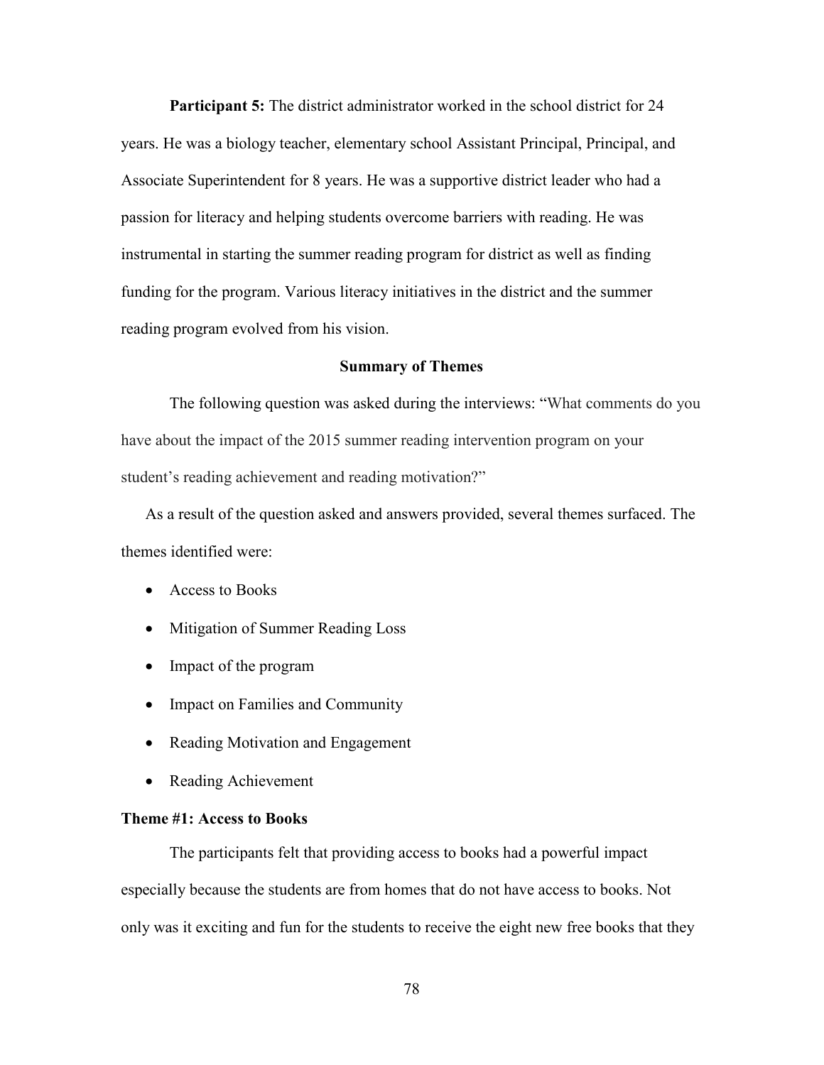**Participant 5:** The district administrator worked in the school district for 24 years. He was a biology teacher, elementary school Assistant Principal, Principal, and Associate Superintendent for 8 years. He was a supportive district leader who had a passion for literacy and helping students overcome barriers with reading. He was instrumental in starting the summer reading program for district as well as finding funding for the program. Various literacy initiatives in the district and the summer reading program evolved from his vision.

## Summary of Themes

The following question was asked during the interviews: "What comments do you have about the impact of the 2015 summer reading intervention program on your student's reading achievement and reading motivation?"

As a result of the question asked and answers provided, several themes surfaced. The themes identified were:

- Access to Books
- Mitigation of Summer Reading Loss
- Impact of the program
- Impact on Families and Community
- Reading Motivation and Engagement
- Reading Achievement

### Theme #1: Access to Books

The participants felt that providing access to books had a powerful impact especially because the students are from homes that do not have access to books. Not only was it exciting and fun for the students to receive the eight new free books that they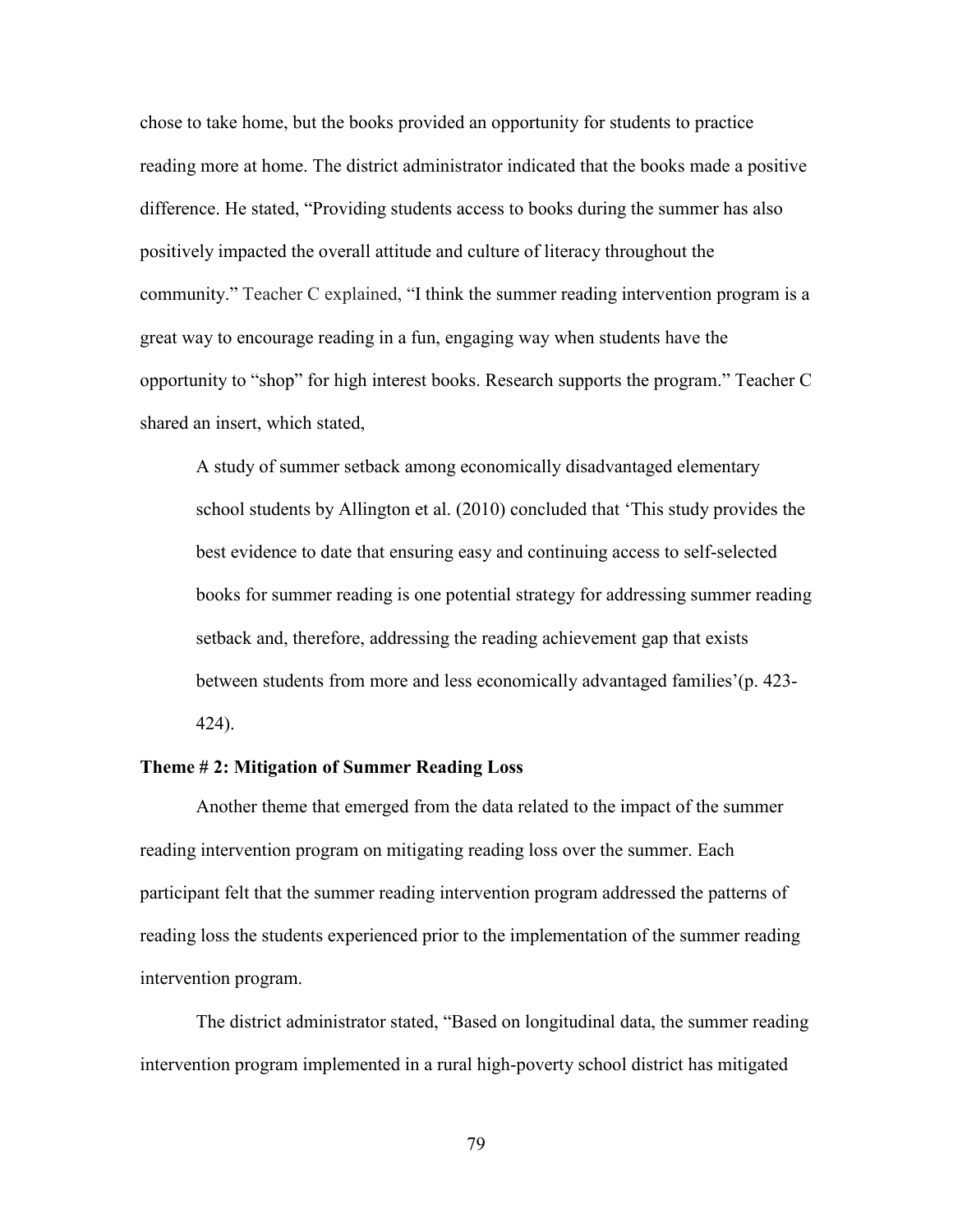chose to take home, but the books provided an opportunity for students to practice reading more at home. The district administrator indicated that the books made a positive difference. He stated, "Providing students access to books during the summer has also positively impacted the overall attitude and culture of literacy throughout the community." Teacher C explained, "I think the summer reading intervention program is a great way to encourage reading in a fun, engaging way when students have the opportunity to "shop" for high interest books. Research supports the program." Teacher C shared an insert, which stated,

> A study of summer setback among economically disadvantaged elementary school students by Allington et al. (2010) concluded that 'This study provides the best evidence to date that ensuring easy and continuing access to self-selected books for summer reading is one potential strategy for addressing summer reading setback and, therefore, addressing the reading achievement gap that exists between students from more and less economically advantaged families'(p. 423-424).

**Theme # 2: Mitigation of Summer Reading Loss**

Another theme that emerged from the data related to the impact of the summer reading intervention program on mitigating reading loss over the summer. Each participant felt that the summer reading intervention program addressed the patterns of reading loss the students experienced prior to the implementation of the summer reading intervention program.

The district administrator stated, "Based on longitudinal data, the summer reading intervention program implemented in a rural high-poverty school district has mitigated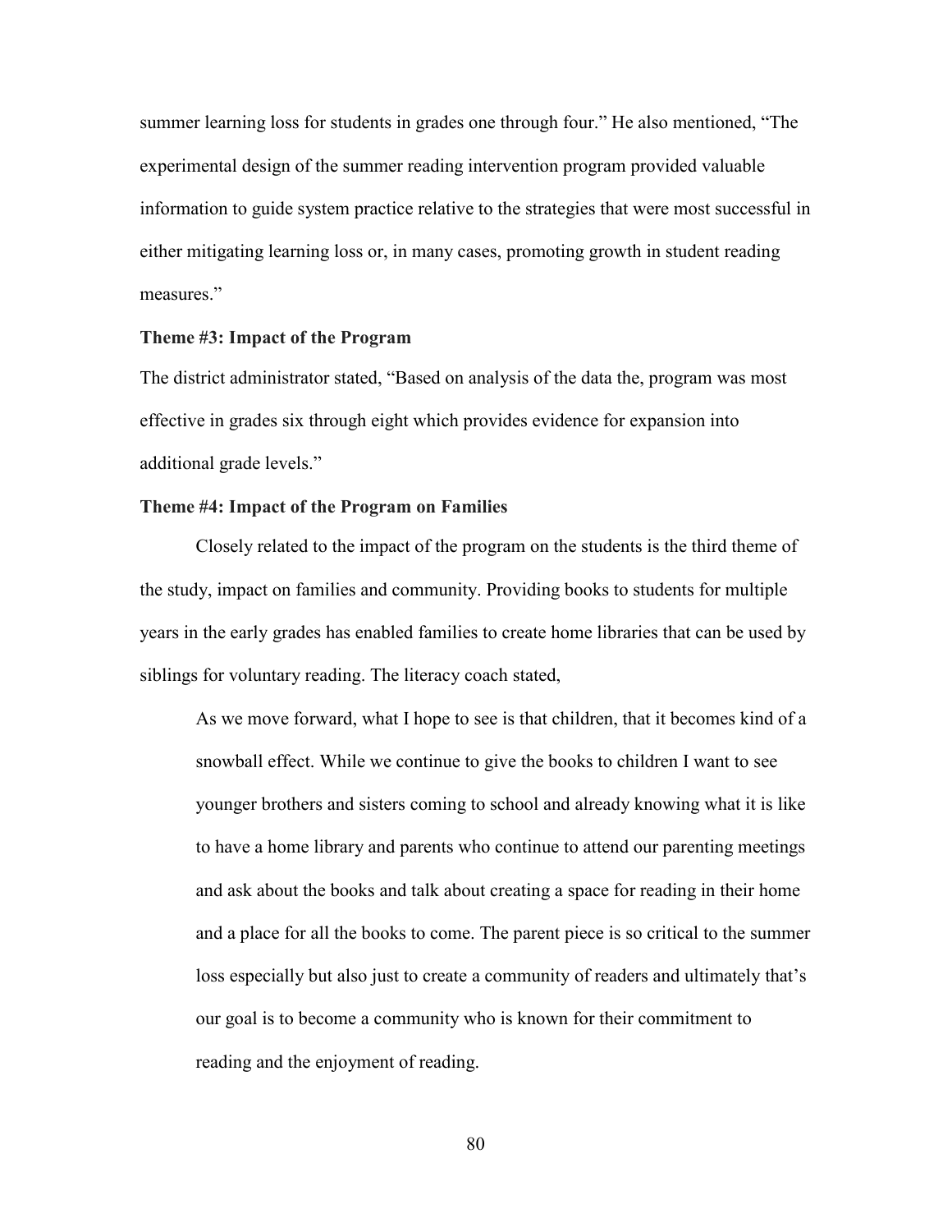summer learning loss for students in grades one through four." He also mentioned, "The experimental design of the summer reading intervention program provided valuable information to guide system practice relative to the strategies that were most successful in either mitigating learning loss or, in many cases, promoting growth in student reading measures."

### Theme #3: Impact of the Program

The district administrator stated, "Based on analysis of the data the, program was most effective in grades six through eight which provides evidence for expansion into additional grade levels."

### Theme #4: Impact of the Program on Families

Closely related to the impact of the program on the students is the third theme of the study, impact on families and community. Providing books to students for multiple years in the early grades has enabled families to create home libraries that can be used by siblings for voluntary reading. The literacy coach stated,

> As we move forward, what I hope to see is that children, that it becomes kind of a snowball effect. While we continue to give the books to children I want to see younger brothers and sisters coming to school and already knowing what it is like to have a home library and parents who continue to attend our parenting meetings and ask about the books and talk about creating a space for reading in their home and a place for all the books to come. The parent piece is so critical to the summer loss especially but also just to create a community of readers and ultimately that's our goal is to become a community who is known for their commitment to reading and the enjoyment of reading.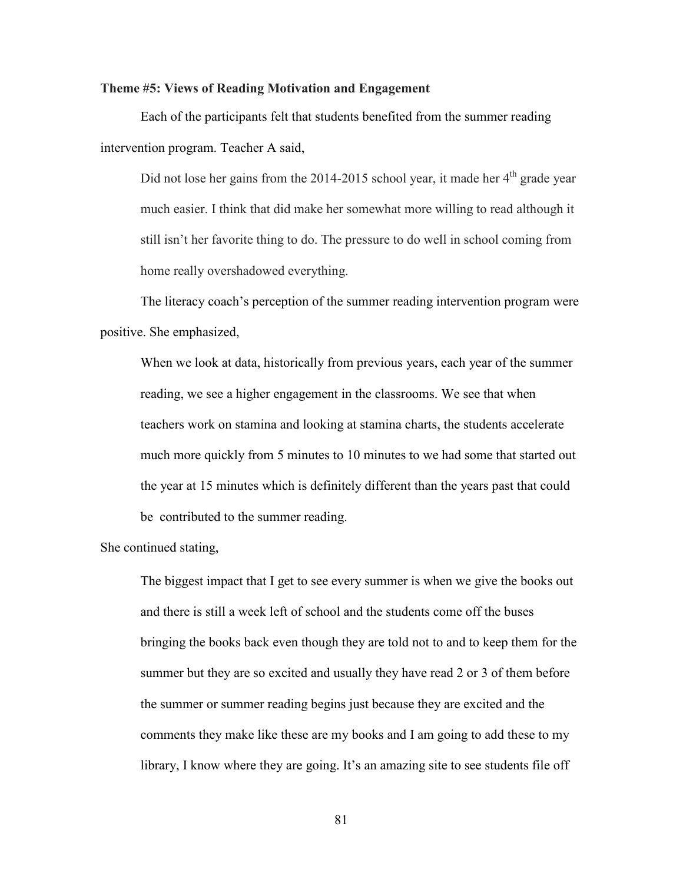**Theme #5: Views of Reading Motivation and Engagement**

Each of the participants felt that students benefited from the summer reading intervention program. Teacher A said,

> Did not lose her gains from the 2014-2015 school year, it made her 4th grade year much easier. I think that did make her somewhat more willing to read although it still isn't her favorite thing to do. The pressure to do well in school coming from home really overshadowed everything.

The literacy coach's perception of the summer reading intervention program were positive. She emphasized,

> When we look at data, historically from previous years, each year of the summer reading, we see a higher engagement in the classrooms. We see that when teachers work on stamina and looking at stamina charts, the students accelerate much more quickly from 5 minutes to 10 minutes to we had some that started out the year at 15 minutes which is definitely different than the years past that could be contributed to the summer reading.

She continued stating,

> The biggest impact that I get to see every summer is when we give the books out and there is still a week left of school and the students come off the buses bringing the books back even though they are told not to and to keep them for the summer but they are so excited and usually they have read 2 or 3 of them before the summer or summer reading begins just because they are excited and the comments they make like these are my books and I am going to add these to my library, I know where they are going. It's an amazing site to see students file off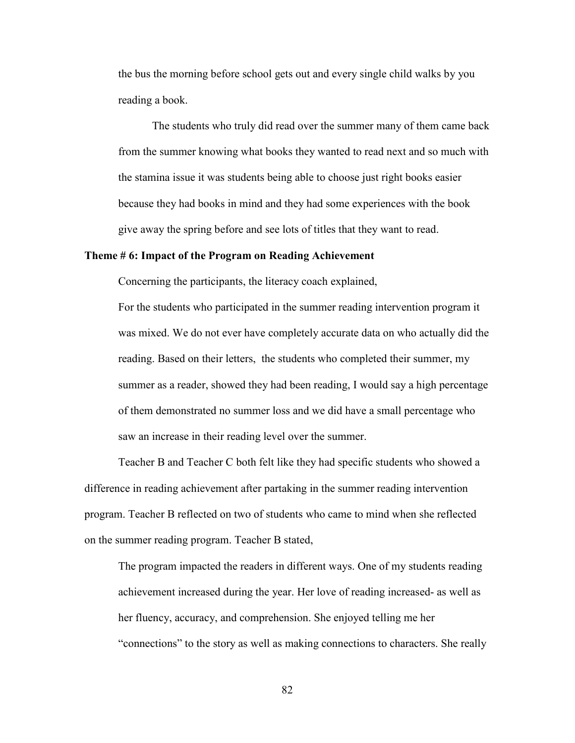the bus the morning before school gets out and every single child walks by you reading a book.

The students who truly did read over the summer many of them came back from the summer knowing what books they wanted to read next and so much with the stamina issue it was students being able to choose just right books easier because they had books in mind and they had some experiences with the book give away the spring before and see lots of titles that they want to read.

**Theme # 6: Impact of the Program on Reading Achievement**

Concerning the participants, the literacy coach explained,

> For the students who participated in the summer reading intervention program it was mixed. We do not ever have completely accurate data on who actually did the reading. Based on their letters, the students who completed their summer, my summer as a reader, showed they had been reading, I would say a high percentage of them demonstrated no summer loss and we did have a small percentage who saw an increase in their reading level over the summer.

Teacher B and Teacher C both felt like they had specific students who showed a difference in reading achievement after partaking in the summer reading intervention program. Teacher B reflected on two of students who came to mind when she reflected on the summer reading program. Teacher B stated,

> The program impacted the readers in different ways. One of my students reading achievement increased during the year. Her love of reading increased- as well as her fluency, accuracy, and comprehension. She enjoyed telling me her "connections" to the story as well as making connections to characters. She really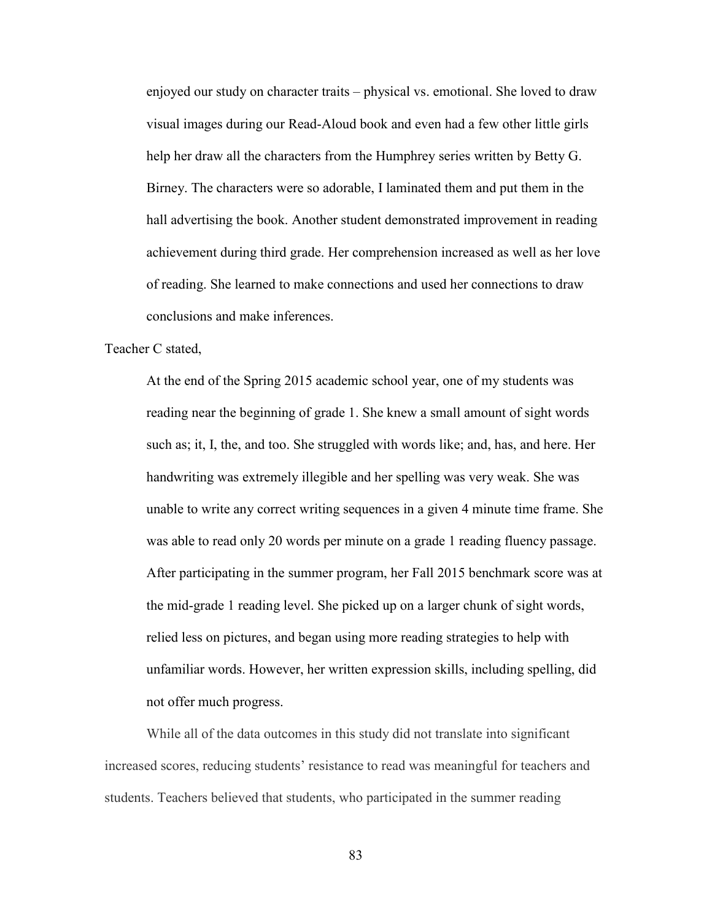enjoyed our study on character traits – physical vs. emotional. She loved to draw visual images during our Read-Aloud book and even had a few other little girls help her draw all the characters from the Humphrey series written by Betty G. Birney. The characters were so adorable, I laminated them and put them in the hall advertising the book. Another student demonstrated improvement in reading achievement during third grade. Her comprehension increased as well as her love of reading. She learned to make connections and used her connections to draw conclusions and make inferences.

Teacher C stated,

> At the end of the Spring 2015 academic school year, one of my students was reading near the beginning of grade 1. She knew a small amount of sight words such as; it, I, the, and too. She struggled with words like; and, has, and here. Her handwriting was extremely illegible and her spelling was very weak. She was unable to write any correct writing sequences in a given 4 minute time frame. She was able to read only 20 words per minute on a grade 1 reading fluency passage. After participating in the summer program, her Fall 2015 benchmark score was at the mid-grade 1 reading level. She picked up on a larger chunk of sight words, relied less on pictures, and began using more reading strategies to help with unfamiliar words. However, her written expression skills, including spelling, did not offer much progress.

While all of the data outcomes in this study did not translate into significant increased scores, reducing students' resistance to read was meaningful for teachers and students. Teachers believed that students, who participated in the summer reading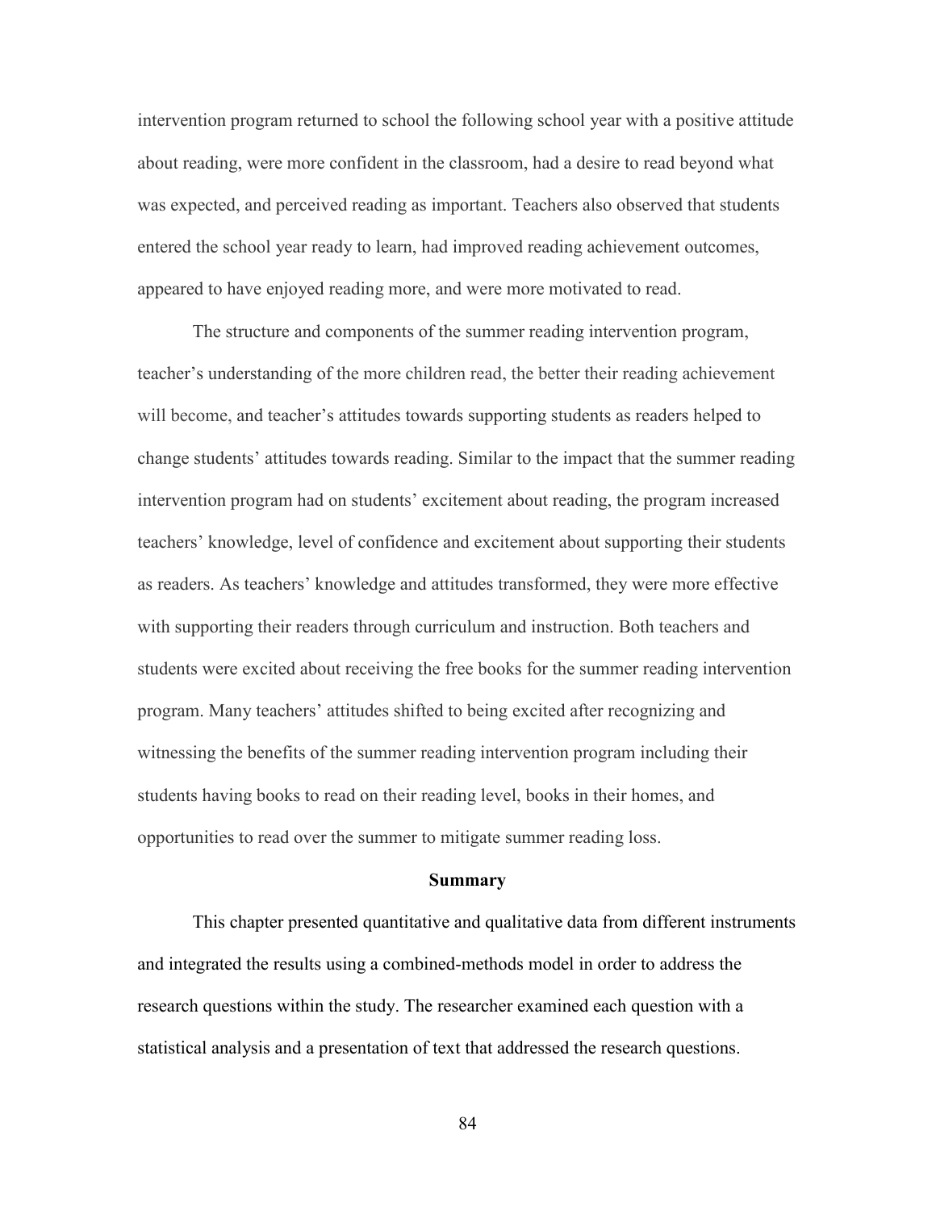intervention program returned to school the following school year with a positive attitude about reading, were more confident in the classroom, had a desire to read beyond what was expected, and perceived reading as important. Teachers also observed that students entered the school year ready to learn, had improved reading achievement outcomes, appeared to have enjoyed reading more, and were more motivated to read.

The structure and components of the summer reading intervention program, teacher's understanding of the more children read, the better their reading achievement will become, and teacher's attitudes towards supporting students as readers helped to change students' attitudes towards reading. Similar to the impact that the summer reading intervention program had on students' excitement about reading, the program increased teachers' knowledge, level of confidence and excitement about supporting their students as readers. As teachers' knowledge and attitudes transformed, they were more effective with supporting their readers through curriculum and instruction. Both teachers and students were excited about receiving the free books for the summer reading intervention program. Many teachers' attitudes shifted to being excited after recognizing and witnessing the benefits of the summer reading intervention program including their students having books to read on their reading level, books in their homes, and opportunities to read over the summer to mitigate summer reading loss.

## Summary

This chapter presented quantitative and qualitative data from different instruments and integrated the results using a combined-methods model in order to address the research questions within the study. The researcher examined each question with a statistical analysis and a presentation of text that addressed the research questions.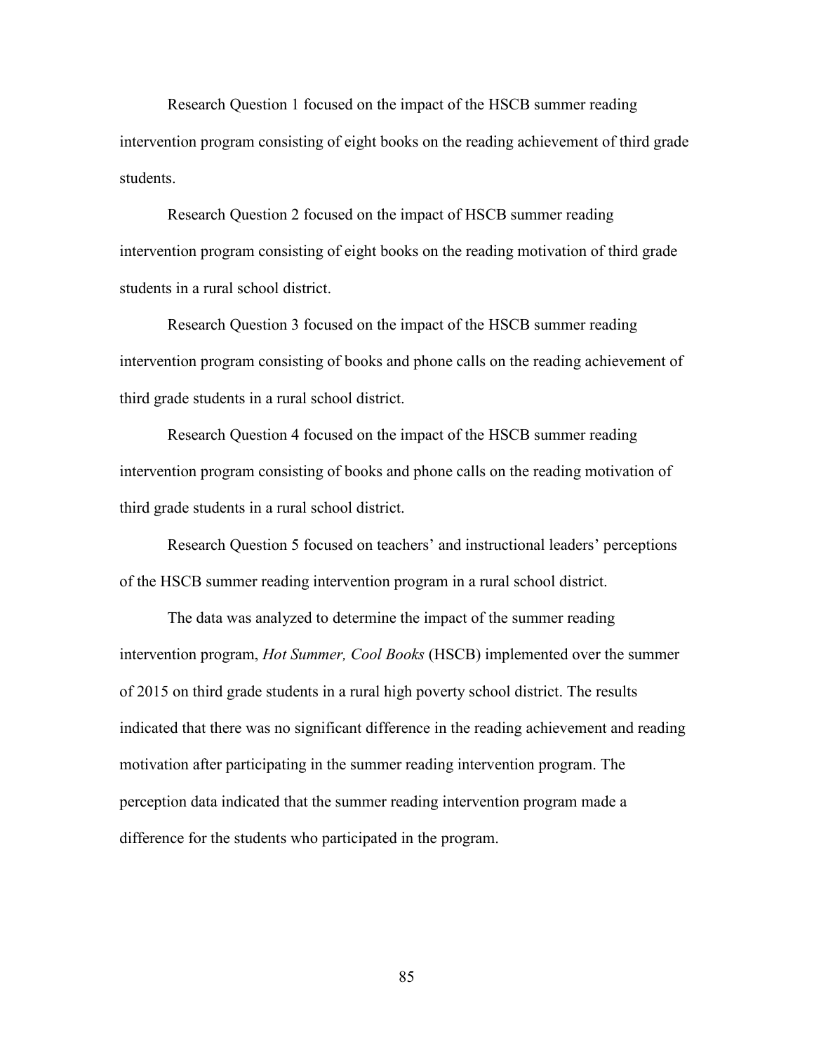Research Question 1 focused on the impact of the HSCB summer reading intervention program consisting of eight books on the reading achievement of third grade students.

Research Question 2 focused on the impact of HSCB summer reading intervention program consisting of eight books on the reading motivation of third grade students in a rural school district.

Research Question 3 focused on the impact of the HSCB summer reading intervention program consisting of books and phone calls on the reading achievement of third grade students in a rural school district.

Research Question 4 focused on the impact of the HSCB summer reading intervention program consisting of books and phone calls on the reading motivation of third grade students in a rural school district.

Research Question 5 focused on teachers' and instructional leaders' perceptions of the HSCB summer reading intervention program in a rural school district.

The data was analyzed to determine the impact of the summer reading intervention program, *Hot Summer, Cool Books* (HSCB) implemented over the summer of 2015 on third grade students in a rural high poverty school district. The results indicated that there was no significant difference in the reading achievement and reading motivation after participating in the summer reading intervention program. The perception data indicated that the summer reading intervention program made a difference for the students who participated in the program.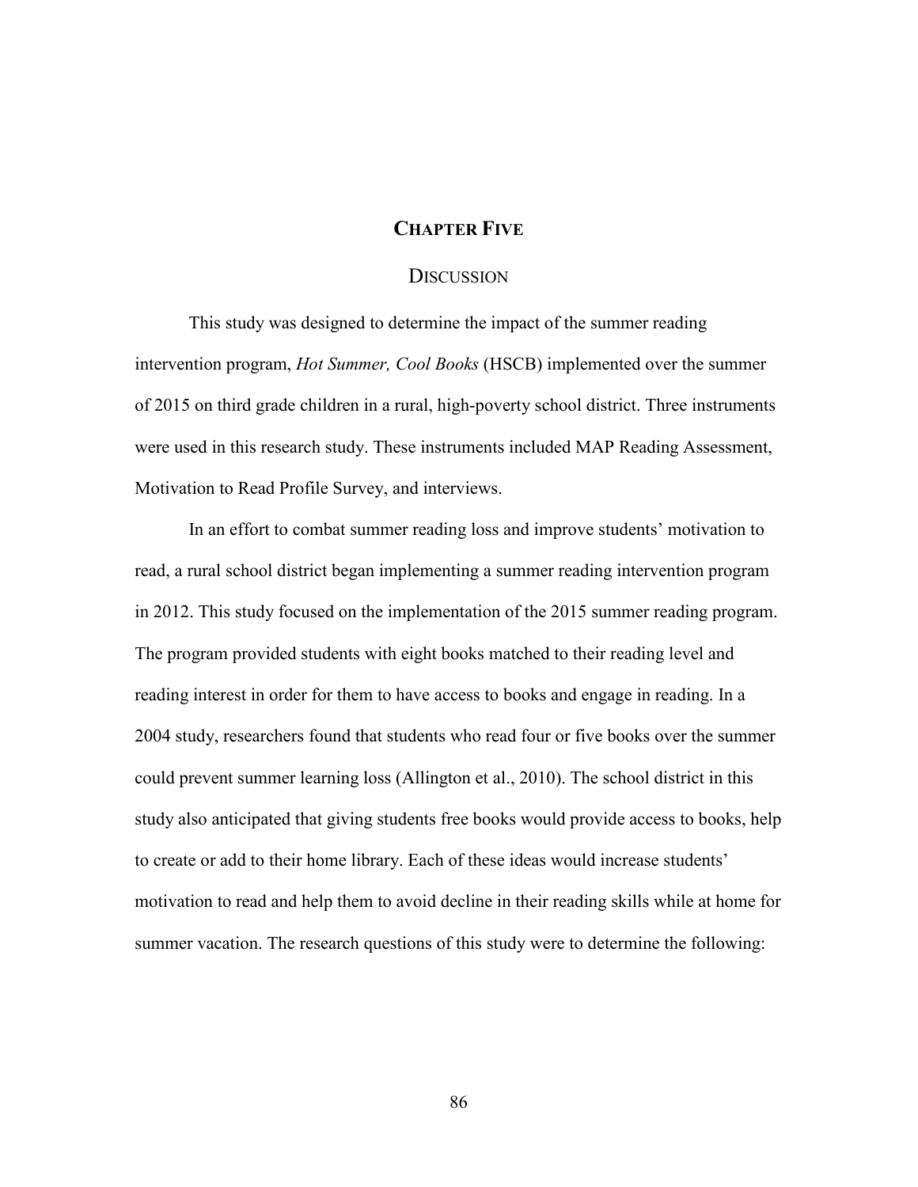# CHAPTER FIVE

## DISCUSSION

This study was designed to determine the impact of the summer reading intervention program, *Hot Summer, Cool Books* (HSCB) implemented over the summer of 2015 on third grade children in a rural, high-poverty school district. Three instruments were used in this research study. These instruments included MAP Reading Assessment, Motivation to Read Profile Survey, and interviews.

In an effort to combat summer reading loss and improve students' motivation to read, a rural school district began implementing a summer reading intervention program in 2012. This study focused on the implementation of the 2015 summer reading program. The program provided students with eight books matched to their reading level and reading interest in order for them to have access to books and engage in reading. In a 2004 study, researchers found that students who read four or five books over the summer could prevent summer learning loss (Allington et al., 2010). The school district in this study also anticipated that giving students free books would provide access to books, help to create or add to their home library. Each of these ideas would increase students' motivation to read and help them to avoid decline in their reading skills while at home for summer vacation. The research questions of this study were to determine the following: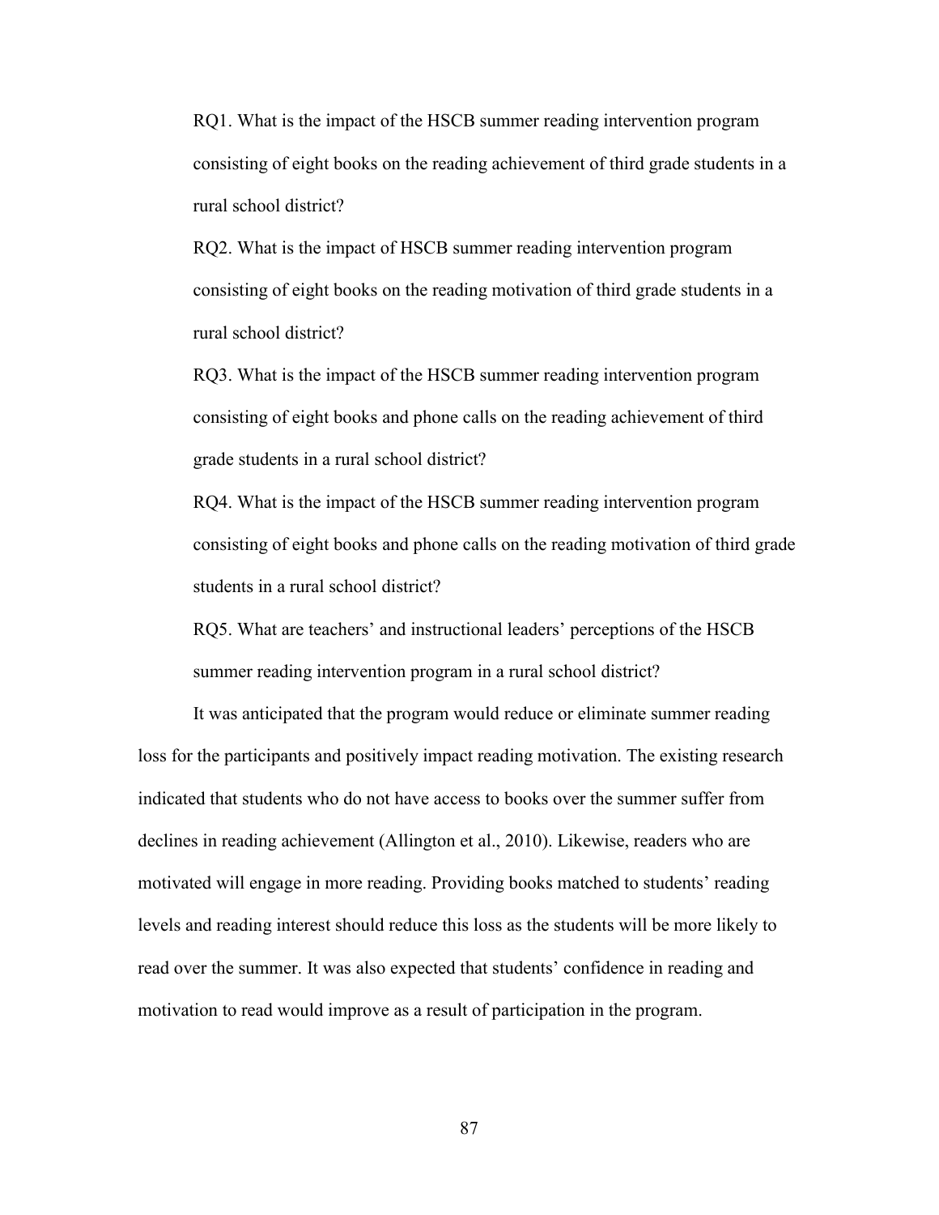RQ1. What is the impact of the HSCB summer reading intervention program consisting of eight books on the reading achievement of third grade students in a rural school district?

RQ2. What is the impact of HSCB summer reading intervention program consisting of eight books on the reading motivation of third grade students in a rural school district?

RQ3. What is the impact of the HSCB summer reading intervention program consisting of eight books and phone calls on the reading achievement of third grade students in a rural school district?

RQ4. What is the impact of the HSCB summer reading intervention program consisting of eight books and phone calls on the reading motivation of third grade students in a rural school district?

RQ5. What are teachers' and instructional leaders' perceptions of the HSCB summer reading intervention program in a rural school district?

It was anticipated that the program would reduce or eliminate summer reading loss for the participants and positively impact reading motivation. The existing research indicated that students who do not have access to books over the summer suffer from declines in reading achievement (Allington et al., 2010). Likewise, readers who are motivated will engage in more reading. Providing books matched to students' reading levels and reading interest should reduce this loss as the students will be more likely to read over the summer. It was also expected that students' confidence in reading and motivation to read would improve as a result of participation in the program.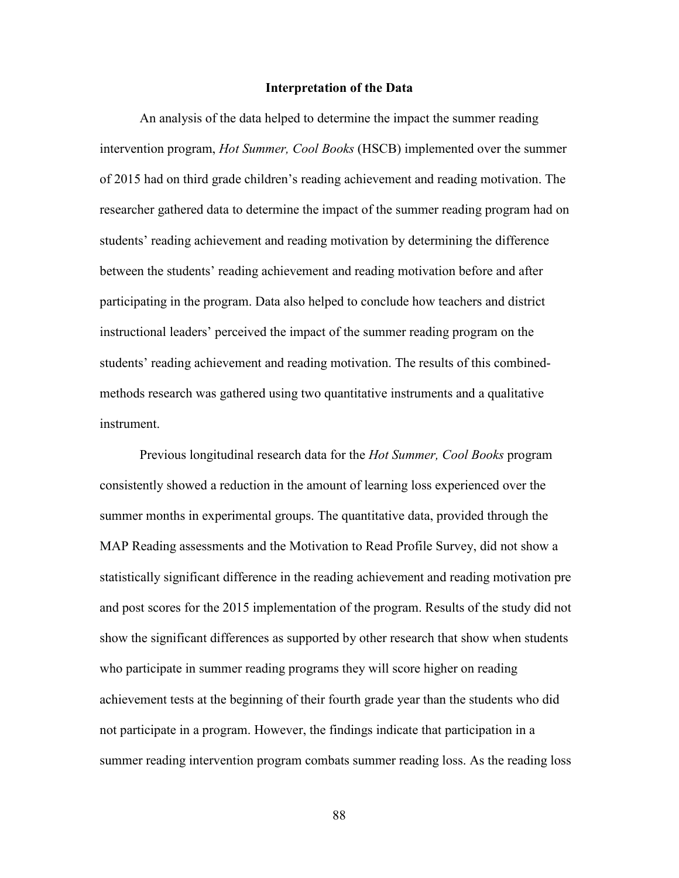## Interpretation of the Data

An analysis of the data helped to determine the impact the summer reading intervention program, *Hot Summer, Cool Books* (HSCB) implemented over the summer of 2015 had on third grade children's reading achievement and reading motivation. The researcher gathered data to determine the impact of the summer reading program had on students' reading achievement and reading motivation by determining the difference between the students' reading achievement and reading motivation before and after participating in the program. Data also helped to conclude how teachers and district instructional leaders' perceived the impact of the summer reading program on the students' reading achievement and reading motivation. The results of this combined-methods research was gathered using two quantitative instruments and a qualitative instrument.

Previous longitudinal research data for the *Hot Summer, Cool Books* program consistently showed a reduction in the amount of learning loss experienced over the summer months in experimental groups. The quantitative data, provided through the MAP Reading assessments and the Motivation to Read Profile Survey, did not show a statistically significant difference in the reading achievement and reading motivation pre and post scores for the 2015 implementation of the program. Results of the study did not show the significant differences as supported by other research that show when students who participate in summer reading programs they will score higher on reading achievement tests at the beginning of their fourth grade year than the students who did not participate in a program. However, the findings indicate that participation in a summer reading intervention program combats summer reading loss. As the reading loss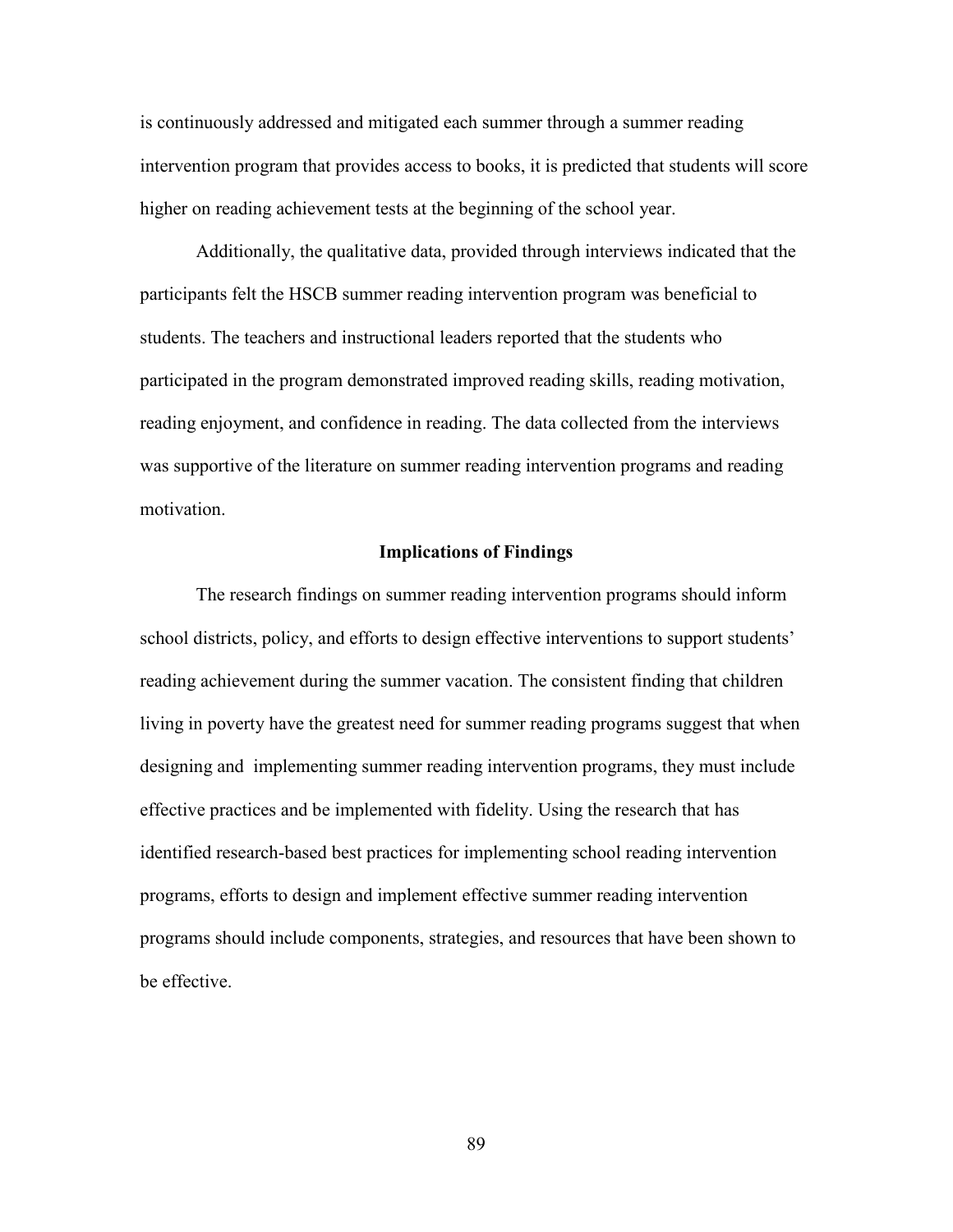is continuously addressed and mitigated each summer through a summer reading intervention program that provides access to books, it is predicted that students will score higher on reading achievement tests at the beginning of the school year.

Additionally, the qualitative data, provided through interviews indicated that the participants felt the HSCB summer reading intervention program was beneficial to students. The teachers and instructional leaders reported that the students who participated in the program demonstrated improved reading skills, reading motivation, reading enjoyment, and confidence in reading. The data collected from the interviews was supportive of the literature on summer reading intervention programs and reading motivation.

## Implications of Findings

The research findings on summer reading intervention programs should inform school districts, policy, and efforts to design effective interventions to support students' reading achievement during the summer vacation. The consistent finding that children living in poverty have the greatest need for summer reading programs suggest that when designing and implementing summer reading intervention programs, they must include effective practices and be implemented with fidelity. Using the research that has identified research-based best practices for implementing school reading intervention programs, efforts to design and implement effective summer reading intervention programs should include components, strategies, and resources that have been shown to be effective.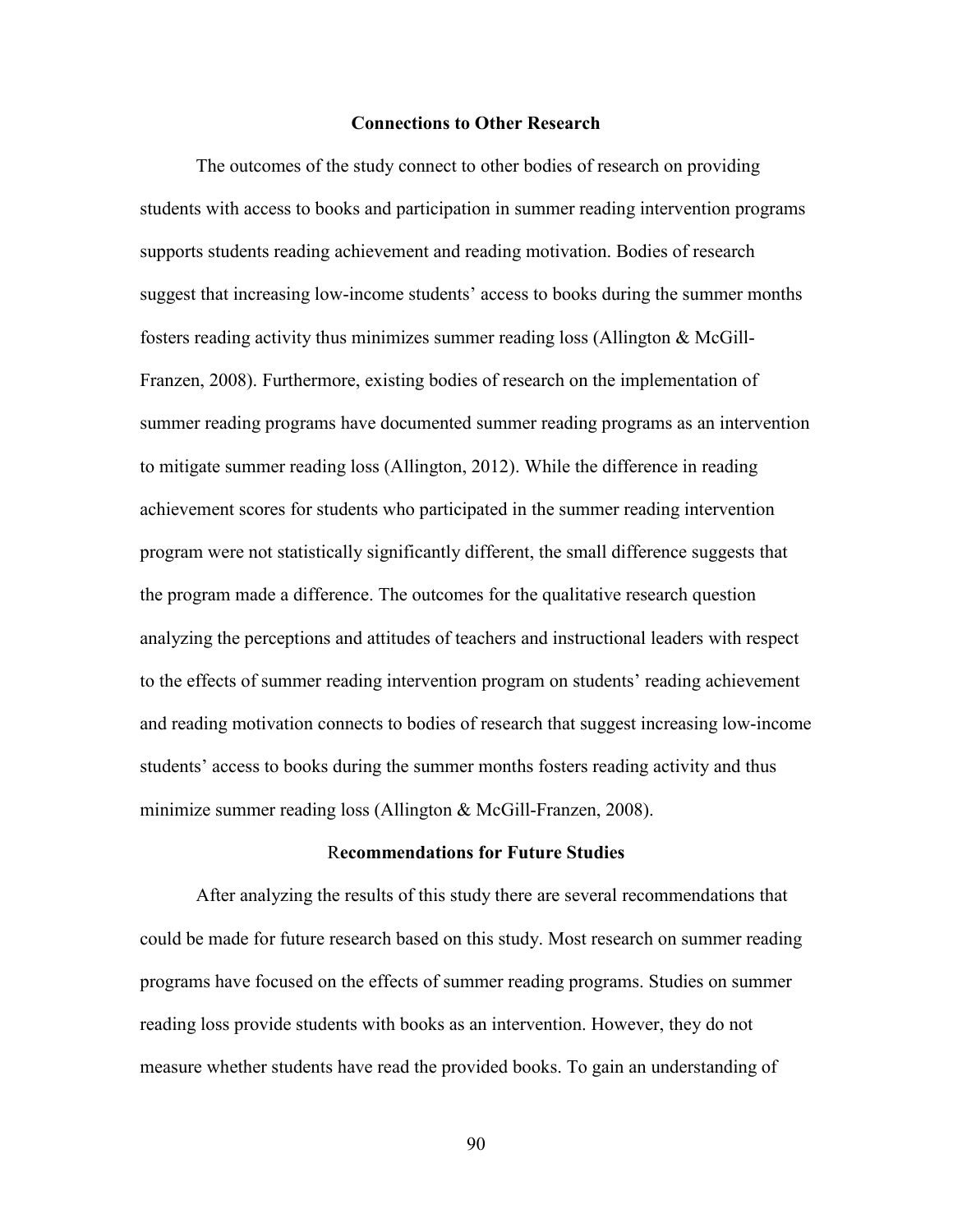## Connections to Other Research

The outcomes of the study connect to other bodies of research on providing students with access to books and participation in summer reading intervention programs supports students reading achievement and reading motivation. Bodies of research suggest that increasing low-income students' access to books during the summer months fosters reading activity thus minimizes summer reading loss (Allington & McGill-Franzen, 2008). Furthermore, existing bodies of research on the implementation of summer reading programs have documented summer reading programs as an intervention to mitigate summer reading loss (Allington, 2012). While the difference in reading achievement scores for students who participated in the summer reading intervention program were not statistically significantly different, the small difference suggests that the program made a difference. The outcomes for the qualitative research question analyzing the perceptions and attitudes of teachers and instructional leaders with respect to the effects of summer reading intervention program on students' reading achievement and reading motivation connects to bodies of research that suggest increasing low-income students' access to books during the summer months fosters reading activity and thus minimize summer reading loss (Allington & McGill-Franzen, 2008).

## Recommendations for Future Studies

After analyzing the results of this study there are several recommendations that could be made for future research based on this study. Most research on summer reading programs have focused on the effects of summer reading programs. Studies on summer reading loss provide students with books as an intervention. However, they do not measure whether students have read the provided books. To gain an understanding of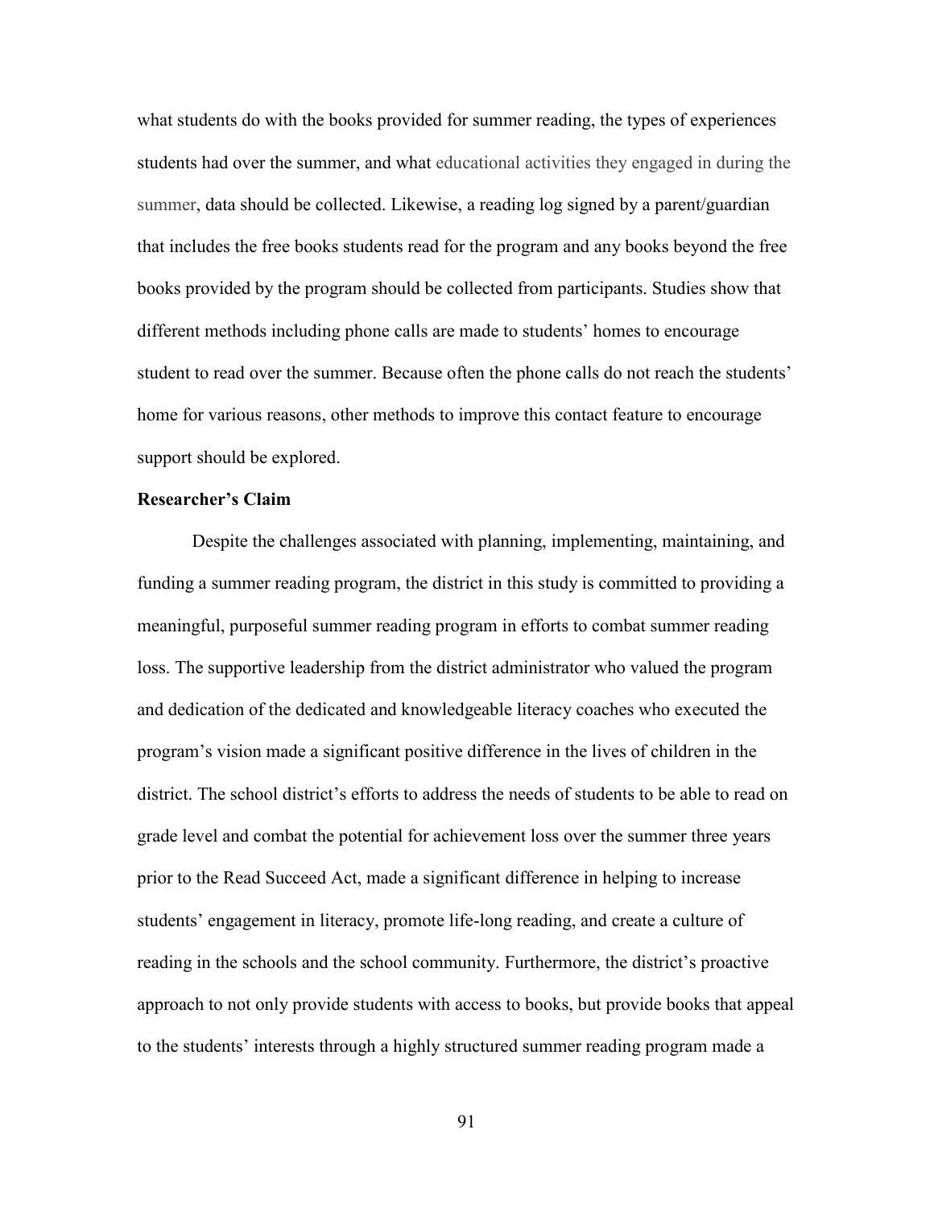what students do with the books provided for summer reading, the types of experiences students had over the summer, and what educational activities they engaged in during the summer, data should be collected. Likewise, a reading log signed by a parent/guardian that includes the free books students read for the program and any books beyond the free books provided by the program should be collected from participants. Studies show that different methods including phone calls are made to students' homes to encourage student to read over the summer. Because often the phone calls do not reach the students' home for various reasons, other methods to improve this contact feature to encourage support should be explored.

**Researcher's Claim**

Despite the challenges associated with planning, implementing, maintaining, and funding a summer reading program, the district in this study is committed to providing a meaningful, purposeful summer reading program in efforts to combat summer reading loss. The supportive leadership from the district administrator who valued the program and dedication of the dedicated and knowledgeable literacy coaches who executed the program's vision made a significant positive difference in the lives of children in the district. The school district's efforts to address the needs of students to be able to read on grade level and combat the potential for achievement loss over the summer three years prior to the Read Succeed Act, made a significant difference in helping to increase students' engagement in literacy, promote life-long reading, and create a culture of reading in the schools and the school community. Furthermore, the district's proactive approach to not only provide students with access to books, but provide books that appeal to the students' interests through a highly structured summer reading program made a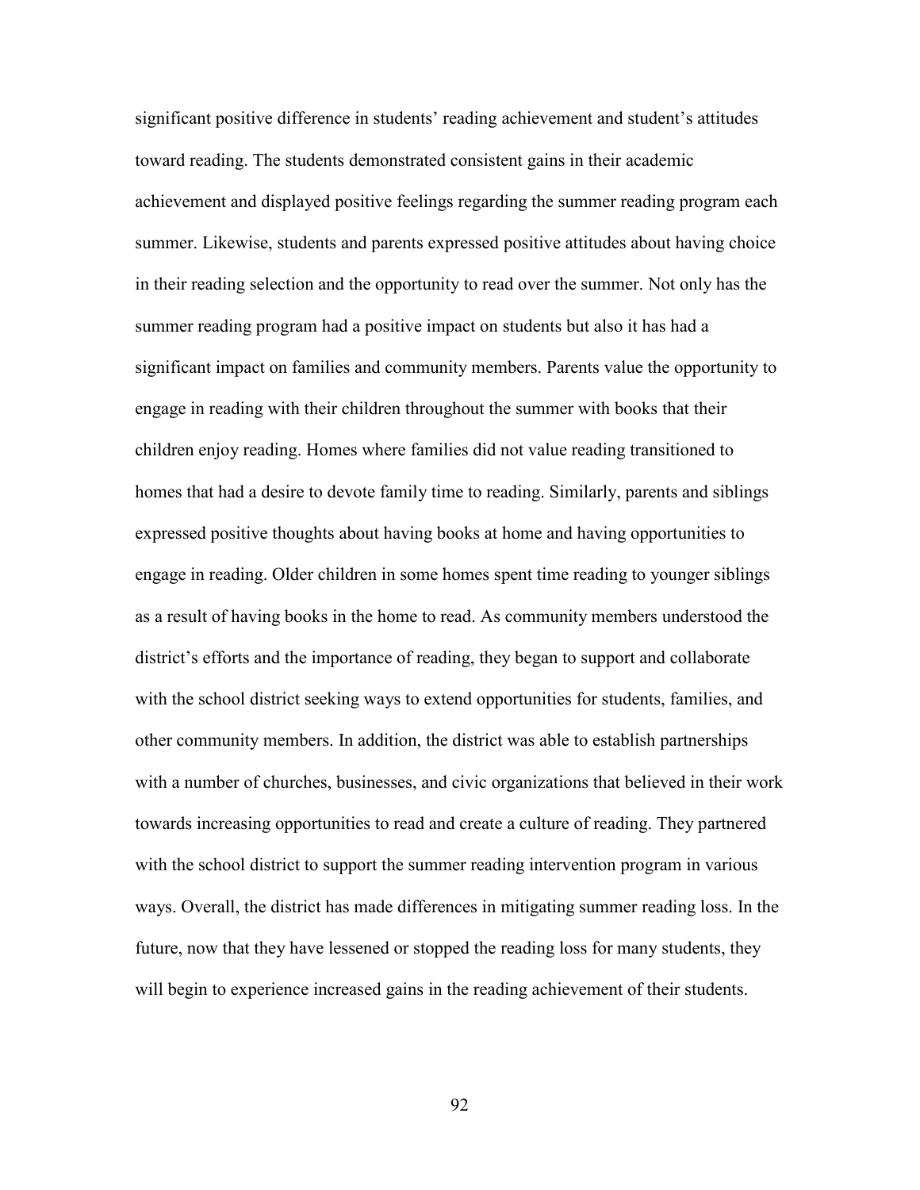significant positive difference in students' reading achievement and student's attitudes toward reading. The students demonstrated consistent gains in their academic achievement and displayed positive feelings regarding the summer reading program each summer. Likewise, students and parents expressed positive attitudes about having choice in their reading selection and the opportunity to read over the summer. Not only has the summer reading program had a positive impact on students but also it has had a significant impact on families and community members. Parents value the opportunity to engage in reading with their children throughout the summer with books that their children enjoy reading. Homes where families did not value reading transitioned to homes that had a desire to devote family time to reading. Similarly, parents and siblings expressed positive thoughts about having books at home and having opportunities to engage in reading. Older children in some homes spent time reading to younger siblings as a result of having books in the home to read. As community members understood the district's efforts and the importance of reading, they began to support and collaborate with the school district seeking ways to extend opportunities for students, families, and other community members. In addition, the district was able to establish partnerships with a number of churches, businesses, and civic organizations that believed in their work towards increasing opportunities to read and create a culture of reading. They partnered with the school district to support the summer reading intervention program in various ways. Overall, the district has made differences in mitigating summer reading loss. In the future, now that they have lessened or stopped the reading loss for many students, they will begin to experience increased gains in the reading achievement of their students.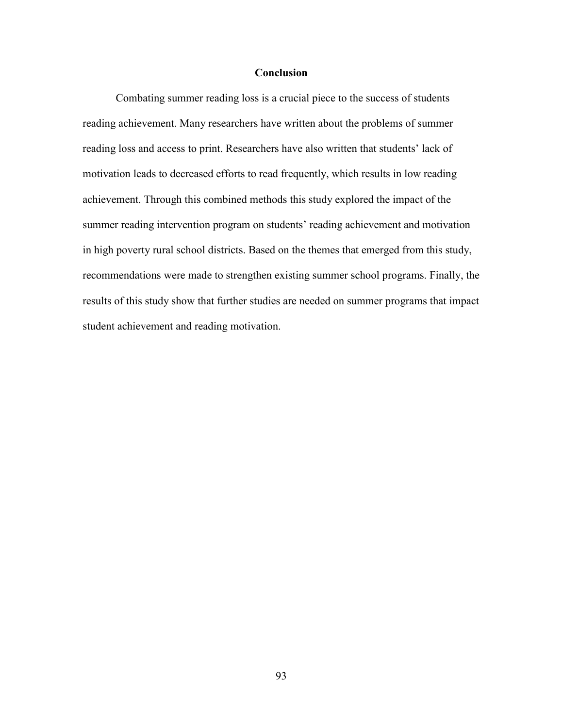## Conclusion

Combating summer reading loss is a crucial piece to the success of students reading achievement. Many researchers have written about the problems of summer reading loss and access to print. Researchers have also written that students' lack of motivation leads to decreased efforts to read frequently, which results in low reading achievement. Through this combined methods this study explored the impact of the summer reading intervention program on students' reading achievement and motivation in high poverty rural school districts. Based on the themes that emerged from this study, recommendations were made to strengthen existing summer school programs. Finally, the results of this study show that further studies are needed on summer programs that impact student achievement and reading motivation.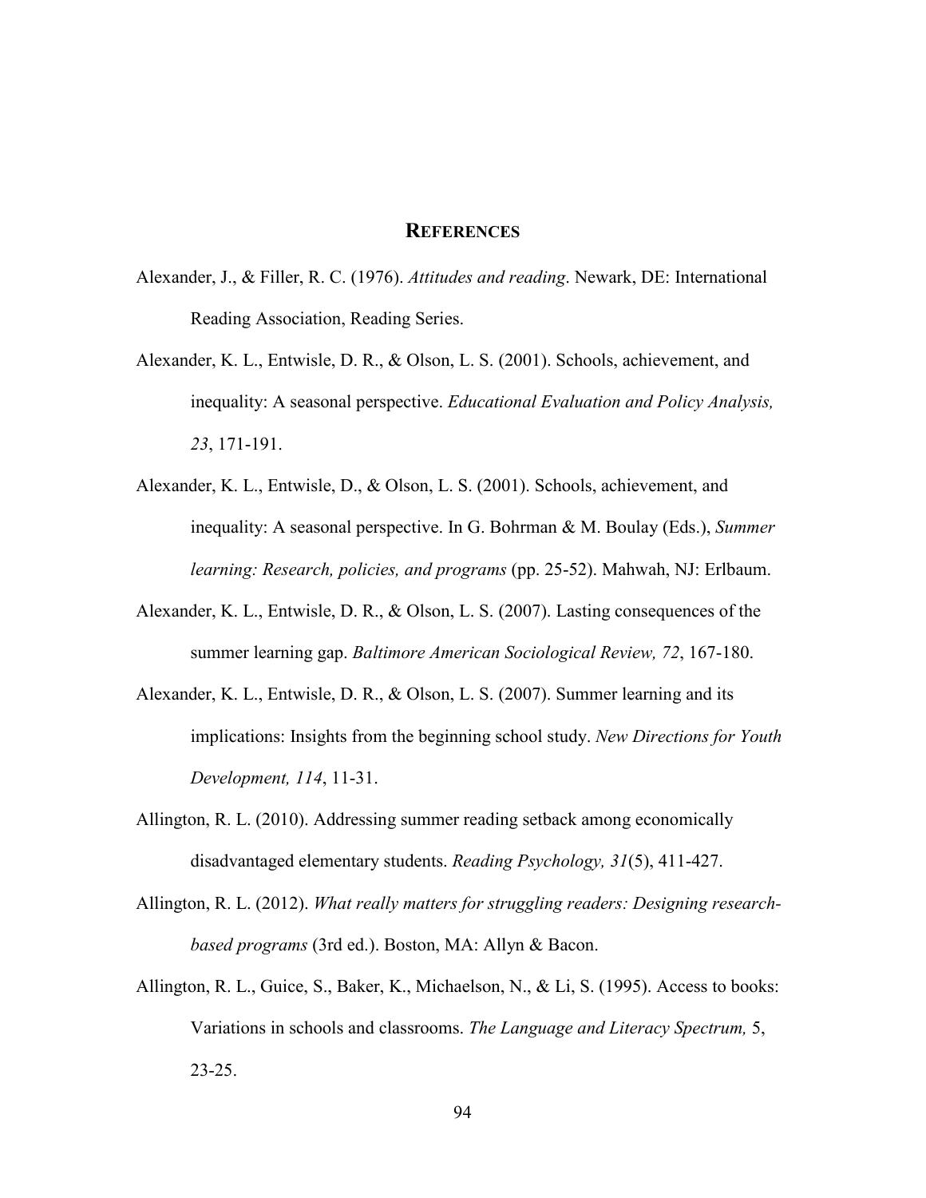# REFERENCES

Alexander, J., & Filler, R. C. (1976). *Attitudes and reading*. Newark, DE: International Reading Association, Reading Series.

Alexander, K. L., Entwisle, D. R., & Olson, L. S. (2001). Schools, achievement, and inequality: A seasonal perspective. *Educational Evaluation and Policy Analysis, 23*, 171-191.

Alexander, K. L., Entwisle, D., & Olson, L. S. (2001). Schools, achievement, and inequality: A seasonal perspective. In G. Bohrman & M. Boulay (Eds.), *Summer learning: Research, policies, and programs* (pp. 25-52). Mahwah, NJ: Erlbaum.

Alexander, K. L., Entwisle, D. R., & Olson, L. S. (2007). Lasting consequences of the summer learning gap. *Baltimore American Sociological Review, 72*, 167-180.

Alexander, K. L., Entwisle, D. R., & Olson, L. S. (2007). Summer learning and its implications: Insights from the beginning school study. *New Directions for Youth Development, 114*, 11-31.

Allington, R. L. (2010). Addressing summer reading setback among economically disadvantaged elementary students. *Reading Psychology, 31*(5), 411-427.

Allington, R. L. (2012). *What really matters for struggling readers: Designing research-based programs* (3rd ed.). Boston, MA: Allyn & Bacon.

Allington, R. L., Guice, S., Baker, K., Michaelson, N., & Li, S. (1995). Access to books: Variations in schools and classrooms. *The Language and Literacy Spectrum,* 5, 23-25.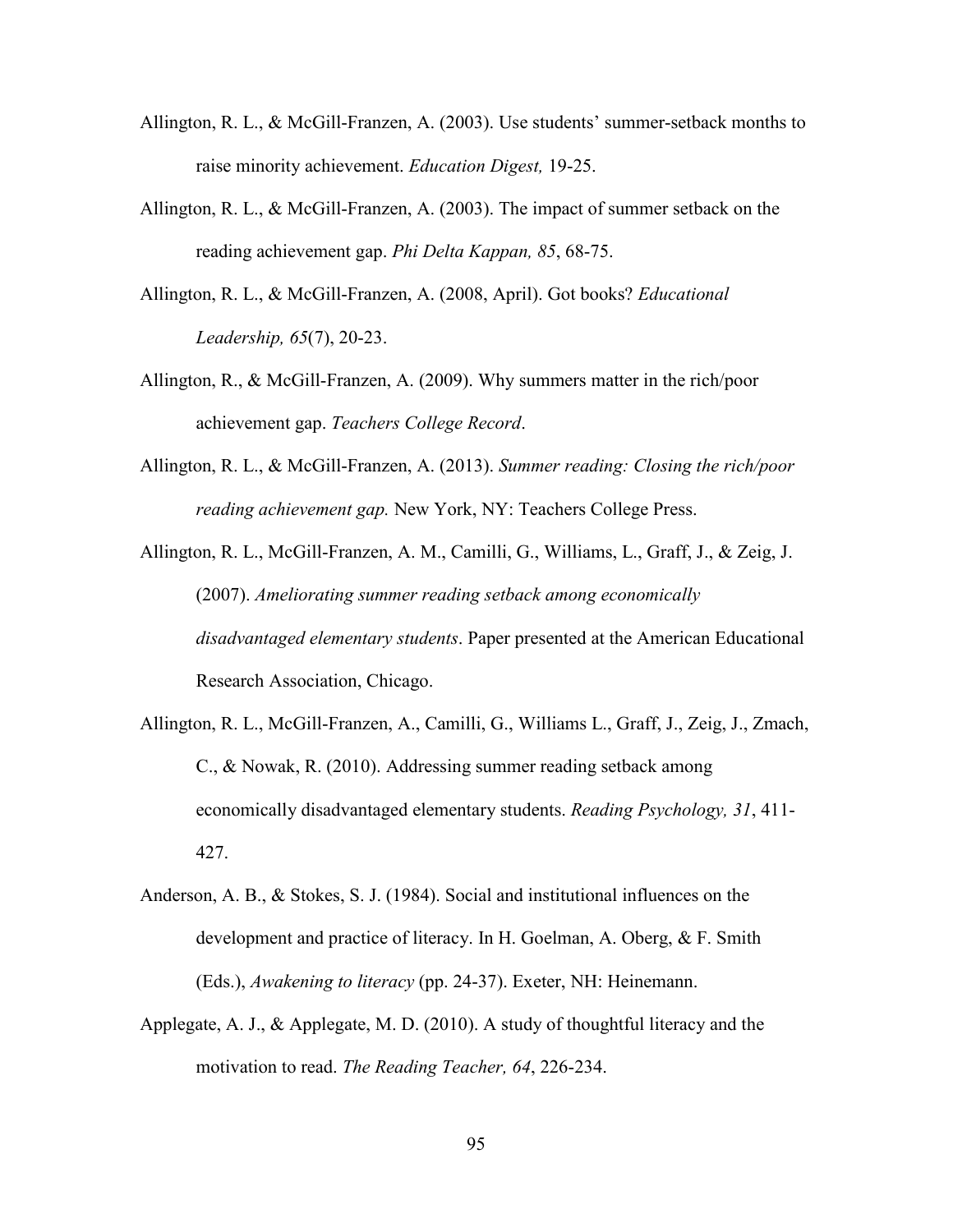Allington, R. L., & McGill-Franzen, A. (2003). Use students' summer-setback months to raise minority achievement. *Education Digest,* 19-25.

Allington, R. L., & McGill-Franzen, A. (2003). The impact of summer setback on the reading achievement gap. *Phi Delta Kappan, 85*, 68-75.

Allington, R. L., & McGill-Franzen, A. (2008, April). Got books? *Educational Leadership, 65*(7), 20-23.

Allington, R., & McGill-Franzen, A. (2009). Why summers matter in the rich/poor achievement gap. *Teachers College Record*.

Allington, R. L., & McGill-Franzen, A. (2013). *Summer reading: Closing the rich/poor reading achievement gap.* New York, NY: Teachers College Press.

Allington, R. L., McGill-Franzen, A. M., Camilli, G., Williams, L., Graff, J., & Zeig, J. (2007). *Ameliorating summer reading setback among economically disadvantaged elementary students*. Paper presented at the American Educational Research Association, Chicago.

Allington, R. L., McGill-Franzen, A., Camilli, G., Williams L., Graff, J., Zeig, J., Zmach, C., & Nowak, R. (2010). Addressing summer reading setback among economically disadvantaged elementary students. *Reading Psychology, 31*, 411-427.

Anderson, A. B., & Stokes, S. J. (1984). Social and institutional influences on the development and practice of literacy. In H. Goelman, A. Oberg, & F. Smith (Eds.), *Awakening to literacy* (pp. 24-37). Exeter, NH: Heinemann.

Applegate, A. J., & Applegate, M. D. (2010). A study of thoughtful literacy and the motivation to read. *The Reading Teacher, 64*, 226-234.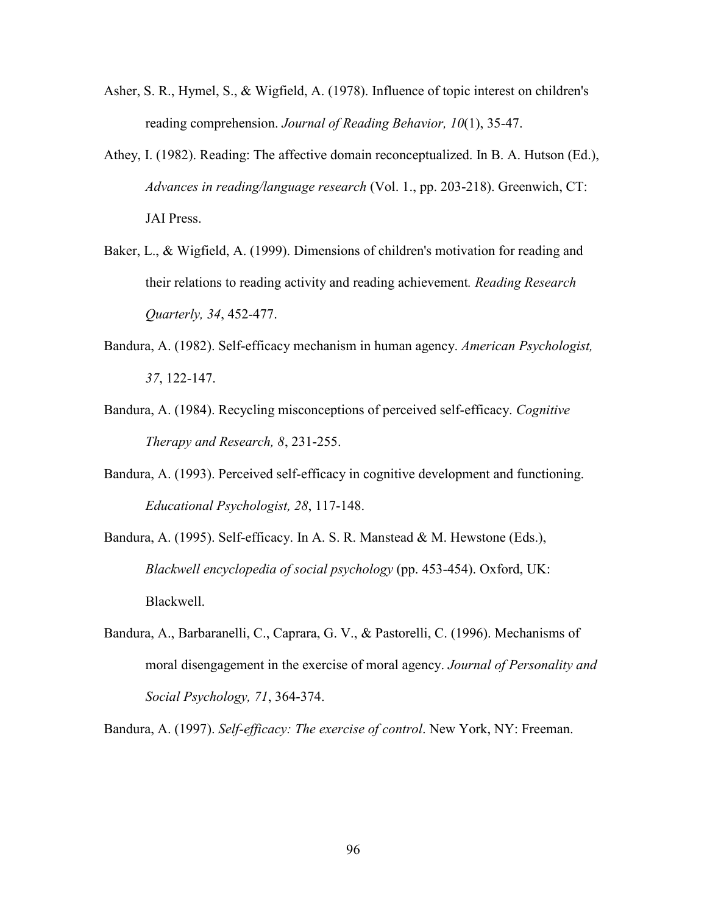Asher, S. R., Hymel, S., & Wigfield, A. (1978). Influence of topic interest on children's reading comprehension. *Journal of Reading Behavior, 10*(1), 35-47.

Athey, I. (1982). Reading: The affective domain reconceptualized. In B. A. Hutson (Ed.), *Advances in reading/language research* (Vol. 1., pp. 203-218). Greenwich, CT: JAI Press.

Baker, L., & Wigfield, A. (1999). Dimensions of children's motivation for reading and their relations to reading activity and reading achievement*. Reading Research Quarterly, 34*, 452-477.

Bandura, A. (1982). Self-efficacy mechanism in human agency. *American Psychologist, 37*, 122-147.

Bandura, A. (1984). Recycling misconceptions of perceived self-efficacy. *Cognitive Therapy and Research, 8*, 231-255.

Bandura, A. (1993). Perceived self-efficacy in cognitive development and functioning. *Educational Psychologist, 28*, 117-148.

Bandura, A. (1995). Self-efficacy. In A. S. R. Manstead & M. Hewstone (Eds.), *Blackwell encyclopedia of social psychology* (pp. 453-454). Oxford, UK: Blackwell.

Bandura, A., Barbaranelli, C., Caprara, G. V., & Pastorelli, C. (1996). Mechanisms of moral disengagement in the exercise of moral agency. *Journal of Personality and Social Psychology, 71*, 364-374.

Bandura, A. (1997). *Self-efficacy: The exercise of control*. New York, NY: Freeman.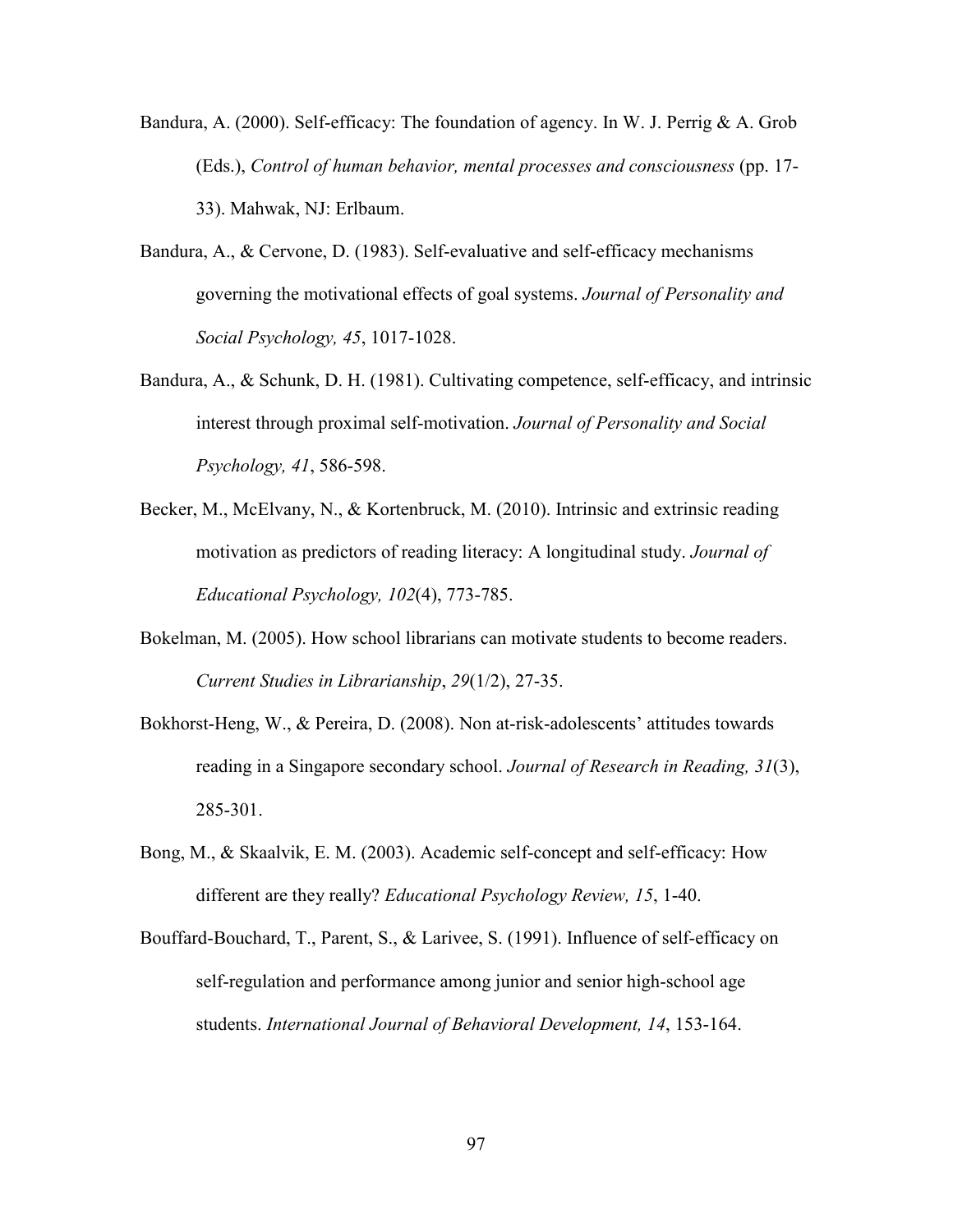Bandura, A. (2000). Self-efficacy: The foundation of agency. In W. J. Perrig & A. Grob (Eds.), *Control of human behavior, mental processes and consciousness* (pp. 17-33). Mahwak, NJ: Erlbaum.

Bandura, A., & Cervone, D. (1983). Self-evaluative and self-efficacy mechanisms governing the motivational effects of goal systems. *Journal of Personality and Social Psychology, 45*, 1017-1028.

Bandura, A., & Schunk, D. H. (1981). Cultivating competence, self-efficacy, and intrinsic interest through proximal self-motivation. *Journal of Personality and Social Psychology, 41*, 586-598.

Becker, M., McElvany, N., & Kortenbruck, M. (2010). Intrinsic and extrinsic reading motivation as predictors of reading literacy: A longitudinal study. *Journal of Educational Psychology, 102*(4), 773-785.

Bokelman, M. (2005). How school librarians can motivate students to become readers. *Current Studies in Librarianship*, *29*(1/2), 27-35.

Bokhorst-Heng, W., & Pereira, D. (2008). Non at-risk-adolescents' attitudes towards reading in a Singapore secondary school. *Journal of Research in Reading, 31*(3), 285-301.

Bong, M., & Skaalvik, E. M. (2003). Academic self-concept and self-efficacy: How different are they really? *Educational Psychology Review, 15*, 1-40.

Bouffard-Bouchard, T., Parent, S., & Larivee, S. (1991). Influence of self-efficacy on self-regulation and performance among junior and senior high-school age students. *International Journal of Behavioral Development, 14*, 153-164.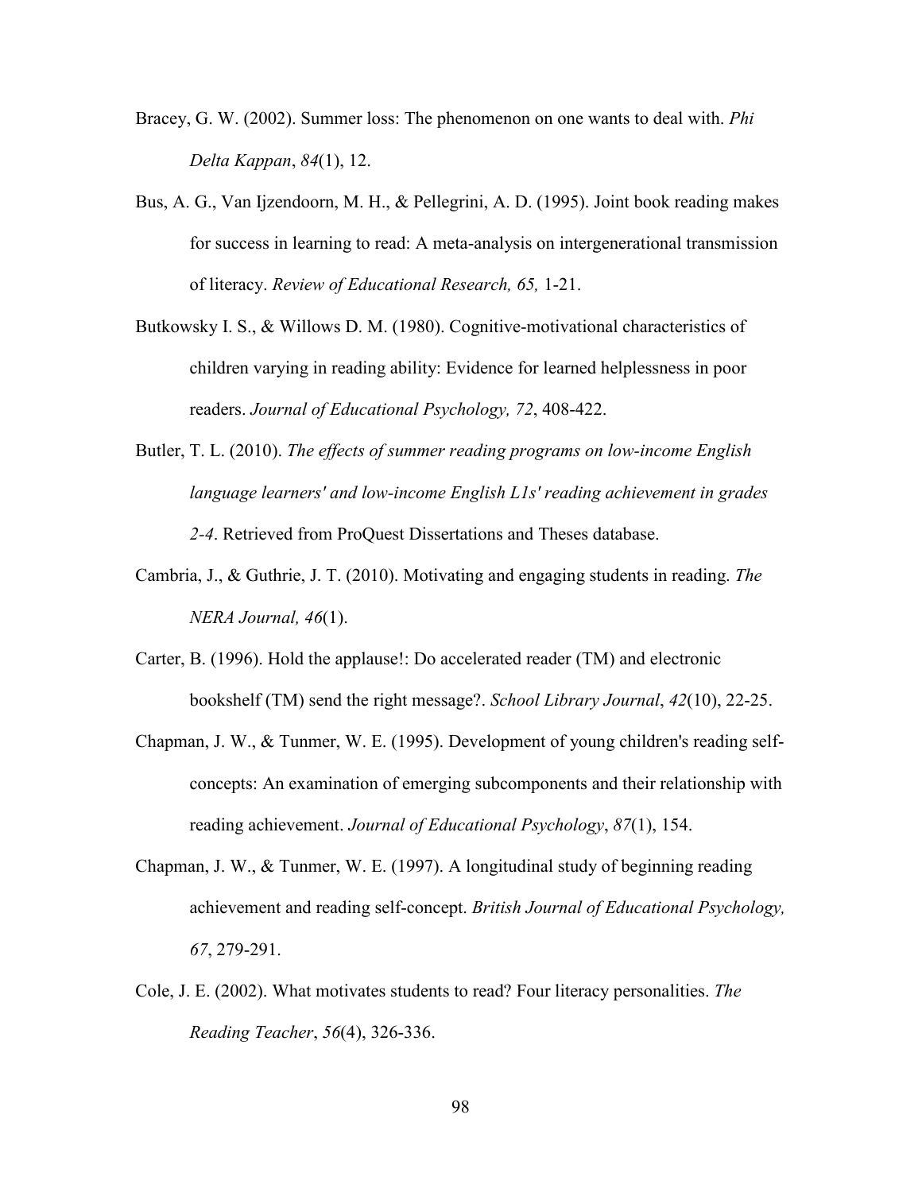Bracey, G. W. (2002). Summer loss: The phenomenon on one wants to deal with. *Phi Delta Kappan*, *84*(1), 12.

Bus, A. G., Van Ijzendoorn, M. H., & Pellegrini, A. D. (1995). Joint book reading makes for success in learning to read: A meta-analysis on intergenerational transmission of literacy. *Review of Educational Research, 65,* 1-21.

Butkowsky I. S., & Willows D. M. (1980). Cognitive-motivational characteristics of children varying in reading ability: Evidence for learned helplessness in poor readers. *Journal of Educational Psychology, 72*, 408-422.

Butler, T. L. (2010). *The effects of summer reading programs on low-income English language learners' and low-income English L1s' reading achievement in grades 2-4*. Retrieved from ProQuest Dissertations and Theses database.

Cambria, J., & Guthrie, J. T. (2010). Motivating and engaging students in reading. *The NERA Journal, 46*(1).

Carter, B. (1996). Hold the applause!: Do accelerated reader (TM) and electronic bookshelf (TM) send the right message?. *School Library Journal*, *42*(10), 22-25.

Chapman, J. W., & Tunmer, W. E. (1995). Development of young children's reading self-concepts: An examination of emerging subcomponents and their relationship with reading achievement. *Journal of Educational Psychology*, *87*(1), 154.

Chapman, J. W., & Tunmer, W. E. (1997). A longitudinal study of beginning reading achievement and reading self-concept. *British Journal of Educational Psychology, 67*, 279-291.

Cole, J. E. (2002). What motivates students to read? Four literacy personalities. *The Reading Teacher*, *56*(4), 326-336.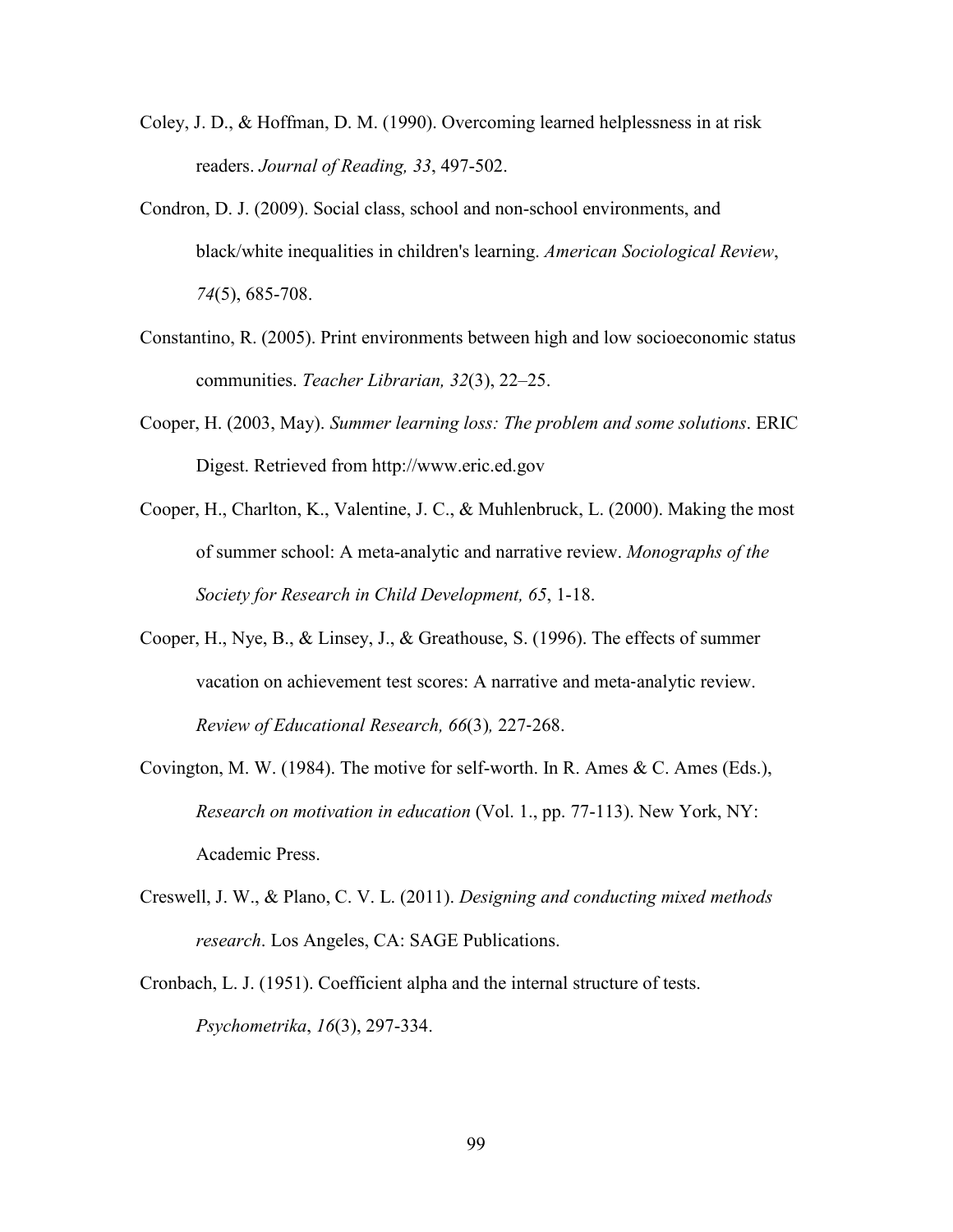Coley, J. D., & Hoffman, D. M. (1990). Overcoming learned helplessness in at risk readers. *Journal of Reading, 33*, 497-502.

Condron, D. J. (2009). Social class, school and non-school environments, and black/white inequalities in children's learning. *American Sociological Review*, *74*(5), 685-708.

Constantino, R. (2005). Print environments between high and low socioeconomic status communities. *Teacher Librarian, 32*(3), 22–25.

Cooper, H. (2003, May). *Summer learning loss: The problem and some solutions*. ERIC Digest. Retrieved from http://www.eric.ed.gov

Cooper, H., Charlton, K., Valentine, J. C., & Muhlenbruck, L. (2000). Making the most of summer school: A meta-analytic and narrative review. *Monographs of the Society for Research in Child Development, 65*, 1-18.

Cooper, H., Nye, B., & Linsey, J., & Greathouse, S. (1996). The effects of summer vacation on achievement test scores: A narrative and meta-analytic review. *Review of Educational Research, 66*(3)*,* 227-268.

Covington, M. W. (1984). The motive for self-worth. In R. Ames & C. Ames (Eds.), *Research on motivation in education* (Vol. 1., pp. 77-113). New York, NY: Academic Press.

Creswell, J. W., & Plano, C. V. L. (2011). *Designing and conducting mixed methods research*. Los Angeles, CA: SAGE Publications.

Cronbach, L. J. (1951). Coefficient alpha and the internal structure of tests. *Psychometrika*, *16*(3), 297-334.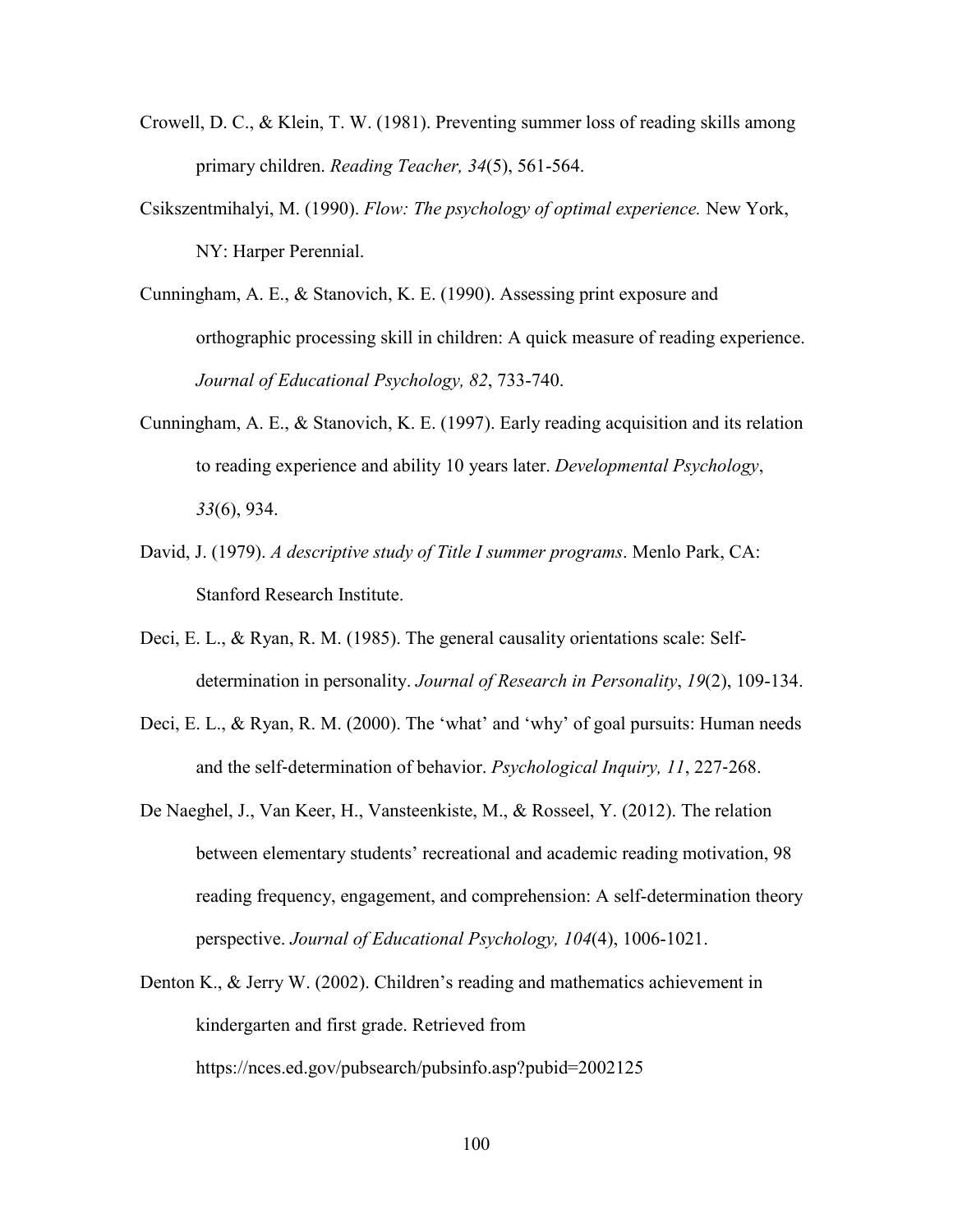Crowell, D. C., & Klein, T. W. (1981). Preventing summer loss of reading skills among primary children. *Reading Teacher, 34*(5), 561-564.

Csikszentmihalyi, M. (1990). *Flow: The psychology of optimal experience.* New York, NY: Harper Perennial.

Cunningham, A. E., & Stanovich, K. E. (1990). Assessing print exposure and orthographic processing skill in children: A quick measure of reading experience. *Journal of Educational Psychology, 82*, 733-740.

Cunningham, A. E., & Stanovich, K. E. (1997). Early reading acquisition and its relation to reading experience and ability 10 years later. *Developmental Psychology*, *33*(6), 934.

David, J. (1979). *A descriptive study of Title I summer programs*. Menlo Park, CA: Stanford Research Institute.

Deci, E. L., & Ryan, R. M. (1985). The general causality orientations scale: Self-determination in personality. *Journal of Research in Personality*, *19*(2), 109-134.

Deci, E. L., & Ryan, R. M. (2000). The 'what' and 'why' of goal pursuits: Human needs and the self-determination of behavior. *Psychological Inquiry, 11*, 227-268.

De Naeghel, J., Van Keer, H., Vansteenkiste, M., & Rosseel, Y. (2012). The relation between elementary students' recreational and academic reading motivation, 98 reading frequency, engagement, and comprehension: A self-determination theory perspective. *Journal of Educational Psychology, 104*(4), 1006-1021.

Denton K., & Jerry W. (2002). Children's reading and mathematics achievement in kindergarten and first grade. Retrieved from https://nces.ed.gov/pubsearch/pubsinfo.asp?pubid=2002125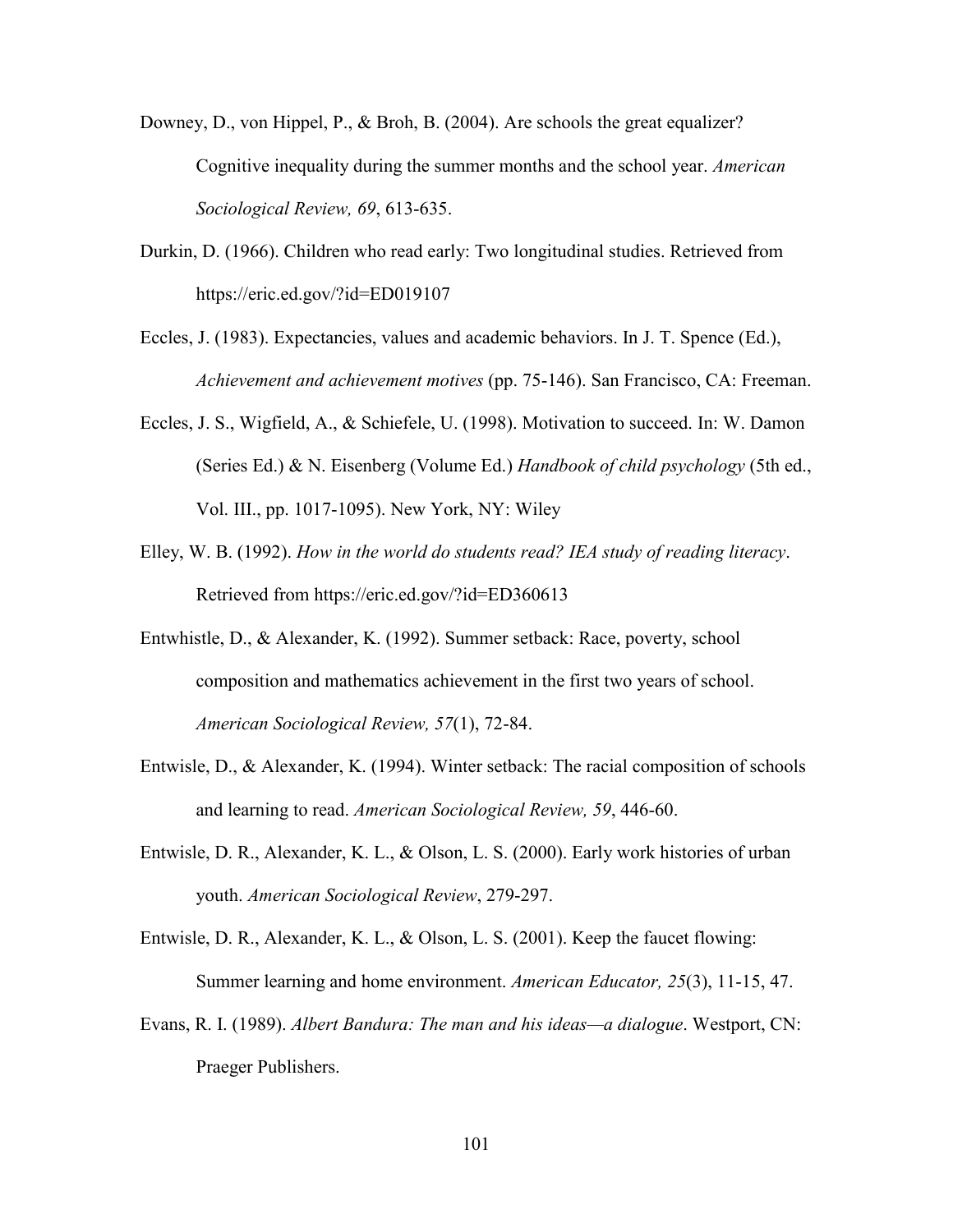Downey, D., von Hippel, P., & Broh, B. (2004). Are schools the great equalizer? Cognitive inequality during the summer months and the school year. *American Sociological Review, 69*, 613-635.

Durkin, D. (1966). Children who read early: Two longitudinal studies. Retrieved from https://eric.ed.gov/?id=ED019107

Eccles, J. (1983). Expectancies, values and academic behaviors. In J. T. Spence (Ed.), *Achievement and achievement motives* (pp. 75-146). San Francisco, CA: Freeman.

Eccles, J. S., Wigfield, A., & Schiefele, U. (1998). Motivation to succeed. In: W. Damon (Series Ed.) & N. Eisenberg (Volume Ed.) *Handbook of child psychology* (5th ed., Vol. III., pp. 1017-1095). New York, NY: Wiley

Elley, W. B. (1992). *How in the world do students read? IEA study of reading literacy*. Retrieved from https://eric.ed.gov/?id=ED360613

Entwhistle, D., & Alexander, K. (1992). Summer setback: Race, poverty, school composition and mathematics achievement in the first two years of school. *American Sociological Review, 57*(1), 72-84.

Entwisle, D., & Alexander, K. (1994). Winter setback: The racial composition of schools and learning to read. *American Sociological Review, 59*, 446-60.

Entwisle, D. R., Alexander, K. L., & Olson, L. S. (2000). Early work histories of urban youth. *American Sociological Review*, 279-297.

Entwisle, D. R., Alexander, K. L., & Olson, L. S. (2001). Keep the faucet flowing: Summer learning and home environment. *American Educator, 25*(3), 11-15, 47.

Evans, R. I. (1989). *Albert Bandura: The man and his ideas—a dialogue*. Westport, CN: Praeger Publishers.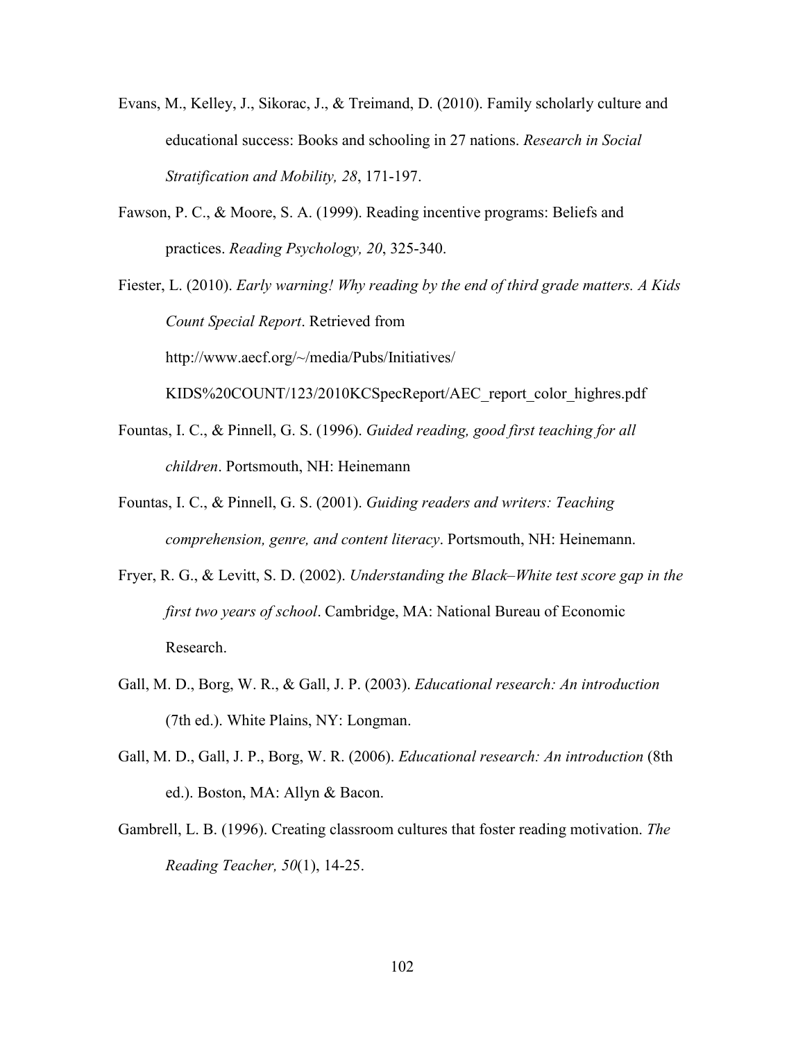Evans, M., Kelley, J., Sikorac, J., & Treimand, D. (2010). Family scholarly culture and educational success: Books and schooling in 27 nations. *Research in Social Stratification and Mobility, 28*, 171-197.

Fawson, P. C., & Moore, S. A. (1999). Reading incentive programs: Beliefs and practices. *Reading Psychology, 20*, 325-340.

Fiester, L. (2010). *Early warning! Why reading by the end of third grade matters. A Kids Count Special Report*. Retrieved from http://www.aecf.org/~/media/Pubs/Initiatives/KIDS%20COUNT/123/2010KCSpecReport/AEC_report_color_highres.pdf

Fountas, I. C., & Pinnell, G. S. (1996). *Guided reading, good first teaching for all children*. Portsmouth, NH: Heinemann

Fountas, I. C., & Pinnell, G. S. (2001). *Guiding readers and writers: Teaching comprehension, genre, and content literacy*. Portsmouth, NH: Heinemann.

Fryer, R. G., & Levitt, S. D. (2002). *Understanding the Black–White test score gap in the first two years of school*. Cambridge, MA: National Bureau of Economic Research.

Gall, M. D., Borg, W. R., & Gall, J. P. (2003). *Educational research: An introduction* (7th ed.). White Plains, NY: Longman.

Gall, M. D., Gall, J. P., Borg, W. R. (2006). *Educational research: An introduction* (8th ed.). Boston, MA: Allyn & Bacon.

Gambrell, L. B. (1996). Creating classroom cultures that foster reading motivation. *The Reading Teacher, 50*(1), 14-25.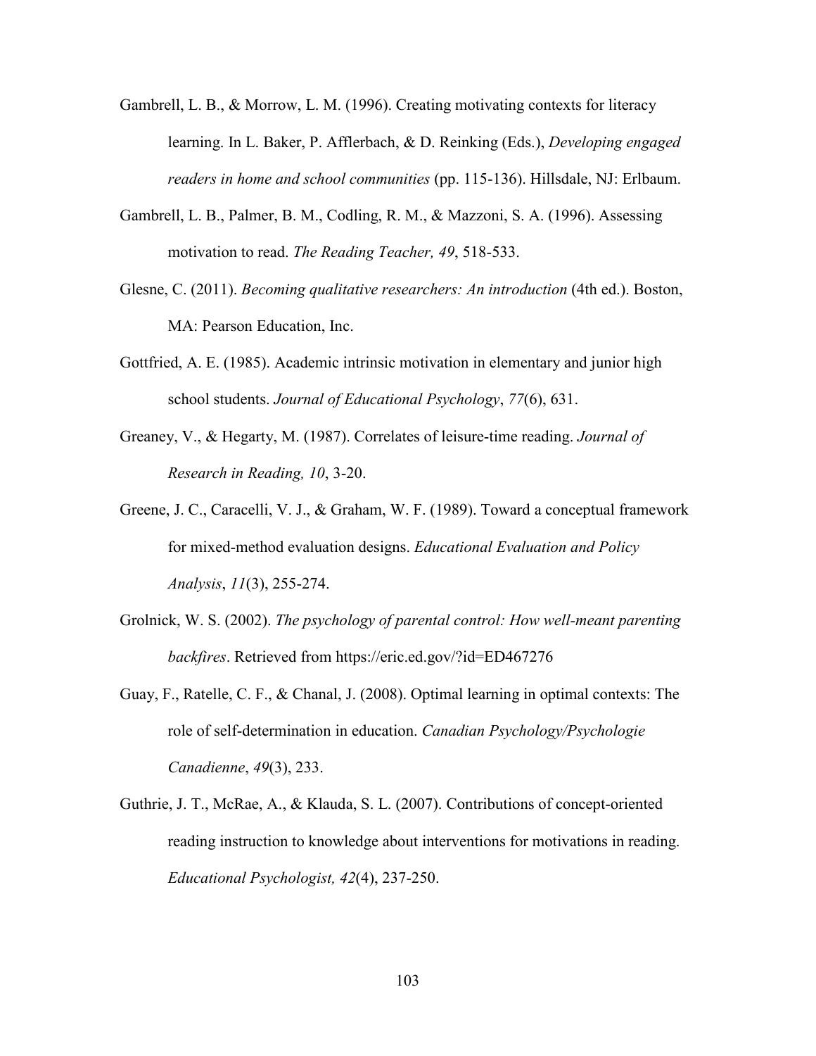Gambrell, L. B., & Morrow, L. M. (1996). Creating motivating contexts for literacy learning. In L. Baker, P. Afflerbach, & D. Reinking (Eds.), *Developing engaged readers in home and school communities* (pp. 115-136). Hillsdale, NJ: Erlbaum.

Gambrell, L. B., Palmer, B. M., Codling, R. M., & Mazzoni, S. A. (1996). Assessing motivation to read. *The Reading Teacher, 49*, 518-533.

Glesne, C. (2011). *Becoming qualitative researchers: An introduction* (4th ed.). Boston, MA: Pearson Education, Inc.

Gottfried, A. E. (1985). Academic intrinsic motivation in elementary and junior high school students. *Journal of Educational Psychology*, *77*(6), 631.

Greaney, V., & Hegarty, M. (1987). Correlates of leisure-time reading. *Journal of Research in Reading, 10*, 3-20.

Greene, J. C., Caracelli, V. J., & Graham, W. F. (1989). Toward a conceptual framework for mixed-method evaluation designs. *Educational Evaluation and Policy Analysis*, *11*(3), 255-274.

Grolnick, W. S. (2002). *The psychology of parental control: How well-meant parenting backfires*. Retrieved from https://eric.ed.gov/?id=ED467276

Guay, F., Ratelle, C. F., & Chanal, J. (2008). Optimal learning in optimal contexts: The role of self-determination in education. *Canadian Psychology/Psychologie Canadienne*, *49*(3), 233.

Guthrie, J. T., McRae, A., & Klauda, S. L. (2007). Contributions of concept-oriented reading instruction to knowledge about interventions for motivations in reading. *Educational Psychologist, 42*(4), 237-250.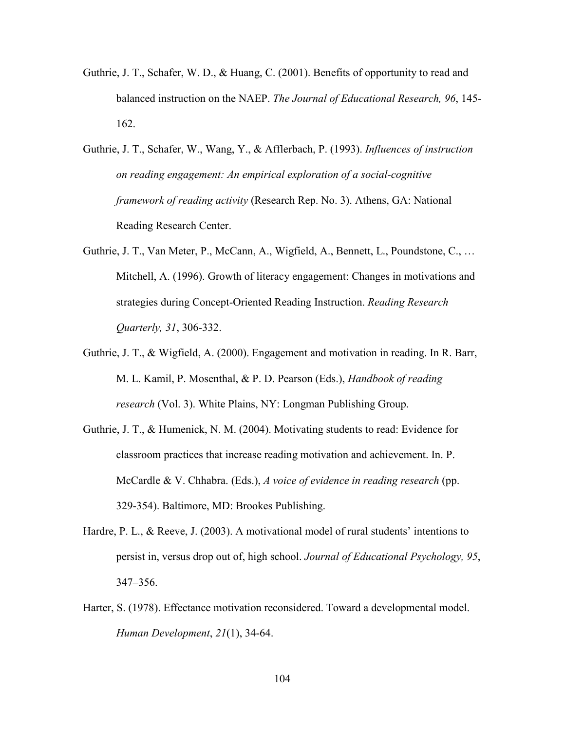Guthrie, J. T., Schafer, W. D., & Huang, C. (2001). Benefits of opportunity to read and balanced instruction on the NAEP. *The Journal of Educational Research, 96*, 145-162.

Guthrie, J. T., Schafer, W., Wang, Y., & Afflerbach, P. (1993). *Influences of instruction on reading engagement: An empirical exploration of a social-cognitive framework of reading activity* (Research Rep. No. 3). Athens, GA: National Reading Research Center.

Guthrie, J. T., Van Meter, P., McCann, A., Wigfield, A., Bennett, L., Poundstone, C., … Mitchell, A. (1996). Growth of literacy engagement: Changes in motivations and strategies during Concept-Oriented Reading Instruction. *Reading Research Quarterly, 31*, 306-332.

Guthrie, J. T., & Wigfield, A. (2000). Engagement and motivation in reading. In R. Barr, M. L. Kamil, P. Mosenthal, & P. D. Pearson (Eds.), *Handbook of reading research* (Vol. 3). White Plains, NY: Longman Publishing Group.

Guthrie, J. T., & Humenick, N. M. (2004). Motivating students to read: Evidence for classroom practices that increase reading motivation and achievement. In. P. McCardle & V. Chhabra. (Eds.), *A voice of evidence in reading research* (pp. 329-354). Baltimore, MD: Brookes Publishing.

Hardre, P. L., & Reeve, J. (2003). A motivational model of rural students' intentions to persist in, versus drop out of, high school. *Journal of Educational Psychology, 95*, 347–356.

Harter, S. (1978). Effectance motivation reconsidered. Toward a developmental model. *Human Development*, *21*(1), 34-64.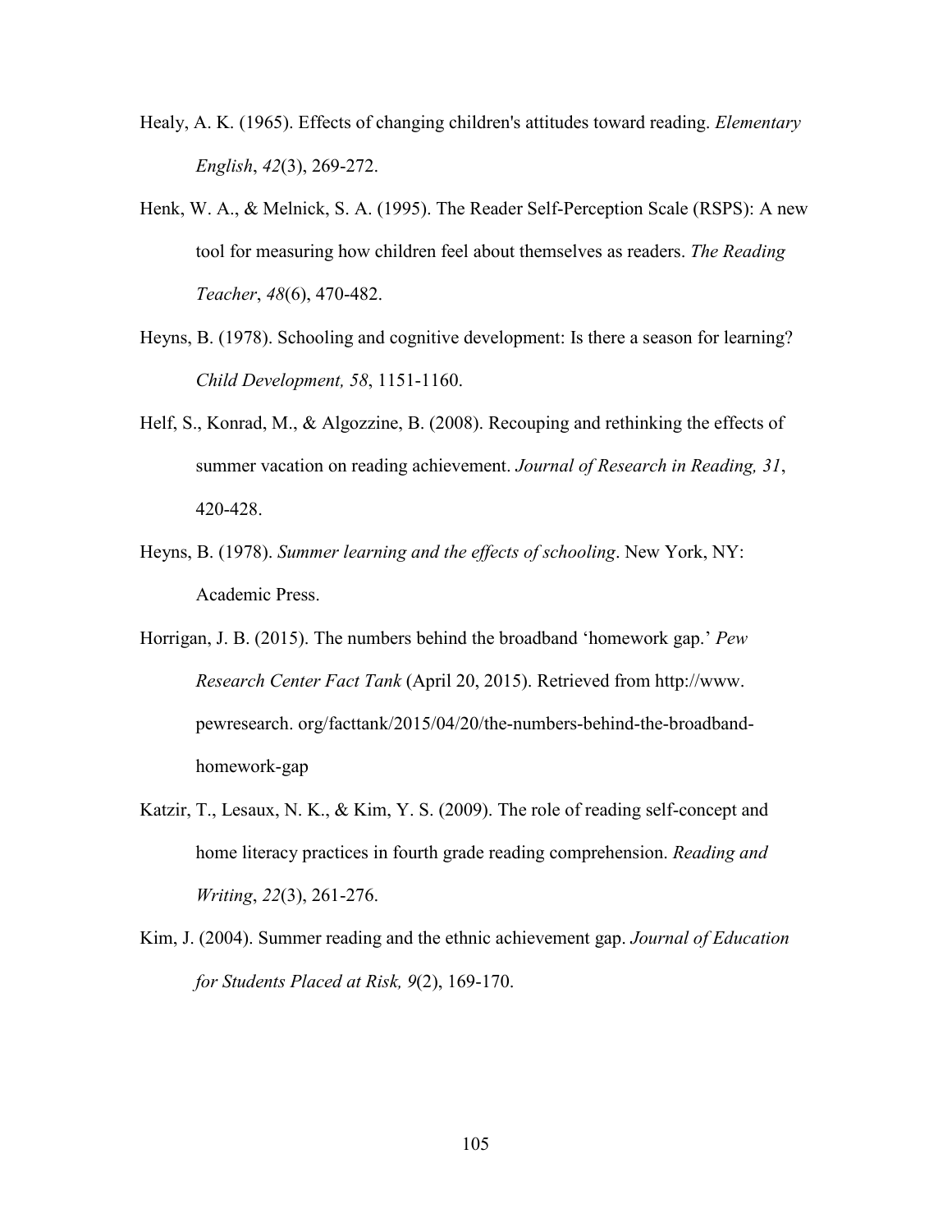Healy, A. K. (1965). Effects of changing children's attitudes toward reading. *Elementary English*, *42*(3), 269-272.

Henk, W. A., & Melnick, S. A. (1995). The Reader Self-Perception Scale (RSPS): A new tool for measuring how children feel about themselves as readers. *The Reading Teacher*, *48*(6), 470-482.

Heyns, B. (1978). Schooling and cognitive development: Is there a season for learning? *Child Development, 58*, 1151-1160.

Helf, S., Konrad, M., & Algozzine, B. (2008). Recouping and rethinking the effects of summer vacation on reading achievement. *Journal of Research in Reading, 31*, 420-428.

Heyns, B. (1978). *Summer learning and the effects of schooling*. New York, NY: Academic Press.

Horrigan, J. B. (2015). The numbers behind the broadband 'homework gap.' *Pew Research Center Fact Tank* (April 20, 2015). Retrieved from http://www. pewresearch. org/facttank/2015/04/20/the-numbers-behind-the-broadband-homework-gap

Katzir, T., Lesaux, N. K., & Kim, Y. S. (2009). The role of reading self-concept and home literacy practices in fourth grade reading comprehension. *Reading and Writing*, *22*(3), 261-276.

Kim, J. (2004). Summer reading and the ethnic achievement gap. *Journal of Education for Students Placed at Risk, 9*(2), 169-170.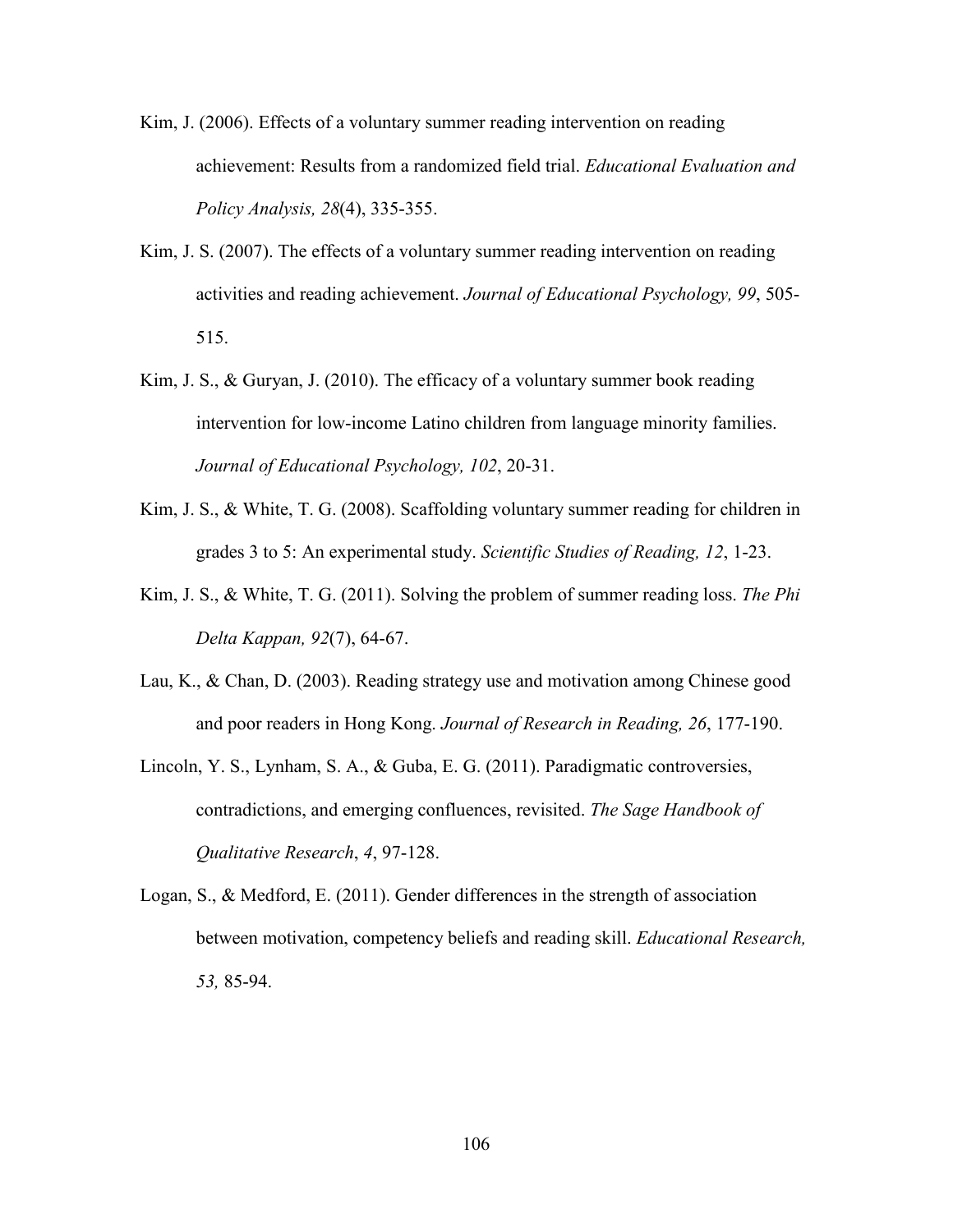Kim, J. (2006). Effects of a voluntary summer reading intervention on reading achievement: Results from a randomized field trial. *Educational Evaluation and Policy Analysis, 28*(4), 335-355.

Kim, J. S. (2007). The effects of a voluntary summer reading intervention on reading activities and reading achievement. *Journal of Educational Psychology, 99*, 505-515.

Kim, J. S., & Guryan, J. (2010). The efficacy of a voluntary summer book reading intervention for low-income Latino children from language minority families. *Journal of Educational Psychology, 102*, 20-31.

Kim, J. S., & White, T. G. (2008). Scaffolding voluntary summer reading for children in grades 3 to 5: An experimental study. *Scientific Studies of Reading, 12*, 1-23.

Kim, J. S., & White, T. G. (2011). Solving the problem of summer reading loss. *The Phi Delta Kappan, 92*(7), 64-67.

Lau, K., & Chan, D. (2003). Reading strategy use and motivation among Chinese good and poor readers in Hong Kong. *Journal of Research in Reading, 26*, 177-190.

Lincoln, Y. S., Lynham, S. A., & Guba, E. G. (2011). Paradigmatic controversies, contradictions, and emerging confluences, revisited. *The Sage Handbook of Qualitative Research*, *4*, 97-128.

Logan, S., & Medford, E. (2011). Gender differences in the strength of association between motivation, competency beliefs and reading skill. *Educational Research, 53,* 85-94.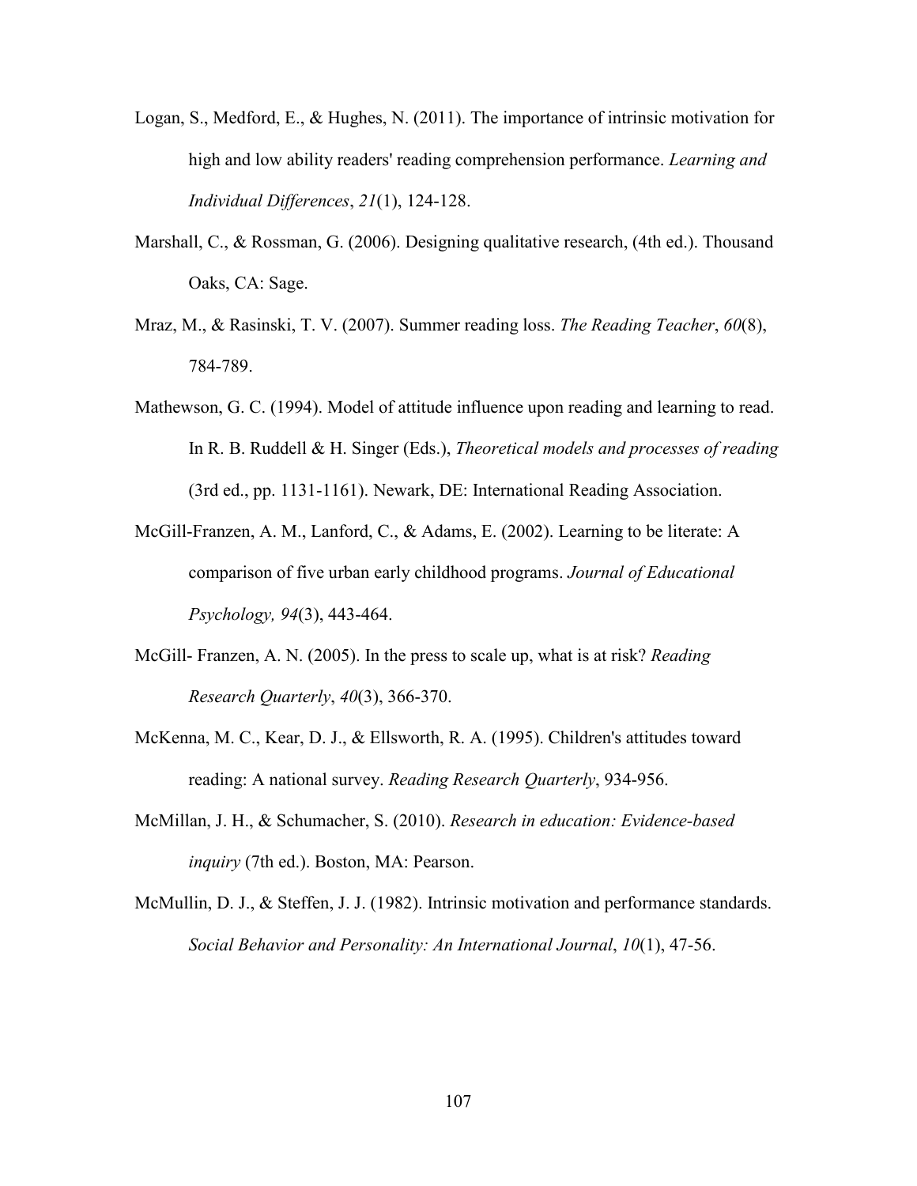Logan, S., Medford, E., & Hughes, N. (2011). The importance of intrinsic motivation for high and low ability readers' reading comprehension performance. *Learning and Individual Differences*, *21*(1), 124-128.

Marshall, C., & Rossman, G. (2006). Designing qualitative research, (4th ed.). Thousand Oaks, CA: Sage.

Mraz, M., & Rasinski, T. V. (2007). Summer reading loss. *The Reading Teacher*, *60*(8), 784-789.

Mathewson, G. C. (1994). Model of attitude influence upon reading and learning to read. In R. B. Ruddell & H. Singer (Eds.), *Theoretical models and processes of reading* (3rd ed., pp. 1131-1161). Newark, DE: International Reading Association.

McGill-Franzen, A. M., Lanford, C., & Adams, E. (2002). Learning to be literate: A comparison of five urban early childhood programs. *Journal of Educational Psychology, 94*(3), 443-464.

McGill- Franzen, A. N. (2005). In the press to scale up, what is at risk? *Reading Research Quarterly*, *40*(3), 366-370.

McKenna, M. C., Kear, D. J., & Ellsworth, R. A. (1995). Children's attitudes toward reading: A national survey. *Reading Research Quarterly*, 934-956.

McMillan, J. H., & Schumacher, S. (2010). *Research in education: Evidence-based inquiry* (7th ed.). Boston, MA: Pearson.

McMullin, D. J., & Steffen, J. J. (1982). Intrinsic motivation and performance standards. *Social Behavior and Personality: An International Journal*, *10*(1), 47-56.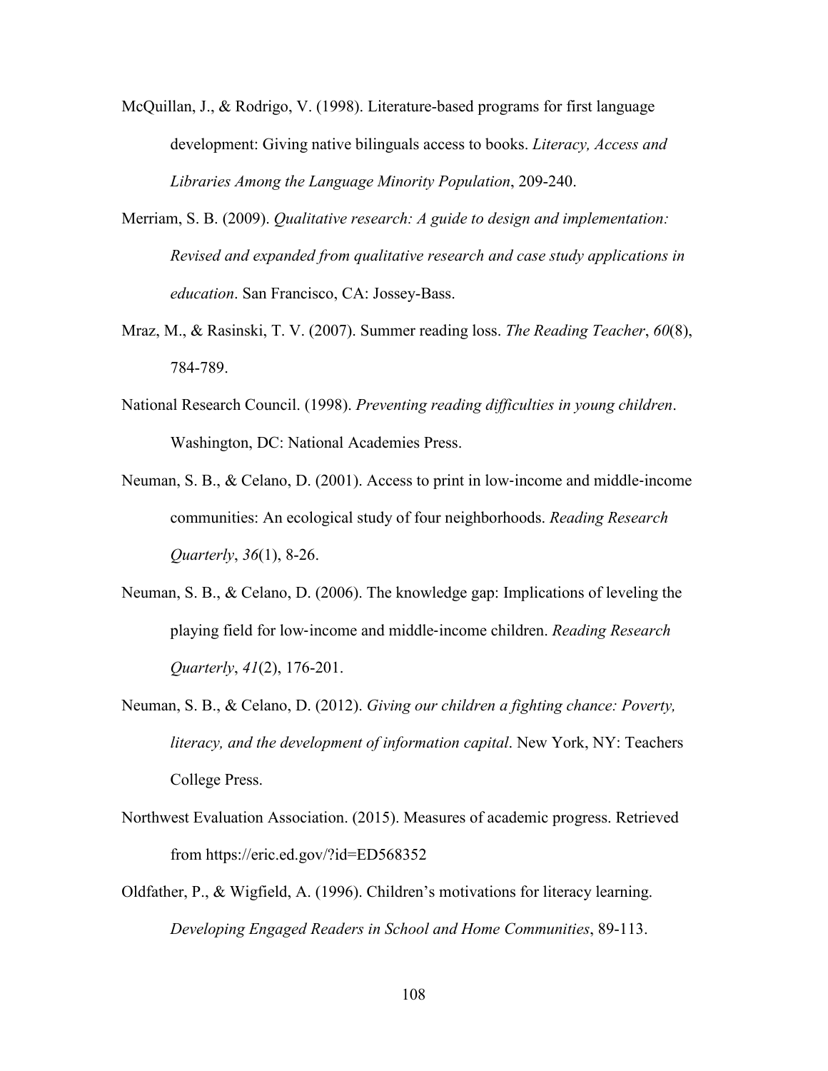McQuillan, J., & Rodrigo, V. (1998). Literature-based programs for first language development: Giving native bilinguals access to books. *Literacy, Access and Libraries Among the Language Minority Population*, 209-240.

Merriam, S. B. (2009). *Qualitative research: A guide to design and implementation: Revised and expanded from qualitative research and case study applications in education*. San Francisco, CA: Jossey-Bass.

Mraz, M., & Rasinski, T. V. (2007). Summer reading loss. *The Reading Teacher*, *60*(8), 784-789.

National Research Council. (1998). *Preventing reading difficulties in young children*. Washington, DC: National Academies Press.

Neuman, S. B., & Celano, D. (2001). Access to print in low-income and middle-income communities: An ecological study of four neighborhoods. *Reading Research Quarterly*, *36*(1), 8-26.

Neuman, S. B., & Celano, D. (2006). The knowledge gap: Implications of leveling the playing field for low-income and middle-income children. *Reading Research Quarterly*, *41*(2), 176-201.

Neuman, S. B., & Celano, D. (2012). *Giving our children a fighting chance: Poverty, literacy, and the development of information capital*. New York, NY: Teachers College Press.

Northwest Evaluation Association. (2015). Measures of academic progress. Retrieved from https://eric.ed.gov/?id=ED568352

Oldfather, P., & Wigfield, A. (1996). Children's motivations for literacy learning. *Developing Engaged Readers in School and Home Communities*, 89-113.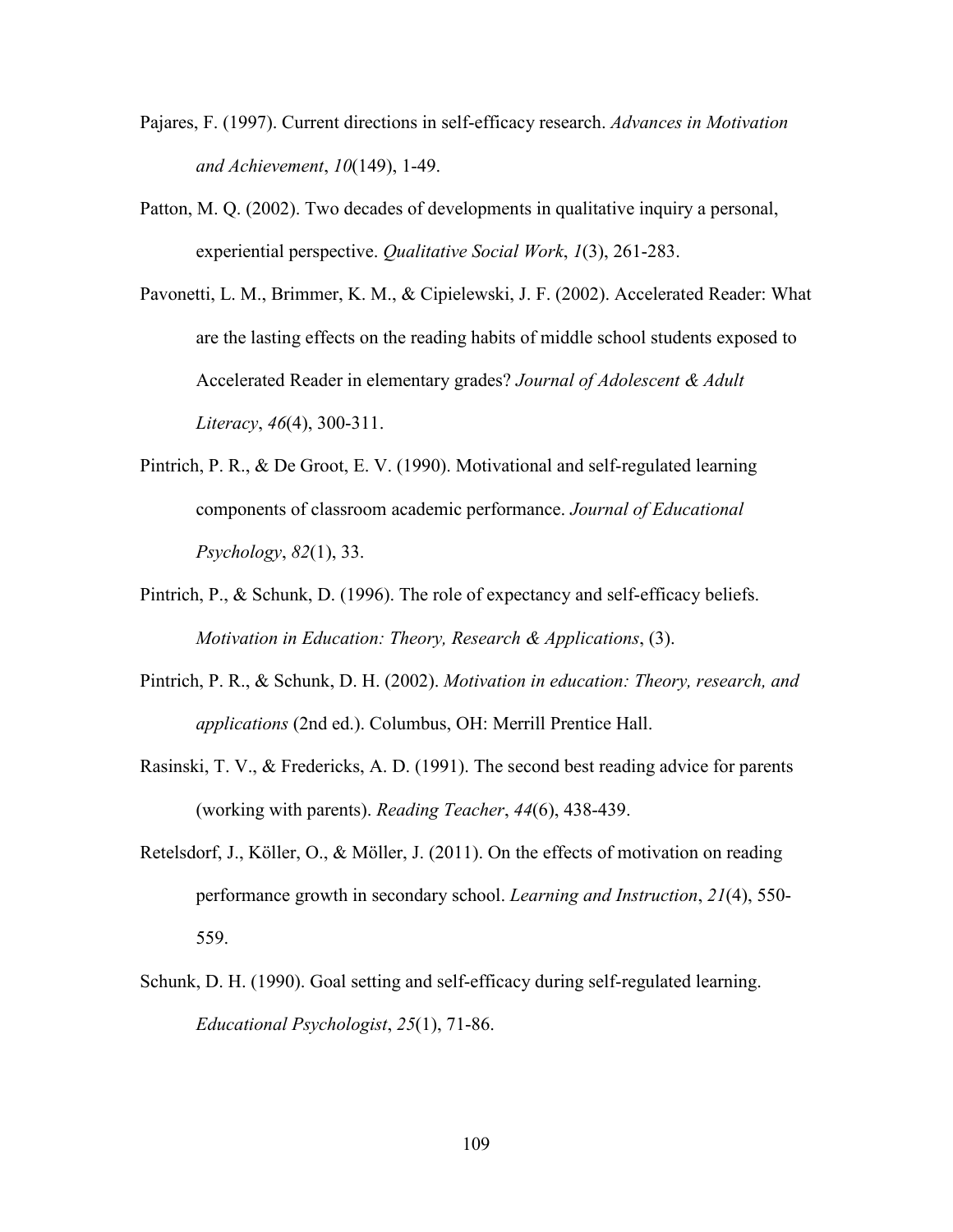Pajares, F. (1997). Current directions in self-efficacy research. *Advances in Motivation and Achievement*, *10*(149), 1-49.

Patton, M. Q. (2002). Two decades of developments in qualitative inquiry a personal, experiential perspective. *Qualitative Social Work*, *1*(3), 261-283.

Pavonetti, L. M., Brimmer, K. M., & Cipielewski, J. F. (2002). Accelerated Reader: What are the lasting effects on the reading habits of middle school students exposed to Accelerated Reader in elementary grades? *Journal of Adolescent & Adult Literacy*, *46*(4), 300-311.

Pintrich, P. R., & De Groot, E. V. (1990). Motivational and self-regulated learning components of classroom academic performance. *Journal of Educational Psychology*, *82*(1), 33.

Pintrich, P., & Schunk, D. (1996). The role of expectancy and self-efficacy beliefs. *Motivation in Education: Theory, Research & Applications*, (3).

Pintrich, P. R., & Schunk, D. H. (2002). *Motivation in education: Theory, research, and applications* (2nd ed.). Columbus, OH: Merrill Prentice Hall.

Rasinski, T. V., & Fredericks, A. D. (1991). The second best reading advice for parents (working with parents). *Reading Teacher*, *44*(6), 438-439.

Retelsdorf, J., Köller, O., & Möller, J. (2011). On the effects of motivation on reading performance growth in secondary school. *Learning and Instruction*, *21*(4), 550-559.

Schunk, D. H. (1990). Goal setting and self-efficacy during self-regulated learning. *Educational Psychologist*, *25*(1), 71-86.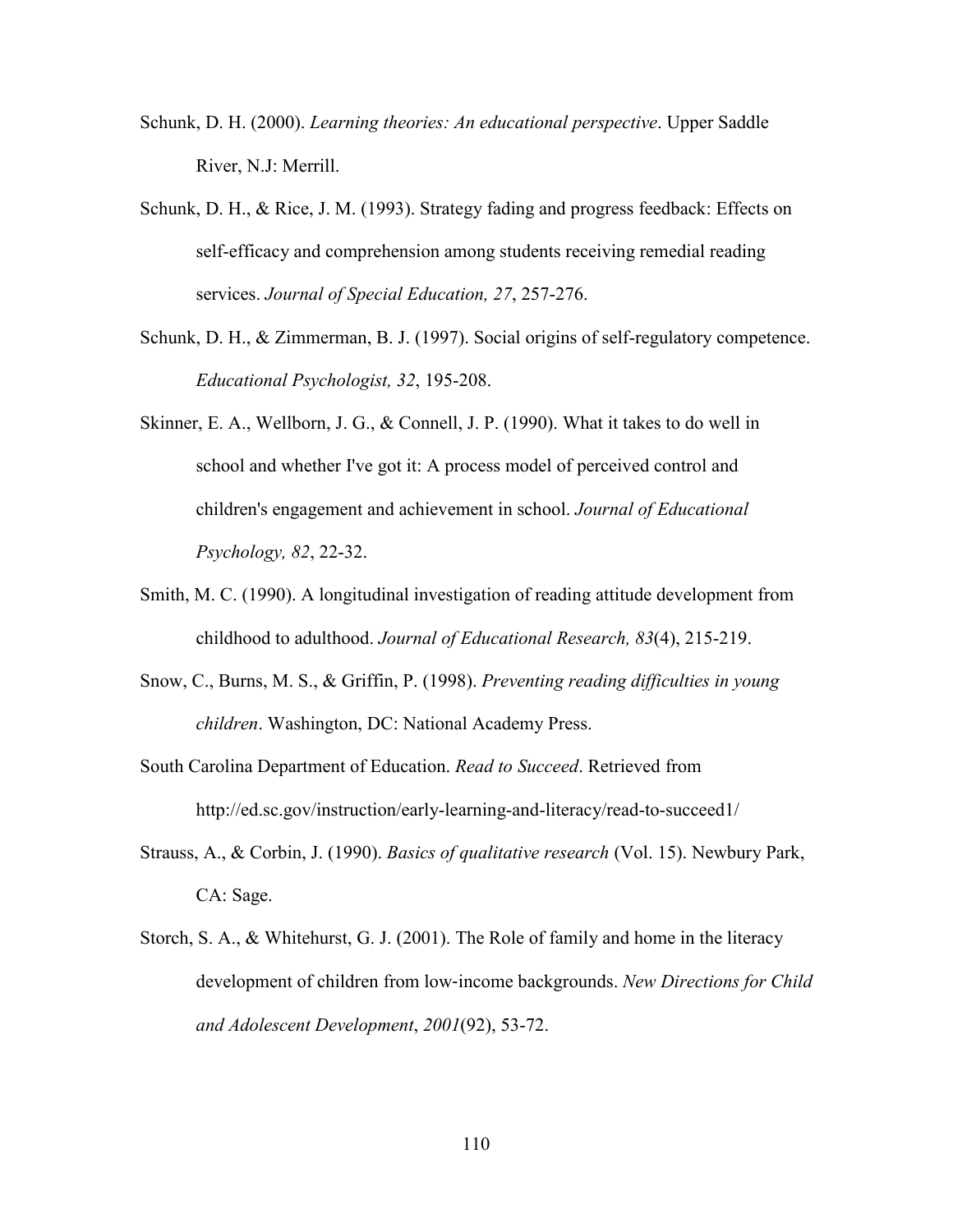Schunk, D. H. (2000). *Learning theories: An educational perspective*. Upper Saddle River, N.J: Merrill.

Schunk, D. H., & Rice, J. M. (1993). Strategy fading and progress feedback: Effects on self-efficacy and comprehension among students receiving remedial reading services. *Journal of Special Education, 27*, 257-276.

Schunk, D. H., & Zimmerman, B. J. (1997). Social origins of self-regulatory competence. *Educational Psychologist, 32*, 195-208.

Skinner, E. A., Wellborn, J. G., & Connell, J. P. (1990). What it takes to do well in school and whether I've got it: A process model of perceived control and children's engagement and achievement in school. *Journal of Educational Psychology, 82*, 22-32.

Smith, M. C. (1990). A longitudinal investigation of reading attitude development from childhood to adulthood. *Journal of Educational Research, 83*(4), 215-219.

Snow, C., Burns, M. S., & Griffin, P. (1998). *Preventing reading difficulties in young children*. Washington, DC: National Academy Press.

South Carolina Department of Education. *Read to Succeed*. Retrieved from http://ed.sc.gov/instruction/early-learning-and-literacy/read-to-succeed1/

Strauss, A., & Corbin, J. (1990). *Basics of qualitative research* (Vol. 15). Newbury Park, CA: Sage.

Storch, S. A., & Whitehurst, G. J. (2001). The Role of family and home in the literacy development of children from low-income backgrounds. *New Directions for Child and Adolescent Development*, *2001*(92), 53-72.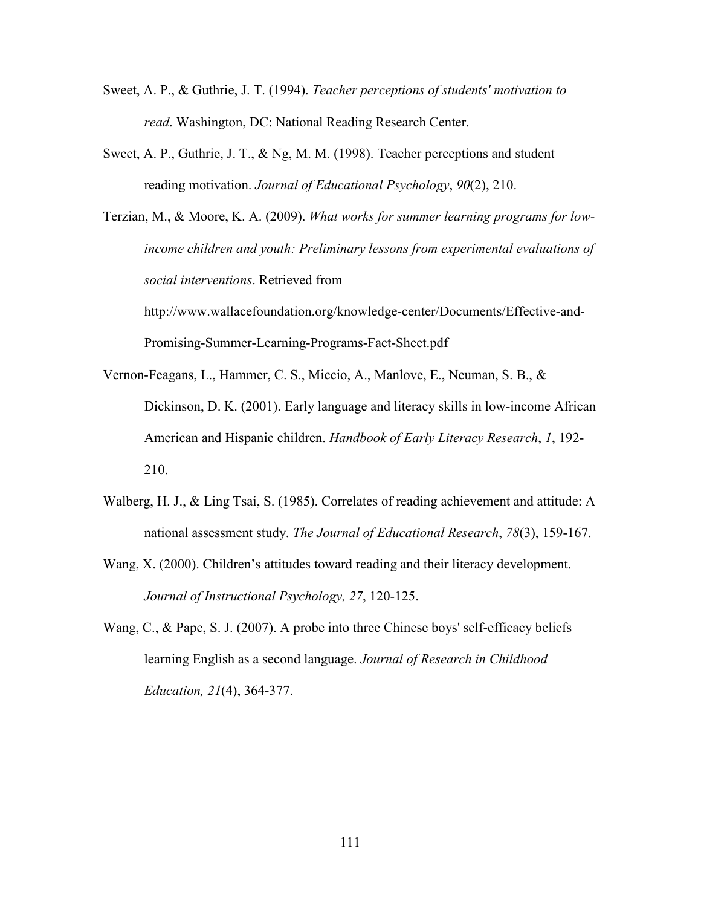Sweet, A. P., & Guthrie, J. T. (1994). *Teacher perceptions of students' motivation to read*. Washington, DC: National Reading Research Center.

Sweet, A. P., Guthrie, J. T., & Ng, M. M. (1998). Teacher perceptions and student reading motivation. *Journal of Educational Psychology*, *90*(2), 210.

Terzian, M., & Moore, K. A. (2009). *What works for summer learning programs for low-income children and youth: Preliminary lessons from experimental evaluations of social interventions*. Retrieved from http://www.wallacefoundation.org/knowledge-center/Documents/Effective-and-Promising-Summer-Learning-Programs-Fact-Sheet.pdf

Vernon-Feagans, L., Hammer, C. S., Miccio, A., Manlove, E., Neuman, S. B., & Dickinson, D. K. (2001). Early language and literacy skills in low-income African American and Hispanic children. *Handbook of Early Literacy Research*, *1*, 192-210.

Walberg, H. J., & Ling Tsai, S. (1985). Correlates of reading achievement and attitude: A national assessment study. *The Journal of Educational Research*, *78*(3), 159-167.

Wang, X. (2000). Children's attitudes toward reading and their literacy development. *Journal of Instructional Psychology, 27*, 120-125.

Wang, C., & Pape, S. J. (2007). A probe into three Chinese boys' self-efficacy beliefs learning English as a second language. *Journal of Research in Childhood Education, 21*(4), 364-377.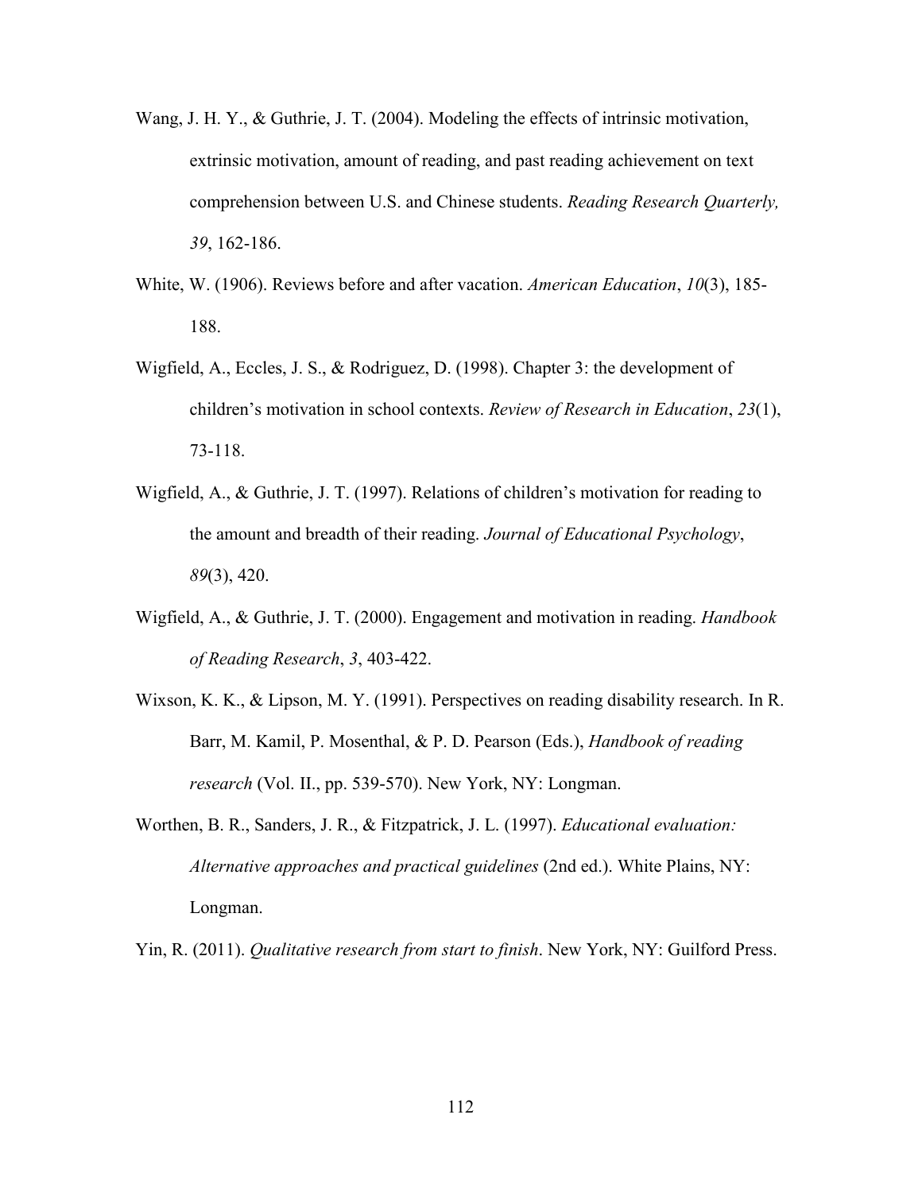Wang, J. H. Y., & Guthrie, J. T. (2004). Modeling the effects of intrinsic motivation, extrinsic motivation, amount of reading, and past reading achievement on text comprehension between U.S. and Chinese students. *Reading Research Quarterly, 39*, 162-186.

White, W. (1906). Reviews before and after vacation. *American Education*, *10*(3), 185-188.

Wigfield, A., Eccles, J. S., & Rodriguez, D. (1998). Chapter 3: the development of children's motivation in school contexts. *Review of Research in Education*, *23*(1), 73-118.

Wigfield, A., & Guthrie, J. T. (1997). Relations of children's motivation for reading to the amount and breadth of their reading. *Journal of Educational Psychology*, *89*(3), 420.

Wigfield, A., & Guthrie, J. T. (2000). Engagement and motivation in reading. *Handbook of Reading Research*, *3*, 403-422.

Wixson, K. K., & Lipson, M. Y. (1991). Perspectives on reading disability research. In R. Barr, M. Kamil, P. Mosenthal, & P. D. Pearson (Eds.), *Handbook of reading research* (Vol. II., pp. 539-570). New York, NY: Longman.

Worthen, B. R., Sanders, J. R., & Fitzpatrick, J. L. (1997). *Educational evaluation: Alternative approaches and practical guidelines* (2nd ed.). White Plains, NY: Longman.

Yin, R. (2011). *Qualitative research from start to finish*. New York, NY: Guilford Press.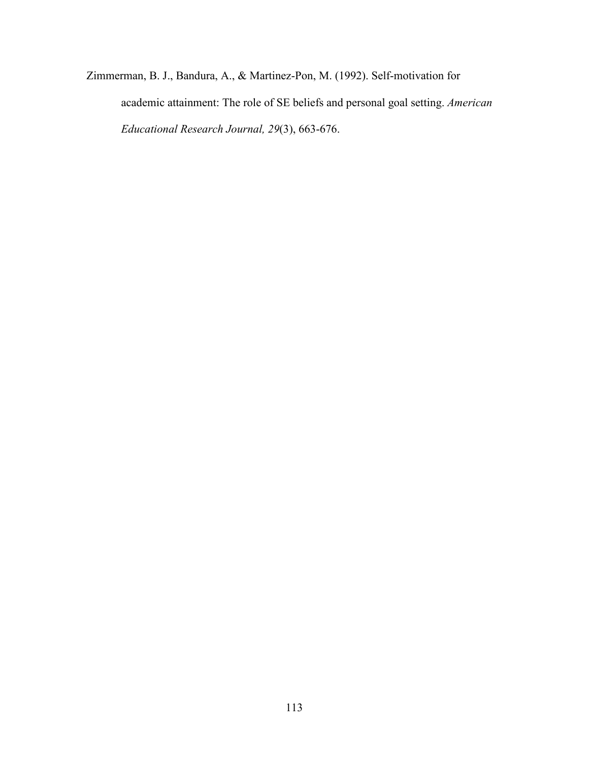Zimmerman, B. J., Bandura, A., & Martinez-Pon, M. (1992). Self-motivation for academic attainment: The role of SE beliefs and personal goal setting. *American Educational Research Journal, 29*(3), 663-676.